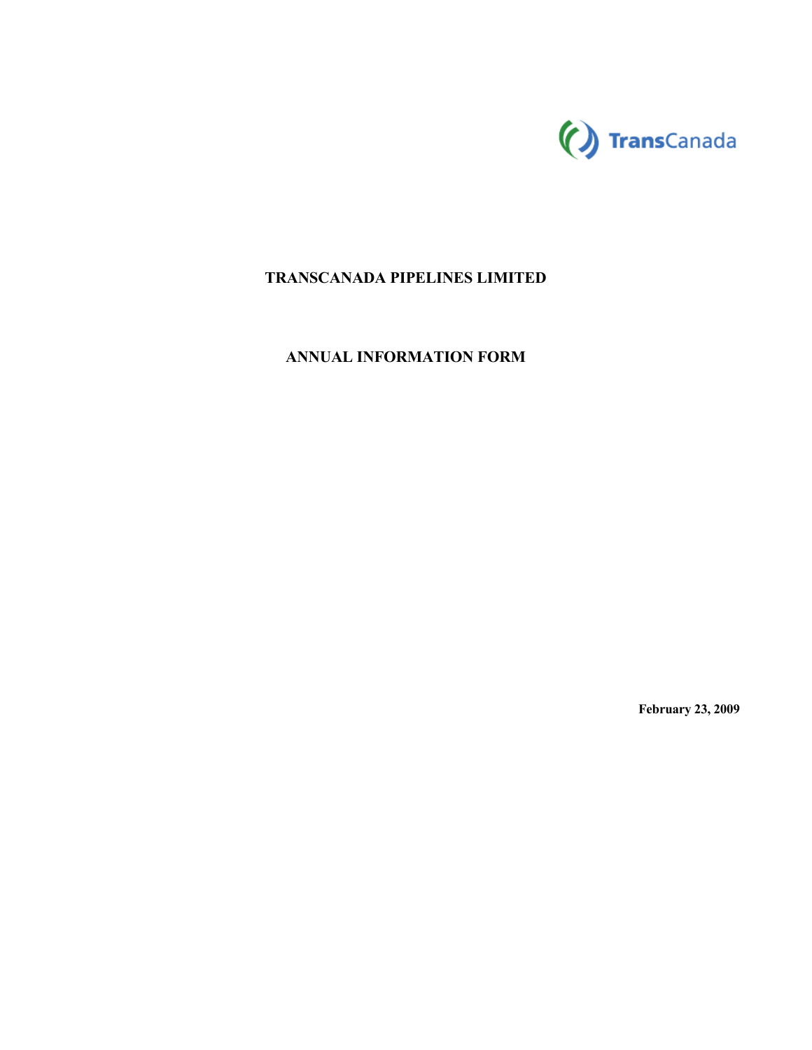TransCanada

# TRANSCANADA PIPELINES LIMITED

# ANNUAL INFORMATION FORM

**February 23, 2009**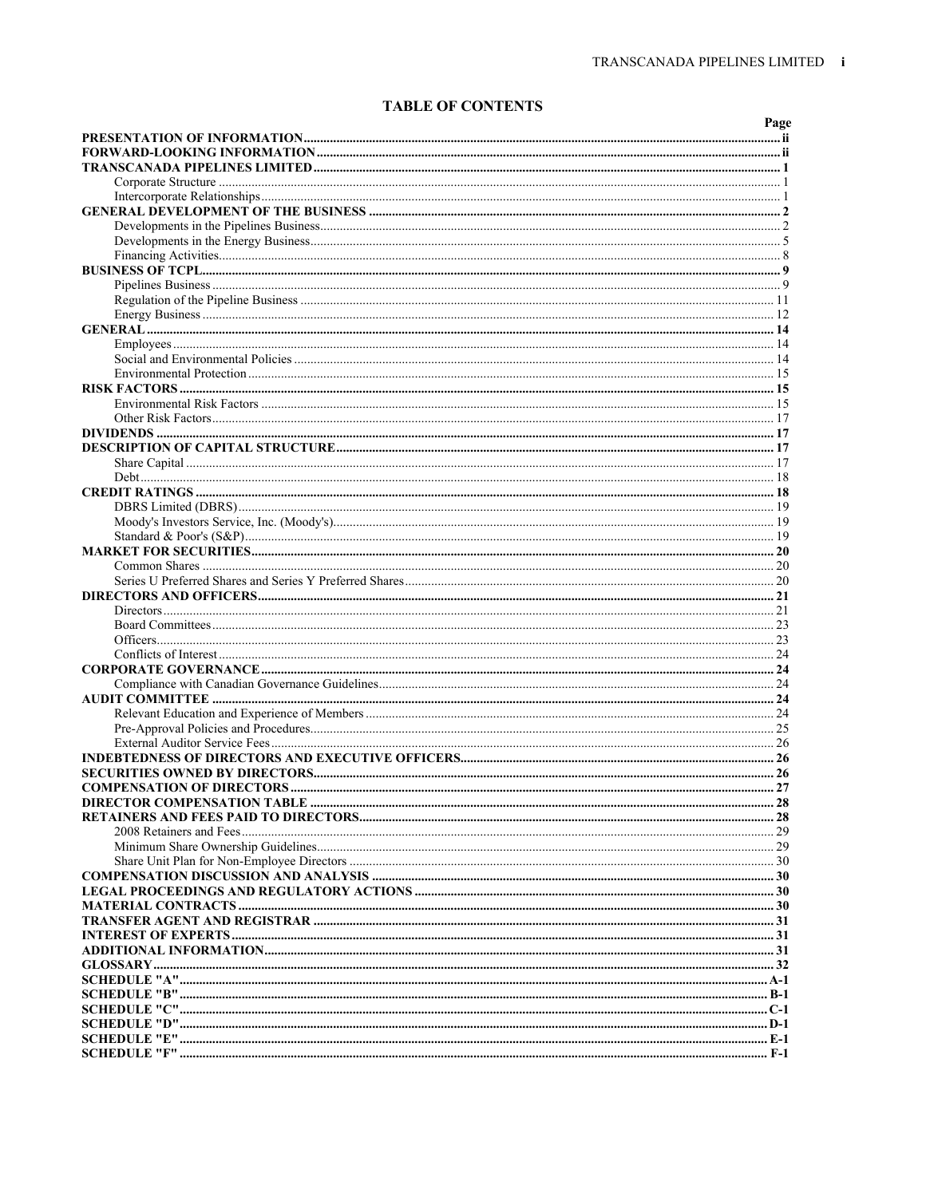# TABLE OF CONTENTS

| | Page |
|---|---|
| **PRESENTATION OF INFORMATION** | **ii** |
| **FORWARD-LOOKING INFORMATION** | **ii** |
| **TRANSCANADA PIPELINES LIMITED** | **1** |
| Corporate Structure | 1 |
| Intercorporate Relationships | 1 |
| **GENERAL DEVELOPMENT OF THE BUSINESS** | **2** |
| Developments in the Pipelines Business | 2 |
| Developments in the Energy Business | 5 |
| Financing Activities | 8 |
| **BUSINESS OF TCPL** | **9** |
| Pipelines Business | 9 |
| Regulation of the Pipeline Business | 11 |
| Energy Business | 12 |
| **GENERAL** | **14** |
| Employees | 14 |
| Social and Environmental Policies | 14 |
| Environmental Protection | 15 |
| **RISK FACTORS** | **15** |
| Environmental Risk Factors | 15 |
| Other Risk Factors | 17 |
| **DIVIDENDS** | **17** |
| **DESCRIPTION OF CAPITAL STRUCTURE** | **17** |
| Share Capital | 17 |
| Debt | 18 |
| **CREDIT RATINGS** | **18** |
| DBRS Limited (DBRS) | 19 |
| Moody's Investors Service, Inc. (Moody's) | 19 |
| Standard & Poor's (S&P) | 19 |
| **MARKET FOR SECURITIES** | **20** |
| Common Shares | 20 |
| Series U Preferred Shares and Series Y Preferred Shares | 20 |
| **DIRECTORS AND OFFICERS** | **21** |
| Directors | 21 |
| Board Committees | 23 |
| Officers | 23 |
| Conflicts of Interest | 24 |
| **CORPORATE GOVERNANCE** | **24** |
| Compliance with Canadian Governance Guidelines | 24 |
| **AUDIT COMMITTEE** | **24** |
| Relevant Education and Experience of Members | 24 |
| Pre-Approval Policies and Procedures | 25 |
| External Auditor Service Fees | 26 |
| **INDEBTEDNESS OF DIRECTORS AND EXECUTIVE OFFICERS** | **26** |
| **SECURITIES OWNED BY DIRECTORS** | **26** |
| **COMPENSATION OF DIRECTORS** | **27** |
| **DIRECTOR COMPENSATION TABLE** | **28** |
| **RETAINERS AND FEES PAID TO DIRECTORS** | **28** |
| 2008 Retainers and Fees | 29 |
| Minimum Share Ownership Guidelines | 29 |
| Share Unit Plan for Non-Employee Directors | 30 |
| **COMPENSATION DISCUSSION AND ANALYSIS** | **30** |
| **LEGAL PROCEEDINGS AND REGULATORY ACTIONS** | **30** |
| **MATERIAL CONTRACTS** | **30** |
| **TRANSFER AGENT AND REGISTRAR** | **31** |
| **INTEREST OF EXPERTS** | **31** |
| **ADDITIONAL INFORMATION** | **31** |
| **GLOSSARY** | **32** |
| **SCHEDULE "A"** | **A-1** |
| **SCHEDULE "B"** | **B-1** |
| **SCHEDULE "C"** | **C-1** |
| **SCHEDULE "D"** | **D-1** |
| **SCHEDULE "E"** | **E-1** |
| **SCHEDULE "F"** | **F-1** |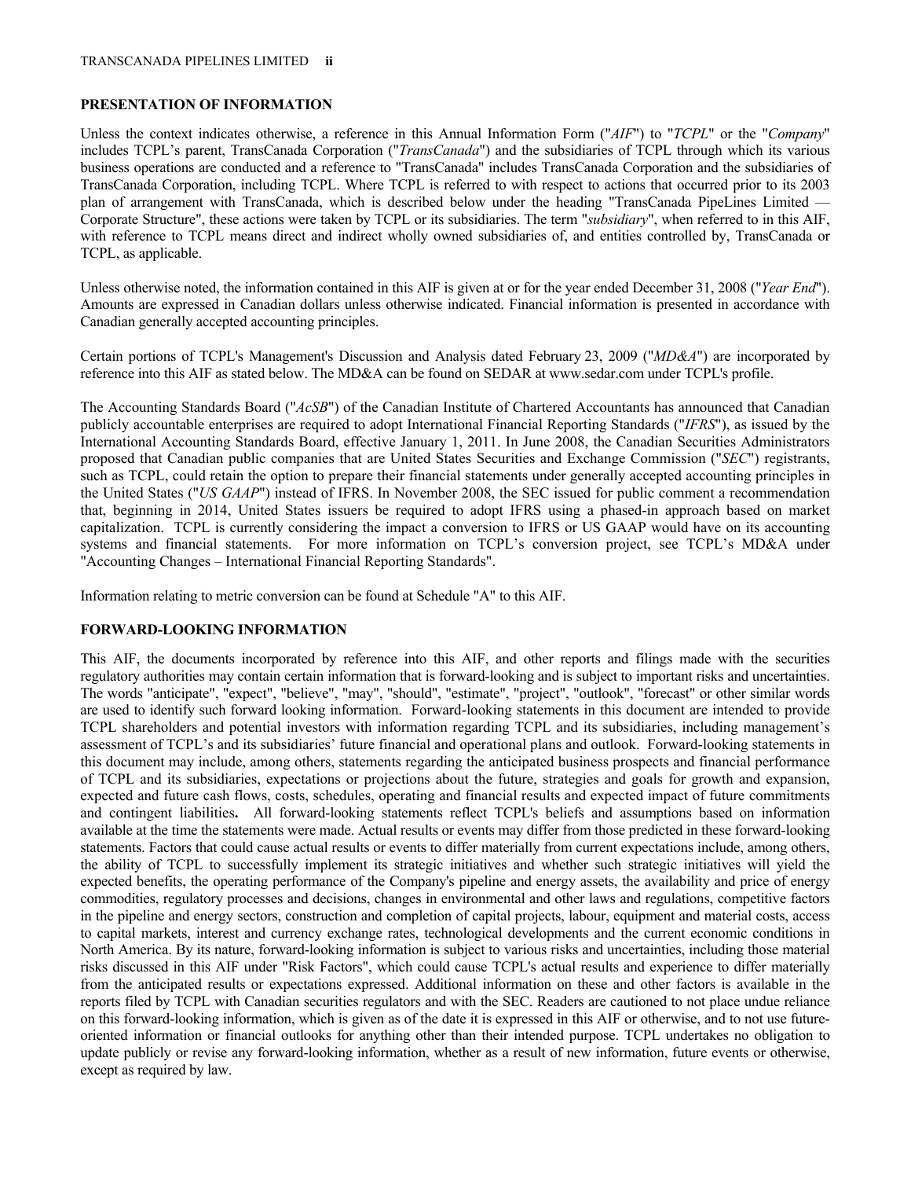## PRESENTATION OF INFORMATION

Unless the context indicates otherwise, a reference in this Annual Information Form ("*AIF*") to "*TCPL*" or the "*Company*" includes TCPL's parent, TransCanada Corporation ("*TransCanada*") and the subsidiaries of TCPL through which its various business operations are conducted and a reference to "TransCanada" includes TransCanada Corporation and the subsidiaries of TransCanada Corporation, including TCPL. Where TCPL is referred to with respect to actions that occurred prior to its 2003 plan of arrangement with TransCanada, which is described below under the heading "TransCanada PipeLines Limited — Corporate Structure", these actions were taken by TCPL or its subsidiaries. The term "*subsidiary*", when referred to in this AIF, with reference to TCPL means direct and indirect wholly owned subsidiaries of, and entities controlled by, TransCanada or TCPL, as applicable.

Unless otherwise noted, the information contained in this AIF is given at or for the year ended December 31, 2008 ("*Year End*"). Amounts are expressed in Canadian dollars unless otherwise indicated. Financial information is presented in accordance with Canadian generally accepted accounting principles.

Certain portions of TCPL's Management's Discussion and Analysis dated February 23, 2009 ("*MD&A*") are incorporated by reference into this AIF as stated below. The MD&A can be found on SEDAR at www.sedar.com under TCPL's profile.

The Accounting Standards Board ("*AcSB*") of the Canadian Institute of Chartered Accountants has announced that Canadian publicly accountable enterprises are required to adopt International Financial Reporting Standards ("*IFRS*"), as issued by the International Accounting Standards Board, effective January 1, 2011. In June 2008, the Canadian Securities Administrators proposed that Canadian public companies that are United States Securities and Exchange Commission ("*SEC*") registrants, such as TCPL, could retain the option to prepare their financial statements under generally accepted accounting principles in the United States ("*US GAAP*") instead of IFRS. In November 2008, the SEC issued for public comment a recommendation that, beginning in 2014, United States issuers be required to adopt IFRS using a phased-in approach based on market capitalization. TCPL is currently considering the impact a conversion to IFRS or US GAAP would have on its accounting systems and financial statements. For more information on TCPL's conversion project, see TCPL's MD&A under "Accounting Changes – International Financial Reporting Standards".

Information relating to metric conversion can be found at Schedule "A" to this AIF.

## FORWARD-LOOKING INFORMATION

This AIF, the documents incorporated by reference into this AIF, and other reports and filings made with the securities regulatory authorities may contain certain information that is forward-looking and is subject to important risks and uncertainties. The words "anticipate", "expect", "believe", "may", "should", "estimate", "project", "outlook", "forecast" or other similar words are used to identify such forward looking information. Forward-looking statements in this document are intended to provide TCPL shareholders and potential investors with information regarding TCPL and its subsidiaries, including management's assessment of TCPL's and its subsidiaries' future financial and operational plans and outlook. Forward-looking statements in this document may include, among others, statements regarding the anticipated business prospects and financial performance of TCPL and its subsidiaries, expectations or projections about the future, strategies and goals for growth and expansion, expected and future cash flows, costs, schedules, operating and financial results and expected impact of future commitments and contingent liabilities**.** All forward-looking statements reflect TCPL's beliefs and assumptions based on information available at the time the statements were made. Actual results or events may differ from those predicted in these forward-looking statements. Factors that could cause actual results or events to differ materially from current expectations include, among others, the ability of TCPL to successfully implement its strategic initiatives and whether such strategic initiatives will yield the expected benefits, the operating performance of the Company's pipeline and energy assets, the availability and price of energy commodities, regulatory processes and decisions, changes in environmental and other laws and regulations, competitive factors in the pipeline and energy sectors, construction and completion of capital projects, labour, equipment and material costs, access to capital markets, interest and currency exchange rates, technological developments and the current economic conditions in North America. By its nature, forward-looking information is subject to various risks and uncertainties, including those material risks discussed in this AIF under "Risk Factors", which could cause TCPL's actual results and experience to differ materially from the anticipated results or expectations expressed. Additional information on these and other factors is available in the reports filed by TCPL with Canadian securities regulators and with the SEC. Readers are cautioned to not place undue reliance on this forward-looking information, which is given as of the date it is expressed in this AIF or otherwise, and to not use future-oriented information or financial outlooks for anything other than their intended purpose. TCPL undertakes no obligation to update publicly or revise any forward-looking information, whether as a result of new information, future events or otherwise, except as required by law.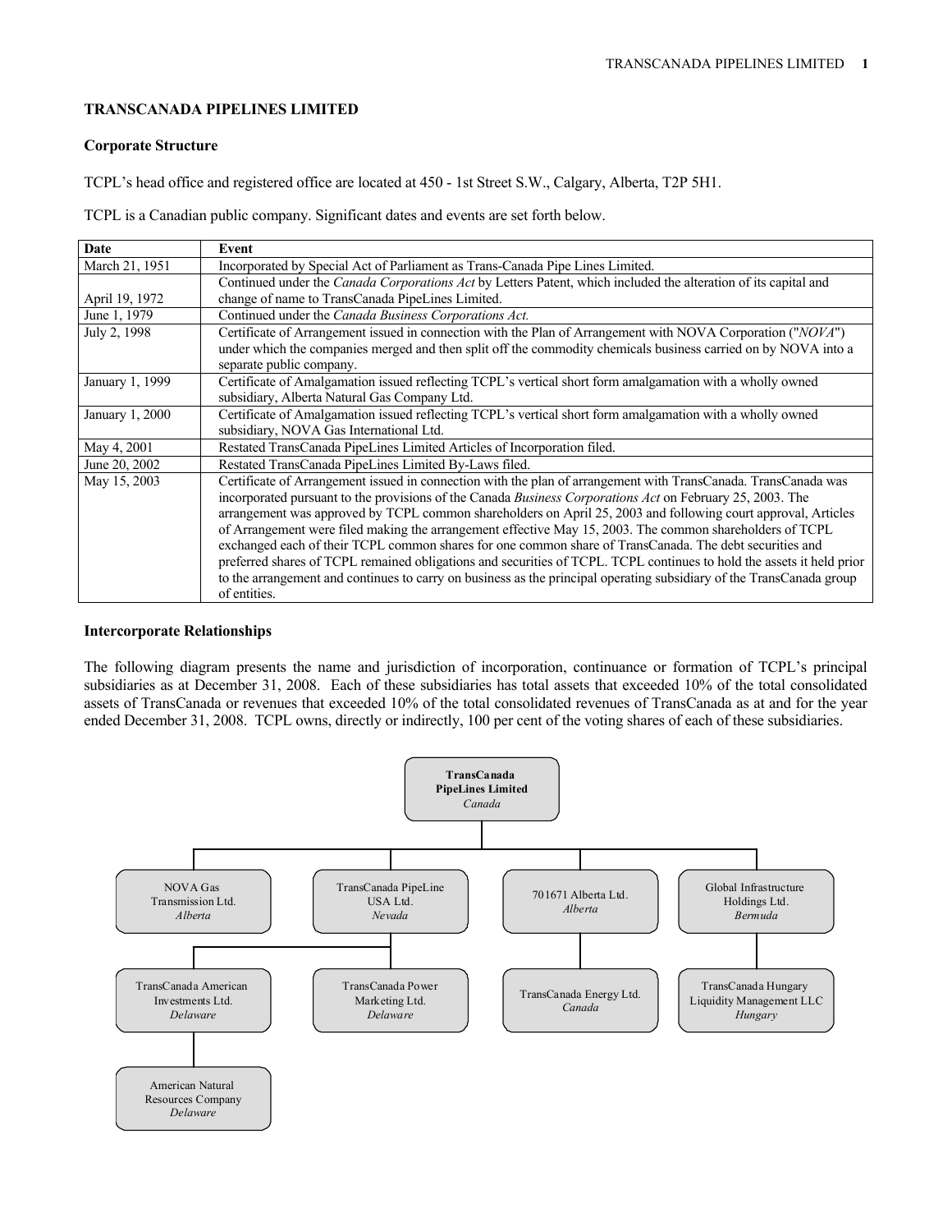# TRANSCANADA PIPELINES LIMITED

## Corporate Structure

TCPL's head office and registered office are located at 450 - 1st Street S.W., Calgary, Alberta, T2P 5H1.

TCPL is a Canadian public company. Significant dates and events are set forth below.

| Date | Event |
|---|---|
| March 21, 1951 | Incorporated by Special Act of Parliament as Trans-Canada Pipe Lines Limited. |
| April 19, 1972 | Continued under the *Canada Corporations Act* by Letters Patent, which included the alteration of its capital and change of name to TransCanada PipeLines Limited. |
| June 1, 1979 | Continued under the *Canada Business Corporations Act.* |
| July 2, 1998 | Certificate of Arrangement issued in connection with the Plan of Arrangement with NOVA Corporation ("*NOVA*") under which the companies merged and then split off the commodity chemicals business carried on by NOVA into a separate public company. |
| January 1, 1999 | Certificate of Amalgamation issued reflecting TCPL's vertical short form amalgamation with a wholly owned subsidiary, Alberta Natural Gas Company Ltd. |
| January 1, 2000 | Certificate of Amalgamation issued reflecting TCPL's vertical short form amalgamation with a wholly owned subsidiary, NOVA Gas International Ltd. |
| May 4, 2001 | Restated TransCanada PipeLines Limited Articles of Incorporation filed. |
| June 20, 2002 | Restated TransCanada PipeLines Limited By-Laws filed. |
| May 15, 2003 | Certificate of Arrangement issued in connection with the plan of arrangement with TransCanada. TransCanada was incorporated pursuant to the provisions of the Canada *Business Corporations Act* on February 25, 2003. The arrangement was approved by TCPL common shareholders on April 25, 2003 and following court approval, Articles of Arrangement were filed making the arrangement effective May 15, 2003. The common shareholders of TCPL exchanged each of their TCPL common shares for one common share of TransCanada. The debt securities and preferred shares of TCPL remained obligations and securities of TCPL. TCPL continues to hold the assets it held prior to the arrangement and continues to carry on business as the principal operating subsidiary of the TransCanada group of entities. |

## Intercorporate Relationships

The following diagram presents the name and jurisdiction of incorporation, continuance or formation of TCPL's principal subsidiaries as at December 31, 2008. Each of these subsidiaries has total assets that exceeded 10% of the total consolidated assets of TransCanada or revenues that exceeded 10% of the total consolidated revenues of TransCanada as at and for the year ended December 31, 2008. TCPL owns, directly or indirectly, 100 per cent of the voting shares of each of these subsidiaries.

- **TransCanada PipeLines Limited** (*Canada*)
  - NOVA Gas Transmission Ltd. (*Alberta*)
  - TransCanada PipeLine USA Ltd. (*Nevada*)
    - TransCanada American Investments Ltd. (*Delaware*)
      - American Natural Resources Company (*Delaware*)
    - TransCanada Power Marketing Ltd. (*Delaware*)
  - 701671 Alberta Ltd. (*Alberta*)
    - TransCanada Energy Ltd. (*Canada*)
  - Global Infrastructure Holdings Ltd. (*Bermuda*)
    - TransCanada Hungary Liquidity Management LLC (*Hungary*)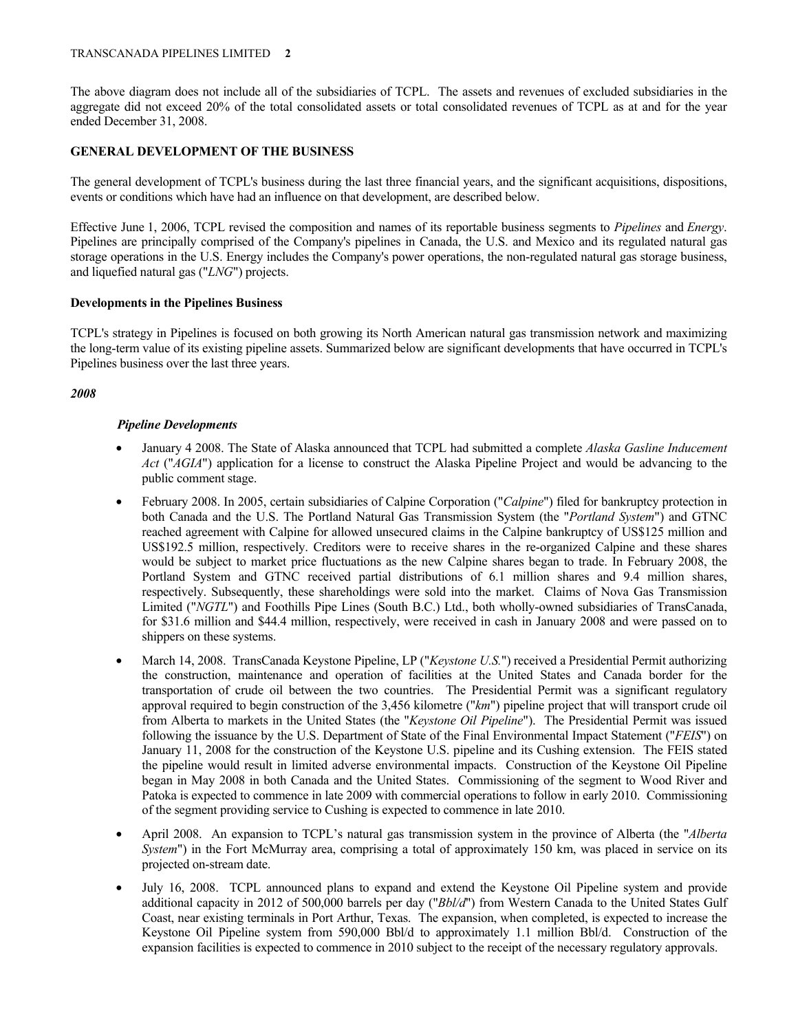The above diagram does not include all of the subsidiaries of TCPL. The assets and revenues of excluded subsidiaries in the aggregate did not exceed 20% of the total consolidated assets or total consolidated revenues of TCPL as at and for the year ended December 31, 2008.

## GENERAL DEVELOPMENT OF THE BUSINESS

The general development of TCPL's business during the last three financial years, and the significant acquisitions, dispositions, events or conditions which have had an influence on that development, are described below.

Effective June 1, 2006, TCPL revised the composition and names of its reportable business segments to *Pipelines* and *Energy*. Pipelines are principally comprised of the Company's pipelines in Canada, the U.S. and Mexico and its regulated natural gas storage operations in the U.S. Energy includes the Company's power operations, the non-regulated natural gas storage business, and liquefied natural gas ("*LNG*") projects.

### Developments in the Pipelines Business

TCPL's strategy in Pipelines is focused on both growing its North American natural gas transmission network and maximizing the long-term value of its existing pipeline assets. Summarized below are significant developments that have occurred in TCPL's Pipelines business over the last three years.

***2008***

***Pipeline Developments***

- January 4 2008. The State of Alaska announced that TCPL had submitted a complete *Alaska Gasline Inducement Act* ("*AGIA*") application for a license to construct the Alaska Pipeline Project and would be advancing to the public comment stage.
- February 2008. In 2005, certain subsidiaries of Calpine Corporation ("*Calpine*") filed for bankruptcy protection in both Canada and the U.S. The Portland Natural Gas Transmission System (the "*Portland System*") and GTNC reached agreement with Calpine for allowed unsecured claims in the Calpine bankruptcy of US$125 million and US$192.5 million, respectively. Creditors were to receive shares in the re-organized Calpine and these shares would be subject to market price fluctuations as the new Calpine shares began to trade. In February 2008, the Portland System and GTNC received partial distributions of 6.1 million shares and 9.4 million shares, respectively. Subsequently, these shareholdings were sold into the market. Claims of Nova Gas Transmission Limited ("*NGTL*") and Foothills Pipe Lines (South B.C.) Ltd., both wholly-owned subsidiaries of TransCanada, for $31.6 million and $44.4 million, respectively, were received in cash in January 2008 and were passed on to shippers on these systems.
- March 14, 2008. TransCanada Keystone Pipeline, LP ("*Keystone U.S.*") received a Presidential Permit authorizing the construction, maintenance and operation of facilities at the United States and Canada border for the transportation of crude oil between the two countries. The Presidential Permit was a significant regulatory approval required to begin construction of the 3,456 kilometre ("*km*") pipeline project that will transport crude oil from Alberta to markets in the United States (the "*Keystone Oil Pipeline*"). The Presidential Permit was issued following the issuance by the U.S. Department of State of the Final Environmental Impact Statement ("*FEIS*") on January 11, 2008 for the construction of the Keystone U.S. pipeline and its Cushing extension. The FEIS stated the pipeline would result in limited adverse environmental impacts. Construction of the Keystone Oil Pipeline began in May 2008 in both Canada and the United States. Commissioning of the segment to Wood River and Patoka is expected to commence in late 2009 with commercial operations to follow in early 2010. Commissioning of the segment providing service to Cushing is expected to commence in late 2010.
- April 2008. An expansion to TCPL's natural gas transmission system in the province of Alberta (the "*Alberta System*") in the Fort McMurray area, comprising a total of approximately 150 km, was placed in service on its projected on-stream date.
- July 16, 2008. TCPL announced plans to expand and extend the Keystone Oil Pipeline system and provide additional capacity in 2012 of 500,000 barrels per day ("*Bbl/d*") from Western Canada to the United States Gulf Coast, near existing terminals in Port Arthur, Texas. The expansion, when completed, is expected to increase the Keystone Oil Pipeline system from 590,000 Bbl/d to approximately 1.1 million Bbl/d. Construction of the expansion facilities is expected to commence in 2010 subject to the receipt of the necessary regulatory approvals.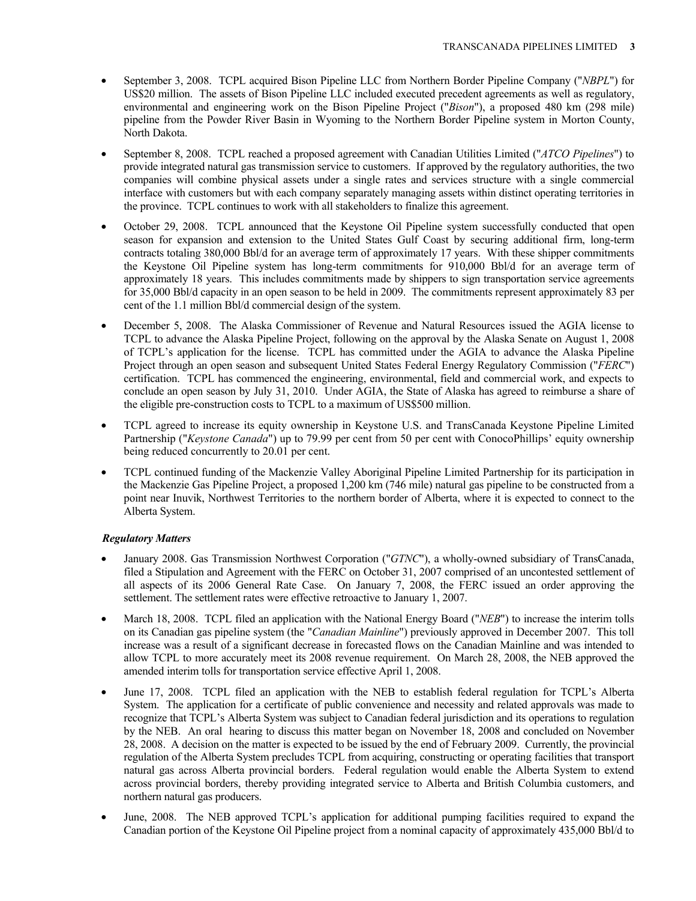- September 3, 2008. TCPL acquired Bison Pipeline LLC from Northern Border Pipeline Company ("*NBPL*") for US$20 million. The assets of Bison Pipeline LLC included executed precedent agreements as well as regulatory, environmental and engineering work on the Bison Pipeline Project ("*Bison*"), a proposed 480 km (298 mile) pipeline from the Powder River Basin in Wyoming to the Northern Border Pipeline system in Morton County, North Dakota.

- September 8, 2008. TCPL reached a proposed agreement with Canadian Utilities Limited ("*ATCO Pipelines*") to provide integrated natural gas transmission service to customers. If approved by the regulatory authorities, the two companies will combine physical assets under a single rates and services structure with a single commercial interface with customers but with each company separately managing assets within distinct operating territories in the province. TCPL continues to work with all stakeholders to finalize this agreement.

- October 29, 2008. TCPL announced that the Keystone Oil Pipeline system successfully conducted that open season for expansion and extension to the United States Gulf Coast by securing additional firm, long-term contracts totaling 380,000 Bbl/d for an average term of approximately 17 years. With these shipper commitments the Keystone Oil Pipeline system has long-term commitments for 910,000 Bbl/d for an average term of approximately 18 years. This includes commitments made by shippers to sign transportation service agreements for 35,000 Bbl/d capacity in an open season to be held in 2009. The commitments represent approximately 83 per cent of the 1.1 million Bbl/d commercial design of the system.

- December 5, 2008. The Alaska Commissioner of Revenue and Natural Resources issued the AGIA license to TCPL to advance the Alaska Pipeline Project, following on the approval by the Alaska Senate on August 1, 2008 of TCPL's application for the license. TCPL has committed under the AGIA to advance the Alaska Pipeline Project through an open season and subsequent United States Federal Energy Regulatory Commission ("*FERC*") certification. TCPL has commenced the engineering, environmental, field and commercial work, and expects to conclude an open season by July 31, 2010. Under AGIA, the State of Alaska has agreed to reimburse a share of the eligible pre-construction costs to TCPL to a maximum of US$500 million.

- TCPL agreed to increase its equity ownership in Keystone U.S. and TransCanada Keystone Pipeline Limited Partnership ("*Keystone Canada*") up to 79.99 per cent from 50 per cent with ConocoPhillips' equity ownership being reduced concurrently to 20.01 per cent.

- TCPL continued funding of the Mackenzie Valley Aboriginal Pipeline Limited Partnership for its participation in the Mackenzie Gas Pipeline Project, a proposed 1,200 km (746 mile) natural gas pipeline to be constructed from a point near Inuvik, Northwest Territories to the northern border of Alberta, where it is expected to connect to the Alberta System.

***Regulatory Matters***

- January 2008. Gas Transmission Northwest Corporation ("*GTNC*"), a wholly-owned subsidiary of TransCanada, filed a Stipulation and Agreement with the FERC on October 31, 2007 comprised of an uncontested settlement of all aspects of its 2006 General Rate Case. On January 7, 2008, the FERC issued an order approving the settlement. The settlement rates were effective retroactive to January 1, 2007.

- March 18, 2008. TCPL filed an application with the National Energy Board ("*NEB*") to increase the interim tolls on its Canadian gas pipeline system (the "*Canadian Mainline*") previously approved in December 2007. This toll increase was a result of a significant decrease in forecasted flows on the Canadian Mainline and was intended to allow TCPL to more accurately meet its 2008 revenue requirement. On March 28, 2008, the NEB approved the amended interim tolls for transportation service effective April 1, 2008.

- June 17, 2008. TCPL filed an application with the NEB to establish federal regulation for TCPL's Alberta System. The application for a certificate of public convenience and necessity and related approvals was made to recognize that TCPL's Alberta System was subject to Canadian federal jurisdiction and its operations to regulation by the NEB. An oral hearing to discuss this matter began on November 18, 2008 and concluded on November 28, 2008. A decision on the matter is expected to be issued by the end of February 2009. Currently, the provincial regulation of the Alberta System precludes TCPL from acquiring, constructing or operating facilities that transport natural gas across Alberta provincial borders. Federal regulation would enable the Alberta System to extend across provincial borders, thereby providing integrated service to Alberta and British Columbia customers, and northern natural gas producers.

- June, 2008. The NEB approved TCPL's application for additional pumping facilities required to expand the Canadian portion of the Keystone Oil Pipeline project from a nominal capacity of approximately 435,000 Bbl/d to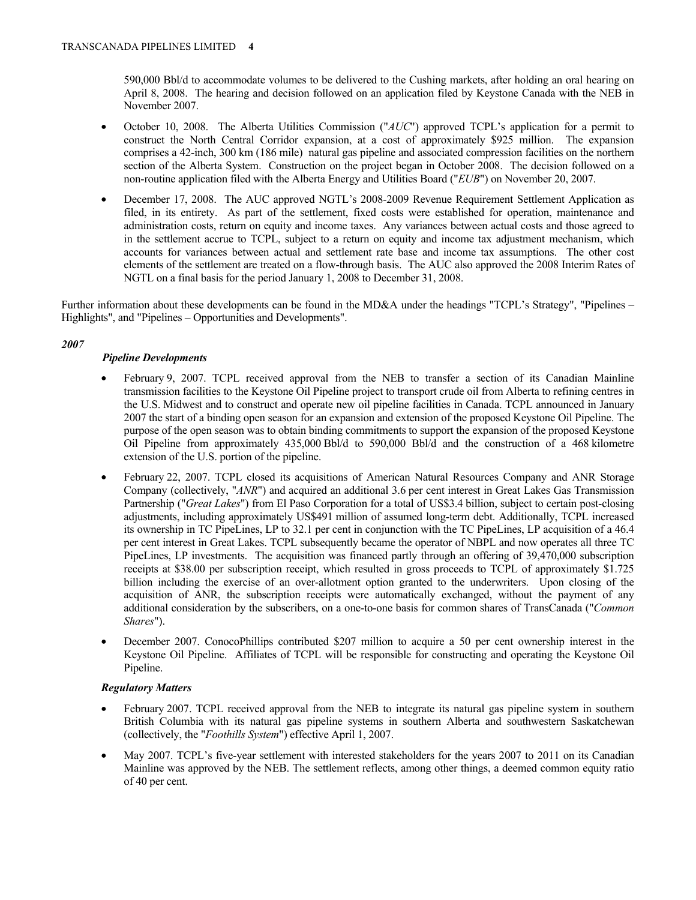590,000 Bbl/d to accommodate volumes to be delivered to the Cushing markets, after holding an oral hearing on April 8, 2008. The hearing and decision followed on an application filed by Keystone Canada with the NEB in November 2007.

- October 10, 2008. The Alberta Utilities Commission ("*AUC*") approved TCPL's application for a permit to construct the North Central Corridor expansion, at a cost of approximately $925 million. The expansion comprises a 42-inch, 300 km (186 mile) natural gas pipeline and associated compression facilities on the northern section of the Alberta System. Construction on the project began in October 2008. The decision followed on a non-routine application filed with the Alberta Energy and Utilities Board ("*EUB*") on November 20, 2007.

- December 17, 2008. The AUC approved NGTL's 2008-2009 Revenue Requirement Settlement Application as filed, in its entirety. As part of the settlement, fixed costs were established for operation, maintenance and administration costs, return on equity and income taxes. Any variances between actual costs and those agreed to in the settlement accrue to TCPL, subject to a return on equity and income tax adjustment mechanism, which accounts for variances between actual and settlement rate base and income tax assumptions. The other cost elements of the settlement are treated on a flow-through basis. The AUC also approved the 2008 Interim Rates of NGTL on a final basis for the period January 1, 2008 to December 31, 2008.

Further information about these developments can be found in the MD&A under the headings "TCPL's Strategy", "Pipelines – Highlights", and "Pipelines – Opportunities and Developments".

***2007***

***Pipeline Developments***

- February 9, 2007. TCPL received approval from the NEB to transfer a section of its Canadian Mainline transmission facilities to the Keystone Oil Pipeline project to transport crude oil from Alberta to refining centres in the U.S. Midwest and to construct and operate new oil pipeline facilities in Canada. TCPL announced in January 2007 the start of a binding open season for an expansion and extension of the proposed Keystone Oil Pipeline. The purpose of the open season was to obtain binding commitments to support the expansion of the proposed Keystone Oil Pipeline from approximately 435,000 Bbl/d to 590,000 Bbl/d and the construction of a 468 kilometre extension of the U.S. portion of the pipeline.

- February 22, 2007. TCPL closed its acquisitions of American Natural Resources Company and ANR Storage Company (collectively, "*ANR*") and acquired an additional 3.6 per cent interest in Great Lakes Gas Transmission Partnership ("*Great Lakes*") from El Paso Corporation for a total of US$3.4 billion, subject to certain post-closing adjustments, including approximately US$491 million of assumed long-term debt. Additionally, TCPL increased its ownership in TC PipeLines, LP to 32.1 per cent in conjunction with the TC PipeLines, LP acquisition of a 46.4 per cent interest in Great Lakes. TCPL subsequently became the operator of NBPL and now operates all three TC PipeLines, LP investments. The acquisition was financed partly through an offering of 39,470,000 subscription receipts at $38.00 per subscription receipt, which resulted in gross proceeds to TCPL of approximately $1.725 billion including the exercise of an over-allotment option granted to the underwriters. Upon closing of the acquisition of ANR, the subscription receipts were automatically exchanged, without the payment of any additional consideration by the subscribers, on a one-to-one basis for common shares of TransCanada ("*Common Shares*").

- December 2007. ConocoPhillips contributed $207 million to acquire a 50 per cent ownership interest in the Keystone Oil Pipeline. Affiliates of TCPL will be responsible for constructing and operating the Keystone Oil Pipeline.

***Regulatory Matters***

- February 2007. TCPL received approval from the NEB to integrate its natural gas pipeline system in southern British Columbia with its natural gas pipeline systems in southern Alberta and southwestern Saskatchewan (collectively, the "*Foothills System*") effective April 1, 2007.

- May 2007. TCPL's five-year settlement with interested stakeholders for the years 2007 to 2011 on its Canadian Mainline was approved by the NEB. The settlement reflects, among other things, a deemed common equity ratio of 40 per cent.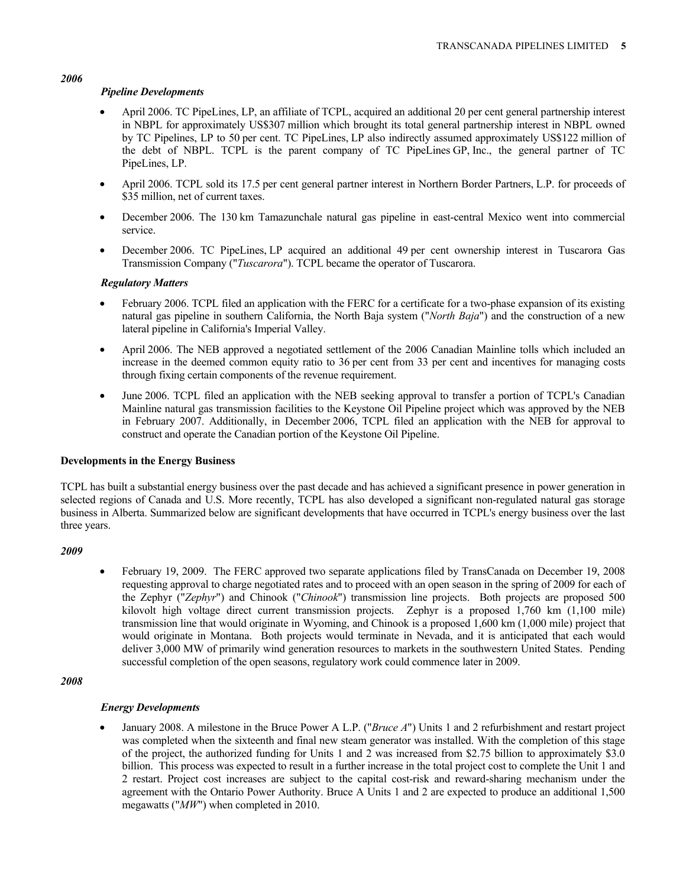***2006***

***Pipeline Developments***

- April 2006. TC PipeLines, LP, an affiliate of TCPL, acquired an additional 20 per cent general partnership interest in NBPL for approximately US$307 million which brought its total general partnership interest in NBPL owned by TC Pipelines, LP to 50 per cent. TC PipeLines, LP also indirectly assumed approximately US$122 million of the debt of NBPL. TCPL is the parent company of TC PipeLines GP, Inc., the general partner of TC PipeLines, LP.
- April 2006. TCPL sold its 17.5 per cent general partner interest in Northern Border Partners, L.P. for proceeds of $35 million, net of current taxes.
- December 2006. The 130 km Tamazunchale natural gas pipeline in east-central Mexico went into commercial service.
- December 2006. TC PipeLines, LP acquired an additional 49 per cent ownership interest in Tuscarora Gas Transmission Company ("*Tuscarora*"). TCPL became the operator of Tuscarora.

***Regulatory Matters***

- February 2006. TCPL filed an application with the FERC for a certificate for a two-phase expansion of its existing natural gas pipeline in southern California, the North Baja system ("*North Baja*") and the construction of a new lateral pipeline in California's Imperial Valley.
- April 2006. The NEB approved a negotiated settlement of the 2006 Canadian Mainline tolls which included an increase in the deemed common equity ratio to 36 per cent from 33 per cent and incentives for managing costs through fixing certain components of the revenue requirement.
- June 2006. TCPL filed an application with the NEB seeking approval to transfer a portion of TCPL's Canadian Mainline natural gas transmission facilities to the Keystone Oil Pipeline project which was approved by the NEB in February 2007. Additionally, in December 2006, TCPL filed an application with the NEB for approval to construct and operate the Canadian portion of the Keystone Oil Pipeline.

**Developments in the Energy Business**

TCPL has built a substantial energy business over the past decade and has achieved a significant presence in power generation in selected regions of Canada and U.S. More recently, TCPL has also developed a significant non-regulated natural gas storage business in Alberta. Summarized below are significant developments that have occurred in TCPL's energy business over the last three years.

***2009***

- February 19, 2009. The FERC approved two separate applications filed by TransCanada on December 19, 2008 requesting approval to charge negotiated rates and to proceed with an open season in the spring of 2009 for each of the Zephyr ("*Zephyr*") and Chinook ("*Chinook*") transmission line projects. Both projects are proposed 500 kilovolt high voltage direct current transmission projects. Zephyr is a proposed 1,760 km (1,100 mile) transmission line that would originate in Wyoming, and Chinook is a proposed 1,600 km (1,000 mile) project that would originate in Montana. Both projects would terminate in Nevada, and it is anticipated that each would deliver 3,000 MW of primarily wind generation resources to markets in the southwestern United States. Pending successful completion of the open seasons, regulatory work could commence later in 2009.

***2008***

***Energy Developments***

- January 2008. A milestone in the Bruce Power A L.P. ("*Bruce A*") Units 1 and 2 refurbishment and restart project was completed when the sixteenth and final new steam generator was installed. With the completion of this stage of the project, the authorized funding for Units 1 and 2 was increased from $2.75 billion to approximately $3.0 billion. This process was expected to result in a further increase in the total project cost to complete the Unit 1 and 2 restart. Project cost increases are subject to the capital cost-risk and reward-sharing mechanism under the agreement with the Ontario Power Authority. Bruce A Units 1 and 2 are expected to produce an additional 1,500 megawatts ("*MW*") when completed in 2010.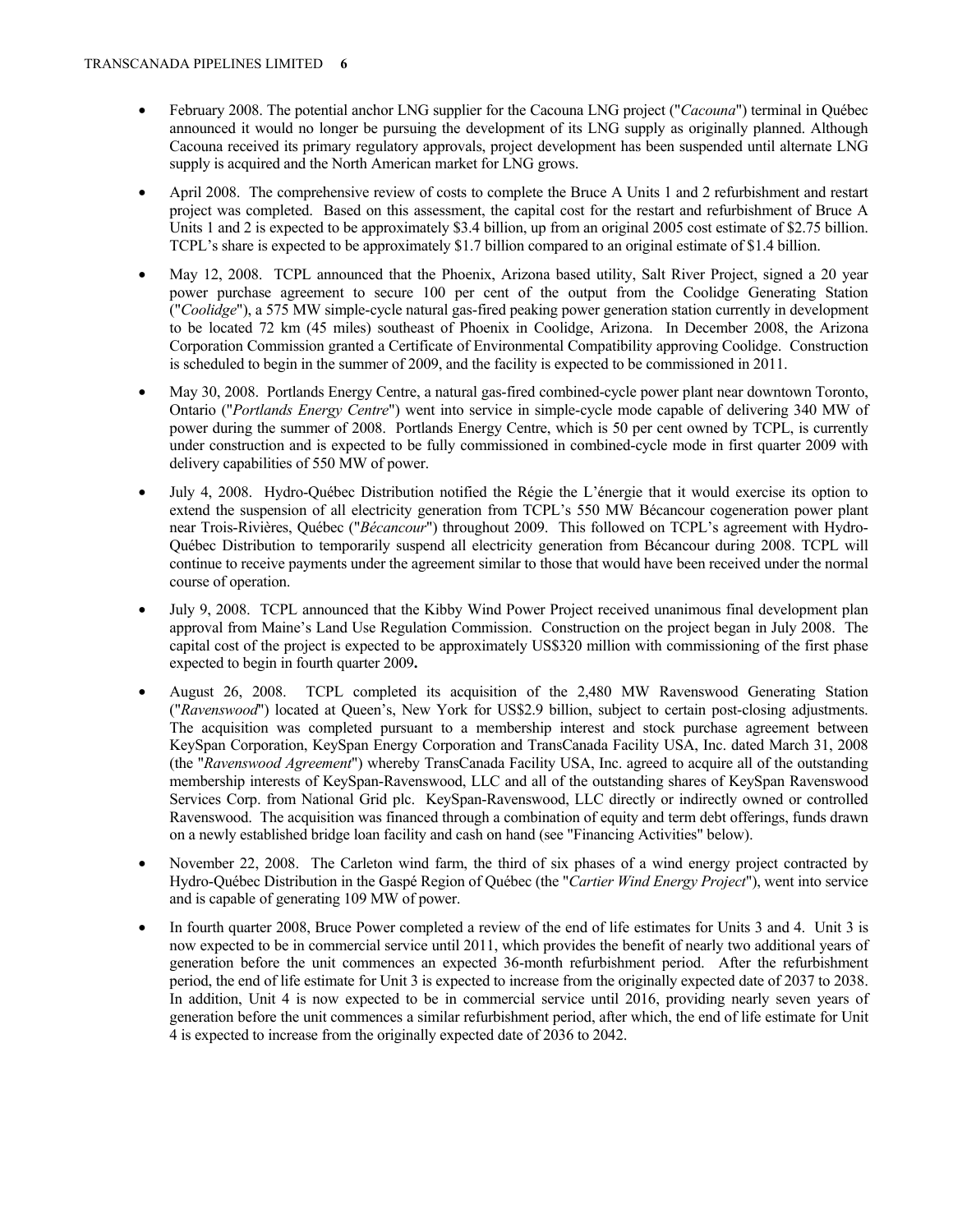- February 2008. The potential anchor LNG supplier for the Cacouna LNG project ("*Cacouna*") terminal in Québec announced it would no longer be pursuing the development of its LNG supply as originally planned. Although Cacouna received its primary regulatory approvals, project development has been suspended until alternate LNG supply is acquired and the North American market for LNG grows.

- April 2008. The comprehensive review of costs to complete the Bruce A Units 1 and 2 refurbishment and restart project was completed. Based on this assessment, the capital cost for the restart and refurbishment of Bruce A Units 1 and 2 is expected to be approximately $3.4 billion, up from an original 2005 cost estimate of $2.75 billion. TCPL's share is expected to be approximately $1.7 billion compared to an original estimate of $1.4 billion.

- May 12, 2008. TCPL announced that the Phoenix, Arizona based utility, Salt River Project, signed a 20 year power purchase agreement to secure 100 per cent of the output from the Coolidge Generating Station ("*Coolidge*"), a 575 MW simple-cycle natural gas-fired peaking power generation station currently in development to be located 72 km (45 miles) southeast of Phoenix in Coolidge, Arizona. In December 2008, the Arizona Corporation Commission granted a Certificate of Environmental Compatibility approving Coolidge. Construction is scheduled to begin in the summer of 2009, and the facility is expected to be commissioned in 2011.

- May 30, 2008. Portlands Energy Centre, a natural gas-fired combined-cycle power plant near downtown Toronto, Ontario ("*Portlands Energy Centre*") went into service in simple-cycle mode capable of delivering 340 MW of power during the summer of 2008. Portlands Energy Centre, which is 50 per cent owned by TCPL, is currently under construction and is expected to be fully commissioned in combined-cycle mode in first quarter 2009 with delivery capabilities of 550 MW of power.

- July 4, 2008. Hydro-Québec Distribution notified the Régie the L'énergie that it would exercise its option to extend the suspension of all electricity generation from TCPL's 550 MW Bécancour cogeneration power plant near Trois-Rivières, Québec ("*Bécancour*") throughout 2009. This followed on TCPL's agreement with Hydro-Québec Distribution to temporarily suspend all electricity generation from Bécancour during 2008. TCPL will continue to receive payments under the agreement similar to those that would have been received under the normal course of operation.

- July 9, 2008. TCPL announced that the Kibby Wind Power Project received unanimous final development plan approval from Maine's Land Use Regulation Commission. Construction on the project began in July 2008. The capital cost of the project is expected to be approximately US$320 million with commissioning of the first phase expected to begin in fourth quarter 2009**.**

- August 26, 2008. TCPL completed its acquisition of the 2,480 MW Ravenswood Generating Station ("*Ravenswood*") located at Queen's, New York for US$2.9 billion, subject to certain post-closing adjustments. The acquisition was completed pursuant to a membership interest and stock purchase agreement between KeySpan Corporation, KeySpan Energy Corporation and TransCanada Facility USA, Inc. dated March 31, 2008 (the "*Ravenswood Agreement*") whereby TransCanada Facility USA, Inc. agreed to acquire all of the outstanding membership interests of KeySpan-Ravenswood, LLC and all of the outstanding shares of KeySpan Ravenswood Services Corp. from National Grid plc. KeySpan-Ravenswood, LLC directly or indirectly owned or controlled Ravenswood. The acquisition was financed through a combination of equity and term debt offerings, funds drawn on a newly established bridge loan facility and cash on hand (see "Financing Activities" below).

- November 22, 2008. The Carleton wind farm, the third of six phases of a wind energy project contracted by Hydro-Québec Distribution in the Gaspé Region of Québec (the "*Cartier Wind Energy Project*"), went into service and is capable of generating 109 MW of power.

- In fourth quarter 2008, Bruce Power completed a review of the end of life estimates for Units 3 and 4. Unit 3 is now expected to be in commercial service until 2011, which provides the benefit of nearly two additional years of generation before the unit commences an expected 36-month refurbishment period. After the refurbishment period, the end of life estimate for Unit 3 is expected to increase from the originally expected date of 2037 to 2038. In addition, Unit 4 is now expected to be in commercial service until 2016, providing nearly seven years of generation before the unit commences a similar refurbishment period, after which, the end of life estimate for Unit 4 is expected to increase from the originally expected date of 2036 to 2042.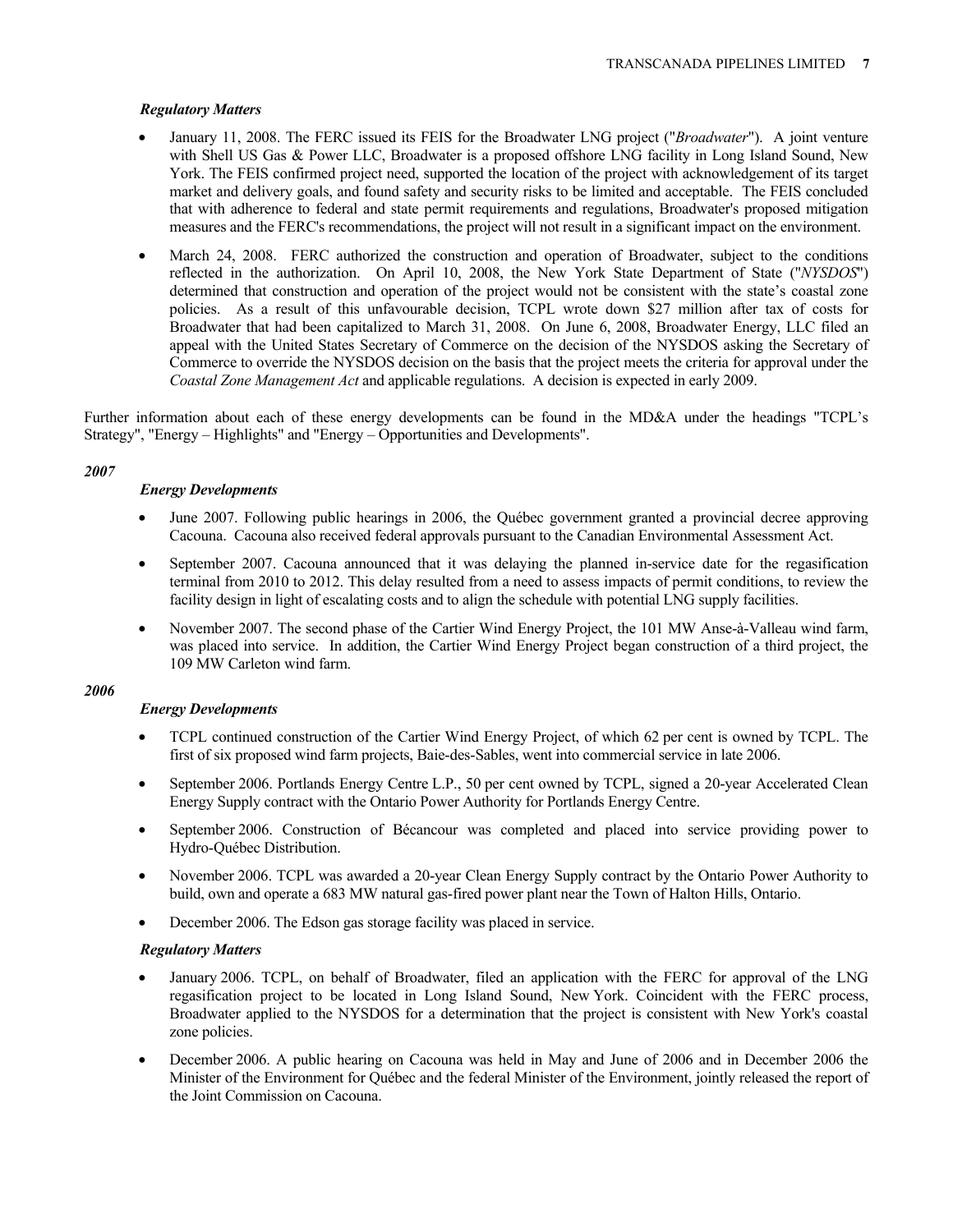*Regulatory Matters*

- January 11, 2008. The FERC issued its FEIS for the Broadwater LNG project ("*Broadwater*"). A joint venture with Shell US Gas & Power LLC, Broadwater is a proposed offshore LNG facility in Long Island Sound, New York. The FEIS confirmed project need, supported the location of the project with acknowledgement of its target market and delivery goals, and found safety and security risks to be limited and acceptable. The FEIS concluded that with adherence to federal and state permit requirements and regulations, Broadwater's proposed mitigation measures and the FERC's recommendations, the project will not result in a significant impact on the environment.
- March 24, 2008. FERC authorized the construction and operation of Broadwater, subject to the conditions reflected in the authorization. On April 10, 2008, the New York State Department of State ("*NYSDOS*") determined that construction and operation of the project would not be consistent with the state's coastal zone policies. As a result of this unfavourable decision, TCPL wrote down $27 million after tax of costs for Broadwater that had been capitalized to March 31, 2008. On June 6, 2008, Broadwater Energy, LLC filed an appeal with the United States Secretary of Commerce on the decision of the NYSDOS asking the Secretary of Commerce to override the NYSDOS decision on the basis that the project meets the criteria for approval under the *Coastal Zone Management Act* and applicable regulations. A decision is expected in early 2009.

Further information about each of these energy developments can be found in the MD&A under the headings "TCPL's Strategy", "Energy – Highlights" and "Energy – Opportunities and Developments".

***2007***

*Energy Developments*

- June 2007. Following public hearings in 2006, the Québec government granted a provincial decree approving Cacouna. Cacouna also received federal approvals pursuant to the Canadian Environmental Assessment Act.
- September 2007. Cacouna announced that it was delaying the planned in-service date for the regasification terminal from 2010 to 2012. This delay resulted from a need to assess impacts of permit conditions, to review the facility design in light of escalating costs and to align the schedule with potential LNG supply facilities.
- November 2007. The second phase of the Cartier Wind Energy Project, the 101 MW Anse-à-Valleau wind farm, was placed into service. In addition, the Cartier Wind Energy Project began construction of a third project, the 109 MW Carleton wind farm.

***2006***

*Energy Developments*

- TCPL continued construction of the Cartier Wind Energy Project, of which 62 per cent is owned by TCPL. The first of six proposed wind farm projects, Baie-des-Sables, went into commercial service in late 2006.
- September 2006. Portlands Energy Centre L.P., 50 per cent owned by TCPL, signed a 20-year Accelerated Clean Energy Supply contract with the Ontario Power Authority for Portlands Energy Centre.
- September 2006. Construction of Bécancour was completed and placed into service providing power to Hydro-Québec Distribution.
- November 2006. TCPL was awarded a 20-year Clean Energy Supply contract by the Ontario Power Authority to build, own and operate a 683 MW natural gas-fired power plant near the Town of Halton Hills, Ontario.
- December 2006. The Edson gas storage facility was placed in service.

*Regulatory Matters*

- January 2006. TCPL, on behalf of Broadwater, filed an application with the FERC for approval of the LNG regasification project to be located in Long Island Sound, New York. Coincident with the FERC process, Broadwater applied to the NYSDOS for a determination that the project is consistent with New York's coastal zone policies.
- December 2006. A public hearing on Cacouna was held in May and June of 2006 and in December 2006 the Minister of the Environment for Québec and the federal Minister of the Environment, jointly released the report of the Joint Commission on Cacouna.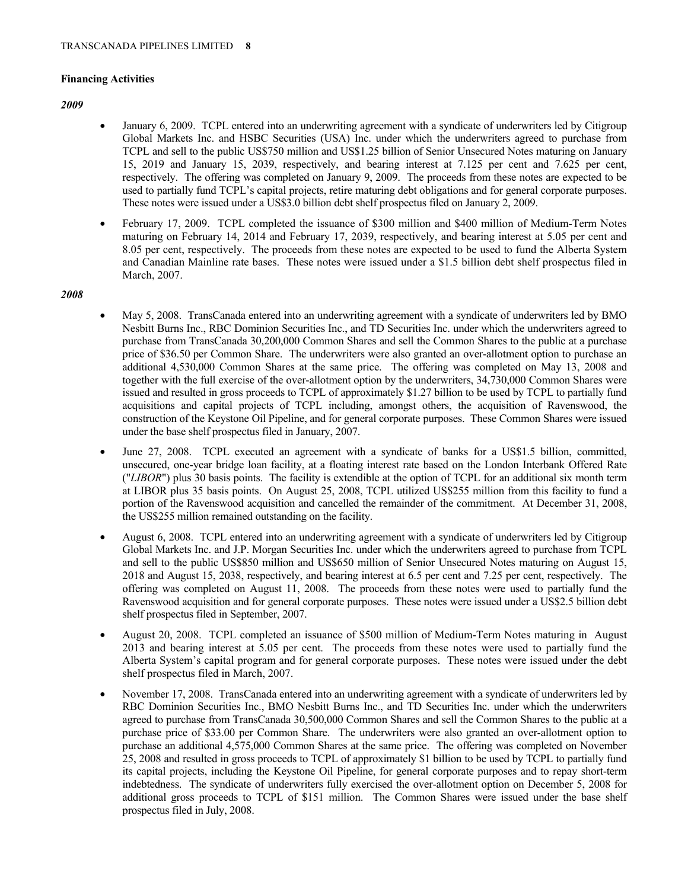**Financing Activities**

***2009***

- January 6, 2009. TCPL entered into an underwriting agreement with a syndicate of underwriters led by Citigroup Global Markets Inc. and HSBC Securities (USA) Inc. under which the underwriters agreed to purchase from TCPL and sell to the public US$750 million and US$1.25 billion of Senior Unsecured Notes maturing on January 15, 2019 and January 15, 2039, respectively, and bearing interest at 7.125 per cent and 7.625 per cent, respectively. The offering was completed on January 9, 2009. The proceeds from these notes are expected to be used to partially fund TCPL's capital projects, retire maturing debt obligations and for general corporate purposes. These notes were issued under a US$3.0 billion debt shelf prospectus filed on January 2, 2009.

- February 17, 2009. TCPL completed the issuance of $300 million and $400 million of Medium-Term Notes maturing on February 14, 2014 and February 17, 2039, respectively, and bearing interest at 5.05 per cent and 8.05 per cent, respectively. The proceeds from these notes are expected to be used to fund the Alberta System and Canadian Mainline rate bases. These notes were issued under a $1.5 billion debt shelf prospectus filed in March, 2007.

***2008***

- May 5, 2008. TransCanada entered into an underwriting agreement with a syndicate of underwriters led by BMO Nesbitt Burns Inc., RBC Dominion Securities Inc., and TD Securities Inc. under which the underwriters agreed to purchase from TransCanada 30,200,000 Common Shares and sell the Common Shares to the public at a purchase price of $36.50 per Common Share. The underwriters were also granted an over-allotment option to purchase an additional 4,530,000 Common Shares at the same price. The offering was completed on May 13, 2008 and together with the full exercise of the over-allotment option by the underwriters, 34,730,000 Common Shares were issued and resulted in gross proceeds to TCPL of approximately $1.27 billion to be used by TCPL to partially fund acquisitions and capital projects of TCPL including, amongst others, the acquisition of Ravenswood, the construction of the Keystone Oil Pipeline, and for general corporate purposes. These Common Shares were issued under the base shelf prospectus filed in January, 2007.

- June 27, 2008. TCPL executed an agreement with a syndicate of banks for a US$1.5 billion, committed, unsecured, one-year bridge loan facility, at a floating interest rate based on the London Interbank Offered Rate ("*LIBOR*") plus 30 basis points. The facility is extendible at the option of TCPL for an additional six month term at LIBOR plus 35 basis points. On August 25, 2008, TCPL utilized US$255 million from this facility to fund a portion of the Ravenswood acquisition and cancelled the remainder of the commitment. At December 31, 2008, the US$255 million remained outstanding on the facility.

- August 6, 2008. TCPL entered into an underwriting agreement with a syndicate of underwriters led by Citigroup Global Markets Inc. and J.P. Morgan Securities Inc. under which the underwriters agreed to purchase from TCPL and sell to the public US$850 million and US$650 million of Senior Unsecured Notes maturing on August 15, 2018 and August 15, 2038, respectively, and bearing interest at 6.5 per cent and 7.25 per cent, respectively. The offering was completed on August 11, 2008. The proceeds from these notes were used to partially fund the Ravenswood acquisition and for general corporate purposes. These notes were issued under a US$2.5 billion debt shelf prospectus filed in September, 2007.

- August 20, 2008. TCPL completed an issuance of $500 million of Medium-Term Notes maturing in August 2013 and bearing interest at 5.05 per cent. The proceeds from these notes were used to partially fund the Alberta System's capital program and for general corporate purposes. These notes were issued under the debt shelf prospectus filed in March, 2007.

- November 17, 2008. TransCanada entered into an underwriting agreement with a syndicate of underwriters led by RBC Dominion Securities Inc., BMO Nesbitt Burns Inc., and TD Securities Inc. under which the underwriters agreed to purchase from TransCanada 30,500,000 Common Shares and sell the Common Shares to the public at a purchase price of $33.00 per Common Share. The underwriters were also granted an over-allotment option to purchase an additional 4,575,000 Common Shares at the same price. The offering was completed on November 25, 2008 and resulted in gross proceeds to TCPL of approximately $1 billion to be used by TCPL to partially fund its capital projects, including the Keystone Oil Pipeline, for general corporate purposes and to repay short-term indebtedness. The syndicate of underwriters fully exercised the over-allotment option on December 5, 2008 for additional gross proceeds to TCPL of $151 million. The Common Shares were issued under the base shelf prospectus filed in July, 2008.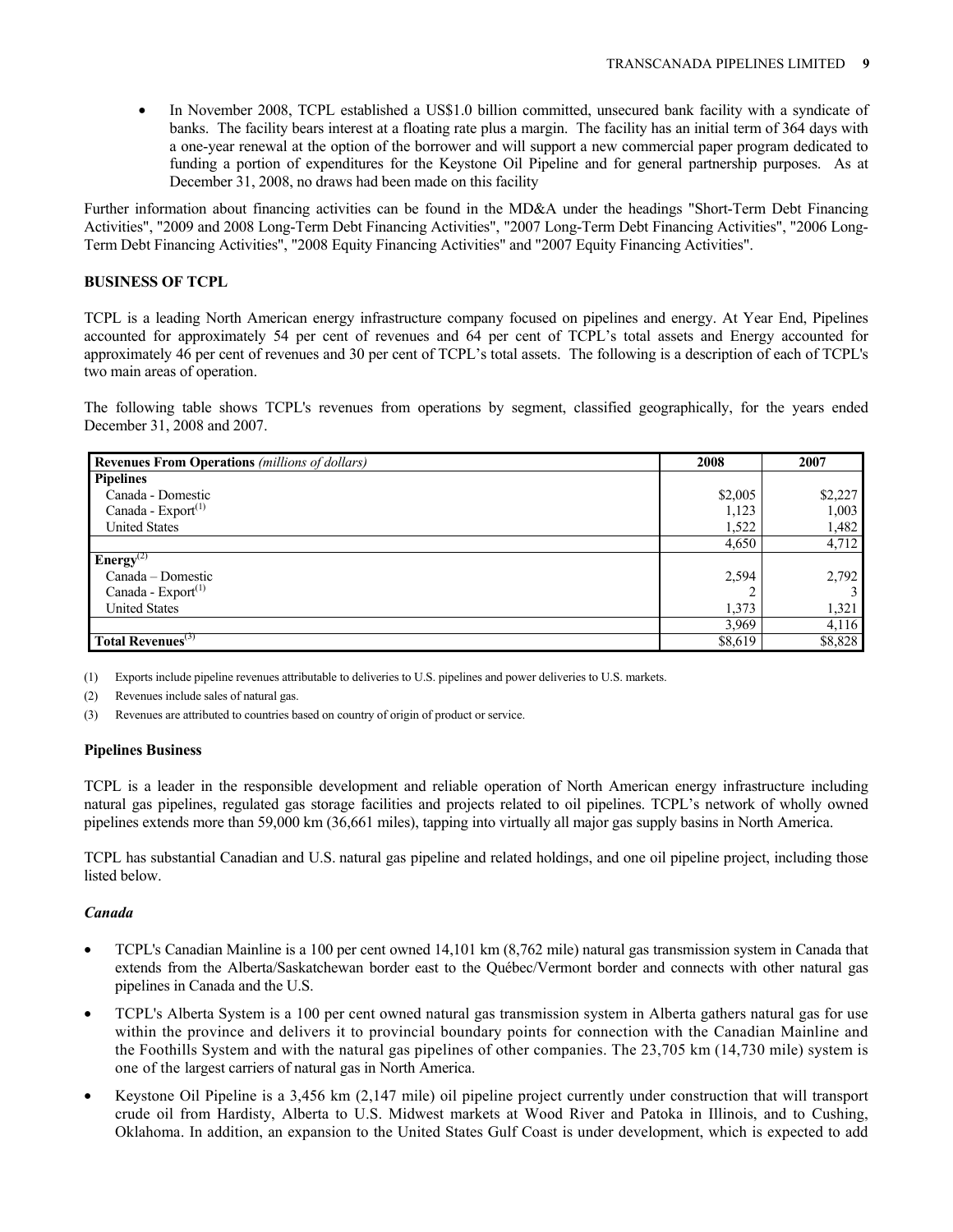- In November 2008, TCPL established a US$1.0 billion committed, unsecured bank facility with a syndicate of banks. The facility bears interest at a floating rate plus a margin. The facility has an initial term of 364 days with a one-year renewal at the option of the borrower and will support a new commercial paper program dedicated to funding a portion of expenditures for the Keystone Oil Pipeline and for general partnership purposes. As at December 31, 2008, no draws had been made on this facility

Further information about financing activities can be found in the MD&A under the headings "Short-Term Debt Financing Activities", "2009 and 2008 Long-Term Debt Financing Activities", "2007 Long-Term Debt Financing Activities", "2006 Long-Term Debt Financing Activities", "2008 Equity Financing Activities" and "2007 Equity Financing Activities".

## BUSINESS OF TCPL

TCPL is a leading North American energy infrastructure company focused on pipelines and energy. At Year End, Pipelines accounted for approximately 54 per cent of revenues and 64 per cent of TCPL's total assets and Energy accounted for approximately 46 per cent of revenues and 30 per cent of TCPL's total assets. The following is a description of each of TCPL's two main areas of operation.

The following table shows TCPL's revenues from operations by segment, classified geographically, for the years ended December 31, 2008 and 2007.

| **Revenues From Operations** *(millions of dollars)* | **2008** | **2007** |
|---|---|---|
| **Pipelines** | | |
| Canada - Domestic | $2,005 | $2,227 |
| Canada - Export[(1)] | 1,123 | 1,003 |
| United States | 1,522 | 1,482 |
| | 4,650 | 4,712 |
| **Energy**[(2)] | | |
| Canada – Domestic | 2,594 | 2,792 |
| Canada - Export[(1)] | 2 | 3 |
| United States | 1,373 | 1,321 |
| | 3,969 | 4,116 |
| **Total Revenues**[(3)] | $8,619 | $8,828 |

(1) Exports include pipeline revenues attributable to deliveries to U.S. pipelines and power deliveries to U.S. markets.

(2) Revenues include sales of natural gas.

(3) Revenues are attributed to countries based on country of origin of product or service.

### Pipelines Business

TCPL is a leader in the responsible development and reliable operation of North American energy infrastructure including natural gas pipelines, regulated gas storage facilities and projects related to oil pipelines. TCPL's network of wholly owned pipelines extends more than 59,000 km (36,661 miles), tapping into virtually all major gas supply basins in North America.

TCPL has substantial Canadian and U.S. natural gas pipeline and related holdings, and one oil pipeline project, including those listed below.

#### *Canada*

- TCPL's Canadian Mainline is a 100 per cent owned 14,101 km (8,762 mile) natural gas transmission system in Canada that extends from the Alberta/Saskatchewan border east to the Québec/Vermont border and connects with other natural gas pipelines in Canada and the U.S.
- TCPL's Alberta System is a 100 per cent owned natural gas transmission system in Alberta gathers natural gas for use within the province and delivers it to provincial boundary points for connection with the Canadian Mainline and the Foothills System and with the natural gas pipelines of other companies. The 23,705 km (14,730 mile) system is one of the largest carriers of natural gas in North America.
- Keystone Oil Pipeline is a 3,456 km (2,147 mile) oil pipeline project currently under construction that will transport crude oil from Hardisty, Alberta to U.S. Midwest markets at Wood River and Patoka in Illinois, and to Cushing, Oklahoma. In addition, an expansion to the United States Gulf Coast is under development, which is expected to add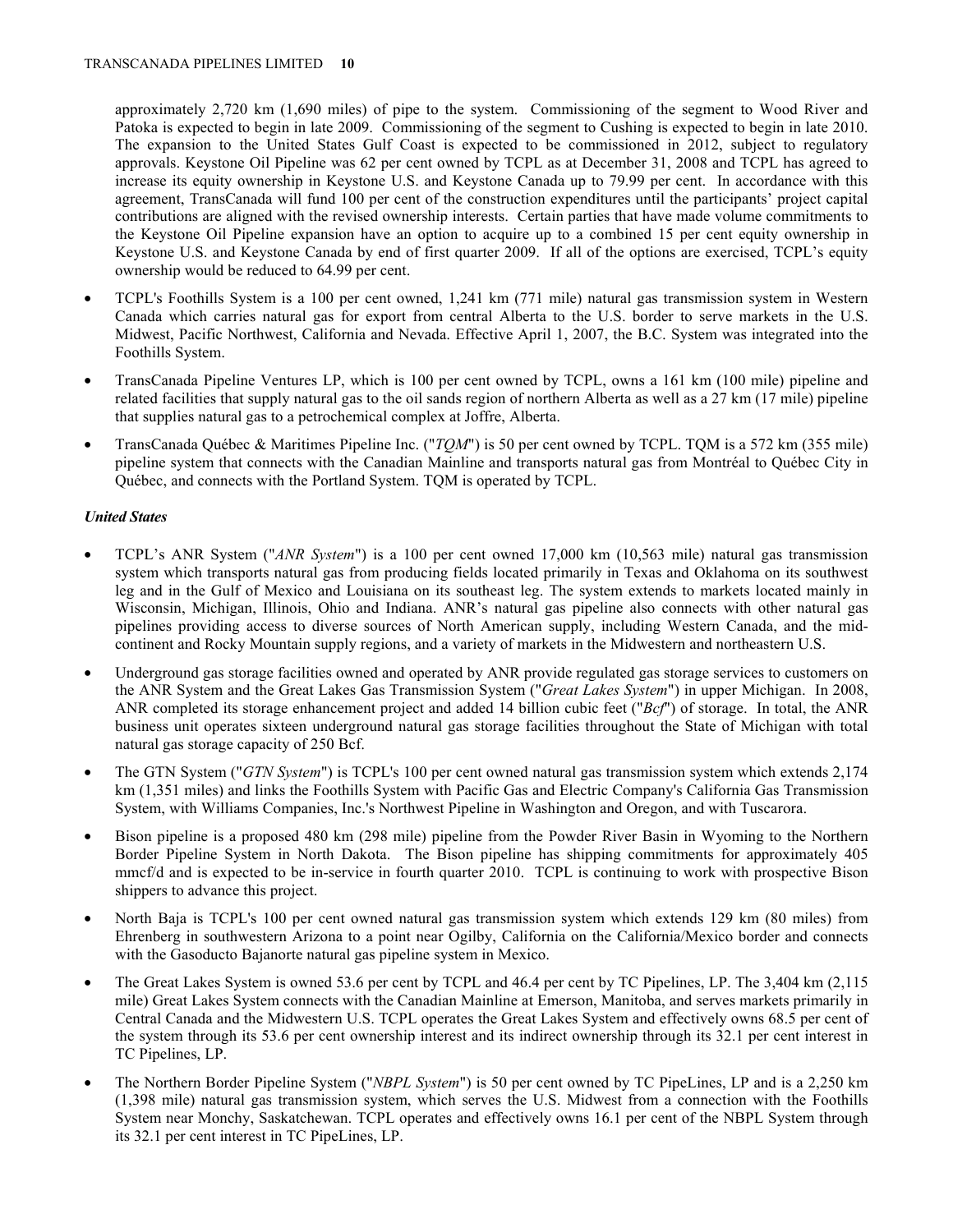approximately 2,720 km (1,690 miles) of pipe to the system. Commissioning of the segment to Wood River and Patoka is expected to begin in late 2009. Commissioning of the segment to Cushing is expected to begin in late 2010. The expansion to the United States Gulf Coast is expected to be commissioned in 2012, subject to regulatory approvals. Keystone Oil Pipeline was 62 per cent owned by TCPL as at December 31, 2008 and TCPL has agreed to increase its equity ownership in Keystone U.S. and Keystone Canada up to 79.99 per cent. In accordance with this agreement, TransCanada will fund 100 per cent of the construction expenditures until the participants' project capital contributions are aligned with the revised ownership interests. Certain parties that have made volume commitments to the Keystone Oil Pipeline expansion have an option to acquire up to a combined 15 per cent equity ownership in Keystone U.S. and Keystone Canada by end of first quarter 2009. If all of the options are exercised, TCPL's equity ownership would be reduced to 64.99 per cent.

- TCPL's Foothills System is a 100 per cent owned, 1,241 km (771 mile) natural gas transmission system in Western Canada which carries natural gas for export from central Alberta to the U.S. border to serve markets in the U.S. Midwest, Pacific Northwest, California and Nevada. Effective April 1, 2007, the B.C. System was integrated into the Foothills System.
- TransCanada Pipeline Ventures LP, which is 100 per cent owned by TCPL, owns a 161 km (100 mile) pipeline and related facilities that supply natural gas to the oil sands region of northern Alberta as well as a 27 km (17 mile) pipeline that supplies natural gas to a petrochemical complex at Joffre, Alberta.
- TransCanada Québec & Maritimes Pipeline Inc. ("*TQM*") is 50 per cent owned by TCPL. TQM is a 572 km (355 mile) pipeline system that connects with the Canadian Mainline and transports natural gas from Montréal to Québec City in Québec, and connects with the Portland System. TQM is operated by TCPL.

***United States***

- TCPL's ANR System ("*ANR System*") is a 100 per cent owned 17,000 km (10,563 mile) natural gas transmission system which transports natural gas from producing fields located primarily in Texas and Oklahoma on its southwest leg and in the Gulf of Mexico and Louisiana on its southeast leg. The system extends to markets located mainly in Wisconsin, Michigan, Illinois, Ohio and Indiana. ANR's natural gas pipeline also connects with other natural gas pipelines providing access to diverse sources of North American supply, including Western Canada, and the mid-continent and Rocky Mountain supply regions, and a variety of markets in the Midwestern and northeastern U.S.
- Underground gas storage facilities owned and operated by ANR provide regulated gas storage services to customers on the ANR System and the Great Lakes Gas Transmission System ("*Great Lakes System*") in upper Michigan. In 2008, ANR completed its storage enhancement project and added 14 billion cubic feet ("*Bcf*") of storage. In total, the ANR business unit operates sixteen underground natural gas storage facilities throughout the State of Michigan with total natural gas storage capacity of 250 Bcf.
- The GTN System ("*GTN System*") is TCPL's 100 per cent owned natural gas transmission system which extends 2,174 km (1,351 miles) and links the Foothills System with Pacific Gas and Electric Company's California Gas Transmission System, with Williams Companies, Inc.'s Northwest Pipeline in Washington and Oregon, and with Tuscarora.
- Bison pipeline is a proposed 480 km (298 mile) pipeline from the Powder River Basin in Wyoming to the Northern Border Pipeline System in North Dakota. The Bison pipeline has shipping commitments for approximately 405 mmcf/d and is expected to be in-service in fourth quarter 2010. TCPL is continuing to work with prospective Bison shippers to advance this project.
- North Baja is TCPL's 100 per cent owned natural gas transmission system which extends 129 km (80 miles) from Ehrenberg in southwestern Arizona to a point near Ogilby, California on the California/Mexico border and connects with the Gasoducto Bajanorte natural gas pipeline system in Mexico.
- The Great Lakes System is owned 53.6 per cent by TCPL and 46.4 per cent by TC Pipelines, LP. The 3,404 km (2,115 mile) Great Lakes System connects with the Canadian Mainline at Emerson, Manitoba, and serves markets primarily in Central Canada and the Midwestern U.S. TCPL operates the Great Lakes System and effectively owns 68.5 per cent of the system through its 53.6 per cent ownership interest and its indirect ownership through its 32.1 per cent interest in TC Pipelines, LP.
- The Northern Border Pipeline System ("*NBPL System*") is 50 per cent owned by TC PipeLines, LP and is a 2,250 km (1,398 mile) natural gas transmission system, which serves the U.S. Midwest from a connection with the Foothills System near Monchy, Saskatchewan. TCPL operates and effectively owns 16.1 per cent of the NBPL System through its 32.1 per cent interest in TC PipeLines, LP.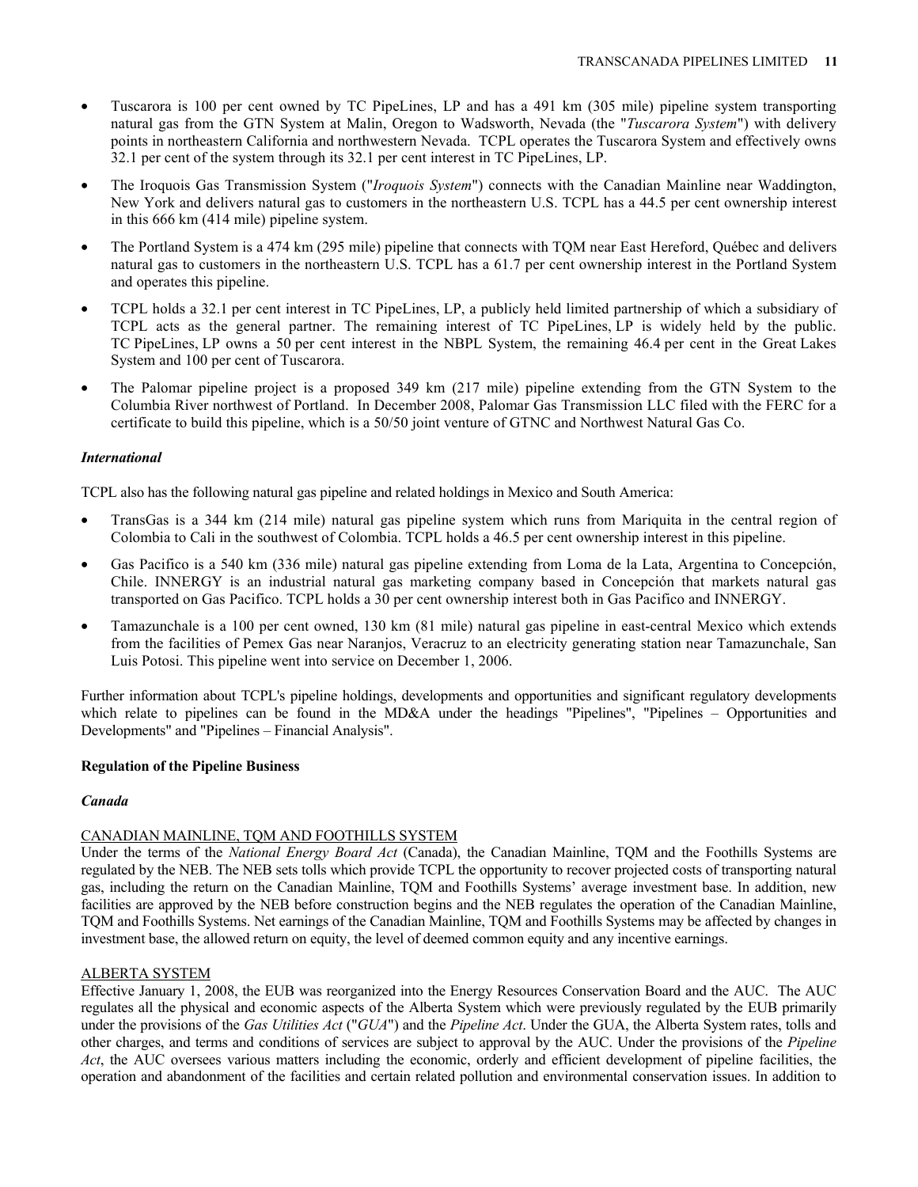- Tuscarora is 100 per cent owned by TC PipeLines, LP and has a 491 km (305 mile) pipeline system transporting natural gas from the GTN System at Malin, Oregon to Wadsworth, Nevada (the "*Tuscarora System*") with delivery points in northeastern California and northwestern Nevada. TCPL operates the Tuscarora System and effectively owns 32.1 per cent of the system through its 32.1 per cent interest in TC PipeLines, LP.

- The Iroquois Gas Transmission System ("*Iroquois System*") connects with the Canadian Mainline near Waddington, New York and delivers natural gas to customers in the northeastern U.S. TCPL has a 44.5 per cent ownership interest in this 666 km (414 mile) pipeline system.

- The Portland System is a 474 km (295 mile) pipeline that connects with TQM near East Hereford, Québec and delivers natural gas to customers in the northeastern U.S. TCPL has a 61.7 per cent ownership interest in the Portland System and operates this pipeline.

- TCPL holds a 32.1 per cent interest in TC PipeLines, LP, a publicly held limited partnership of which a subsidiary of TCPL acts as the general partner. The remaining interest of TC PipeLines, LP is widely held by the public. TC PipeLines, LP owns a 50 per cent interest in the NBPL System, the remaining 46.4 per cent in the Great Lakes System and 100 per cent of Tuscarora.

- The Palomar pipeline project is a proposed 349 km (217 mile) pipeline extending from the GTN System to the Columbia River northwest of Portland. In December 2008, Palomar Gas Transmission LLC filed with the FERC for a certificate to build this pipeline, which is a 50/50 joint venture of GTNC and Northwest Natural Gas Co.

### *International*

TCPL also has the following natural gas pipeline and related holdings in Mexico and South America:

- TransGas is a 344 km (214 mile) natural gas pipeline system which runs from Mariquita in the central region of Colombia to Cali in the southwest of Colombia. TCPL holds a 46.5 per cent ownership interest in this pipeline.

- Gas Pacifico is a 540 km (336 mile) natural gas pipeline extending from Loma de la Lata, Argentina to Concepción, Chile. INNERGY is an industrial natural gas marketing company based in Concepción that markets natural gas transported on Gas Pacifico. TCPL holds a 30 per cent ownership interest both in Gas Pacifico and INNERGY.

- Tamazunchale is a 100 per cent owned, 130 km (81 mile) natural gas pipeline in east-central Mexico which extends from the facilities of Pemex Gas near Naranjos, Veracruz to an electricity generating station near Tamazunchale, San Luis Potosi. This pipeline went into service on December 1, 2006.

Further information about TCPL's pipeline holdings, developments and opportunities and significant regulatory developments which relate to pipelines can be found in the MD&A under the headings "Pipelines", "Pipelines – Opportunities and Developments" and "Pipelines – Financial Analysis".

## Regulation of the Pipeline Business

### *Canada*

#### CANADIAN MAINLINE, TQM AND FOOTHILLS SYSTEM

Under the terms of the *National Energy Board Act* (Canada), the Canadian Mainline, TQM and the Foothills Systems are regulated by the NEB. The NEB sets tolls which provide TCPL the opportunity to recover projected costs of transporting natural gas, including the return on the Canadian Mainline, TQM and Foothills Systems' average investment base. In addition, new facilities are approved by the NEB before construction begins and the NEB regulates the operation of the Canadian Mainline, TQM and Foothills Systems. Net earnings of the Canadian Mainline, TQM and Foothills Systems may be affected by changes in investment base, the allowed return on equity, the level of deemed common equity and any incentive earnings.

#### ALBERTA SYSTEM

Effective January 1, 2008, the EUB was reorganized into the Energy Resources Conservation Board and the AUC. The AUC regulates all the physical and economic aspects of the Alberta System which were previously regulated by the EUB primarily under the provisions of the *Gas Utilities Act* ("*GUA*") and the *Pipeline Act*. Under the GUA, the Alberta System rates, tolls and other charges, and terms and conditions of services are subject to approval by the AUC. Under the provisions of the *Pipeline Act*, the AUC oversees various matters including the economic, orderly and efficient development of pipeline facilities, the operation and abandonment of the facilities and certain related pollution and environmental conservation issues. In addition to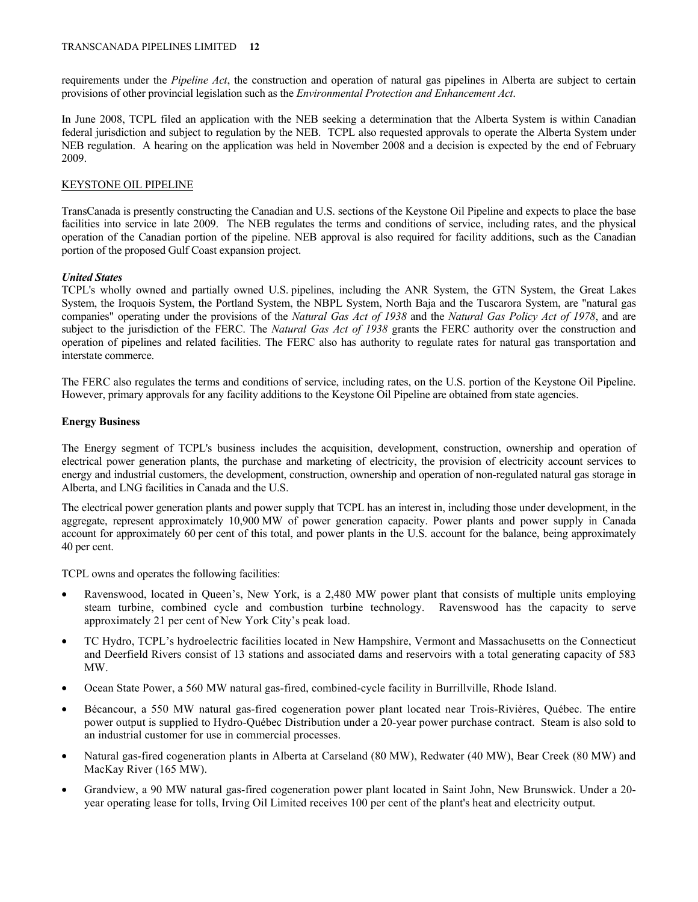requirements under the *Pipeline Act*, the construction and operation of natural gas pipelines in Alberta are subject to certain provisions of other provincial legislation such as the *Environmental Protection and Enhancement Act*.

In June 2008, TCPL filed an application with the NEB seeking a determination that the Alberta System is within Canadian federal jurisdiction and subject to regulation by the NEB. TCPL also requested approvals to operate the Alberta System under NEB regulation. A hearing on the application was held in November 2008 and a decision is expected by the end of February 2009.

KEYSTONE OIL PIPELINE

TransCanada is presently constructing the Canadian and U.S. sections of the Keystone Oil Pipeline and expects to place the base facilities into service in late 2009. The NEB regulates the terms and conditions of service, including rates, and the physical operation of the Canadian portion of the pipeline. NEB approval is also required for facility additions, such as the Canadian portion of the proposed Gulf Coast expansion project.

***United States***

TCPL's wholly owned and partially owned U.S. pipelines, including the ANR System, the GTN System, the Great Lakes System, the Iroquois System, the Portland System, the NBPL System, North Baja and the Tuscarora System, are "natural gas companies" operating under the provisions of the *Natural Gas Act of 1938* and the *Natural Gas Policy Act of 1978*, and are subject to the jurisdiction of the FERC. The *Natural Gas Act of 1938* grants the FERC authority over the construction and operation of pipelines and related facilities. The FERC also has authority to regulate rates for natural gas transportation and interstate commerce.

The FERC also regulates the terms and conditions of service, including rates, on the U.S. portion of the Keystone Oil Pipeline. However, primary approvals for any facility additions to the Keystone Oil Pipeline are obtained from state agencies.

**Energy Business**

The Energy segment of TCPL's business includes the acquisition, development, construction, ownership and operation of electrical power generation plants, the purchase and marketing of electricity, the provision of electricity account services to energy and industrial customers, the development, construction, ownership and operation of non-regulated natural gas storage in Alberta, and LNG facilities in Canada and the U.S.

The electrical power generation plants and power supply that TCPL has an interest in, including those under development, in the aggregate, represent approximately 10,900 MW of power generation capacity. Power plants and power supply in Canada account for approximately 60 per cent of this total, and power plants in the U.S. account for the balance, being approximately 40 per cent.

TCPL owns and operates the following facilities:

- Ravenswood, located in Queen's, New York, is a 2,480 MW power plant that consists of multiple units employing steam turbine, combined cycle and combustion turbine technology. Ravenswood has the capacity to serve approximately 21 per cent of New York City's peak load.
- TC Hydro, TCPL's hydroelectric facilities located in New Hampshire, Vermont and Massachusetts on the Connecticut and Deerfield Rivers consist of 13 stations and associated dams and reservoirs with a total generating capacity of 583 MW.
- Ocean State Power, a 560 MW natural gas-fired, combined-cycle facility in Burrillville, Rhode Island.
- Bécancour, a 550 MW natural gas-fired cogeneration power plant located near Trois-Rivières, Québec. The entire power output is supplied to Hydro-Québec Distribution under a 20-year power purchase contract. Steam is also sold to an industrial customer for use in commercial processes.
- Natural gas-fired cogeneration plants in Alberta at Carseland (80 MW), Redwater (40 MW), Bear Creek (80 MW) and MacKay River (165 MW).
- Grandview, a 90 MW natural gas-fired cogeneration power plant located in Saint John, New Brunswick. Under a 20-year operating lease for tolls, Irving Oil Limited receives 100 per cent of the plant's heat and electricity output.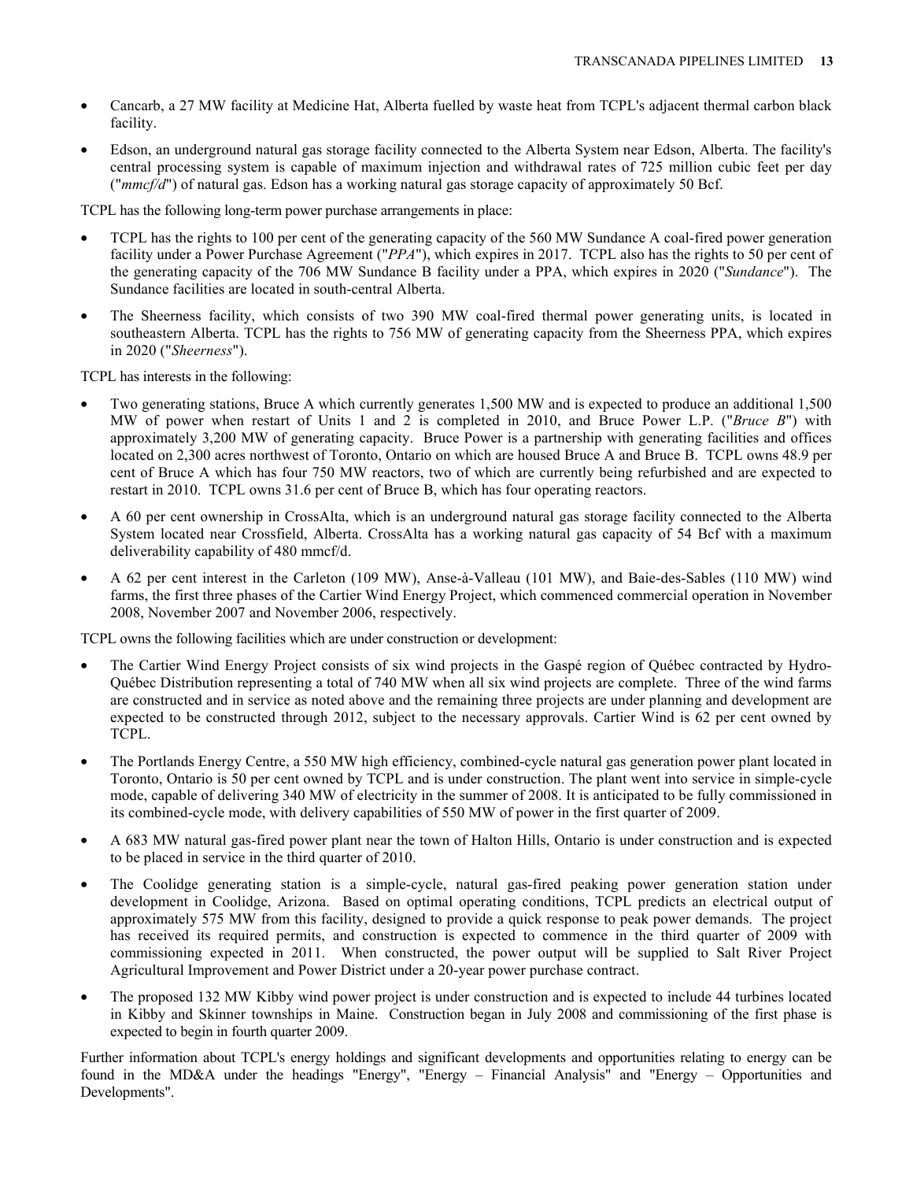- Cancarb, a 27 MW facility at Medicine Hat, Alberta fuelled by waste heat from TCPL's adjacent thermal carbon black facility.
- Edson, an underground natural gas storage facility connected to the Alberta System near Edson, Alberta. The facility's central processing system is capable of maximum injection and withdrawal rates of 725 million cubic feet per day ("*mmcf/d*") of natural gas. Edson has a working natural gas storage capacity of approximately 50 Bcf.

TCPL has the following long-term power purchase arrangements in place:

- TCPL has the rights to 100 per cent of the generating capacity of the 560 MW Sundance A coal-fired power generation facility under a Power Purchase Agreement ("*PPA*"), which expires in 2017. TCPL also has the rights to 50 per cent of the generating capacity of the 706 MW Sundance B facility under a PPA, which expires in 2020 ("*Sundance*"). The Sundance facilities are located in south-central Alberta.
- The Sheerness facility, which consists of two 390 MW coal-fired thermal power generating units, is located in southeastern Alberta. TCPL has the rights to 756 MW of generating capacity from the Sheerness PPA, which expires in 2020 ("*Sheerness*").

TCPL has interests in the following:

- Two generating stations, Bruce A which currently generates 1,500 MW and is expected to produce an additional 1,500 MW of power when restart of Units 1 and 2 is completed in 2010, and Bruce Power L.P. ("*Bruce B*") with approximately 3,200 MW of generating capacity. Bruce Power is a partnership with generating facilities and offices located on 2,300 acres northwest of Toronto, Ontario on which are housed Bruce A and Bruce B. TCPL owns 48.9 per cent of Bruce A which has four 750 MW reactors, two of which are currently being refurbished and are expected to restart in 2010. TCPL owns 31.6 per cent of Bruce B, which has four operating reactors.
- A 60 per cent ownership in CrossAlta, which is an underground natural gas storage facility connected to the Alberta System located near Crossfield, Alberta. CrossAlta has a working natural gas capacity of 54 Bcf with a maximum deliverability capability of 480 mmcf/d.
- A 62 per cent interest in the Carleton (109 MW), Anse-à-Valleau (101 MW), and Baie-des-Sables (110 MW) wind farms, the first three phases of the Cartier Wind Energy Project, which commenced commercial operation in November 2008, November 2007 and November 2006, respectively.

TCPL owns the following facilities which are under construction or development:

- The Cartier Wind Energy Project consists of six wind projects in the Gaspé region of Québec contracted by Hydro-Québec Distribution representing a total of 740 MW when all six wind projects are complete. Three of the wind farms are constructed and in service as noted above and the remaining three projects are under planning and development are expected to be constructed through 2012, subject to the necessary approvals. Cartier Wind is 62 per cent owned by TCPL.
- The Portlands Energy Centre, a 550 MW high efficiency, combined-cycle natural gas generation power plant located in Toronto, Ontario is 50 per cent owned by TCPL and is under construction. The plant went into service in simple-cycle mode, capable of delivering 340 MW of electricity in the summer of 2008. It is anticipated to be fully commissioned in its combined-cycle mode, with delivery capabilities of 550 MW of power in the first quarter of 2009.
- A 683 MW natural gas-fired power plant near the town of Halton Hills, Ontario is under construction and is expected to be placed in service in the third quarter of 2010.
- The Coolidge generating station is a simple-cycle, natural gas-fired peaking power generation station under development in Coolidge, Arizona. Based on optimal operating conditions, TCPL predicts an electrical output of approximately 575 MW from this facility, designed to provide a quick response to peak power demands. The project has received its required permits, and construction is expected to commence in the third quarter of 2009 with commissioning expected in 2011. When constructed, the power output will be supplied to Salt River Project Agricultural Improvement and Power District under a 20-year power purchase contract.
- The proposed 132 MW Kibby wind power project is under construction and is expected to include 44 turbines located in Kibby and Skinner townships in Maine. Construction began in July 2008 and commissioning of the first phase is expected to begin in fourth quarter 2009.

Further information about TCPL's energy holdings and significant developments and opportunities relating to energy can be found in the MD&A under the headings "Energy", "Energy – Financial Analysis" and "Energy – Opportunities and Developments".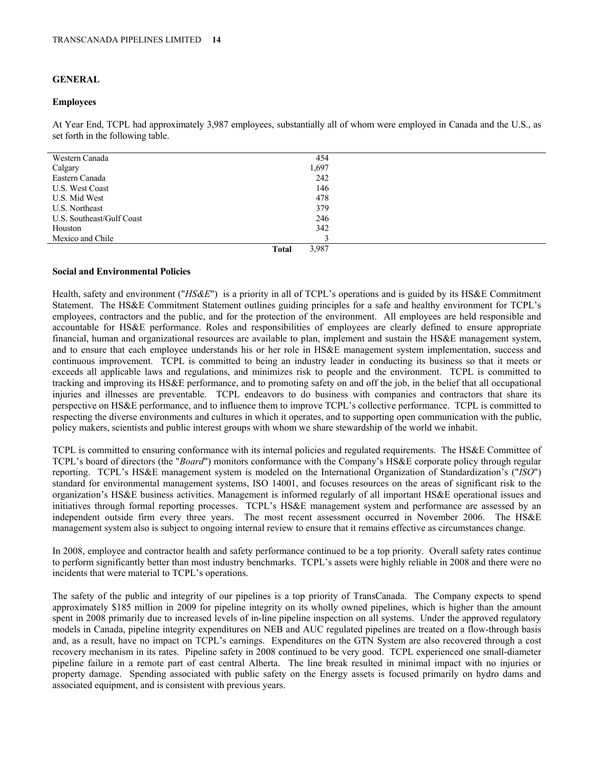## GENERAL

### Employees

At Year End, TCPL had approximately 3,987 employees, substantially all of whom were employed in Canada and the U.S., as set forth in the following table.

| | | |
|---|---|---|
| Western Canada | | 454 |
| Calgary | | 1,697 |
| Eastern Canada | | 242 |
| U.S. West Coast | | 146 |
| U.S. Mid West | | 478 |
| U.S. Northeast | | 379 |
| U.S. Southeast/Gulf Coast | | 246 |
| Houston | | 342 |
| Mexico and Chile | | 3 |
| | **Total** | 3,987 |

### Social and Environmental Policies

Health, safety and environment ("*HS&E*") is a priority in all of TCPL's operations and is guided by its HS&E Commitment Statement. The HS&E Commitment Statement outlines guiding principles for a safe and healthy environment for TCPL's employees, contractors and the public, and for the protection of the environment. All employees are held responsible and accountable for HS&E performance. Roles and responsibilities of employees are clearly defined to ensure appropriate financial, human and organizational resources are available to plan, implement and sustain the HS&E management system, and to ensure that each employee understands his or her role in HS&E management system implementation, success and continuous improvement. TCPL is committed to being an industry leader in conducting its business so that it meets or exceeds all applicable laws and regulations, and minimizes risk to people and the environment. TCPL is committed to tracking and improving its HS&E performance, and to promoting safety on and off the job, in the belief that all occupational injuries and illnesses are preventable. TCPL endeavors to do business with companies and contractors that share its perspective on HS&E performance, and to influence them to improve TCPL's collective performance. TCPL is committed to respecting the diverse environments and cultures in which it operates, and to supporting open communication with the public, policy makers, scientists and public interest groups with whom we share stewardship of the world we inhabit.

TCPL is committed to ensuring conformance with its internal policies and regulated requirements. The HS&E Committee of TCPL's board of directors (the "*Board*") monitors conformance with the Company's HS&E corporate policy through regular reporting. TCPL's HS&E management system is modeled on the International Organization of Standardization's ("*ISO*") standard for environmental management systems, ISO 14001, and focuses resources on the areas of significant risk to the organization's HS&E business activities. Management is informed regularly of all important HS&E operational issues and initiatives through formal reporting processes. TCPL's HS&E management system and performance are assessed by an independent outside firm every three years. The most recent assessment occurred in November 2006. The HS&E management system also is subject to ongoing internal review to ensure that it remains effective as circumstances change.

In 2008, employee and contractor health and safety performance continued to be a top priority. Overall safety rates continue to perform significantly better than most industry benchmarks. TCPL's assets were highly reliable in 2008 and there were no incidents that were material to TCPL's operations.

The safety of the public and integrity of our pipelines is a top priority of TransCanada. The Company expects to spend approximately $185 million in 2009 for pipeline integrity on its wholly owned pipelines, which is higher than the amount spent in 2008 primarily due to increased levels of in-line pipeline inspection on all systems. Under the approved regulatory models in Canada, pipeline integrity expenditures on NEB and AUC regulated pipelines are treated on a flow-through basis and, as a result, have no impact on TCPL's earnings. Expenditures on the GTN System are also recovered through a cost recovery mechanism in its rates. Pipeline safety in 2008 continued to be very good. TCPL experienced one small-diameter pipeline failure in a remote part of east central Alberta. The line break resulted in minimal impact with no injuries or property damage. Spending associated with public safety on the Energy assets is focused primarily on hydro dams and associated equipment, and is consistent with previous years.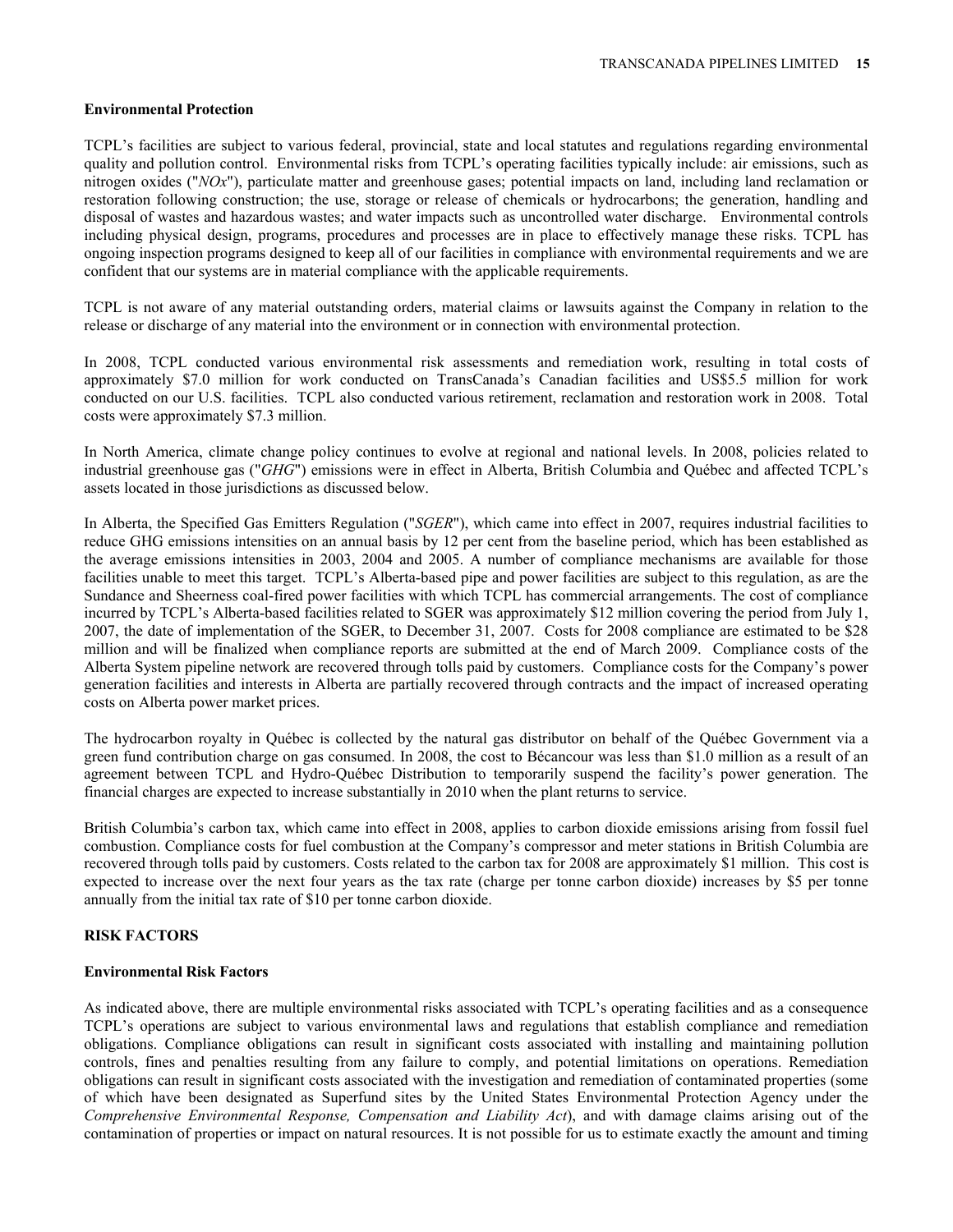**Environmental Protection**

TCPL's facilities are subject to various federal, provincial, state and local statutes and regulations regarding environmental quality and pollution control. Environmental risks from TCPL's operating facilities typically include: air emissions, such as nitrogen oxides ("*NOx*"), particulate matter and greenhouse gases; potential impacts on land, including land reclamation or restoration following construction; the use, storage or release of chemicals or hydrocarbons; the generation, handling and disposal of wastes and hazardous wastes; and water impacts such as uncontrolled water discharge. Environmental controls including physical design, programs, procedures and processes are in place to effectively manage these risks. TCPL has ongoing inspection programs designed to keep all of our facilities in compliance with environmental requirements and we are confident that our systems are in material compliance with the applicable requirements.

TCPL is not aware of any material outstanding orders, material claims or lawsuits against the Company in relation to the release or discharge of any material into the environment or in connection with environmental protection.

In 2008, TCPL conducted various environmental risk assessments and remediation work, resulting in total costs of approximately $7.0 million for work conducted on TransCanada's Canadian facilities and US$5.5 million for work conducted on our U.S. facilities. TCPL also conducted various retirement, reclamation and restoration work in 2008. Total costs were approximately $7.3 million.

In North America, climate change policy continues to evolve at regional and national levels. In 2008, policies related to industrial greenhouse gas ("*GHG*") emissions were in effect in Alberta, British Columbia and Québec and affected TCPL's assets located in those jurisdictions as discussed below.

In Alberta, the Specified Gas Emitters Regulation ("*SGER*"), which came into effect in 2007, requires industrial facilities to reduce GHG emissions intensities on an annual basis by 12 per cent from the baseline period, which has been established as the average emissions intensities in 2003, 2004 and 2005. A number of compliance mechanisms are available for those facilities unable to meet this target. TCPL's Alberta-based pipe and power facilities are subject to this regulation, as are the Sundance and Sheerness coal-fired power facilities with which TCPL has commercial arrangements. The cost of compliance incurred by TCPL's Alberta-based facilities related to SGER was approximately $12 million covering the period from July 1, 2007, the date of implementation of the SGER, to December 31, 2007. Costs for 2008 compliance are estimated to be $28 million and will be finalized when compliance reports are submitted at the end of March 2009. Compliance costs of the Alberta System pipeline network are recovered through tolls paid by customers. Compliance costs for the Company's power generation facilities and interests in Alberta are partially recovered through contracts and the impact of increased operating costs on Alberta power market prices.

The hydrocarbon royalty in Québec is collected by the natural gas distributor on behalf of the Québec Government via a green fund contribution charge on gas consumed. In 2008, the cost to Bécancour was less than $1.0 million as a result of an agreement between TCPL and Hydro-Québec Distribution to temporarily suspend the facility's power generation. The financial charges are expected to increase substantially in 2010 when the plant returns to service.

British Columbia's carbon tax, which came into effect in 2008, applies to carbon dioxide emissions arising from fossil fuel combustion. Compliance costs for fuel combustion at the Company's compressor and meter stations in British Columbia are recovered through tolls paid by customers. Costs related to the carbon tax for 2008 are approximately $1 million. This cost is expected to increase over the next four years as the tax rate (charge per tonne carbon dioxide) increases by $5 per tonne annually from the initial tax rate of $10 per tonne carbon dioxide.

## RISK FACTORS

**Environmental Risk Factors**

As indicated above, there are multiple environmental risks associated with TCPL's operating facilities and as a consequence TCPL's operations are subject to various environmental laws and regulations that establish compliance and remediation obligations. Compliance obligations can result in significant costs associated with installing and maintaining pollution controls, fines and penalties resulting from any failure to comply, and potential limitations on operations. Remediation obligations can result in significant costs associated with the investigation and remediation of contaminated properties (some of which have been designated as Superfund sites by the United States Environmental Protection Agency under the *Comprehensive Environmental Response, Compensation and Liability Act*), and with damage claims arising out of the contamination of properties or impact on natural resources. It is not possible for us to estimate exactly the amount and timing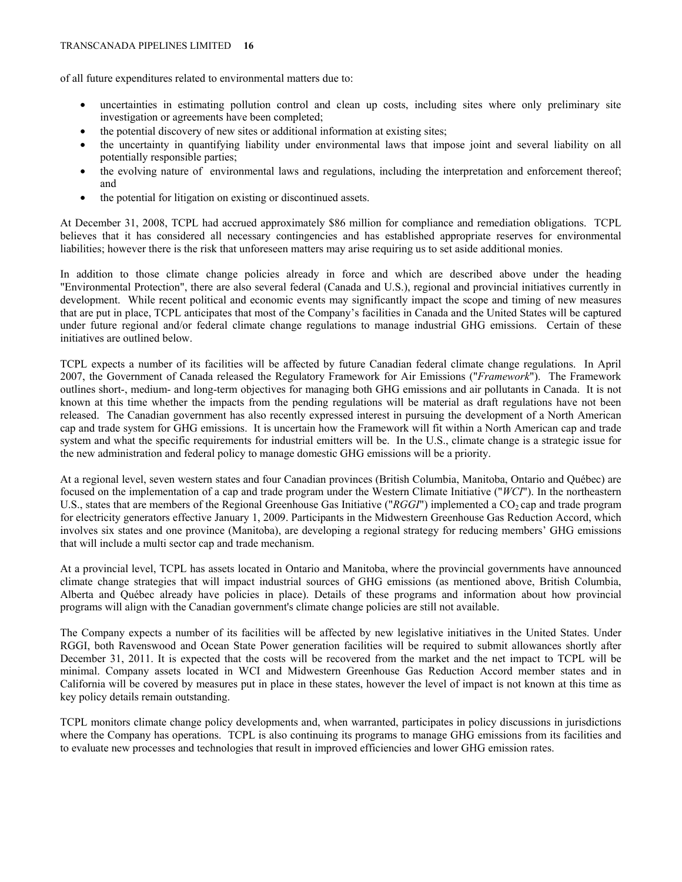of all future expenditures related to environmental matters due to:

- uncertainties in estimating pollution control and clean up costs, including sites where only preliminary site investigation or agreements have been completed;
- the potential discovery of new sites or additional information at existing sites;
- the uncertainty in quantifying liability under environmental laws that impose joint and several liability on all potentially responsible parties;
- the evolving nature of environmental laws and regulations, including the interpretation and enforcement thereof; and
- the potential for litigation on existing or discontinued assets.

At December 31, 2008, TCPL had accrued approximately $86 million for compliance and remediation obligations. TCPL believes that it has considered all necessary contingencies and has established appropriate reserves for environmental liabilities; however there is the risk that unforeseen matters may arise requiring us to set aside additional monies.

In addition to those climate change policies already in force and which are described above under the heading "Environmental Protection", there are also several federal (Canada and U.S.), regional and provincial initiatives currently in development. While recent political and economic events may significantly impact the scope and timing of new measures that are put in place, TCPL anticipates that most of the Company's facilities in Canada and the United States will be captured under future regional and/or federal climate change regulations to manage industrial GHG emissions. Certain of these initiatives are outlined below.

TCPL expects a number of its facilities will be affected by future Canadian federal climate change regulations. In April 2007, the Government of Canada released the Regulatory Framework for Air Emissions ("*Framework*"). The Framework outlines short-, medium- and long-term objectives for managing both GHG emissions and air pollutants in Canada. It is not known at this time whether the impacts from the pending regulations will be material as draft regulations have not been released. The Canadian government has also recently expressed interest in pursuing the development of a North American cap and trade system for GHG emissions. It is uncertain how the Framework will fit within a North American cap and trade system and what the specific requirements for industrial emitters will be. In the U.S., climate change is a strategic issue for the new administration and federal policy to manage domestic GHG emissions will be a priority.

At a regional level, seven western states and four Canadian provinces (British Columbia, Manitoba, Ontario and Québec) are focused on the implementation of a cap and trade program under the Western Climate Initiative ("*WCI*"). In the northeastern U.S., states that are members of the Regional Greenhouse Gas Initiative ("*RGGI*") implemented a $CO_2$ cap and trade program for electricity generators effective January 1, 2009. Participants in the Midwestern Greenhouse Gas Reduction Accord, which involves six states and one province (Manitoba), are developing a regional strategy for reducing members' GHG emissions that will include a multi sector cap and trade mechanism.

At a provincial level, TCPL has assets located in Ontario and Manitoba, where the provincial governments have announced climate change strategies that will impact industrial sources of GHG emissions (as mentioned above, British Columbia, Alberta and Québec already have policies in place). Details of these programs and information about how provincial programs will align with the Canadian government's climate change policies are still not available.

The Company expects a number of its facilities will be affected by new legislative initiatives in the United States. Under RGGI, both Ravenswood and Ocean State Power generation facilities will be required to submit allowances shortly after December 31, 2011. It is expected that the costs will be recovered from the market and the net impact to TCPL will be minimal. Company assets located in WCI and Midwestern Greenhouse Gas Reduction Accord member states and in California will be covered by measures put in place in these states, however the level of impact is not known at this time as key policy details remain outstanding.

TCPL monitors climate change policy developments and, when warranted, participates in policy discussions in jurisdictions where the Company has operations. TCPL is also continuing its programs to manage GHG emissions from its facilities and to evaluate new processes and technologies that result in improved efficiencies and lower GHG emission rates.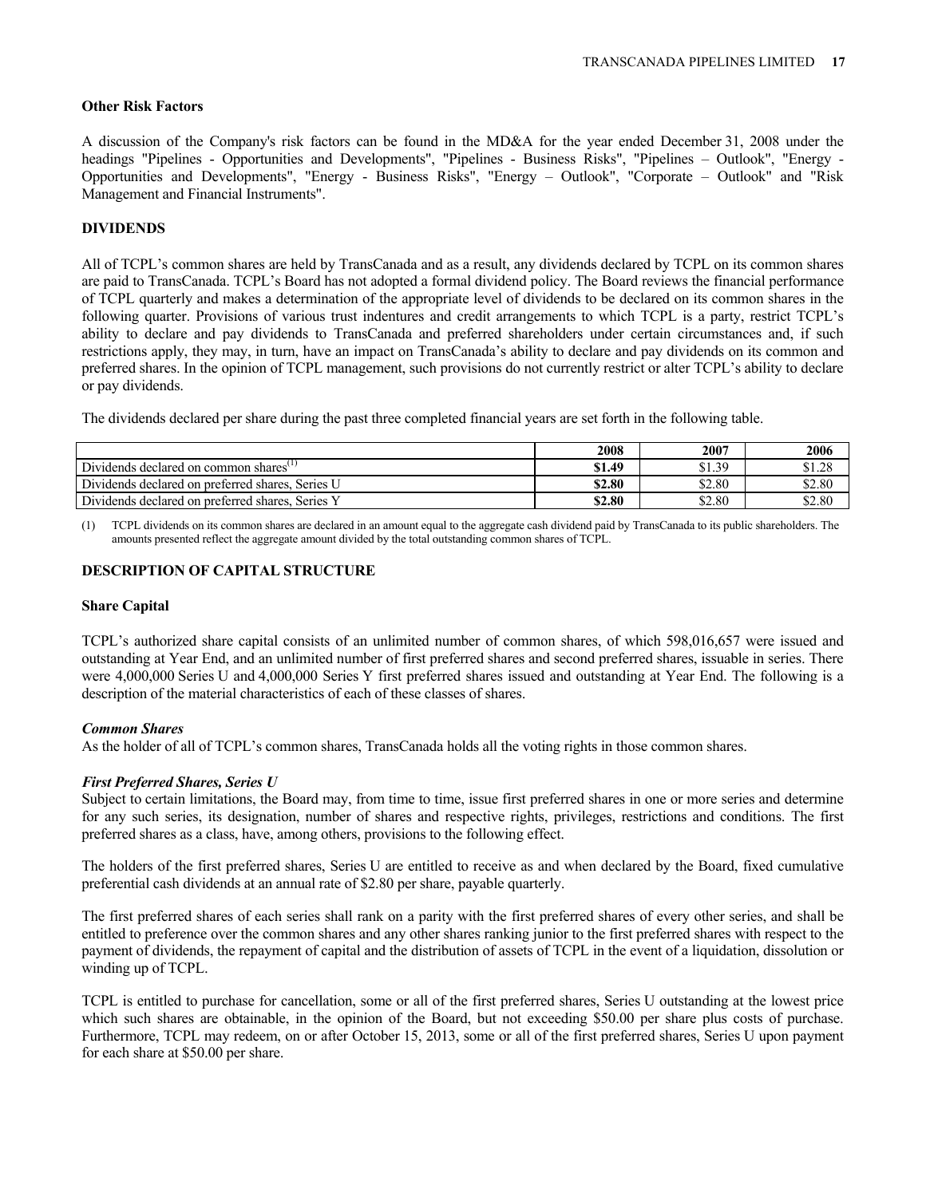### Other Risk Factors

A discussion of the Company's risk factors can be found in the MD&A for the year ended December 31, 2008 under the headings "Pipelines - Opportunities and Developments", "Pipelines - Business Risks", "Pipelines – Outlook", "Energy - Opportunities and Developments", "Energy - Business Risks", "Energy – Outlook", "Corporate – Outlook" and "Risk Management and Financial Instruments".

## DIVIDENDS

All of TCPL's common shares are held by TransCanada and as a result, any dividends declared by TCPL on its common shares are paid to TransCanada. TCPL's Board has not adopted a formal dividend policy. The Board reviews the financial performance of TCPL quarterly and makes a determination of the appropriate level of dividends to be declared on its common shares in the following quarter. Provisions of various trust indentures and credit arrangements to which TCPL is a party, restrict TCPL's ability to declare and pay dividends to TransCanada and preferred shareholders under certain circumstances and, if such restrictions apply, they may, in turn, have an impact on TransCanada's ability to declare and pay dividends on its common and preferred shares. In the opinion of TCPL management, such provisions do not currently restrict or alter TCPL's ability to declare or pay dividends.

The dividends declared per share during the past three completed financial years are set forth in the following table.

| | 2008 | 2007 | 2006 |
|---|---|---|---|
| Dividends declared on common shares[1] | **$1.49** | $1.39 | $1.28 |
| Dividends declared on preferred shares, Series U | **$2.80** | $2.80 | $2.80 |
| Dividends declared on preferred shares, Series Y | **$2.80** | $2.80 | $2.80 |

(1) TCPL dividends on its common shares are declared in an amount equal to the aggregate cash dividend paid by TransCanada to its public shareholders. The amounts presented reflect the aggregate amount divided by the total outstanding common shares of TCPL.

## DESCRIPTION OF CAPITAL STRUCTURE

### Share Capital

TCPL's authorized share capital consists of an unlimited number of common shares, of which 598,016,657 were issued and outstanding at Year End, and an unlimited number of first preferred shares and second preferred shares, issuable in series. There were 4,000,000 Series U and 4,000,000 Series Y first preferred shares issued and outstanding at Year End. The following is a description of the material characteristics of each of these classes of shares.

#### *Common Shares*

As the holder of all of TCPL's common shares, TransCanada holds all the voting rights in those common shares.

#### *First Preferred Shares, Series U*

Subject to certain limitations, the Board may, from time to time, issue first preferred shares in one or more series and determine for any such series, its designation, number of shares and respective rights, privileges, restrictions and conditions. The first preferred shares as a class, have, among others, provisions to the following effect.

The holders of the first preferred shares, Series U are entitled to receive as and when declared by the Board, fixed cumulative preferential cash dividends at an annual rate of $2.80 per share, payable quarterly.

The first preferred shares of each series shall rank on a parity with the first preferred shares of every other series, and shall be entitled to preference over the common shares and any other shares ranking junior to the first preferred shares with respect to the payment of dividends, the repayment of capital and the distribution of assets of TCPL in the event of a liquidation, dissolution or winding up of TCPL.

TCPL is entitled to purchase for cancellation, some or all of the first preferred shares, Series U outstanding at the lowest price which such shares are obtainable, in the opinion of the Board, but not exceeding $50.00 per share plus costs of purchase. Furthermore, TCPL may redeem, on or after October 15, 2013, some or all of the first preferred shares, Series U upon payment for each share at $50.00 per share.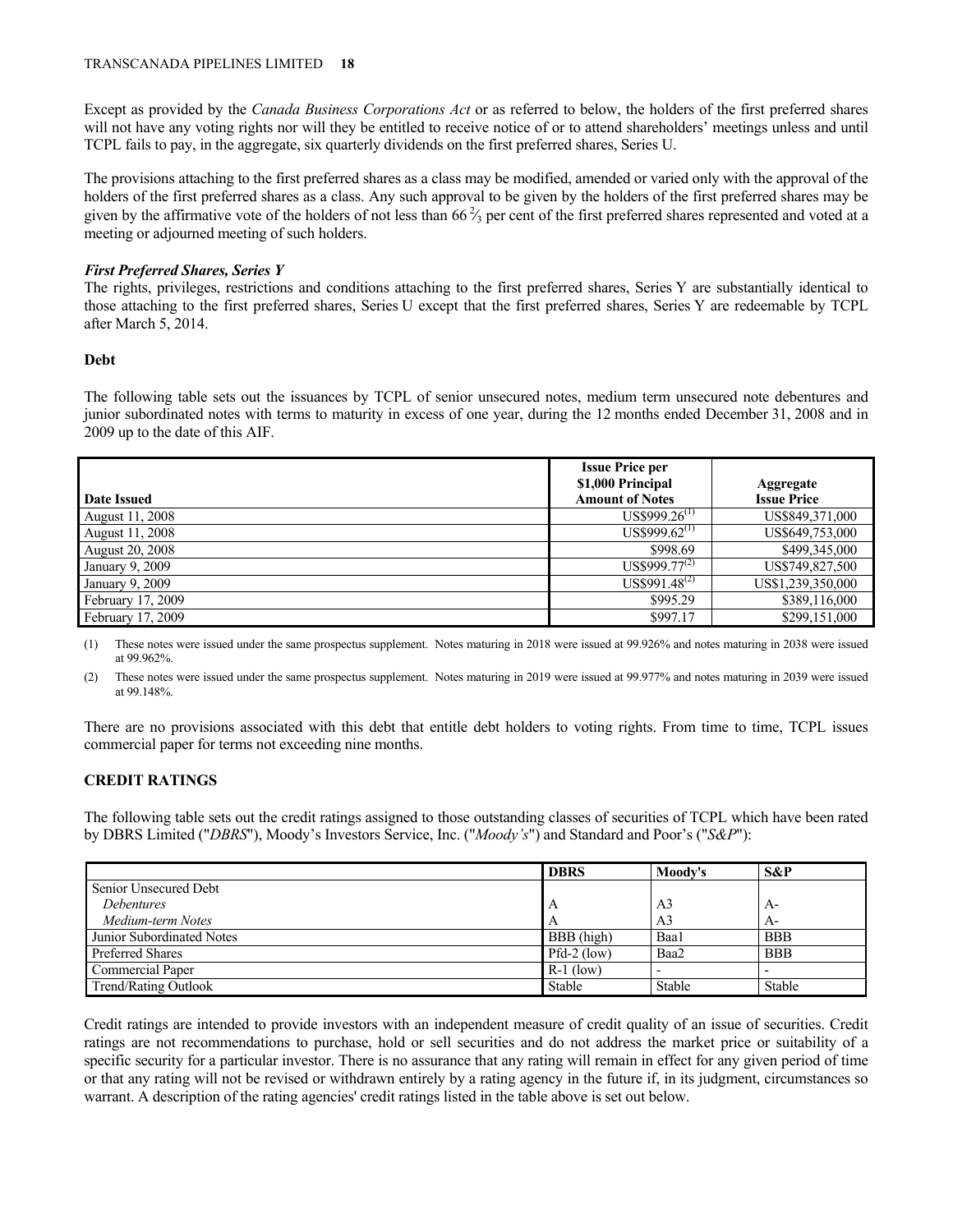Except as provided by the *Canada Business Corporations Act* or as referred to below, the holders of the first preferred shares will not have any voting rights nor will they be entitled to receive notice of or to attend shareholders' meetings unless and until TCPL fails to pay, in the aggregate, six quarterly dividends on the first preferred shares, Series U.

The provisions attaching to the first preferred shares as a class may be modified, amended or varied only with the approval of the holders of the first preferred shares as a class. Any such approval to be given by the holders of the first preferred shares may be given by the affirmative vote of the holders of not less than 66 ⅔ per cent of the first preferred shares represented and voted at a meeting or adjourned meeting of such holders.

***First Preferred Shares, Series Y***

The rights, privileges, restrictions and conditions attaching to the first preferred shares, Series Y are substantially identical to those attaching to the first preferred shares, Series U except that the first preferred shares, Series Y are redeemable by TCPL after March 5, 2014.

**Debt**

The following table sets out the issuances by TCPL of senior unsecured notes, medium term unsecured note debentures and junior subordinated notes with terms to maturity in excess of one year, during the 12 months ended December 31, 2008 and in 2009 up to the date of this AIF.

| Date Issued | Issue Price per $1,000 Principal Amount of Notes | Aggregate Issue Price |
|---|---|---|
| August 11, 2008 | US$999.26[(1)] | US$849,371,000 |
| August 11, 2008 | US$999.62[(1)] | US$649,753,000 |
| August 20, 2008 | $998.69 | $499,345,000 |
| January 9, 2009 | US$999.77[(2)] | US$749,827,500 |
| January 9, 2009 | US$991.48[(2)] | US$1,239,350,000 |
| February 17, 2009 | $995.29 | $389,116,000 |
| February 17, 2009 | $997.17 | $299,151,000 |

(1) These notes were issued under the same prospectus supplement. Notes maturing in 2018 were issued at 99.926% and notes maturing in 2038 were issued at 99.962%.

(2) These notes were issued under the same prospectus supplement. Notes maturing in 2019 were issued at 99.977% and notes maturing in 2039 were issued at 99.148%.

There are no provisions associated with this debt that entitle debt holders to voting rights. From time to time, TCPL issues commercial paper for terms not exceeding nine months.

## CREDIT RATINGS

The following table sets out the credit ratings assigned to those outstanding classes of securities of TCPL which have been rated by DBRS Limited ("*DBRS*"), Moody's Investors Service, Inc. ("*Moody's*") and Standard and Poor's ("*S&P*"):

| | DBRS | Moody's | S&P |
|---|---|---|---|
| Senior Unsecured Debt | | | |
| *Debentures* | A | A3 | A- |
| *Medium-term Notes* | A | A3 | A- |
| Junior Subordinated Notes | BBB (high) | Baa1 | BBB |
| Preferred Shares | Pfd-2 (low) | Baa2 | BBB |
| Commercial Paper | R-1 (low) | - | - |
| Trend/Rating Outlook | Stable | Stable | Stable |

Credit ratings are intended to provide investors with an independent measure of credit quality of an issue of securities. Credit ratings are not recommendations to purchase, hold or sell securities and do not address the market price or suitability of a specific security for a particular investor. There is no assurance that any rating will remain in effect for any given period of time or that any rating will not be revised or withdrawn entirely by a rating agency in the future if, in its judgment, circumstances so warrant. A description of the rating agencies' credit ratings listed in the table above is set out below.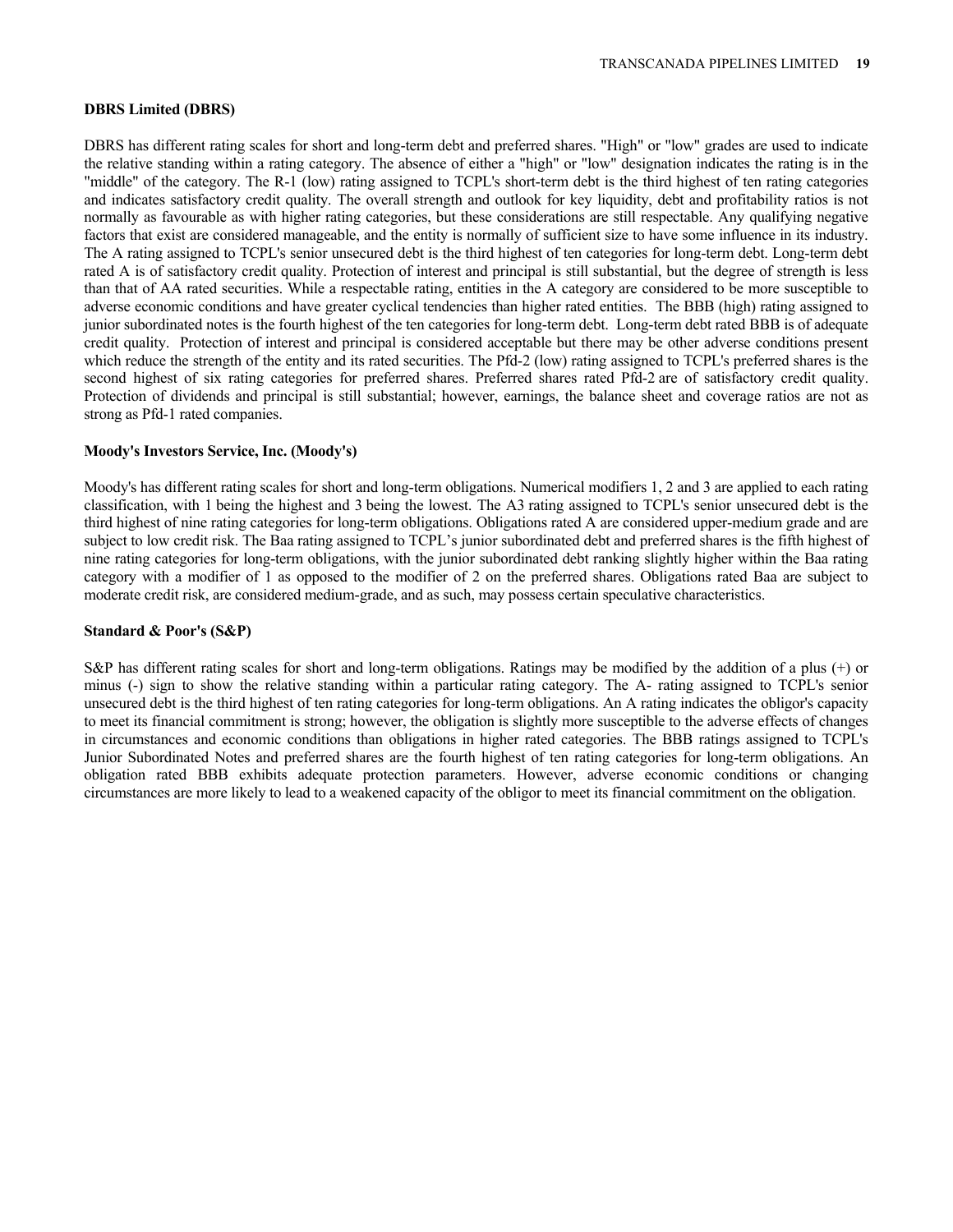### DBRS Limited (DBRS)

DBRS has different rating scales for short and long-term debt and preferred shares. "High" or "low" grades are used to indicate the relative standing within a rating category. The absence of either a "high" or "low" designation indicates the rating is in the "middle" of the category. The R-1 (low) rating assigned to TCPL's short-term debt is the third highest of ten rating categories and indicates satisfactory credit quality. The overall strength and outlook for key liquidity, debt and profitability ratios is not normally as favourable as with higher rating categories, but these considerations are still respectable. Any qualifying negative factors that exist are considered manageable, and the entity is normally of sufficient size to have some influence in its industry. The A rating assigned to TCPL's senior unsecured debt is the third highest of ten categories for long-term debt. Long-term debt rated A is of satisfactory credit quality. Protection of interest and principal is still substantial, but the degree of strength is less than that of AA rated securities. While a respectable rating, entities in the A category are considered to be more susceptible to adverse economic conditions and have greater cyclical tendencies than higher rated entities. The BBB (high) rating assigned to junior subordinated notes is the fourth highest of the ten categories for long-term debt. Long-term debt rated BBB is of adequate credit quality. Protection of interest and principal is considered acceptable but there may be other adverse conditions present which reduce the strength of the entity and its rated securities. The Pfd-2 (low) rating assigned to TCPL's preferred shares is the second highest of six rating categories for preferred shares. Preferred shares rated Pfd-2 are of satisfactory credit quality. Protection of dividends and principal is still substantial; however, earnings, the balance sheet and coverage ratios are not as strong as Pfd-1 rated companies.

### Moody's Investors Service, Inc. (Moody's)

Moody's has different rating scales for short and long-term obligations. Numerical modifiers 1, 2 and 3 are applied to each rating classification, with 1 being the highest and 3 being the lowest. The A3 rating assigned to TCPL's senior unsecured debt is the third highest of nine rating categories for long-term obligations. Obligations rated A are considered upper-medium grade and are subject to low credit risk. The Baa rating assigned to TCPL's junior subordinated debt and preferred shares is the fifth highest of nine rating categories for long-term obligations, with the junior subordinated debt ranking slightly higher within the Baa rating category with a modifier of 1 as opposed to the modifier of 2 on the preferred shares. Obligations rated Baa are subject to moderate credit risk, are considered medium-grade, and as such, may possess certain speculative characteristics.

### Standard & Poor's (S&P)

S&P has different rating scales for short and long-term obligations. Ratings may be modified by the addition of a plus (+) or minus (-) sign to show the relative standing within a particular rating category. The A- rating assigned to TCPL's senior unsecured debt is the third highest of ten rating categories for long-term obligations. An A rating indicates the obligor's capacity to meet its financial commitment is strong; however, the obligation is slightly more susceptible to the adverse effects of changes in circumstances and economic conditions than obligations in higher rated categories. The BBB ratings assigned to TCPL's Junior Subordinated Notes and preferred shares are the fourth highest of ten rating categories for long-term obligations. An obligation rated BBB exhibits adequate protection parameters. However, adverse economic conditions or changing circumstances are more likely to lead to a weakened capacity of the obligor to meet its financial commitment on the obligation.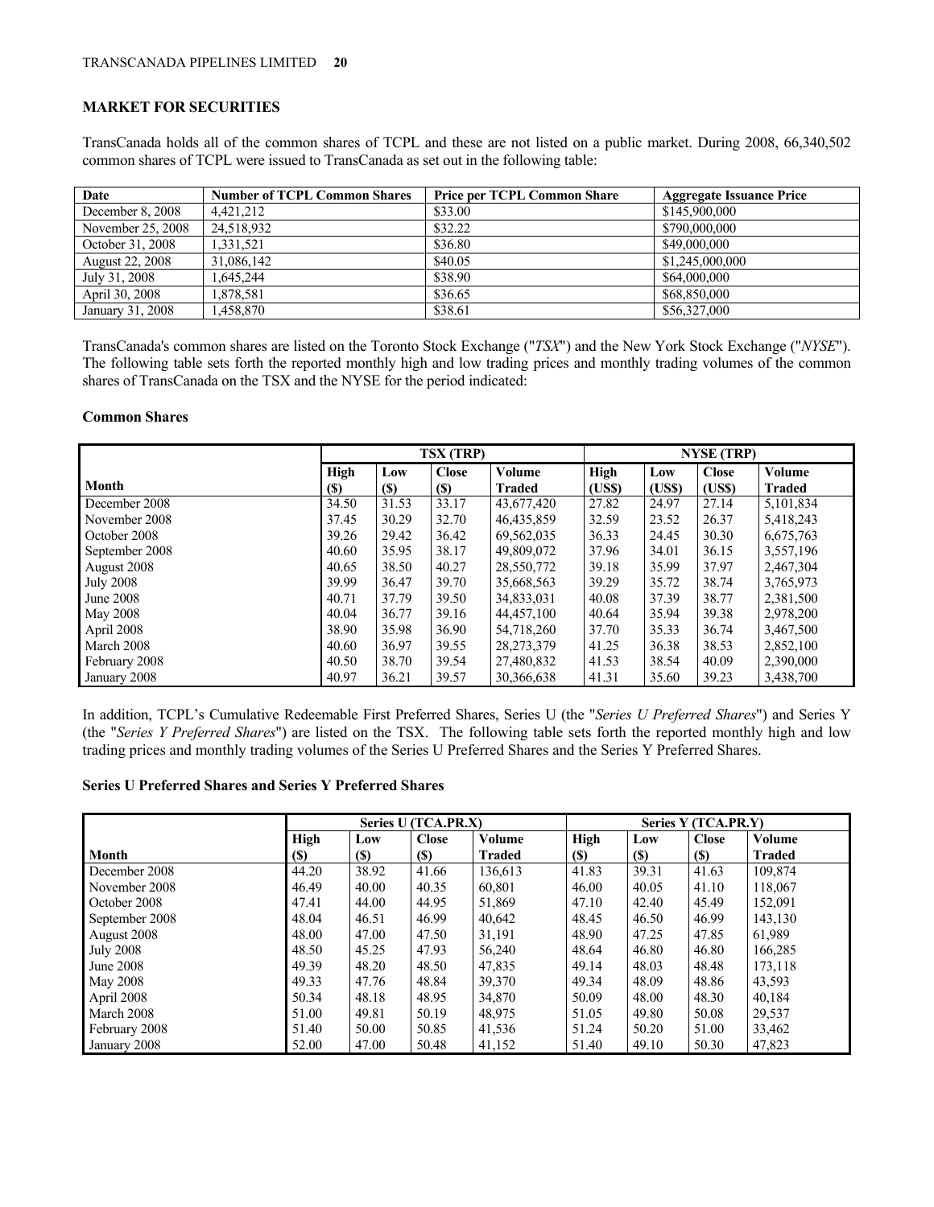## MARKET FOR SECURITIES

TransCanada holds all of the common shares of TCPL and these are not listed on a public market. During 2008, 66,340,502 common shares of TCPL were issued to TransCanada as set out in the following table:

| Date | Number of TCPL Common Shares | Price per TCPL Common Share | Aggregate Issuance Price |
|---|---|---|---|
| December 8, 2008 | 4,421,212 | $33.00 | $145,900,000 |
| November 25, 2008 | 24,518,932 | $32.22 | $790,000,000 |
| October 31, 2008 | 1,331,521 | $36.80 | $49,000,000 |
| August 22, 2008 | 31,086,142 | $40.05 | $1,245,000,000 |
| July 31, 2008 | 1,645,244 | $38.90 | $64,000,000 |
| April 30, 2008 | 1,878,581 | $36.65 | $68,850,000 |
| January 31, 2008 | 1,458,870 | $38.61 | $56,327,000 |

TransCanada's common shares are listed on the Toronto Stock Exchange ("*TSX*") and the New York Stock Exchange ("*NYSE*"). The following table sets forth the reported monthly high and low trading prices and monthly trading volumes of the common shares of TransCanada on the TSX and the NYSE for the period indicated:

### Common Shares

| | TSX (TRP) | | | | NYSE (TRP) | | | |
|---|---|---|---|---|---|---|---|---|
| Month | High ($) | Low ($) | Close ($) | Volume Traded | High (US$) | Low (US$) | Close (US$) | Volume Traded |
| December 2008 | 34.50 | 31.53 | 33.17 | 43,677,420 | 27.82 | 24.97 | 27.14 | 5,101,834 |
| November 2008 | 37.45 | 30.29 | 32.70 | 46,435,859 | 32.59 | 23.52 | 26.37 | 5,418,243 |
| October 2008 | 39.26 | 29.42 | 36.42 | 69,562,035 | 36.33 | 24.45 | 30.30 | 6,675,763 |
| September 2008 | 40.60 | 35.95 | 38.17 | 49,809,072 | 37.96 | 34.01 | 36.15 | 3,557,196 |
| August 2008 | 40.65 | 38.50 | 40.27 | 28,550,772 | 39.18 | 35.99 | 37.97 | 2,467,304 |
| July 2008 | 39.99 | 36.47 | 39.70 | 35,668,563 | 39.29 | 35.72 | 38.74 | 3,765,973 |
| June 2008 | 40.71 | 37.79 | 39.50 | 34,833,031 | 40.08 | 37.39 | 38.77 | 2,381,500 |
| May 2008 | 40.04 | 36.77 | 39.16 | 44,457,100 | 40.64 | 35.94 | 39.38 | 2,978,200 |
| April 2008 | 38.90 | 35.98 | 36.90 | 54,718,260 | 37.70 | 35.33 | 36.74 | 3,467,500 |
| March 2008 | 40.60 | 36.97 | 39.55 | 28,273,379 | 41.25 | 36.38 | 38.53 | 2,852,100 |
| February 2008 | 40.50 | 38.70 | 39.54 | 27,480,832 | 41.53 | 38.54 | 40.09 | 2,390,000 |
| January 2008 | 40.97 | 36.21 | 39.57 | 30,366,638 | 41.31 | 35.60 | 39.23 | 3,438,700 |

In addition, TCPL's Cumulative Redeemable First Preferred Shares, Series U (the "*Series U Preferred Shares*") and Series Y (the "*Series Y Preferred Shares*") are listed on the TSX. The following table sets forth the reported monthly high and low trading prices and monthly trading volumes of the Series U Preferred Shares and the Series Y Preferred Shares.

### Series U Preferred Shares and Series Y Preferred Shares

| | Series U (TCA.PR.X) | | | | Series Y (TCA.PR.Y) | | | |
|---|---|---|---|---|---|---|---|---|
| Month | High ($) | Low ($) | Close ($) | Volume Traded | High ($) | Low ($) | Close ($) | Volume Traded |
| December 2008 | 44.20 | 38.92 | 41.66 | 136,613 | 41.83 | 39.31 | 41.63 | 109,874 |
| November 2008 | 46.49 | 40.00 | 40.35 | 60,801 | 46.00 | 40.05 | 41.10 | 118,067 |
| October 2008 | 47.41 | 44.00 | 44.95 | 51,869 | 47.10 | 42.40 | 45.49 | 152,091 |
| September 2008 | 48.04 | 46.51 | 46.99 | 40,642 | 48.45 | 46.50 | 46.99 | 143,130 |
| August 2008 | 48.00 | 47.00 | 47.50 | 31,191 | 48.90 | 47.25 | 47.85 | 61,989 |
| July 2008 | 48.50 | 45.25 | 47.93 | 56,240 | 48.64 | 46.80 | 46.80 | 166,285 |
| June 2008 | 49.39 | 48.20 | 48.50 | 47,835 | 49.14 | 48.03 | 48.48 | 173,118 |
| May 2008 | 49.33 | 47.76 | 48.84 | 39,370 | 49.34 | 48.09 | 48.86 | 43,593 |
| April 2008 | 50.34 | 48.18 | 48.95 | 34,870 | 50.09 | 48.00 | 48.30 | 40,184 |
| March 2008 | 51.00 | 49.81 | 50.19 | 48,975 | 51.05 | 49.80 | 50.08 | 29,537 |
| February 2008 | 51.40 | 50.00 | 50.85 | 41,536 | 51.24 | 50.20 | 51.00 | 33,462 |
| January 2008 | 52.00 | 47.00 | 50.48 | 41,152 | 51.40 | 49.10 | 50.30 | 47,823 |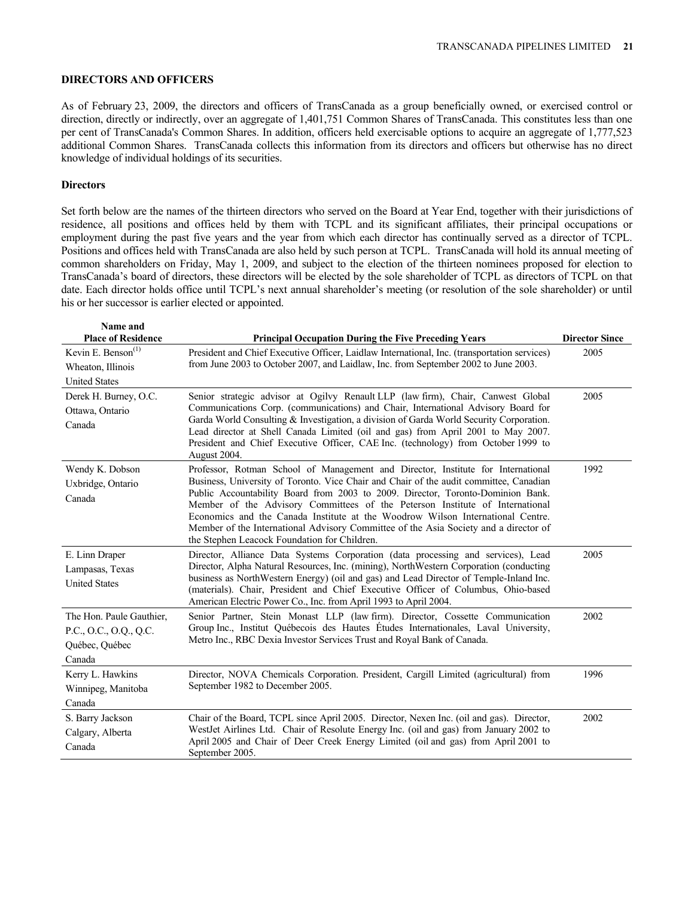## DIRECTORS AND OFFICERS

As of February 23, 2009, the directors and officers of TransCanada as a group beneficially owned, or exercised control or direction, directly or indirectly, over an aggregate of 1,401,751 Common Shares of TransCanada. This constitutes less than one per cent of TransCanada's Common Shares. In addition, officers held exercisable options to acquire an aggregate of 1,777,523 additional Common Shares. TransCanada collects this information from its directors and officers but otherwise has no direct knowledge of individual holdings of its securities.

### Directors

Set forth below are the names of the thirteen directors who served on the Board at Year End, together with their jurisdictions of residence, all positions and offices held by them with TCPL and its significant affiliates, their principal occupations or employment during the past five years and the year from which each director has continually served as a director of TCPL. Positions and offices held with TransCanada are also held by such person at TCPL. TransCanada will hold its annual meeting of common shareholders on Friday, May 1, 2009, and subject to the election of the thirteen nominees proposed for election to TransCanada's board of directors, these directors will be elected by the sole shareholder of TCPL as directors of TCPL on that date. Each director holds office until TCPL's next annual shareholder's meeting (or resolution of the sole shareholder) or until his or her successor is earlier elected or appointed.

| Name and Place of Residence | Principal Occupation During the Five Preceding Years | Director Since |
|---|---|---|
| Kevin E. Benson[(1)]<br>Wheaton, Illinois<br>United States | President and Chief Executive Officer, Laidlaw International, Inc. (transportation services) from June 2003 to October 2007, and Laidlaw, Inc. from September 2002 to June 2003. | 2005 |
| Derek H. Burney, O.C.<br>Ottawa, Ontario<br>Canada | Senior strategic advisor at Ogilvy Renault LLP (law firm), Chair, Canwest Global Communications Corp. (communications) and Chair, International Advisory Board for Garda World Consulting & Investigation, a division of Garda World Security Corporation. Lead director at Shell Canada Limited (oil and gas) from April 2001 to May 2007. President and Chief Executive Officer, CAE Inc. (technology) from October 1999 to August 2004. | 2005 |
| Wendy K. Dobson<br>Uxbridge, Ontario<br>Canada | Professor, Rotman School of Management and Director, Institute for International Business, University of Toronto. Vice Chair and Chair of the audit committee, Canadian Public Accountability Board from 2003 to 2009. Director, Toronto-Dominion Bank. Member of the Advisory Committees of the Peterson Institute of International Economics and the Canada Institute at the Woodrow Wilson International Centre. Member of the International Advisory Committee of the Asia Society and a director of the Stephen Leacock Foundation for Children. | 1992 |
| E. Linn Draper<br>Lampasas, Texas<br>United States | Director, Alliance Data Systems Corporation (data processing and services), Lead Director, Alpha Natural Resources, Inc. (mining), NorthWestern Corporation (conducting business as NorthWestern Energy) (oil and gas) and Lead Director of Temple-Inland Inc. (materials). Chair, President and Chief Executive Officer of Columbus, Ohio-based American Electric Power Co., Inc. from April 1993 to April 2004. | 2005 |
| The Hon. Paule Gauthier, P.C., O.C., O.Q., Q.C.<br>Québec, Québec<br>Canada | Senior Partner, Stein Monast LLP (law firm). Director, Cossette Communication Group Inc., Institut Québecois des Hautes Études Internationales, Laval University, Metro Inc., RBC Dexia Investor Services Trust and Royal Bank of Canada. | 2002 |
| Kerry L. Hawkins<br>Winnipeg, Manitoba<br>Canada | Director, NOVA Chemicals Corporation. President, Cargill Limited (agricultural) from September 1982 to December 2005. | 1996 |
| S. Barry Jackson<br>Calgary, Alberta<br>Canada | Chair of the Board, TCPL since April 2005. Director, Nexen Inc. (oil and gas). Director, WestJet Airlines Ltd. Chair of Resolute Energy Inc. (oil and gas) from January 2002 to April 2005 and Chair of Deer Creek Energy Limited (oil and gas) from April 2001 to September 2005. | 2002 |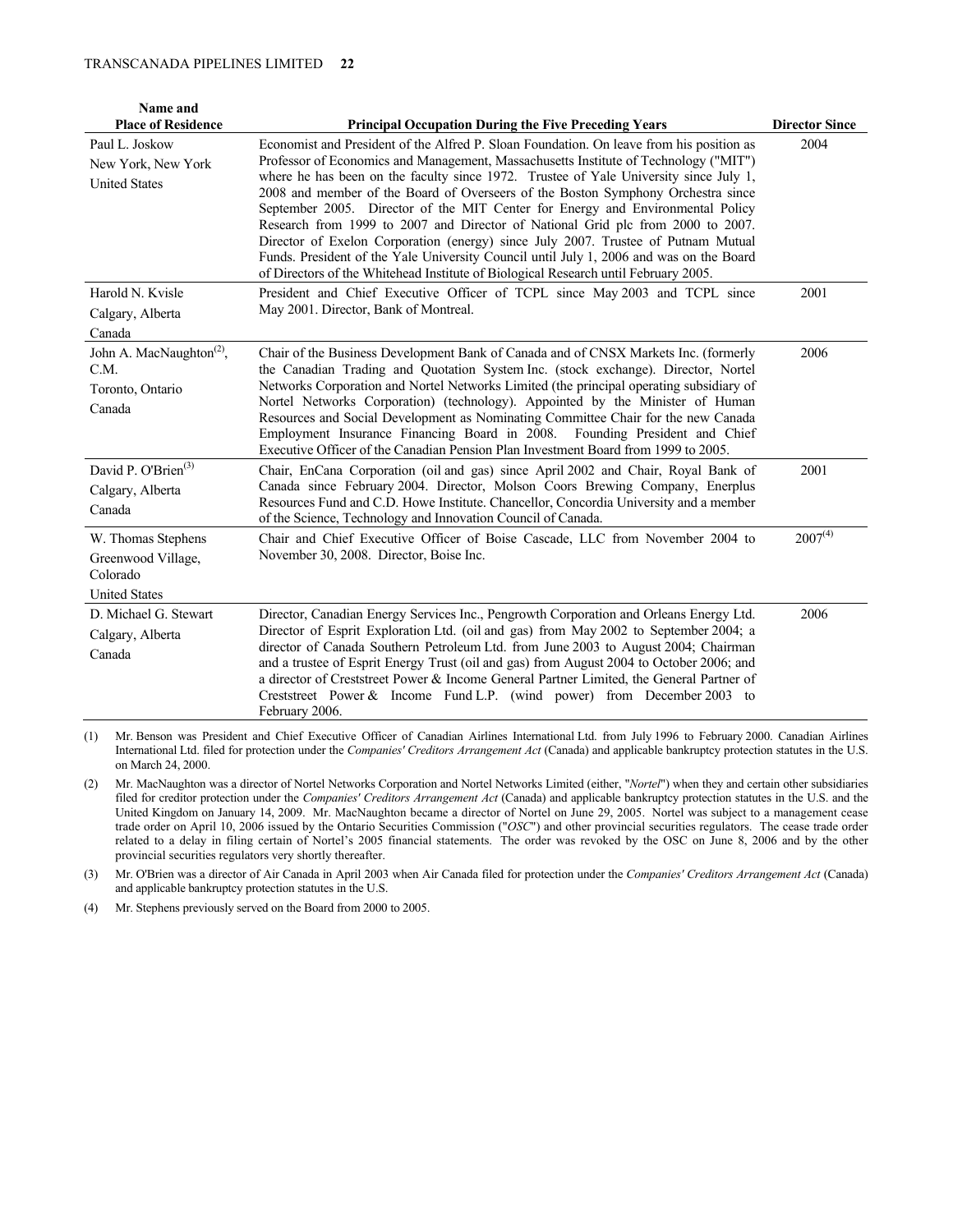| Name and Place of Residence | Principal Occupation During the Five Preceding Years | Director Since |
|---|---|---|
| Paul L. Joskow<br>New York, New York<br>United States | Economist and President of the Alfred P. Sloan Foundation. On leave from his position as Professor of Economics and Management, Massachusetts Institute of Technology ("MIT") where he has been on the faculty since 1972. Trustee of Yale University since July 1, 2008 and member of the Board of Overseers of the Boston Symphony Orchestra since September 2005. Director of the MIT Center for Energy and Environmental Policy Research from 1999 to 2007 and Director of National Grid plc from 2000 to 2007. Director of Exelon Corporation (energy) since July 2007. Trustee of Putnam Mutual Funds. President of the Yale University Council until July 1, 2006 and was on the Board of Directors of the Whitehead Institute of Biological Research until February 2005. | 2004 |
| Harold N. Kvisle<br>Calgary, Alberta<br>Canada | President and Chief Executive Officer of TCPL since May 2003 and TCPL since May 2001. Director, Bank of Montreal. | 2001 |
| John A. MacNaughton[(2)], C.M.<br>Toronto, Ontario<br>Canada | Chair of the Business Development Bank of Canada and of CNSX Markets Inc. (formerly the Canadian Trading and Quotation System Inc. (stock exchange). Director, Nortel Networks Corporation and Nortel Networks Limited (the principal operating subsidiary of Nortel Networks Corporation) (technology). Appointed by the Minister of Human Resources and Social Development as Nominating Committee Chair for the new Canada Employment Insurance Financing Board in 2008. Founding President and Chief Executive Officer of the Canadian Pension Plan Investment Board from 1999 to 2005. | 2006 |
| David P. O'Brien[(3)]<br>Calgary, Alberta<br>Canada | Chair, EnCana Corporation (oil and gas) since April 2002 and Chair, Royal Bank of Canada since February 2004. Director, Molson Coors Brewing Company, Enerplus Resources Fund and C.D. Howe Institute. Chancellor, Concordia University and a member of the Science, Technology and Innovation Council of Canada. | 2001 |
| W. Thomas Stephens<br>Greenwood Village, Colorado<br>United States | Chair and Chief Executive Officer of Boise Cascade, LLC from November 2004 to November 30, 2008. Director, Boise Inc. | 2007[(4)] |
| D. Michael G. Stewart<br>Calgary, Alberta<br>Canada | Director, Canadian Energy Services Inc., Pengrowth Corporation and Orleans Energy Ltd. Director of Esprit Exploration Ltd. (oil and gas) from May 2002 to September 2004; a director of Canada Southern Petroleum Ltd. from June 2003 to August 2004; Chairman and a trustee of Esprit Energy Trust (oil and gas) from August 2004 to October 2006; and a director of Creststreet Power & Income General Partner Limited, the General Partner of Creststreet Power & Income Fund L.P. (wind power) from December 2003 to February 2006. | 2006 |

(1) Mr. Benson was President and Chief Executive Officer of Canadian Airlines International Ltd. from July 1996 to February 2000. Canadian Airlines International Ltd. filed for protection under the *Companies' Creditors Arrangement Act* (Canada) and applicable bankruptcy protection statutes in the U.S. on March 24, 2000.

(2) Mr. MacNaughton was a director of Nortel Networks Corporation and Nortel Networks Limited (either, "*Nortel*") when they and certain other subsidiaries filed for creditor protection under the *Companies' Creditors Arrangement Act* (Canada) and applicable bankruptcy protection statutes in the U.S. and the United Kingdom on January 14, 2009. Mr. MacNaughton became a director of Nortel on June 29, 2005. Nortel was subject to a management cease trade order on April 10, 2006 issued by the Ontario Securities Commission ("*OSC*") and other provincial securities regulators. The cease trade order related to a delay in filing certain of Nortel's 2005 financial statements. The order was revoked by the OSC on June 8, 2006 and by the other provincial securities regulators very shortly thereafter.

(3) Mr. O'Brien was a director of Air Canada in April 2003 when Air Canada filed for protection under the *Companies' Creditors Arrangement Act* (Canada) and applicable bankruptcy protection statutes in the U.S.

(4) Mr. Stephens previously served on the Board from 2000 to 2005.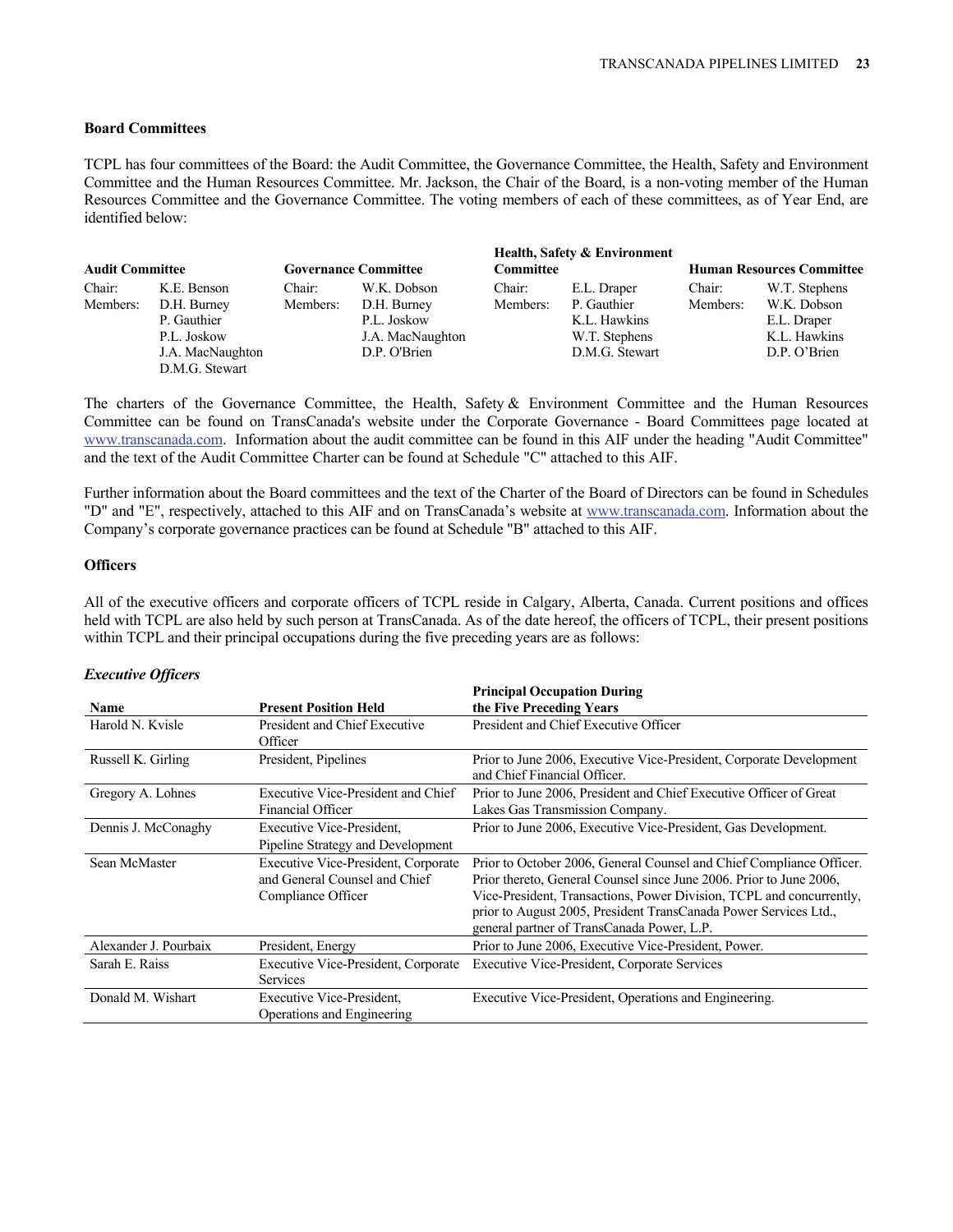### Board Committees

TCPL has four committees of the Board: the Audit Committee, the Governance Committee, the Health, Safety and Environment Committee and the Human Resources Committee. Mr. Jackson, the Chair of the Board, is a non-voting member of the Human Resources Committee and the Governance Committee. The voting members of each of these committees, as of Year End, are identified below:

| Audit Committee | | Governance Committee | | Health, Safety & Environment Committee | | Human Resources Committee | |
|---|---|---|---|---|---|---|---|
| Chair: | K.E. Benson | Chair: | W.K. Dobson | Chair: | E.L. Draper | Chair: | W.T. Stephens |
| Members: | D.H. Burney | Members: | D.H. Burney | Members: | P. Gauthier | Members: | W.K. Dobson |
| | P. Gauthier | | P.L. Joskow | | K.L. Hawkins | | E.L. Draper |
| | P.L. Joskow | | J.A. MacNaughton | | W.T. Stephens | | K.L. Hawkins |
| | J.A. MacNaughton | | D.P. O'Brien | | D.M.G. Stewart | | D.P. O'Brien |
| | D.M.G. Stewart | | | | | | |

The charters of the Governance Committee, the Health, Safety & Environment Committee and the Human Resources Committee can be found on TransCanada's website under the Corporate Governance - Board Committees page located at www.transcanada.com. Information about the audit committee can be found in this AIF under the heading "Audit Committee" and the text of the Audit Committee Charter can be found at Schedule "C" attached to this AIF.

Further information about the Board committees and the text of the Charter of the Board of Directors can be found in Schedules "D" and "E", respectively, attached to this AIF and on TransCanada's website at www.transcanada.com. Information about the Company's corporate governance practices can be found at Schedule "B" attached to this AIF.

### Officers

All of the executive officers and corporate officers of TCPL reside in Calgary, Alberta, Canada. Current positions and offices held with TCPL are also held by such person at TransCanada. As of the date hereof, the officers of TCPL, their present positions within TCPL and their principal occupations during the five preceding years are as follows:

#### *Executive Officers*

| Name | Present Position Held | Principal Occupation During the Five Preceding Years |
|---|---|---|
| Harold N. Kvisle | President and Chief Executive Officer | President and Chief Executive Officer |
| Russell K. Girling | President, Pipelines | Prior to June 2006, Executive Vice-President, Corporate Development and Chief Financial Officer. |
| Gregory A. Lohnes | Executive Vice-President and Chief Financial Officer | Prior to June 2006, President and Chief Executive Officer of Great Lakes Gas Transmission Company. |
| Dennis J. McConaghy | Executive Vice-President, Pipeline Strategy and Development | Prior to June 2006, Executive Vice-President, Gas Development. |
| Sean McMaster | Executive Vice-President, Corporate and General Counsel and Chief Compliance Officer | Prior to October 2006, General Counsel and Chief Compliance Officer. Prior thereto, General Counsel since June 2006. Prior to June 2006, Vice-President, Transactions, Power Division, TCPL and concurrently, prior to August 2005, President TransCanada Power Services Ltd., general partner of TransCanada Power, L.P. |
| Alexander J. Pourbaix | President, Energy | Prior to June 2006, Executive Vice-President, Power. |
| Sarah E. Raiss | Executive Vice-President, Corporate Services | Executive Vice-President, Corporate Services |
| Donald M. Wishart | Executive Vice-President, Operations and Engineering | Executive Vice-President, Operations and Engineering. |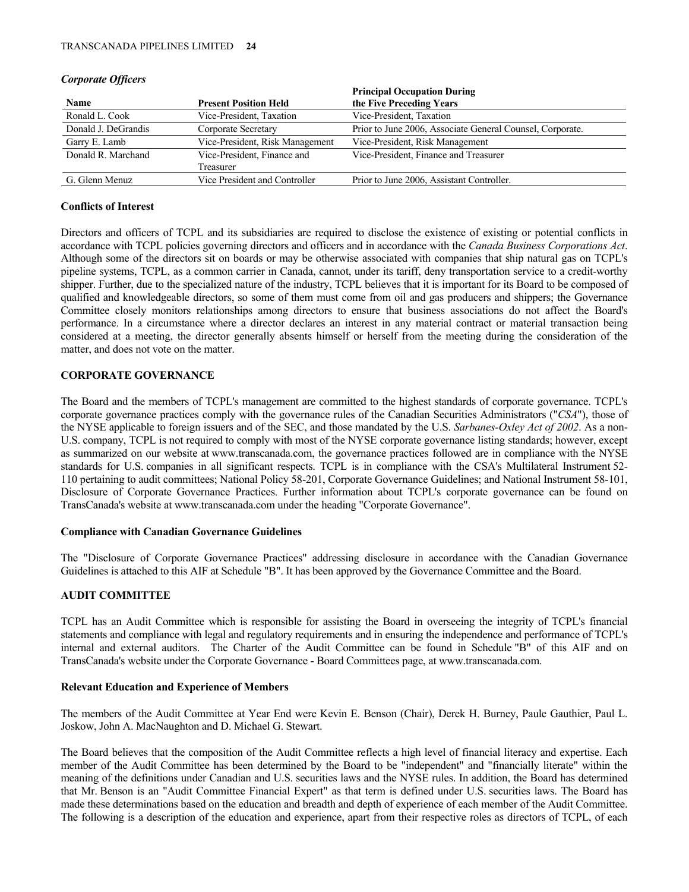### *Corporate Officers*

| Name | Present Position Held | Principal Occupation During the Five Preceding Years |
| --- | --- | --- |
| Ronald L. Cook | Vice-President, Taxation | Vice-President, Taxation |
| Donald J. DeGrandis | Corporate Secretary | Prior to June 2006, Associate General Counsel, Corporate. |
| Garry E. Lamb | Vice-President, Risk Management | Vice-President, Risk Management |
| Donald R. Marchand | Vice-President, Finance and Treasurer | Vice-President, Finance and Treasurer |
| G. Glenn Menuz | Vice President and Controller | Prior to June 2006, Assistant Controller. |

**Conflicts of Interest**

Directors and officers of TCPL and its subsidiaries are required to disclose the existence of existing or potential conflicts in accordance with TCPL policies governing directors and officers and in accordance with the *Canada Business Corporations Act*. Although some of the directors sit on boards or may be otherwise associated with companies that ship natural gas on TCPL's pipeline systems, TCPL, as a common carrier in Canada, cannot, under its tariff, deny transportation service to a credit-worthy shipper. Further, due to the specialized nature of the industry, TCPL believes that it is important for its Board to be composed of qualified and knowledgeable directors, so some of them must come from oil and gas producers and shippers; the Governance Committee closely monitors relationships among directors to ensure that business associations do not affect the Board's performance. In a circumstance where a director declares an interest in any material contract or material transaction being considered at a meeting, the director generally absents himself or herself from the meeting during the consideration of the matter, and does not vote on the matter.

## CORPORATE GOVERNANCE

The Board and the members of TCPL's management are committed to the highest standards of corporate governance. TCPL's corporate governance practices comply with the governance rules of the Canadian Securities Administrators ("*CSA*"), those of the NYSE applicable to foreign issuers and of the SEC, and those mandated by the U.S. *Sarbanes-Oxley Act of 2002*. As a non-U.S. company, TCPL is not required to comply with most of the NYSE corporate governance listing standards; however, except as summarized on our website at www.transcanada.com, the governance practices followed are in compliance with the NYSE standards for U.S. companies in all significant respects. TCPL is in compliance with the CSA's Multilateral Instrument 52-110 pertaining to audit committees; National Policy 58-201, Corporate Governance Guidelines; and National Instrument 58-101, Disclosure of Corporate Governance Practices. Further information about TCPL's corporate governance can be found on TransCanada's website at www.transcanada.com under the heading "Corporate Governance".

**Compliance with Canadian Governance Guidelines**

The "Disclosure of Corporate Governance Practices" addressing disclosure in accordance with the Canadian Governance Guidelines is attached to this AIF at Schedule "B". It has been approved by the Governance Committee and the Board.

## AUDIT COMMITTEE

TCPL has an Audit Committee which is responsible for assisting the Board in overseeing the integrity of TCPL's financial statements and compliance with legal and regulatory requirements and in ensuring the independence and performance of TCPL's internal and external auditors. The Charter of the Audit Committee can be found in Schedule "B" of this AIF and on TransCanada's website under the Corporate Governance - Board Committees page, at www.transcanada.com.

**Relevant Education and Experience of Members**

The members of the Audit Committee at Year End were Kevin E. Benson (Chair), Derek H. Burney, Paule Gauthier, Paul L. Joskow, John A. MacNaughton and D. Michael G. Stewart.

The Board believes that the composition of the Audit Committee reflects a high level of financial literacy and expertise. Each member of the Audit Committee has been determined by the Board to be "independent" and "financially literate" within the meaning of the definitions under Canadian and U.S. securities laws and the NYSE rules. In addition, the Board has determined that Mr. Benson is an "Audit Committee Financial Expert" as that term is defined under U.S. securities laws. The Board has made these determinations based on the education and breadth and depth of experience of each member of the Audit Committee. The following is a description of the education and experience, apart from their respective roles as directors of TCPL, of each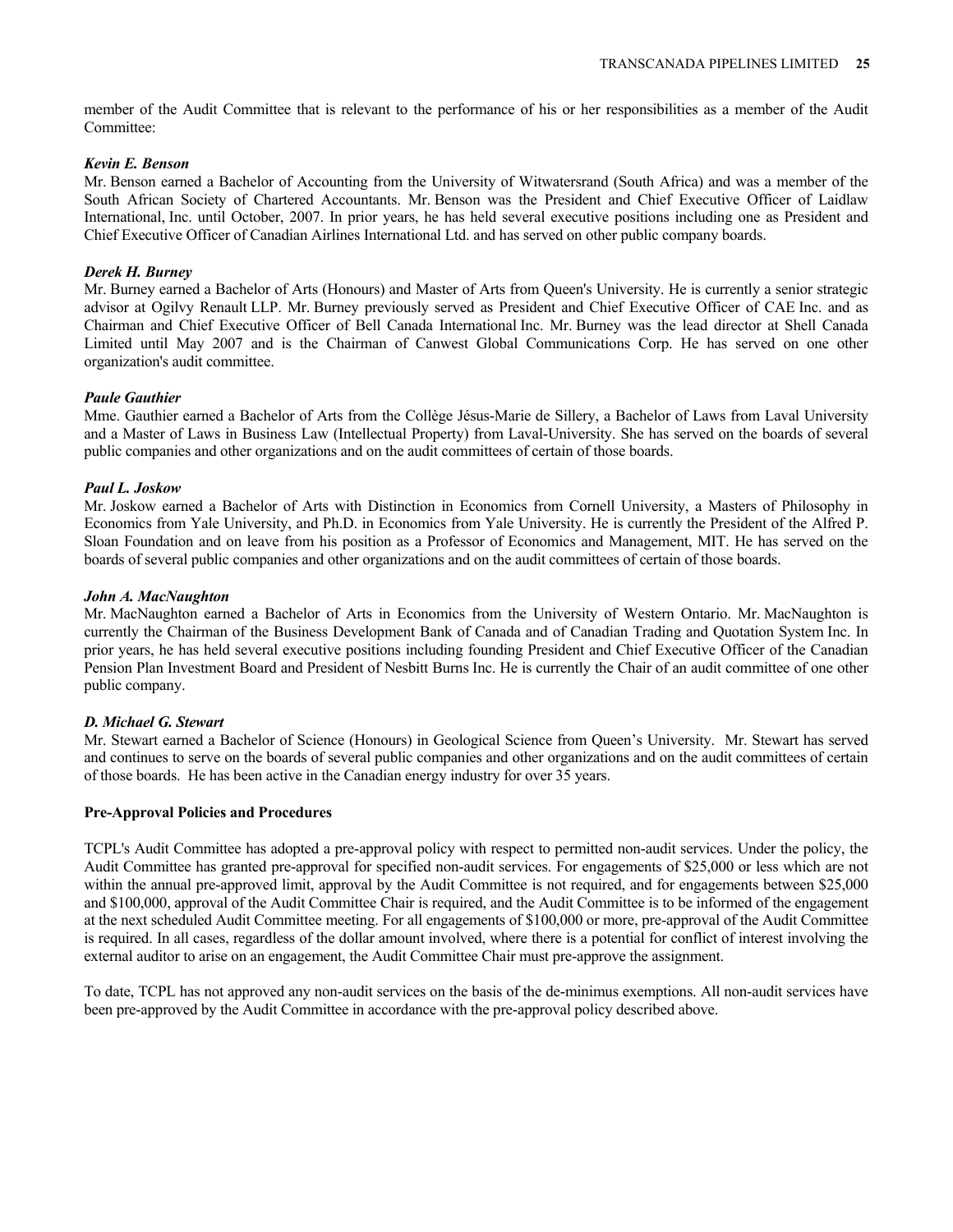member of the Audit Committee that is relevant to the performance of his or her responsibilities as a member of the Audit Committee:

***Kevin E. Benson***

Mr. Benson earned a Bachelor of Accounting from the University of Witwatersrand (South Africa) and was a member of the South African Society of Chartered Accountants. Mr. Benson was the President and Chief Executive Officer of Laidlaw International, Inc. until October, 2007. In prior years, he has held several executive positions including one as President and Chief Executive Officer of Canadian Airlines International Ltd. and has served on other public company boards.

***Derek H. Burney***

Mr. Burney earned a Bachelor of Arts (Honours) and Master of Arts from Queen's University. He is currently a senior strategic advisor at Ogilvy Renault LLP. Mr. Burney previously served as President and Chief Executive Officer of CAE Inc. and as Chairman and Chief Executive Officer of Bell Canada International Inc. Mr. Burney was the lead director at Shell Canada Limited until May 2007 and is the Chairman of Canwest Global Communications Corp. He has served on one other organization's audit committee.

***Paule Gauthier***

Mme. Gauthier earned a Bachelor of Arts from the Collège Jésus-Marie de Sillery, a Bachelor of Laws from Laval University and a Master of Laws in Business Law (Intellectual Property) from Laval-University. She has served on the boards of several public companies and other organizations and on the audit committees of certain of those boards.

***Paul L. Joskow***

Mr. Joskow earned a Bachelor of Arts with Distinction in Economics from Cornell University, a Masters of Philosophy in Economics from Yale University, and Ph.D. in Economics from Yale University. He is currently the President of the Alfred P. Sloan Foundation and on leave from his position as a Professor of Economics and Management, MIT. He has served on the boards of several public companies and other organizations and on the audit committees of certain of those boards.

***John A. MacNaughton***

Mr. MacNaughton earned a Bachelor of Arts in Economics from the University of Western Ontario. Mr. MacNaughton is currently the Chairman of the Business Development Bank of Canada and of Canadian Trading and Quotation System Inc. In prior years, he has held several executive positions including founding President and Chief Executive Officer of the Canadian Pension Plan Investment Board and President of Nesbitt Burns Inc. He is currently the Chair of an audit committee of one other public company.

***D. Michael G. Stewart***

Mr. Stewart earned a Bachelor of Science (Honours) in Geological Science from Queen's University. Mr. Stewart has served and continues to serve on the boards of several public companies and other organizations and on the audit committees of certain of those boards. He has been active in the Canadian energy industry for over 35 years.

**Pre-Approval Policies and Procedures**

TCPL's Audit Committee has adopted a pre-approval policy with respect to permitted non-audit services. Under the policy, the Audit Committee has granted pre-approval for specified non-audit services. For engagements of $25,000 or less which are not within the annual pre-approved limit, approval by the Audit Committee is not required, and for engagements between $25,000 and $100,000, approval of the Audit Committee Chair is required, and the Audit Committee is to be informed of the engagement at the next scheduled Audit Committee meeting. For all engagements of $100,000 or more, pre-approval of the Audit Committee is required. In all cases, regardless of the dollar amount involved, where there is a potential for conflict of interest involving the external auditor to arise on an engagement, the Audit Committee Chair must pre-approve the assignment.

To date, TCPL has not approved any non-audit services on the basis of the de-minimus exemptions. All non-audit services have been pre-approved by the Audit Committee in accordance with the pre-approval policy described above.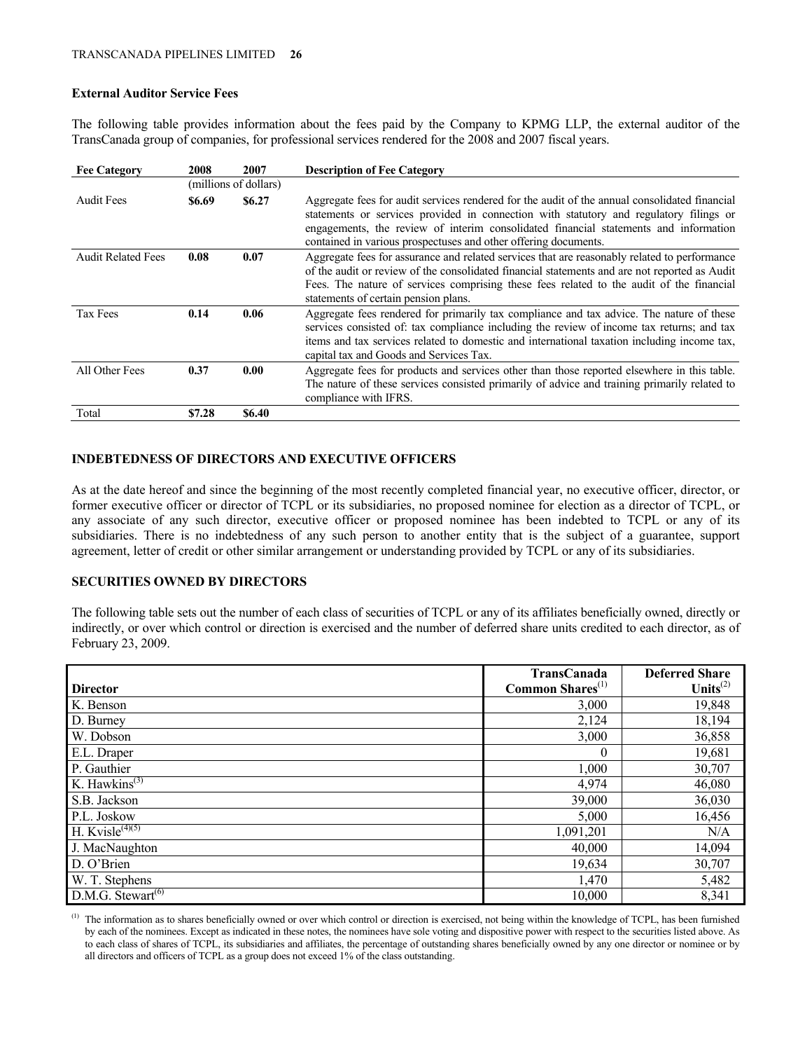### External Auditor Service Fees

The following table provides information about the fees paid by the Company to KPMG LLP, the external auditor of the TransCanada group of companies, for professional services rendered for the 2008 and 2007 fiscal years.

| Fee Category | 2008 | 2007 | Description of Fee Category |
|---|---|---|---|
| | (millions of dollars) | | |
| Audit Fees | **\$6.69** | \$6.27 | Aggregate fees for audit services rendered for the audit of the annual consolidated financial statements or services provided in connection with statutory and regulatory filings or engagements, the review of interim consolidated financial statements and information contained in various prospectuses and other offering documents. |
| Audit Related Fees | **0.08** | 0.07 | Aggregate fees for assurance and related services that are reasonably related to performance of the audit or review of the consolidated financial statements and are not reported as Audit Fees. The nature of services comprising these fees related to the audit of the financial statements of certain pension plans. |
| Tax Fees | **0.14** | 0.06 | Aggregate fees rendered for primarily tax compliance and tax advice. The nature of these services consisted of: tax compliance including the review of income tax returns; and tax items and tax services related to domestic and international taxation including income tax, capital tax and Goods and Services Tax. |
| All Other Fees | **0.37** | 0.00 | Aggregate fees for products and services other than those reported elsewhere in this table. The nature of these services consisted primarily of advice and training primarily related to compliance with IFRS. |
| Total | **\$7.28** | \$6.40 | |

## INDEBTEDNESS OF DIRECTORS AND EXECUTIVE OFFICERS

As at the date hereof and since the beginning of the most recently completed financial year, no executive officer, director, or former executive officer or director of TCPL or its subsidiaries, no proposed nominee for election as a director of TCPL, or any associate of any such director, executive officer or proposed nominee has been indebted to TCPL or any of its subsidiaries. There is no indebtedness of any such person to another entity that is the subject of a guarantee, support agreement, letter of credit or other similar arrangement or understanding provided by TCPL or any of its subsidiaries.

## SECURITIES OWNED BY DIRECTORS

The following table sets out the number of each class of securities of TCPL or any of its affiliates beneficially owned, directly or indirectly, or over which control or direction is exercised and the number of deferred share units credited to each director, as of February 23, 2009.

| Director | TransCanada Common Shares[(1)] | Deferred Share Units[(2)] |
|---|---:|---:|
| K. Benson | 3,000 | 19,848 |
| D. Burney | 2,124 | 18,194 |
| W. Dobson | 3,000 | 36,858 |
| E.L. Draper | 0 | 19,681 |
| P. Gauthier | 1,000 | 30,707 |
| K. Hawkins[(3)] | 4,974 | 46,080 |
| S.B. Jackson | 39,000 | 36,030 |
| P.L. Joskow | 5,000 | 16,456 |
| H. Kvisle[(4)(5)] | 1,091,201 | N/A |
| J. MacNaughton | 40,000 | 14,094 |
| D. O'Brien | 19,634 | 30,707 |
| W. T. Stephens | 1,470 | 5,482 |
| D.M.G. Stewart[(6)] | 10,000 | 8,341 |

(1) The information as to shares beneficially owned or over which control or direction is exercised, not being within the knowledge of TCPL, has been furnished by each of the nominees. Except as indicated in these notes, the nominees have sole voting and dispositive power with respect to the securities listed above. As to each class of shares of TCPL, its subsidiaries and affiliates, the percentage of outstanding shares beneficially owned by any one director or nominee or by all directors and officers of TCPL as a group does not exceed 1% of the class outstanding.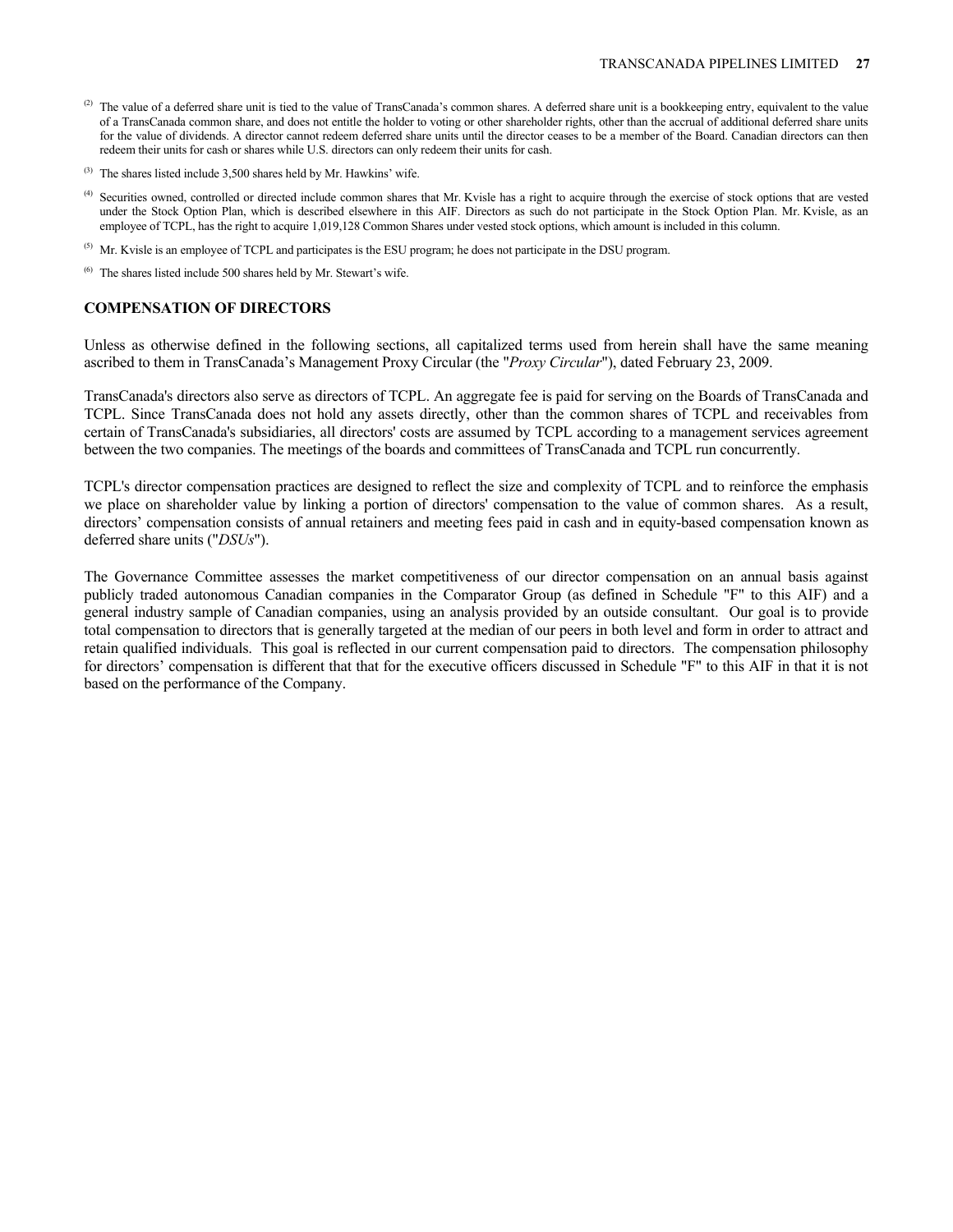(2) The value of a deferred share unit is tied to the value of TransCanada's common shares. A deferred share unit is a bookkeeping entry, equivalent to the value of a TransCanada common share, and does not entitle the holder to voting or other shareholder rights, other than the accrual of additional deferred share units for the value of dividends. A director cannot redeem deferred share units until the director ceases to be a member of the Board. Canadian directors can then redeem their units for cash or shares while U.S. directors can only redeem their units for cash.

(3) The shares listed include 3,500 shares held by Mr. Hawkins' wife.

(4) Securities owned, controlled or directed include common shares that Mr. Kvisle has a right to acquire through the exercise of stock options that are vested under the Stock Option Plan, which is described elsewhere in this AIF. Directors as such do not participate in the Stock Option Plan. Mr. Kvisle, as an employee of TCPL, has the right to acquire 1,019,128 Common Shares under vested stock options, which amount is included in this column.

(5) Mr. Kvisle is an employee of TCPL and participates is the ESU program; he does not participate in the DSU program.

(6) The shares listed include 500 shares held by Mr. Stewart's wife.

## COMPENSATION OF DIRECTORS

Unless as otherwise defined in the following sections, all capitalized terms used from herein shall have the same meaning ascribed to them in TransCanada's Management Proxy Circular (the "*Proxy Circular*"), dated February 23, 2009.

TransCanada's directors also serve as directors of TCPL. An aggregate fee is paid for serving on the Boards of TransCanada and TCPL. Since TransCanada does not hold any assets directly, other than the common shares of TCPL and receivables from certain of TransCanada's subsidiaries, all directors' costs are assumed by TCPL according to a management services agreement between the two companies. The meetings of the boards and committees of TransCanada and TCPL run concurrently.

TCPL's director compensation practices are designed to reflect the size and complexity of TCPL and to reinforce the emphasis we place on shareholder value by linking a portion of directors' compensation to the value of common shares. As a result, directors' compensation consists of annual retainers and meeting fees paid in cash and in equity-based compensation known as deferred share units ("*DSUs*").

The Governance Committee assesses the market competitiveness of our director compensation on an annual basis against publicly traded autonomous Canadian companies in the Comparator Group (as defined in Schedule "F" to this AIF) and a general industry sample of Canadian companies, using an analysis provided by an outside consultant. Our goal is to provide total compensation to directors that is generally targeted at the median of our peers in both level and form in order to attract and retain qualified individuals. This goal is reflected in our current compensation paid to directors. The compensation philosophy for directors' compensation is different that that for the executive officers discussed in Schedule "F" to this AIF in that it is not based on the performance of the Company.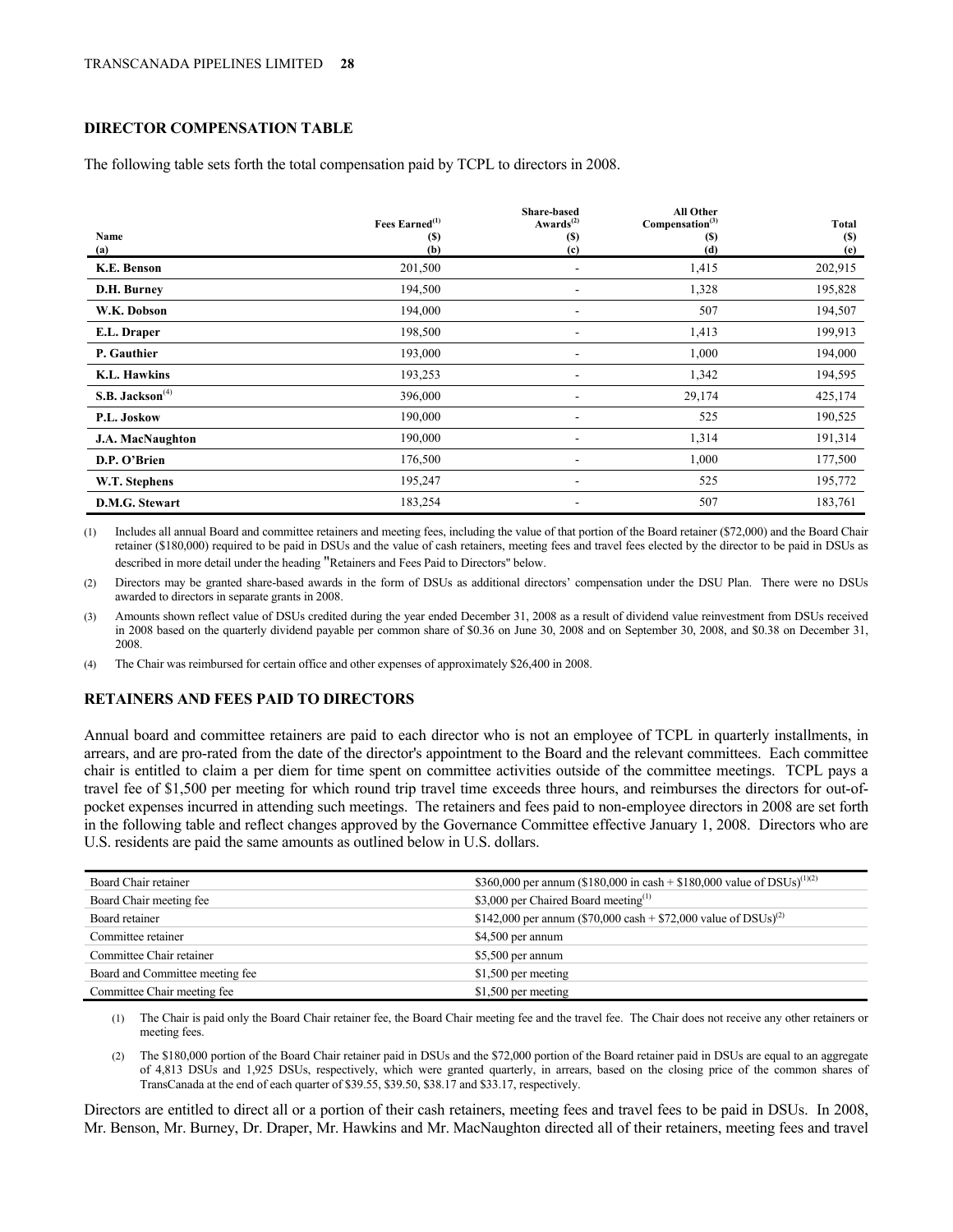## DIRECTOR COMPENSATION TABLE

The following table sets forth the total compensation paid by TCPL to directors in 2008.

| Name (a) | Fees Earned[(1)] ($) (b) | Share-based Awards[(2)] ($) (c) | All Other Compensation[(3)] ($) (d) | Total ($) (e) |
|---|---|---|---|---|
| **K.E. Benson** | 201,500 | - | 1,415 | 202,915 |
| **D.H. Burney** | 194,500 | - | 1,328 | 195,828 |
| **W.K. Dobson** | 194,000 | - | 507 | 194,507 |
| **E.L. Draper** | 198,500 | - | 1,413 | 199,913 |
| **P. Gauthier** | 193,000 | - | 1,000 | 194,000 |
| **K.L. Hawkins** | 193,253 | - | 1,342 | 194,595 |
| **S.B. Jackson**[(4)] | 396,000 | - | 29,174 | 425,174 |
| **P.L. Joskow** | 190,000 | - | 525 | 190,525 |
| **J.A. MacNaughton** | 190,000 | - | 1,314 | 191,314 |
| **D.P. O'Brien** | 176,500 | - | 1,000 | 177,500 |
| **W.T. Stephens** | 195,247 | - | 525 | 195,772 |
| **D.M.G. Stewart** | 183,254 | - | 507 | 183,761 |

(1) Includes all annual Board and committee retainers and meeting fees, including the value of that portion of the Board retainer ($72,000) and the Board Chair retainer ($180,000) required to be paid in DSUs and the value of cash retainers, meeting fees and travel fees elected by the director to be paid in DSUs as described in more detail under the heading "Retainers and Fees Paid to Directors" below.

(2) Directors may be granted share-based awards in the form of DSUs as additional directors' compensation under the DSU Plan. There were no DSUs awarded to directors in separate grants in 2008.

(3) Amounts shown reflect value of DSUs credited during the year ended December 31, 2008 as a result of dividend value reinvestment from DSUs received in 2008 based on the quarterly dividend payable per common share of $0.36 on June 30, 2008 and on September 30, 2008, and $0.38 on December 31, 2008.

(4) The Chair was reimbursed for certain office and other expenses of approximately $26,400 in 2008.

## RETAINERS AND FEES PAID TO DIRECTORS

Annual board and committee retainers are paid to each director who is not an employee of TCPL in quarterly installments, in arrears, and are pro-rated from the date of the director's appointment to the Board and the relevant committees. Each committee chair is entitled to claim a per diem for time spent on committee activities outside of the committee meetings. TCPL pays a travel fee of $1,500 per meeting for which round trip travel time exceeds three hours, and reimburses the directors for out-of-pocket expenses incurred in attending such meetings. The retainers and fees paid to non-employee directors in 2008 are set forth in the following table and reflect changes approved by the Governance Committee effective January 1, 2008. Directors who are U.S. residents are paid the same amounts as outlined below in U.S. dollars.

| | |
|---|---|
| Board Chair retainer | $360,000 per annum ($180,000 in cash + $180,000 value of DSUs)[(1)(2)] |
| Board Chair meeting fee | $3,000 per Chaired Board meeting[(1)] |
| Board retainer | $142,000 per annum ($70,000 cash + $72,000 value of DSUs)[(2)] |
| Committee retainer | $4,500 per annum |
| Committee Chair retainer | $5,500 per annum |
| Board and Committee meeting fee | $1,500 per meeting |
| Committee Chair meeting fee | $1,500 per meeting |

(1) The Chair is paid only the Board Chair retainer fee, the Board Chair meeting fee and the travel fee. The Chair does not receive any other retainers or meeting fees.

(2) The $180,000 portion of the Board Chair retainer paid in DSUs and the $72,000 portion of the Board retainer paid in DSUs are equal to an aggregate of 4,813 DSUs and 1,925 DSUs, respectively, which were granted quarterly, in arrears, based on the closing price of the common shares of TransCanada at the end of each quarter of $39.55, $39.50, $38.17 and $33.17, respectively.

Directors are entitled to direct all or a portion of their cash retainers, meeting fees and travel fees to be paid in DSUs. In 2008, Mr. Benson, Mr. Burney, Dr. Draper, Mr. Hawkins and Mr. MacNaughton directed all of their retainers, meeting fees and travel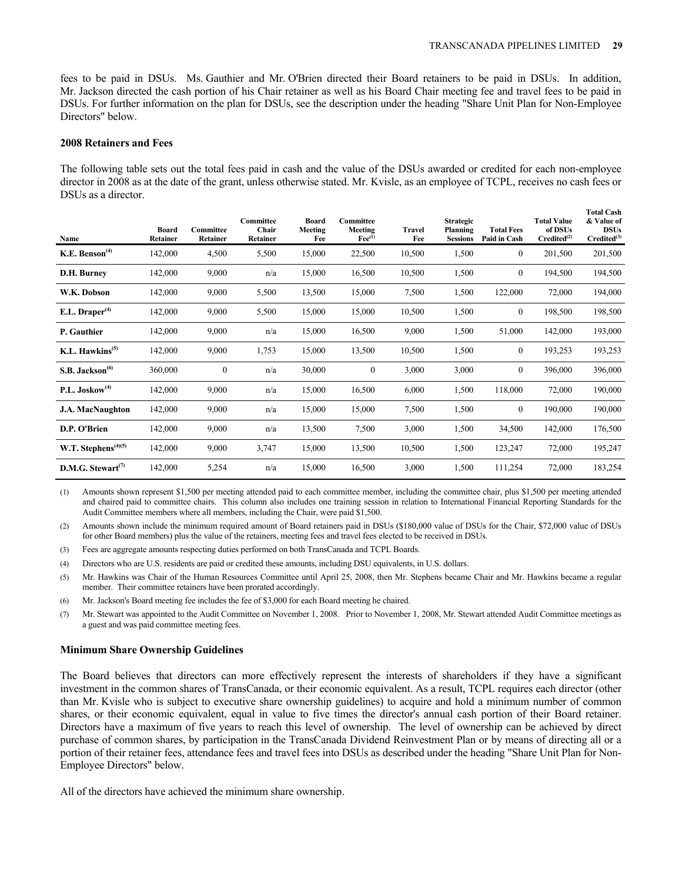fees to be paid in DSUs. Ms. Gauthier and Mr. O'Brien directed their Board retainers to be paid in DSUs. In addition, Mr. Jackson directed the cash portion of his Chair retainer as well as his Board Chair meeting fee and travel fees to be paid in DSUs. For further information on the plan for DSUs, see the description under the heading "Share Unit Plan for Non-Employee Directors" below.

### 2008 Retainers and Fees

The following table sets out the total fees paid in cash and the value of the DSUs awarded or credited for each non-employee director in 2008 as at the date of the grant, unless otherwise stated. Mr. Kvisle, as an employee of TCPL, receives no cash fees or DSUs as a director.

| Name | Board Retainer | Committee Retainer | Committee Chair Retainer | Board Meeting Fee | Committee Meeting Fee[(1)] | Travel Fee | Strategic Planning Sessions | Total Fees Paid in Cash | Total Value of DSUs Credited[(2)] | Total Cash & Value of DSUs Credited[(3)] |
|---|---|---|---|---|---|---|---|---|---|---|
| **K.E. Benson[(4)]** | 142,000 | 4,500 | 5,500 | 15,000 | 22,500 | 10,500 | 1,500 | 0 | 201,500 | 201,500 |
| **D.H. Burney** | 142,000 | 9,000 | n/a | 15,000 | 16,500 | 10,500 | 1,500 | 0 | 194,500 | 194,500 |
| **W.K. Dobson** | 142,000 | 9,000 | 5,500 | 13,500 | 15,000 | 7,500 | 1,500 | 122,000 | 72,000 | 194,000 |
| **E.L. Draper[(4)]** | 142,000 | 9,000 | 5,500 | 15,000 | 15,000 | 10,500 | 1,500 | 0 | 198,500 | 198,500 |
| **P. Gauthier** | 142,000 | 9,000 | n/a | 15,000 | 16,500 | 9,000 | 1,500 | 51,000 | 142,000 | 193,000 |
| **K.L. Hawkins[(5)]** | 142,000 | 9,000 | 1,753 | 15,000 | 13,500 | 10,500 | 1,500 | 0 | 193,253 | 193,253 |
| **S.B. Jackson[(6)]** | 360,000 | 0 | n/a | 30,000 | 0 | 3,000 | 3,000 | 0 | 396,000 | 396,000 |
| **P.L. Joskow[(4)]** | 142,000 | 9,000 | n/a | 15,000 | 16,500 | 6,000 | 1,500 | 118,000 | 72,000 | 190,000 |
| **J.A. MacNaughton** | 142,000 | 9,000 | n/a | 15,000 | 15,000 | 7,500 | 1,500 | 0 | 190,000 | 190,000 |
| **D.P. O'Brien** | 142,000 | 9,000 | n/a | 13,500 | 7,500 | 3,000 | 1,500 | 34,500 | 142,000 | 176,500 |
| **W.T. Stephens[(4)(5)]** | 142,000 | 9,000 | 3,747 | 15,000 | 13,500 | 10,500 | 1,500 | 123,247 | 72,000 | 195,247 |
| **D.M.G. Stewart[(7)]** | 142,000 | 5,254 | n/a | 15,000 | 16,500 | 3,000 | 1,500 | 111,254 | 72,000 | 183,254 |

(1) Amounts shown represent $1,500 per meeting attended paid to each committee member, including the committee chair, plus $1,500 per meeting attended and chaired paid to committee chairs. This column also includes one training session in relation to International Financial Reporting Standards for the Audit Committee members where all members, including the Chair, were paid $1,500.

(2) Amounts shown include the minimum required amount of Board retainers paid in DSUs ($180,000 value of DSUs for the Chair, $72,000 value of DSUs for other Board members) plus the value of the retainers, meeting fees and travel fees elected to be received in DSUs.

(3) Fees are aggregate amounts respecting duties performed on both TransCanada and TCPL Boards.

(4) Directors who are U.S. residents are paid or credited these amounts, including DSU equivalents, in U.S. dollars.

(5) Mr. Hawkins was Chair of the Human Resources Committee until April 25, 2008, then Mr. Stephens became Chair and Mr. Hawkins became a regular member. Their committee retainers have been prorated accordingly.

(6) Mr. Jackson's Board meeting fee includes the fee of $3,000 for each Board meeting he chaired.

(7) Mr. Stewart was appointed to the Audit Committee on November 1, 2008. Prior to November 1, 2008, Mr. Stewart attended Audit Committee meetings as a guest and was paid committee meeting fees.

### Minimum Share Ownership Guidelines

The Board believes that directors can more effectively represent the interests of shareholders if they have a significant investment in the common shares of TransCanada, or their economic equivalent. As a result, TCPL requires each director (other than Mr. Kvisle who is subject to executive share ownership guidelines) to acquire and hold a minimum number of common shares, or their economic equivalent, equal in value to five times the director's annual cash portion of their Board retainer. Directors have a maximum of five years to reach this level of ownership. The level of ownership can be achieved by direct purchase of common shares, by participation in the TransCanada Dividend Reinvestment Plan or by means of directing all or a portion of their retainer fees, attendance fees and travel fees into DSUs as described under the heading "Share Unit Plan for Non-Employee Directors" below.

All of the directors have achieved the minimum share ownership.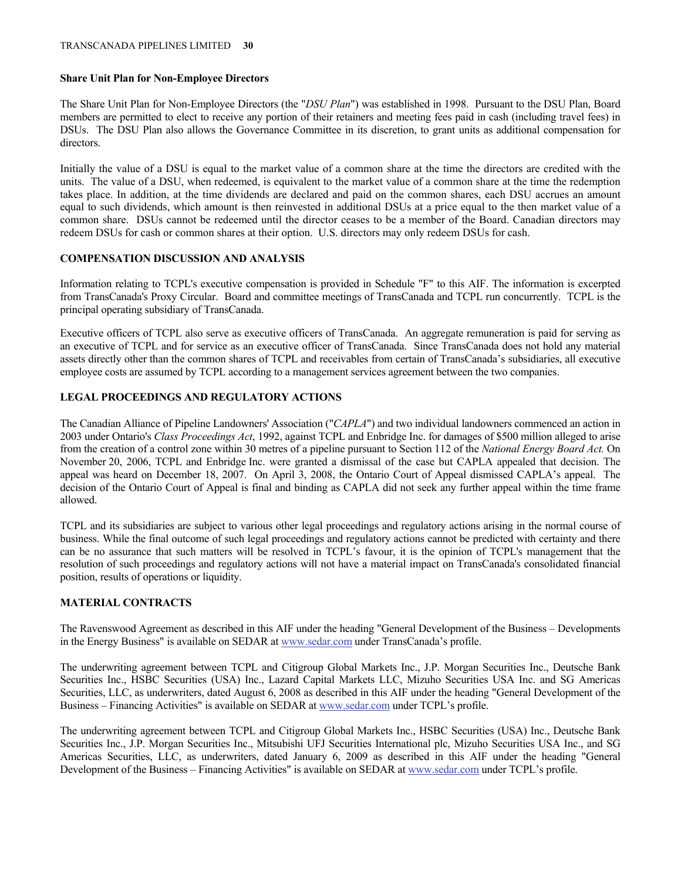**Share Unit Plan for Non-Employee Directors**

The Share Unit Plan for Non-Employee Directors (the "*DSU Plan*") was established in 1998. Pursuant to the DSU Plan, Board members are permitted to elect to receive any portion of their retainers and meeting fees paid in cash (including travel fees) in DSUs. The DSU Plan also allows the Governance Committee in its discretion, to grant units as additional compensation for directors.

Initially the value of a DSU is equal to the market value of a common share at the time the directors are credited with the units. The value of a DSU, when redeemed, is equivalent to the market value of a common share at the time the redemption takes place. In addition, at the time dividends are declared and paid on the common shares, each DSU accrues an amount equal to such dividends, which amount is then reinvested in additional DSUs at a price equal to the then market value of a common share. DSUs cannot be redeemed until the director ceases to be a member of the Board. Canadian directors may redeem DSUs for cash or common shares at their option. U.S. directors may only redeem DSUs for cash.

## COMPENSATION DISCUSSION AND ANALYSIS

Information relating to TCPL's executive compensation is provided in Schedule "F" to this AIF. The information is excerpted from TransCanada's Proxy Circular. Board and committee meetings of TransCanada and TCPL run concurrently. TCPL is the principal operating subsidiary of TransCanada.

Executive officers of TCPL also serve as executive officers of TransCanada. An aggregate remuneration is paid for serving as an executive of TCPL and for service as an executive officer of TransCanada. Since TransCanada does not hold any material assets directly other than the common shares of TCPL and receivables from certain of TransCanada's subsidiaries, all executive employee costs are assumed by TCPL according to a management services agreement between the two companies.

## LEGAL PROCEEDINGS AND REGULATORY ACTIONS

The Canadian Alliance of Pipeline Landowners' Association ("*CAPLA*") and two individual landowners commenced an action in 2003 under Ontario's *Class Proceedings Act*, 1992, against TCPL and Enbridge Inc. for damages of $500 million alleged to arise from the creation of a control zone within 30 metres of a pipeline pursuant to Section 112 of the *National Energy Board Act.* On November 20, 2006, TCPL and Enbridge Inc. were granted a dismissal of the case but CAPLA appealed that decision. The appeal was heard on December 18, 2007. On April 3, 2008, the Ontario Court of Appeal dismissed CAPLA's appeal. The decision of the Ontario Court of Appeal is final and binding as CAPLA did not seek any further appeal within the time frame allowed.

TCPL and its subsidiaries are subject to various other legal proceedings and regulatory actions arising in the normal course of business. While the final outcome of such legal proceedings and regulatory actions cannot be predicted with certainty and there can be no assurance that such matters will be resolved in TCPL's favour, it is the opinion of TCPL's management that the resolution of such proceedings and regulatory actions will not have a material impact on TransCanada's consolidated financial position, results of operations or liquidity.

## MATERIAL CONTRACTS

The Ravenswood Agreement as described in this AIF under the heading "General Development of the Business – Developments in the Energy Business" is available on SEDAR at www.sedar.com under TransCanada's profile.

The underwriting agreement between TCPL and Citigroup Global Markets Inc., J.P. Morgan Securities Inc., Deutsche Bank Securities Inc., HSBC Securities (USA) Inc., Lazard Capital Markets LLC, Mizuho Securities USA Inc. and SG Americas Securities, LLC, as underwriters, dated August 6, 2008 as described in this AIF under the heading "General Development of the Business – Financing Activities" is available on SEDAR at www.sedar.com under TCPL's profile.

The underwriting agreement between TCPL and Citigroup Global Markets Inc., HSBC Securities (USA) Inc., Deutsche Bank Securities Inc., J.P. Morgan Securities Inc., Mitsubishi UFJ Securities International plc, Mizuho Securities USA Inc., and SG Americas Securities, LLC, as underwriters, dated January 6, 2009 as described in this AIF under the heading "General Development of the Business – Financing Activities" is available on SEDAR at www.sedar.com under TCPL's profile.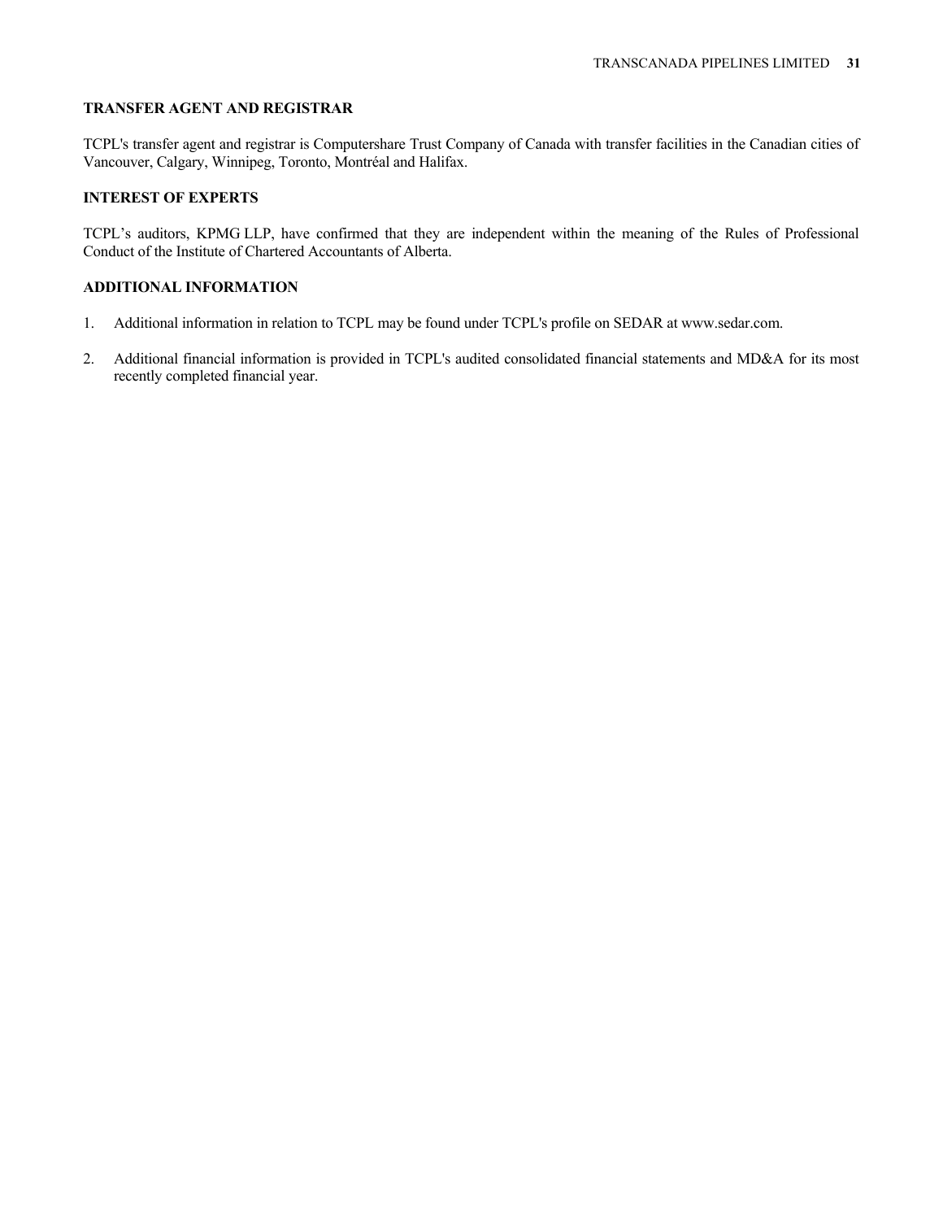## TRANSFER AGENT AND REGISTRAR

TCPL's transfer agent and registrar is Computershare Trust Company of Canada with transfer facilities in the Canadian cities of Vancouver, Calgary, Winnipeg, Toronto, Montréal and Halifax.

## INTEREST OF EXPERTS

TCPL’s auditors, KPMG LLP, have confirmed that they are independent within the meaning of the Rules of Professional Conduct of the Institute of Chartered Accountants of Alberta.

## ADDITIONAL INFORMATION

1. Additional information in relation to TCPL may be found under TCPL's profile on SEDAR at www.sedar.com.

2. Additional financial information is provided in TCPL's audited consolidated financial statements and MD&A for its most recently completed financial year.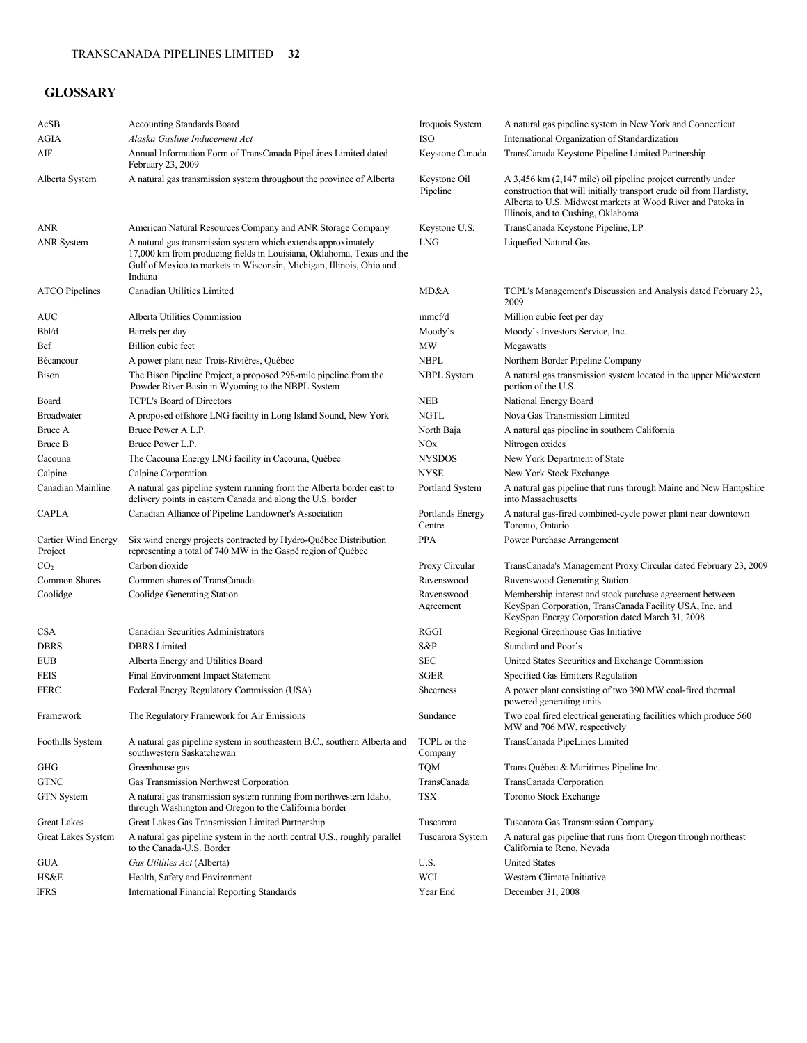## GLOSSARY

| Term | Definition |
|---|---|
| AcSB | Accounting Standards Board |
| AGIA | *Alaska Gasline Inducement Act* |
| AIF | Annual Information Form of TransCanada PipeLines Limited dated February 23, 2009 |
| Alberta System | A natural gas transmission system throughout the province of Alberta |
| ANR | American Natural Resources Company and ANR Storage Company |
| ANR System | A natural gas transmission system which extends approximately 17,000 km from producing fields in Louisiana, Oklahoma, Texas and the Gulf of Mexico to markets in Wisconsin, Michigan, Illinois, Ohio and Indiana |
| ATCO Pipelines | Canadian Utilities Limited |
| AUC | Alberta Utilities Commission |
| Bbl/d | Barrels per day |
| Bcf | Billion cubic feet |
| Bécancour | A power plant near Trois-Rivières, Québec |
| Bison | The Bison Pipeline Project, a proposed 298-mile pipeline from the Powder River Basin in Wyoming to the NBPL System |
| Board | TCPL's Board of Directors |
| Broadwater | A proposed offshore LNG facility in Long Island Sound, New York |
| Bruce A | Bruce Power A L.P. |
| Bruce B | Bruce Power L.P. |
| Cacouna | The Cacouna Energy LNG facility in Cacouna, Québec |
| Calpine | Calpine Corporation |
| Canadian Mainline | A natural gas pipeline system running from the Alberta border east to delivery points in eastern Canada and along the U.S. border |
| CAPLA | Canadian Alliance of Pipeline Landowner's Association |
| Cartier Wind Energy Project | Six wind energy projects contracted by Hydro-Québec Distribution representing a total of 740 MW in the Gaspé region of Québec |
| $CO_2$ | Carbon dioxide |
| Common Shares | Common shares of TransCanada |
| Coolidge | Coolidge Generating Station |
| CSA | Canadian Securities Administrators |
| DBRS | DBRS Limited |
| EUB | Alberta Energy and Utilities Board |
| FEIS | Final Environment Impact Statement |
| FERC | Federal Energy Regulatory Commission (USA) |
| Framework | The Regulatory Framework for Air Emissions |
| Foothills System | A natural gas pipeline system in southeastern B.C., southern Alberta and southwestern Saskatchewan |
| GHG | Greenhouse gas |
| GTNC | Gas Transmission Northwest Corporation |
| GTN System | A natural gas transmission system running from northwestern Idaho, through Washington and Oregon to the California border |
| Great Lakes | Great Lakes Gas Transmission Limited Partnership |
| Great Lakes System | A natural gas pipeline system in the north central U.S., roughly parallel to the Canada-U.S. Border |
| GUA | *Gas Utilities Act* (Alberta) |
| HS&E | Health, Safety and Environment |
| IFRS | International Financial Reporting Standards |
| Iroquois System | A natural gas pipeline system in New York and Connecticut |
| ISO | International Organization of Standardization |
| Keystone Canada | TransCanada Keystone Pipeline Limited Partnership |
| Keystone Oil Pipeline | A 3,456 km (2,147 mile) oil pipeline project currently under construction that will initially transport crude oil from Hardisty, Alberta to U.S. Midwest markets at Wood River and Patoka in Illinois, and to Cushing, Oklahoma |
| Keystone U.S. | TransCanada Keystone Pipeline, LP |
| LNG | Liquefied Natural Gas |
| MD&A | TCPL's Management's Discussion and Analysis dated February 23, 2009 |
| mmcf/d | Million cubic feet per day |
| Moody's | Moody's Investors Service, Inc. |
| MW | Megawatts |
| NBPL | Northern Border Pipeline Company |
| NBPL System | A natural gas transmission system located in the upper Midwestern portion of the U.S. |
| NEB | National Energy Board |
| NGTL | Nova Gas Transmission Limited |
| North Baja | A natural gas pipeline in southern California |
| NOx | Nitrogen oxides |
| NYSDOS | New York Department of State |
| NYSE | New York Stock Exchange |
| Portland System | A natural gas pipeline that runs through Maine and New Hampshire into Massachusetts |
| Portlands Energy Centre | A natural gas-fired combined-cycle power plant near downtown Toronto, Ontario |
| PPA | Power Purchase Arrangement |
| Proxy Circular | TransCanada's Management Proxy Circular dated February 23, 2009 |
| Ravenswood | Ravenswood Generating Station |
| Ravenswood Agreement | Membership interest and stock purchase agreement between KeySpan Corporation, TransCanada Facility USA, Inc. and KeySpan Energy Corporation dated March 31, 2008 |
| RGGI | Regional Greenhouse Gas Initiative |
| S&P | Standard and Poor's |
| SEC | United States Securities and Exchange Commission |
| SGER | Specified Gas Emitters Regulation |
| Sheerness | A power plant consisting of two 390 MW coal-fired thermal powered generating units |
| Sundance | Two coal fired electrical generating facilities which produce 560 MW and 706 MW, respectively |
| TCPL or the Company | TransCanada PipeLines Limited |
| TQM | Trans Québec & Maritimes Pipeline Inc. |
| TransCanada | TransCanada Corporation |
| TSX | Toronto Stock Exchange |
| Tuscarora | Tuscarora Gas Transmission Company |
| Tuscarora System | A natural gas pipeline that runs from Oregon through northeast California to Reno, Nevada |
| U.S. | United States |
| WCI | Western Climate Initiative |
| Year End | December 31, 2008 |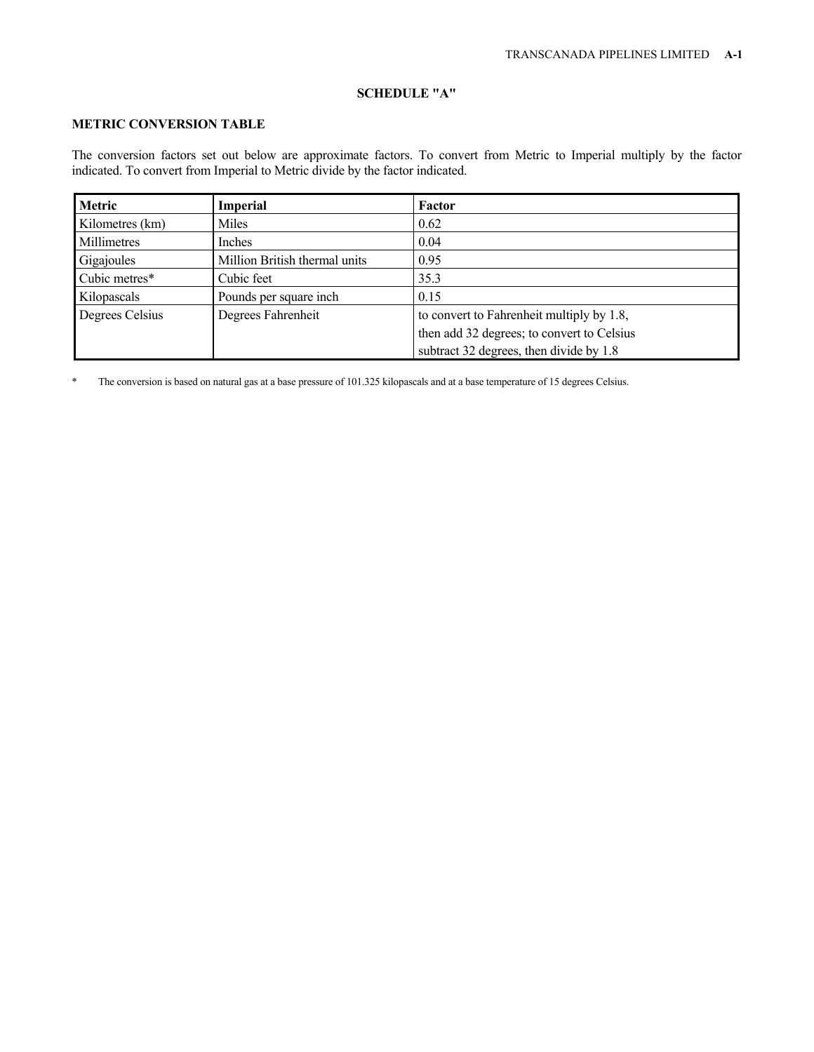## SCHEDULE "A"

### METRIC CONVERSION TABLE

The conversion factors set out below are approximate factors. To convert from Metric to Imperial multiply by the factor indicated. To convert from Imperial to Metric divide by the factor indicated.

| Metric | Imperial | Factor |
|---|---|---|
| Kilometres (km) | Miles | 0.62 |
| Millimetres | Inches | 0.04 |
| Gigajoules | Million British thermal units | 0.95 |
| Cubic metres* | Cubic feet | 35.3 |
| Kilopascals | Pounds per square inch | 0.15 |
| Degrees Celsius | Degrees Fahrenheit | to convert to Fahrenheit multiply by 1.8, then add 32 degrees; to convert to Celsius subtract 32 degrees, then divide by 1.8 |

\* The conversion is based on natural gas at a base pressure of 101.325 kilopascals and at a base temperature of 15 degrees Celsius.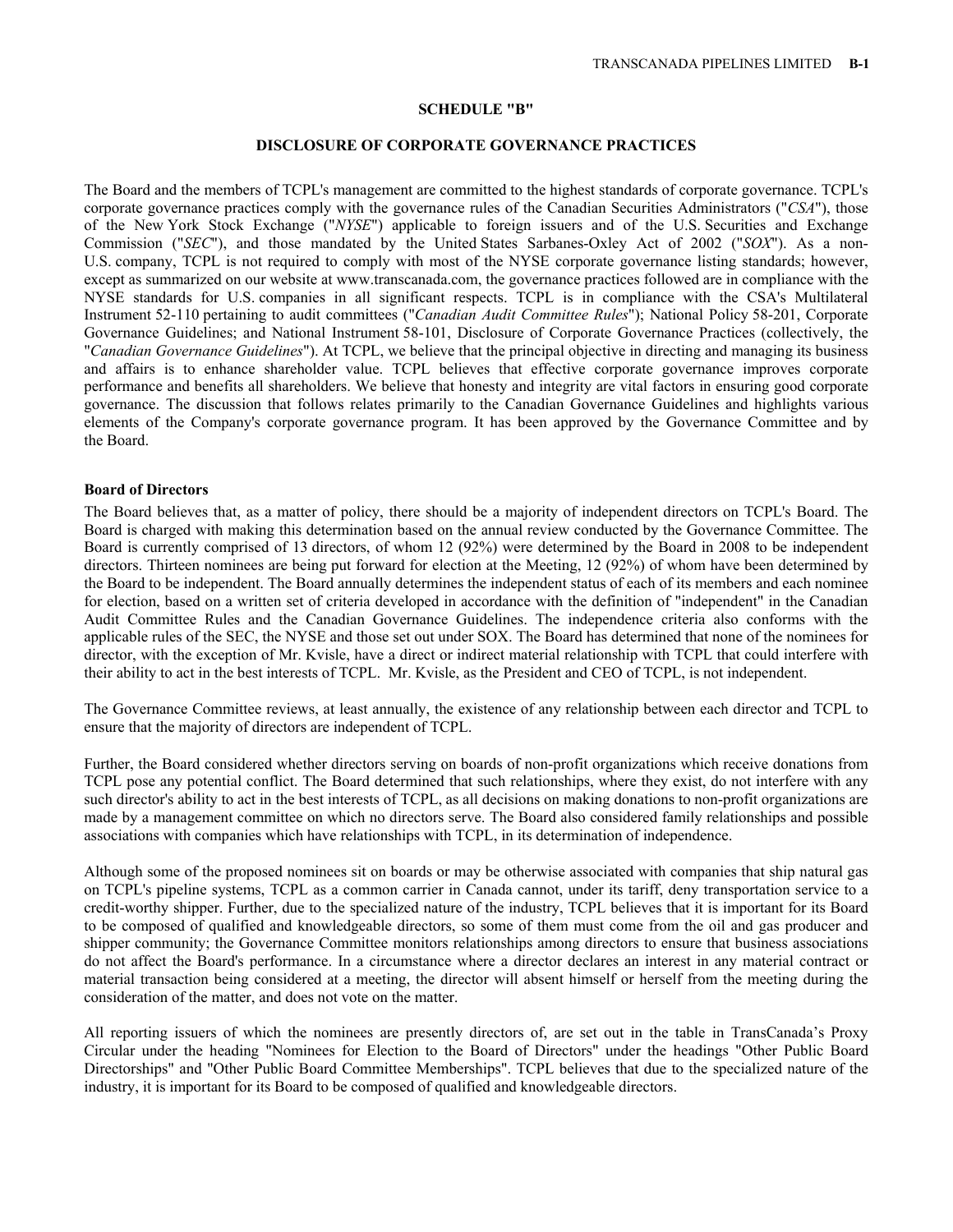## SCHEDULE "B"

## DISCLOSURE OF CORPORATE GOVERNANCE PRACTICES

The Board and the members of TCPL's management are committed to the highest standards of corporate governance. TCPL's corporate governance practices comply with the governance rules of the Canadian Securities Administrators ("*CSA*"), those of the New York Stock Exchange ("*NYSE*") applicable to foreign issuers and of the U.S. Securities and Exchange Commission ("*SEC*"), and those mandated by the United States Sarbanes-Oxley Act of 2002 ("*SOX*"). As a non-U.S. company, TCPL is not required to comply with most of the NYSE corporate governance listing standards; however, except as summarized on our website at www.transcanada.com, the governance practices followed are in compliance with the NYSE standards for U.S. companies in all significant respects. TCPL is in compliance with the CSA's Multilateral Instrument 52-110 pertaining to audit committees ("*Canadian Audit Committee Rules*"); National Policy 58-201, Corporate Governance Guidelines; and National Instrument 58-101, Disclosure of Corporate Governance Practices (collectively, the "*Canadian Governance Guidelines*"). At TCPL, we believe that the principal objective in directing and managing its business and affairs is to enhance shareholder value. TCPL believes that effective corporate governance improves corporate performance and benefits all shareholders. We believe that honesty and integrity are vital factors in ensuring good corporate governance. The discussion that follows relates primarily to the Canadian Governance Guidelines and highlights various elements of the Company's corporate governance program. It has been approved by the Governance Committee and by the Board.

**Board of Directors**

The Board believes that, as a matter of policy, there should be a majority of independent directors on TCPL's Board. The Board is charged with making this determination based on the annual review conducted by the Governance Committee. The Board is currently comprised of 13 directors, of whom 12 (92%) were determined by the Board in 2008 to be independent directors. Thirteen nominees are being put forward for election at the Meeting, 12 (92%) of whom have been determined by the Board to be independent. The Board annually determines the independent status of each of its members and each nominee for election, based on a written set of criteria developed in accordance with the definition of "independent" in the Canadian Audit Committee Rules and the Canadian Governance Guidelines. The independence criteria also conforms with the applicable rules of the SEC, the NYSE and those set out under SOX. The Board has determined that none of the nominees for director, with the exception of Mr. Kvisle, have a direct or indirect material relationship with TCPL that could interfere with their ability to act in the best interests of TCPL. Mr. Kvisle, as the President and CEO of TCPL, is not independent.

The Governance Committee reviews, at least annually, the existence of any relationship between each director and TCPL to ensure that the majority of directors are independent of TCPL.

Further, the Board considered whether directors serving on boards of non-profit organizations which receive donations from TCPL pose any potential conflict. The Board determined that such relationships, where they exist, do not interfere with any such director's ability to act in the best interests of TCPL, as all decisions on making donations to non-profit organizations are made by a management committee on which no directors serve. The Board also considered family relationships and possible associations with companies which have relationships with TCPL, in its determination of independence.

Although some of the proposed nominees sit on boards or may be otherwise associated with companies that ship natural gas on TCPL's pipeline systems, TCPL as a common carrier in Canada cannot, under its tariff, deny transportation service to a credit-worthy shipper. Further, due to the specialized nature of the industry, TCPL believes that it is important for its Board to be composed of qualified and knowledgeable directors, so some of them must come from the oil and gas producer and shipper community; the Governance Committee monitors relationships among directors to ensure that business associations do not affect the Board's performance. In a circumstance where a director declares an interest in any material contract or material transaction being considered at a meeting, the director will absent himself or herself from the meeting during the consideration of the matter, and does not vote on the matter.

All reporting issuers of which the nominees are presently directors of, are set out in the table in TransCanada's Proxy Circular under the heading "Nominees for Election to the Board of Directors" under the headings "Other Public Board Directorships" and "Other Public Board Committee Memberships". TCPL believes that due to the specialized nature of the industry, it is important for its Board to be composed of qualified and knowledgeable directors.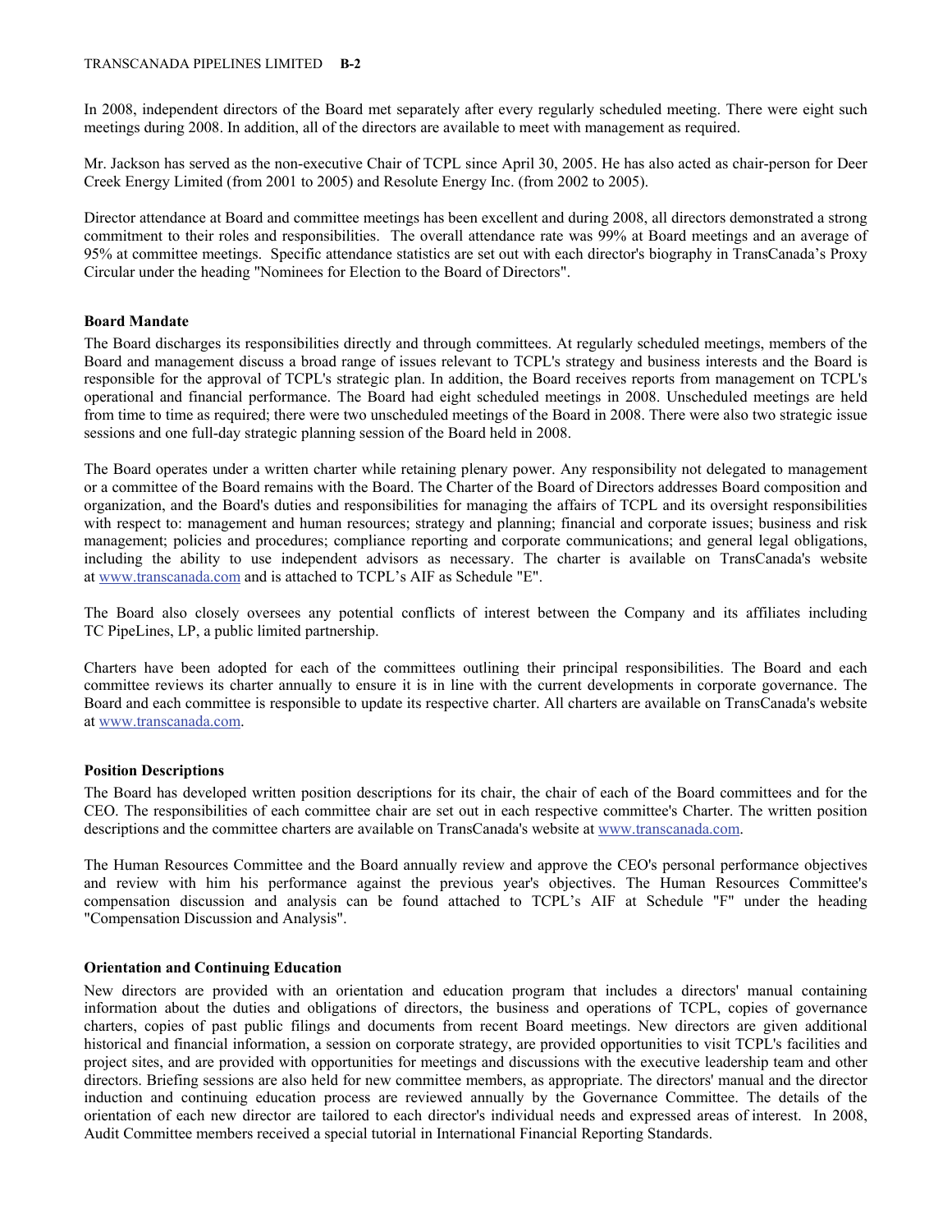In 2008, independent directors of the Board met separately after every regularly scheduled meeting. There were eight such meetings during 2008. In addition, all of the directors are available to meet with management as required.

Mr. Jackson has served as the non-executive Chair of TCPL since April 30, 2005. He has also acted as chair-person for Deer Creek Energy Limited (from 2001 to 2005) and Resolute Energy Inc. (from 2002 to 2005).

Director attendance at Board and committee meetings has been excellent and during 2008, all directors demonstrated a strong commitment to their roles and responsibilities. The overall attendance rate was 99% at Board meetings and an average of 95% at committee meetings. Specific attendance statistics are set out with each director's biography in TransCanada's Proxy Circular under the heading "Nominees for Election to the Board of Directors".

**Board Mandate**

The Board discharges its responsibilities directly and through committees. At regularly scheduled meetings, members of the Board and management discuss a broad range of issues relevant to TCPL's strategy and business interests and the Board is responsible for the approval of TCPL's strategic plan. In addition, the Board receives reports from management on TCPL's operational and financial performance. The Board had eight scheduled meetings in 2008. Unscheduled meetings are held from time to time as required; there were two unscheduled meetings of the Board in 2008. There were also two strategic issue sessions and one full-day strategic planning session of the Board held in 2008.

The Board operates under a written charter while retaining plenary power. Any responsibility not delegated to management or a committee of the Board remains with the Board. The Charter of the Board of Directors addresses Board composition and organization, and the Board's duties and responsibilities for managing the affairs of TCPL and its oversight responsibilities with respect to: management and human resources; strategy and planning; financial and corporate issues; business and risk management; policies and procedures; compliance reporting and corporate communications; and general legal obligations, including the ability to use independent advisors as necessary. The charter is available on TransCanada's website at www.transcanada.com and is attached to TCPL's AIF as Schedule "E".

The Board also closely oversees any potential conflicts of interest between the Company and its affiliates including TC PipeLines, LP, a public limited partnership.

Charters have been adopted for each of the committees outlining their principal responsibilities. The Board and each committee reviews its charter annually to ensure it is in line with the current developments in corporate governance. The Board and each committee is responsible to update its respective charter. All charters are available on TransCanada's website at www.transcanada.com.

**Position Descriptions**

The Board has developed written position descriptions for its chair, the chair of each of the Board committees and for the CEO. The responsibilities of each committee chair are set out in each respective committee's Charter. The written position descriptions and the committee charters are available on TransCanada's website at www.transcanada.com.

The Human Resources Committee and the Board annually review and approve the CEO's personal performance objectives and review with him his performance against the previous year's objectives. The Human Resources Committee's compensation discussion and analysis can be found attached to TCPL's AIF at Schedule "F" under the heading "Compensation Discussion and Analysis".

**Orientation and Continuing Education**

New directors are provided with an orientation and education program that includes a directors' manual containing information about the duties and obligations of directors, the business and operations of TCPL, copies of governance charters, copies of past public filings and documents from recent Board meetings. New directors are given additional historical and financial information, a session on corporate strategy, are provided opportunities to visit TCPL's facilities and project sites, and are provided with opportunities for meetings and discussions with the executive leadership team and other directors. Briefing sessions are also held for new committee members, as appropriate. The directors' manual and the director induction and continuing education process are reviewed annually by the Governance Committee. The details of the orientation of each new director are tailored to each director's individual needs and expressed areas of interest. In 2008, Audit Committee members received a special tutorial in International Financial Reporting Standards.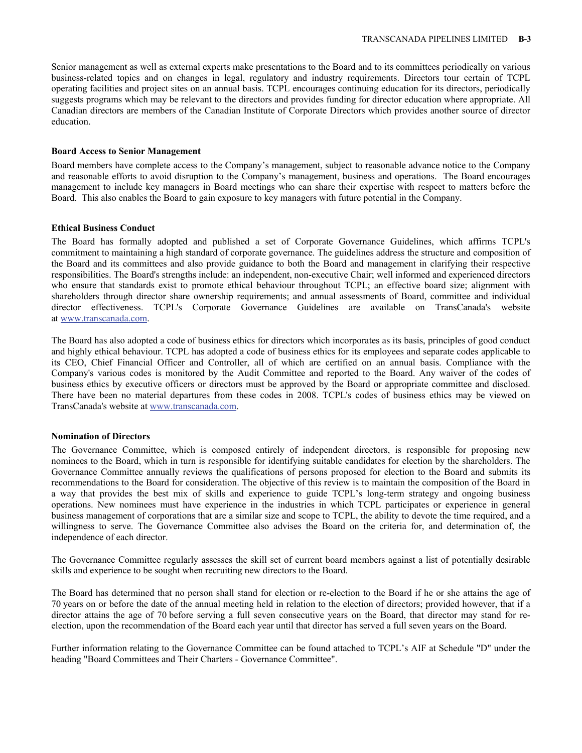Senior management as well as external experts make presentations to the Board and to its committees periodically on various business-related topics and on changes in legal, regulatory and industry requirements. Directors tour certain of TCPL operating facilities and project sites on an annual basis. TCPL encourages continuing education for its directors, periodically suggests programs which may be relevant to the directors and provides funding for director education where appropriate. All Canadian directors are members of the Canadian Institute of Corporate Directors which provides another source of director education.

**Board Access to Senior Management**

Board members have complete access to the Company's management, subject to reasonable advance notice to the Company and reasonable efforts to avoid disruption to the Company's management, business and operations. The Board encourages management to include key managers in Board meetings who can share their expertise with respect to matters before the Board. This also enables the Board to gain exposure to key managers with future potential in the Company.

**Ethical Business Conduct**

The Board has formally adopted and published a set of Corporate Governance Guidelines, which affirms TCPL's commitment to maintaining a high standard of corporate governance. The guidelines address the structure and composition of the Board and its committees and also provide guidance to both the Board and management in clarifying their respective responsibilities. The Board's strengths include: an independent, non-executive Chair; well informed and experienced directors who ensure that standards exist to promote ethical behaviour throughout TCPL; an effective board size; alignment with shareholders through director share ownership requirements; and annual assessments of Board, committee and individual director effectiveness. TCPL's Corporate Governance Guidelines are available on TransCanada's website at www.transcanada.com.

The Board has also adopted a code of business ethics for directors which incorporates as its basis, principles of good conduct and highly ethical behaviour. TCPL has adopted a code of business ethics for its employees and separate codes applicable to its CEO, Chief Financial Officer and Controller, all of which are certified on an annual basis. Compliance with the Company's various codes is monitored by the Audit Committee and reported to the Board. Any waiver of the codes of business ethics by executive officers or directors must be approved by the Board or appropriate committee and disclosed. There have been no material departures from these codes in 2008. TCPL's codes of business ethics may be viewed on TransCanada's website at www.transcanada.com.

**Nomination of Directors**

The Governance Committee, which is composed entirely of independent directors, is responsible for proposing new nominees to the Board, which in turn is responsible for identifying suitable candidates for election by the shareholders. The Governance Committee annually reviews the qualifications of persons proposed for election to the Board and submits its recommendations to the Board for consideration. The objective of this review is to maintain the composition of the Board in a way that provides the best mix of skills and experience to guide TCPL's long-term strategy and ongoing business operations. New nominees must have experience in the industries in which TCPL participates or experience in general business management of corporations that are a similar size and scope to TCPL, the ability to devote the time required, and a willingness to serve. The Governance Committee also advises the Board on the criteria for, and determination of, the independence of each director.

The Governance Committee regularly assesses the skill set of current board members against a list of potentially desirable skills and experience to be sought when recruiting new directors to the Board.

The Board has determined that no person shall stand for election or re-election to the Board if he or she attains the age of 70 years on or before the date of the annual meeting held in relation to the election of directors; provided however, that if a director attains the age of 70 before serving a full seven consecutive years on the Board, that director may stand for re-election, upon the recommendation of the Board each year until that director has served a full seven years on the Board.

Further information relating to the Governance Committee can be found attached to TCPL's AIF at Schedule "D" under the heading "Board Committees and Their Charters - Governance Committee".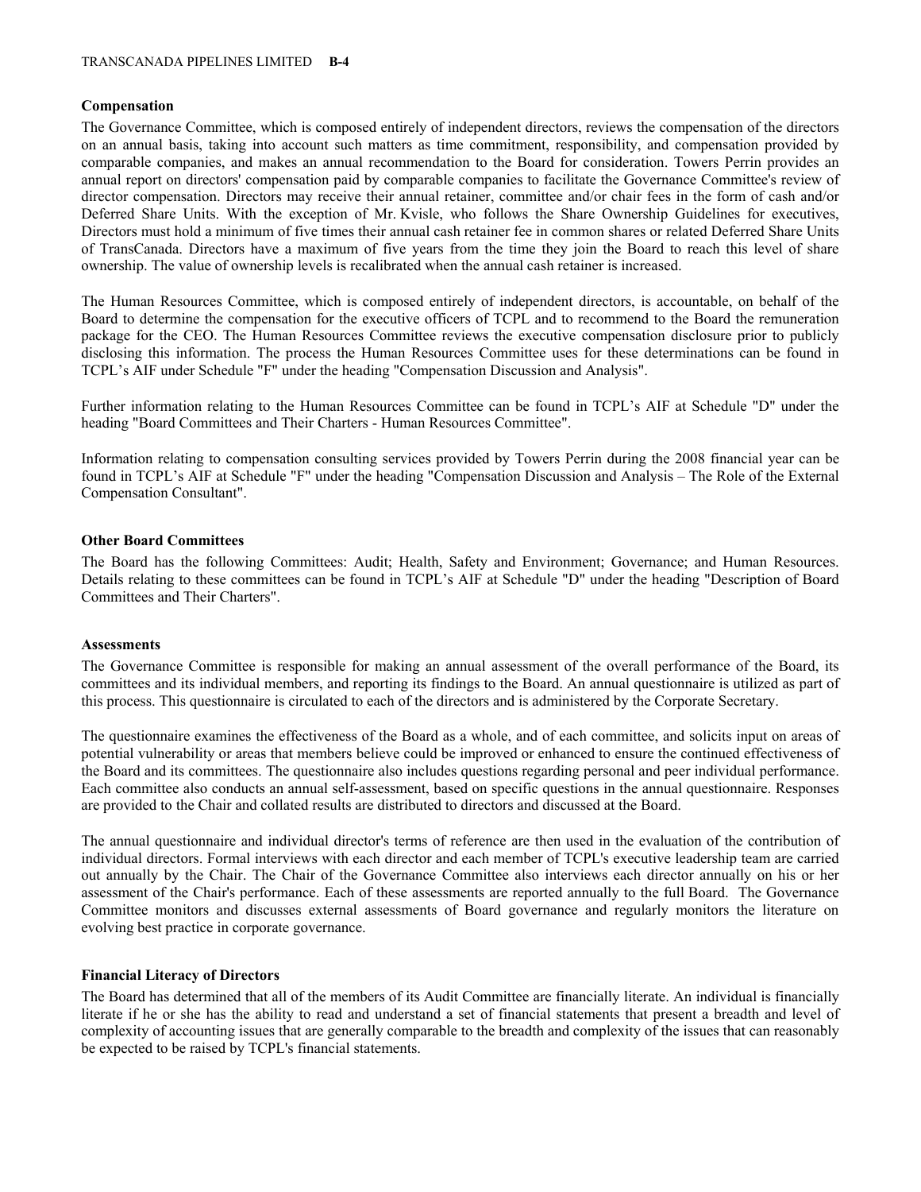### Compensation

The Governance Committee, which is composed entirely of independent directors, reviews the compensation of the directors on an annual basis, taking into account such matters as time commitment, responsibility, and compensation provided by comparable companies, and makes an annual recommendation to the Board for consideration. Towers Perrin provides an annual report on directors' compensation paid by comparable companies to facilitate the Governance Committee's review of director compensation. Directors may receive their annual retainer, committee and/or chair fees in the form of cash and/or Deferred Share Units. With the exception of Mr. Kvisle, who follows the Share Ownership Guidelines for executives, Directors must hold a minimum of five times their annual cash retainer fee in common shares or related Deferred Share Units of TransCanada. Directors have a maximum of five years from the time they join the Board to reach this level of share ownership. The value of ownership levels is recalibrated when the annual cash retainer is increased.

The Human Resources Committee, which is composed entirely of independent directors, is accountable, on behalf of the Board to determine the compensation for the executive officers of TCPL and to recommend to the Board the remuneration package for the CEO. The Human Resources Committee reviews the executive compensation disclosure prior to publicly disclosing this information. The process the Human Resources Committee uses for these determinations can be found in TCPL's AIF under Schedule "F" under the heading "Compensation Discussion and Analysis".

Further information relating to the Human Resources Committee can be found in TCPL's AIF at Schedule "D" under the heading "Board Committees and Their Charters - Human Resources Committee".

Information relating to compensation consulting services provided by Towers Perrin during the 2008 financial year can be found in TCPL's AIF at Schedule "F" under the heading "Compensation Discussion and Analysis – The Role of the External Compensation Consultant".

### Other Board Committees

The Board has the following Committees: Audit; Health, Safety and Environment; Governance; and Human Resources. Details relating to these committees can be found in TCPL's AIF at Schedule "D" under the heading "Description of Board Committees and Their Charters".

### Assessments

The Governance Committee is responsible for making an annual assessment of the overall performance of the Board, its committees and its individual members, and reporting its findings to the Board. An annual questionnaire is utilized as part of this process. This questionnaire is circulated to each of the directors and is administered by the Corporate Secretary.

The questionnaire examines the effectiveness of the Board as a whole, and of each committee, and solicits input on areas of potential vulnerability or areas that members believe could be improved or enhanced to ensure the continued effectiveness of the Board and its committees. The questionnaire also includes questions regarding personal and peer individual performance. Each committee also conducts an annual self-assessment, based on specific questions in the annual questionnaire. Responses are provided to the Chair and collated results are distributed to directors and discussed at the Board.

The annual questionnaire and individual director's terms of reference are then used in the evaluation of the contribution of individual directors. Formal interviews with each director and each member of TCPL's executive leadership team are carried out annually by the Chair. The Chair of the Governance Committee also interviews each director annually on his or her assessment of the Chair's performance. Each of these assessments are reported annually to the full Board. The Governance Committee monitors and discusses external assessments of Board governance and regularly monitors the literature on evolving best practice in corporate governance.

### Financial Literacy of Directors

The Board has determined that all of the members of its Audit Committee are financially literate. An individual is financially literate if he or she has the ability to read and understand a set of financial statements that present a breadth and level of complexity of accounting issues that are generally comparable to the breadth and complexity of the issues that can reasonably be expected to be raised by TCPL's financial statements.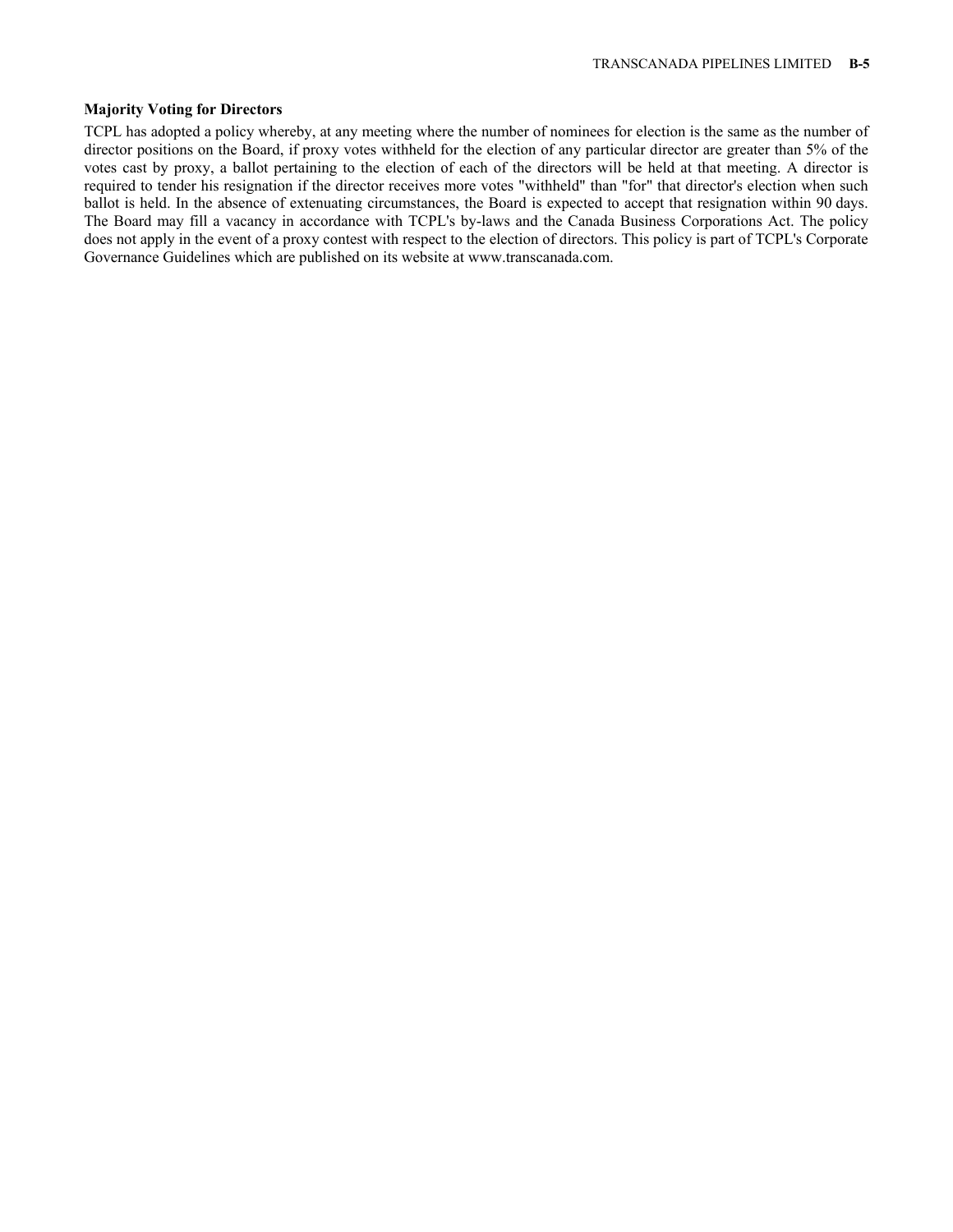### Majority Voting for Directors

TCPL has adopted a policy whereby, at any meeting where the number of nominees for election is the same as the number of director positions on the Board, if proxy votes withheld for the election of any particular director are greater than 5% of the votes cast by proxy, a ballot pertaining to the election of each of the directors will be held at that meeting. A director is required to tender his resignation if the director receives more votes "withheld" than "for" that director's election when such ballot is held. In the absence of extenuating circumstances, the Board is expected to accept that resignation within 90 days. The Board may fill a vacancy in accordance with TCPL's by-laws and the Canada Business Corporations Act. The policy does not apply in the event of a proxy contest with respect to the election of directors. This policy is part of TCPL's Corporate Governance Guidelines which are published on its website at www.transcanada.com.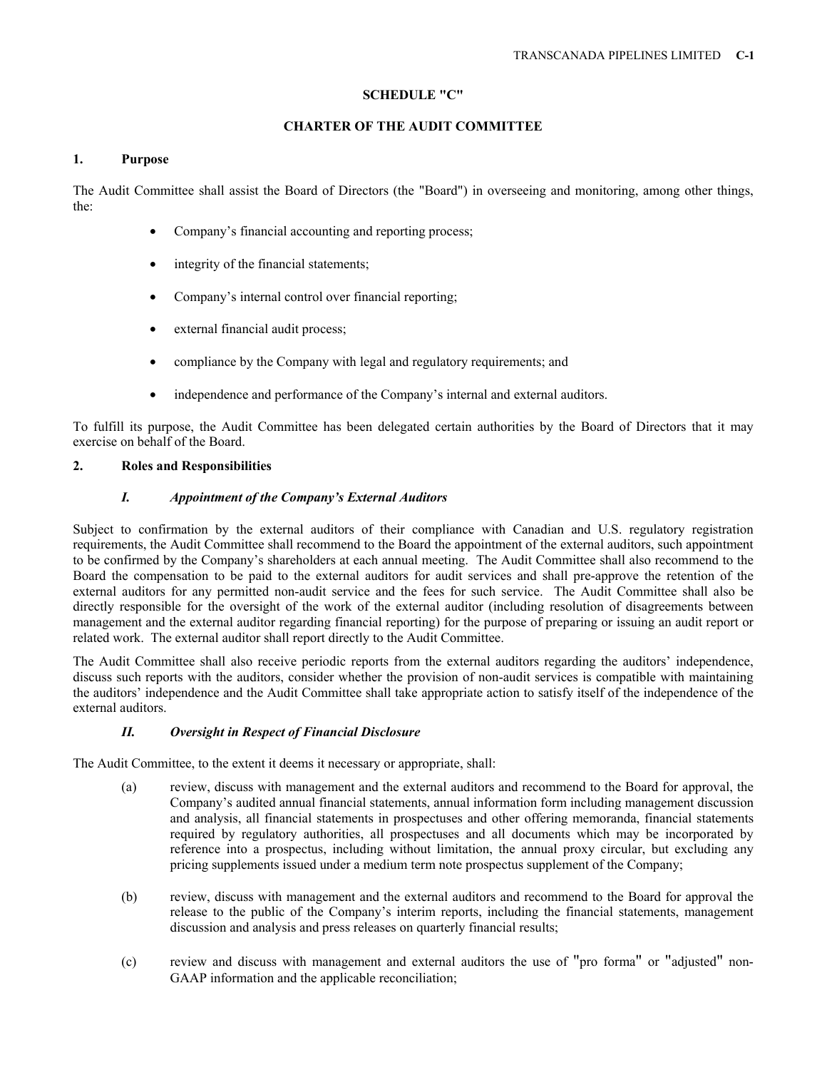## SCHEDULE "C"

## CHARTER OF THE AUDIT COMMITTEE

### 1. Purpose

The Audit Committee shall assist the Board of Directors (the "Board") in overseeing and monitoring, among other things, the:

- Company's financial accounting and reporting process;
- integrity of the financial statements;
- Company's internal control over financial reporting;
- external financial audit process;
- compliance by the Company with legal and regulatory requirements; and
- independence and performance of the Company's internal and external auditors.

To fulfill its purpose, the Audit Committee has been delegated certain authorities by the Board of Directors that it may exercise on behalf of the Board.

### 2. Roles and Responsibilities

#### *I. Appointment of the Company's External Auditors*

Subject to confirmation by the external auditors of their compliance with Canadian and U.S. regulatory registration requirements, the Audit Committee shall recommend to the Board the appointment of the external auditors, such appointment to be confirmed by the Company's shareholders at each annual meeting. The Audit Committee shall also recommend to the Board the compensation to be paid to the external auditors for audit services and shall pre-approve the retention of the external auditors for any permitted non-audit service and the fees for such service. The Audit Committee shall also be directly responsible for the oversight of the work of the external auditor (including resolution of disagreements between management and the external auditor regarding financial reporting) for the purpose of preparing or issuing an audit report or related work. The external auditor shall report directly to the Audit Committee.

The Audit Committee shall also receive periodic reports from the external auditors regarding the auditors' independence, discuss such reports with the auditors, consider whether the provision of non-audit services is compatible with maintaining the auditors' independence and the Audit Committee shall take appropriate action to satisfy itself of the independence of the external auditors.

#### *II. Oversight in Respect of Financial Disclosure*

The Audit Committee, to the extent it deems it necessary or appropriate, shall:

(a) review, discuss with management and the external auditors and recommend to the Board for approval, the Company's audited annual financial statements, annual information form including management discussion and analysis, all financial statements in prospectuses and other offering memoranda, financial statements required by regulatory authorities, all prospectuses and all documents which may be incorporated by reference into a prospectus, including without limitation, the annual proxy circular, but excluding any pricing supplements issued under a medium term note prospectus supplement of the Company;

(b) review, discuss with management and the external auditors and recommend to the Board for approval the release to the public of the Company's interim reports, including the financial statements, management discussion and analysis and press releases on quarterly financial results;

(c) review and discuss with management and external auditors the use of "pro forma" or "adjusted" non-GAAP information and the applicable reconciliation;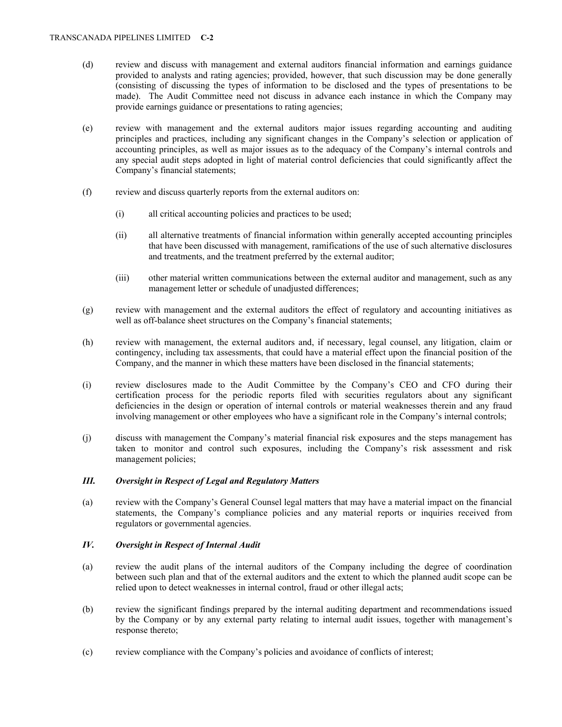(d) review and discuss with management and external auditors financial information and earnings guidance provided to analysts and rating agencies; provided, however, that such discussion may be done generally (consisting of discussing the types of information to be disclosed and the types of presentations to be made). The Audit Committee need not discuss in advance each instance in which the Company may provide earnings guidance or presentations to rating agencies;

(e) review with management and the external auditors major issues regarding accounting and auditing principles and practices, including any significant changes in the Company's selection or application of accounting principles, as well as major issues as to the adequacy of the Company's internal controls and any special audit steps adopted in light of material control deficiencies that could significantly affect the Company's financial statements;

(f) review and discuss quarterly reports from the external auditors on:

  (i) all critical accounting policies and practices to be used;

  (ii) all alternative treatments of financial information within generally accepted accounting principles that have been discussed with management, ramifications of the use of such alternative disclosures and treatments, and the treatment preferred by the external auditor;

  (iii) other material written communications between the external auditor and management, such as any management letter or schedule of unadjusted differences;

(g) review with management and the external auditors the effect of regulatory and accounting initiatives as well as off-balance sheet structures on the Company's financial statements;

(h) review with management, the external auditors and, if necessary, legal counsel, any litigation, claim or contingency, including tax assessments, that could have a material effect upon the financial position of the Company, and the manner in which these matters have been disclosed in the financial statements;

(i) review disclosures made to the Audit Committee by the Company's CEO and CFO during their certification process for the periodic reports filed with securities regulators about any significant deficiencies in the design or operation of internal controls or material weaknesses therein and any fraud involving management or other employees who have a significant role in the Company's internal controls;

(j) discuss with management the Company's material financial risk exposures and the steps management has taken to monitor and control such exposures, including the Company's risk assessment and risk management policies;

### *III. Oversight in Respect of Legal and Regulatory Matters*

(a) review with the Company's General Counsel legal matters that may have a material impact on the financial statements, the Company's compliance policies and any material reports or inquiries received from regulators or governmental agencies.

### *IV. Oversight in Respect of Internal Audit*

(a) review the audit plans of the internal auditors of the Company including the degree of coordination between such plan and that of the external auditors and the extent to which the planned audit scope can be relied upon to detect weaknesses in internal control, fraud or other illegal acts;

(b) review the significant findings prepared by the internal auditing department and recommendations issued by the Company or by any external party relating to internal audit issues, together with management's response thereto;

(c) review compliance with the Company's policies and avoidance of conflicts of interest;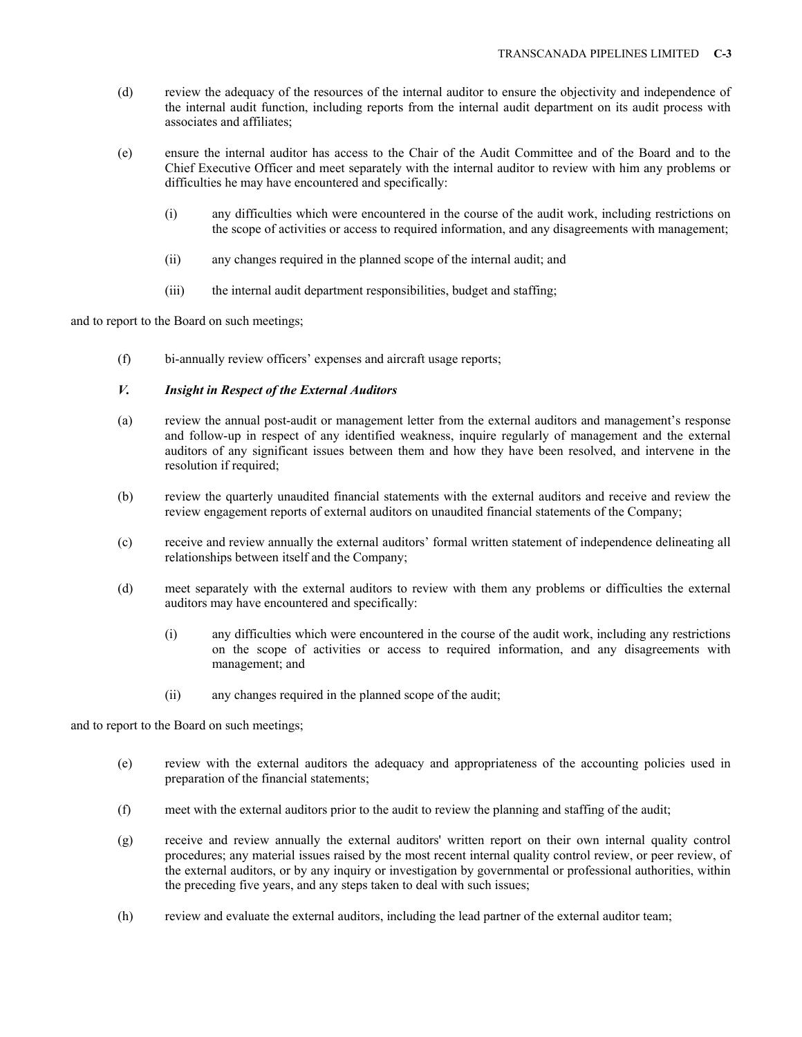(d) review the adequacy of the resources of the internal auditor to ensure the objectivity and independence of the internal audit function, including reports from the internal audit department on its audit process with associates and affiliates;

(e) ensure the internal auditor has access to the Chair of the Audit Committee and of the Board and to the Chief Executive Officer and meet separately with the internal auditor to review with him any problems or difficulties he may have encountered and specifically:

  (i) any difficulties which were encountered in the course of the audit work, including restrictions on the scope of activities or access to required information, and any disagreements with management;

  (ii) any changes required in the planned scope of the internal audit; and

  (iii) the internal audit department responsibilities, budget and staffing;

and to report to the Board on such meetings;

(f) bi-annually review officers' expenses and aircraft usage reports;

### *V. Insight in Respect of the External Auditors*

(a) review the annual post-audit or management letter from the external auditors and management's response and follow-up in respect of any identified weakness, inquire regularly of management and the external auditors of any significant issues between them and how they have been resolved, and intervene in the resolution if required;

(b) review the quarterly unaudited financial statements with the external auditors and receive and review the review engagement reports of external auditors on unaudited financial statements of the Company;

(c) receive and review annually the external auditors' formal written statement of independence delineating all relationships between itself and the Company;

(d) meet separately with the external auditors to review with them any problems or difficulties the external auditors may have encountered and specifically:

  (i) any difficulties which were encountered in the course of the audit work, including any restrictions on the scope of activities or access to required information, and any disagreements with management; and

  (ii) any changes required in the planned scope of the audit;

and to report to the Board on such meetings;

(e) review with the external auditors the adequacy and appropriateness of the accounting policies used in preparation of the financial statements;

(f) meet with the external auditors prior to the audit to review the planning and staffing of the audit;

(g) receive and review annually the external auditors' written report on their own internal quality control procedures; any material issues raised by the most recent internal quality control review, or peer review, of the external auditors, or by any inquiry or investigation by governmental or professional authorities, within the preceding five years, and any steps taken to deal with such issues;

(h) review and evaluate the external auditors, including the lead partner of the external auditor team;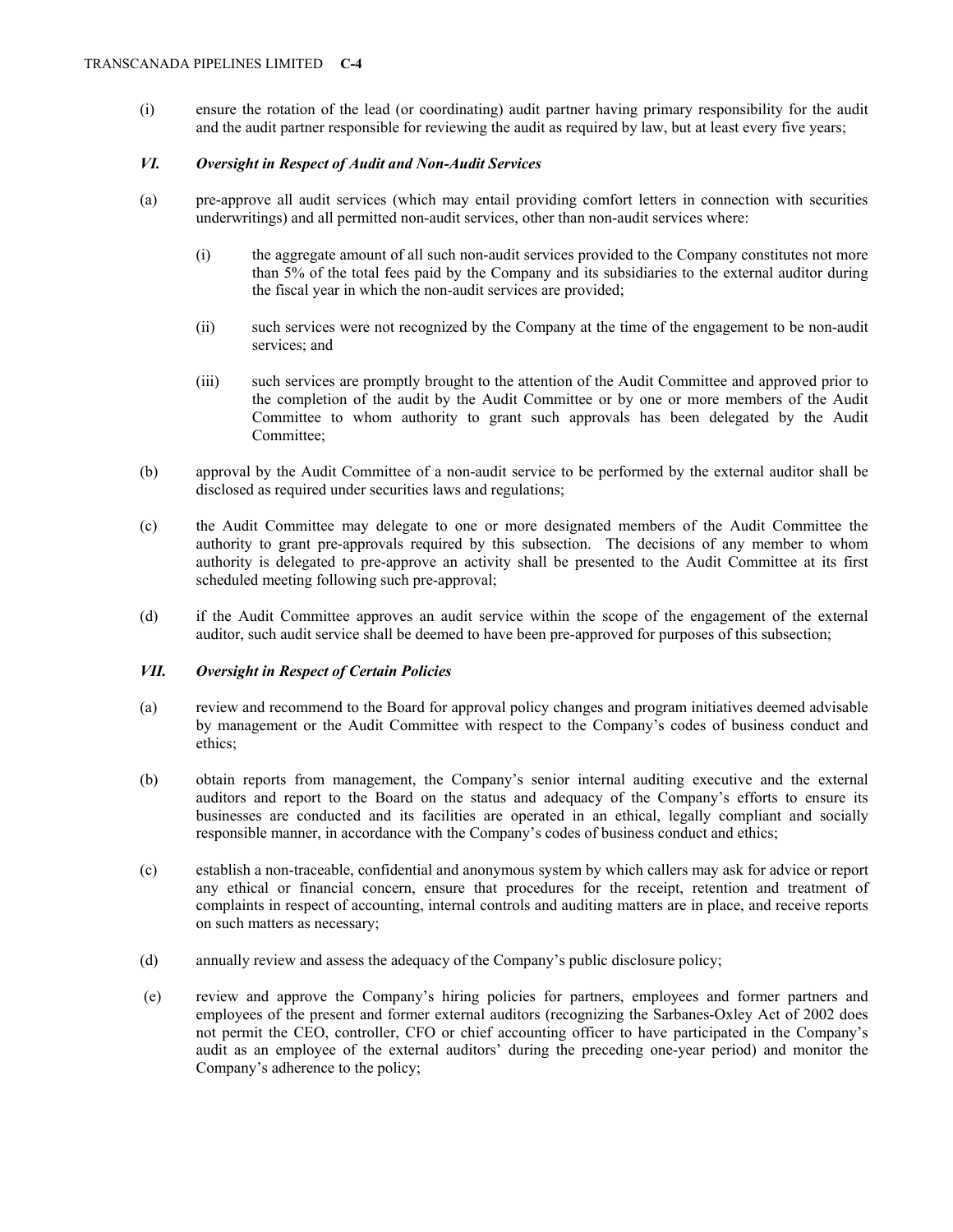(i) ensure the rotation of the lead (or coordinating) audit partner having primary responsibility for the audit and the audit partner responsible for reviewing the audit as required by law, but at least every five years;

### *VI. Oversight in Respect of Audit and Non-Audit Services*

(a) pre-approve all audit services (which may entail providing comfort letters in connection with securities underwritings) and all permitted non-audit services, other than non-audit services where:

  (i) the aggregate amount of all such non-audit services provided to the Company constitutes not more than 5% of the total fees paid by the Company and its subsidiaries to the external auditor during the fiscal year in which the non-audit services are provided;

  (ii) such services were not recognized by the Company at the time of the engagement to be non-audit services; and

  (iii) such services are promptly brought to the attention of the Audit Committee and approved prior to the completion of the audit by the Audit Committee or by one or more members of the Audit Committee to whom authority to grant such approvals has been delegated by the Audit Committee;

(b) approval by the Audit Committee of a non-audit service to be performed by the external auditor shall be disclosed as required under securities laws and regulations;

(c) the Audit Committee may delegate to one or more designated members of the Audit Committee the authority to grant pre-approvals required by this subsection. The decisions of any member to whom authority is delegated to pre-approve an activity shall be presented to the Audit Committee at its first scheduled meeting following such pre-approval;

(d) if the Audit Committee approves an audit service within the scope of the engagement of the external auditor, such audit service shall be deemed to have been pre-approved for purposes of this subsection;

### *VII. Oversight in Respect of Certain Policies*

(a) review and recommend to the Board for approval policy changes and program initiatives deemed advisable by management or the Audit Committee with respect to the Company's codes of business conduct and ethics;

(b) obtain reports from management, the Company's senior internal auditing executive and the external auditors and report to the Board on the status and adequacy of the Company's efforts to ensure its businesses are conducted and its facilities are operated in an ethical, legally compliant and socially responsible manner, in accordance with the Company's codes of business conduct and ethics;

(c) establish a non-traceable, confidential and anonymous system by which callers may ask for advice or report any ethical or financial concern, ensure that procedures for the receipt, retention and treatment of complaints in respect of accounting, internal controls and auditing matters are in place, and receive reports on such matters as necessary;

(d) annually review and assess the adequacy of the Company's public disclosure policy;

(e) review and approve the Company's hiring policies for partners, employees and former partners and employees of the present and former external auditors (recognizing the Sarbanes-Oxley Act of 2002 does not permit the CEO, controller, CFO or chief accounting officer to have participated in the Company's audit as an employee of the external auditors' during the preceding one-year period) and monitor the Company's adherence to the policy;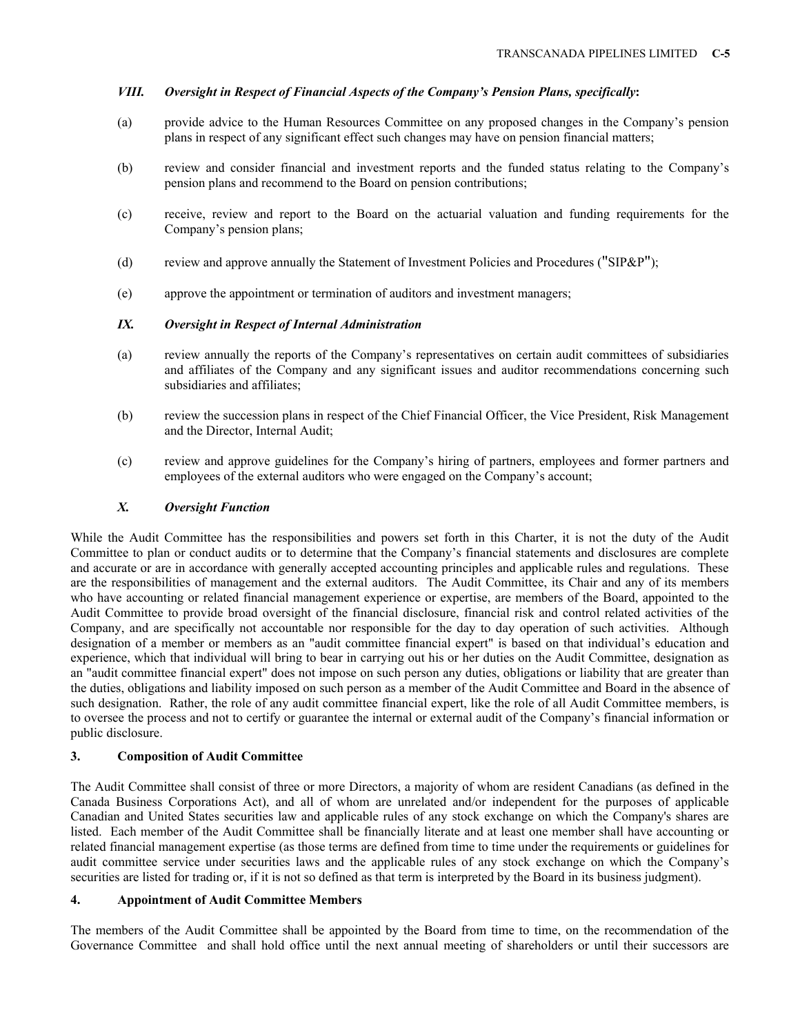### *VIII. Oversight in Respect of Financial Aspects of the Company's Pension Plans, specifically*:

(a) provide advice to the Human Resources Committee on any proposed changes in the Company's pension plans in respect of any significant effect such changes may have on pension financial matters;

(b) review and consider financial and investment reports and the funded status relating to the Company's pension plans and recommend to the Board on pension contributions;

(c) receive, review and report to the Board on the actuarial valuation and funding requirements for the Company's pension plans;

(d) review and approve annually the Statement of Investment Policies and Procedures ("SIP&P");

(e) approve the appointment or termination of auditors and investment managers;

### *IX. Oversight in Respect of Internal Administration*

(a) review annually the reports of the Company's representatives on certain audit committees of subsidiaries and affiliates of the Company and any significant issues and auditor recommendations concerning such subsidiaries and affiliates;

(b) review the succession plans in respect of the Chief Financial Officer, the Vice President, Risk Management and the Director, Internal Audit;

(c) review and approve guidelines for the Company's hiring of partners, employees and former partners and employees of the external auditors who were engaged on the Company's account;

### *X. Oversight Function*

While the Audit Committee has the responsibilities and powers set forth in this Charter, it is not the duty of the Audit Committee to plan or conduct audits or to determine that the Company's financial statements and disclosures are complete and accurate or are in accordance with generally accepted accounting principles and applicable rules and regulations. These are the responsibilities of management and the external auditors. The Audit Committee, its Chair and any of its members who have accounting or related financial management experience or expertise, are members of the Board, appointed to the Audit Committee to provide broad oversight of the financial disclosure, financial risk and control related activities of the Company, and are specifically not accountable nor responsible for the day to day operation of such activities. Although designation of a member or members as an "audit committee financial expert" is based on that individual's education and experience, which that individual will bring to bear in carrying out his or her duties on the Audit Committee, designation as an "audit committee financial expert" does not impose on such person any duties, obligations or liability that are greater than the duties, obligations and liability imposed on such person as a member of the Audit Committee and Board in the absence of such designation. Rather, the role of any audit committee financial expert, like the role of all Audit Committee members, is to oversee the process and not to certify or guarantee the internal or external audit of the Company's financial information or public disclosure.

## 3. Composition of Audit Committee

The Audit Committee shall consist of three or more Directors, a majority of whom are resident Canadians (as defined in the Canada Business Corporations Act), and all of whom are unrelated and/or independent for the purposes of applicable Canadian and United States securities law and applicable rules of any stock exchange on which the Company's shares are listed. Each member of the Audit Committee shall be financially literate and at least one member shall have accounting or related financial management expertise (as those terms are defined from time to time under the requirements or guidelines for audit committee service under securities laws and the applicable rules of any stock exchange on which the Company's securities are listed for trading or, if it is not so defined as that term is interpreted by the Board in its business judgment).

## 4. Appointment of Audit Committee Members

The members of the Audit Committee shall be appointed by the Board from time to time, on the recommendation of the Governance Committee and shall hold office until the next annual meeting of shareholders or until their successors are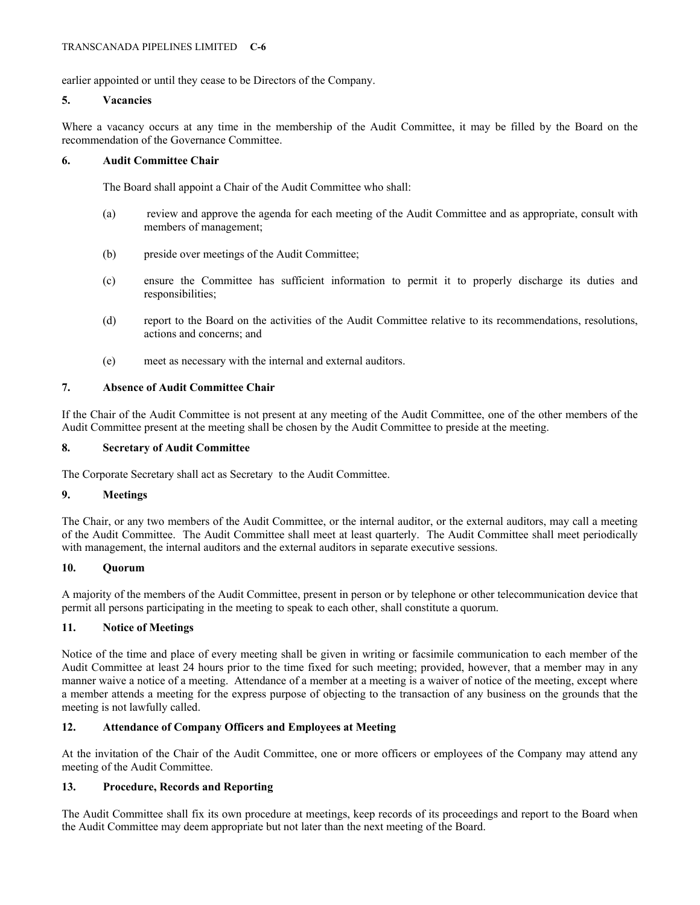earlier appointed or until they cease to be Directors of the Company.

### 5. Vacancies

Where a vacancy occurs at any time in the membership of the Audit Committee, it may be filled by the Board on the recommendation of the Governance Committee.

### 6. Audit Committee Chair

The Board shall appoint a Chair of the Audit Committee who shall:

(a) review and approve the agenda for each meeting of the Audit Committee and as appropriate, consult with members of management;

(b) preside over meetings of the Audit Committee;

(c) ensure the Committee has sufficient information to permit it to properly discharge its duties and responsibilities;

(d) report to the Board on the activities of the Audit Committee relative to its recommendations, resolutions, actions and concerns; and

(e) meet as necessary with the internal and external auditors.

### 7. Absence of Audit Committee Chair

If the Chair of the Audit Committee is not present at any meeting of the Audit Committee, one of the other members of the Audit Committee present at the meeting shall be chosen by the Audit Committee to preside at the meeting.

### 8. Secretary of Audit Committee

The Corporate Secretary shall act as Secretary to the Audit Committee.

### 9. Meetings

The Chair, or any two members of the Audit Committee, or the internal auditor, or the external auditors, may call a meeting of the Audit Committee. The Audit Committee shall meet at least quarterly. The Audit Committee shall meet periodically with management, the internal auditors and the external auditors in separate executive sessions.

### 10. Quorum

A majority of the members of the Audit Committee, present in person or by telephone or other telecommunication device that permit all persons participating in the meeting to speak to each other, shall constitute a quorum.

### 11. Notice of Meetings

Notice of the time and place of every meeting shall be given in writing or facsimile communication to each member of the Audit Committee at least 24 hours prior to the time fixed for such meeting; provided, however, that a member may in any manner waive a notice of a meeting. Attendance of a member at a meeting is a waiver of notice of the meeting, except where a member attends a meeting for the express purpose of objecting to the transaction of any business on the grounds that the meeting is not lawfully called.

### 12. Attendance of Company Officers and Employees at Meeting

At the invitation of the Chair of the Audit Committee, one or more officers or employees of the Company may attend any meeting of the Audit Committee.

### 13. Procedure, Records and Reporting

The Audit Committee shall fix its own procedure at meetings, keep records of its proceedings and report to the Board when the Audit Committee may deem appropriate but not later than the next meeting of the Board.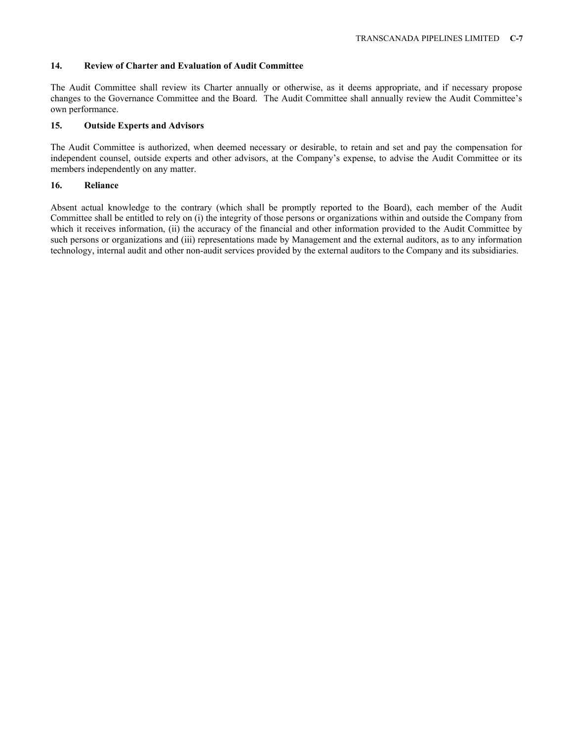### 14. Review of Charter and Evaluation of Audit Committee

The Audit Committee shall review its Charter annually or otherwise, as it deems appropriate, and if necessary propose changes to the Governance Committee and the Board. The Audit Committee shall annually review the Audit Committee's own performance.

### 15. Outside Experts and Advisors

The Audit Committee is authorized, when deemed necessary or desirable, to retain and set and pay the compensation for independent counsel, outside experts and other advisors, at the Company's expense, to advise the Audit Committee or its members independently on any matter.

### 16. Reliance

Absent actual knowledge to the contrary (which shall be promptly reported to the Board), each member of the Audit Committee shall be entitled to rely on (i) the integrity of those persons or organizations within and outside the Company from which it receives information, (ii) the accuracy of the financial and other information provided to the Audit Committee by such persons or organizations and (iii) representations made by Management and the external auditors, as to any information technology, internal audit and other non-audit services provided by the external auditors to the Company and its subsidiaries.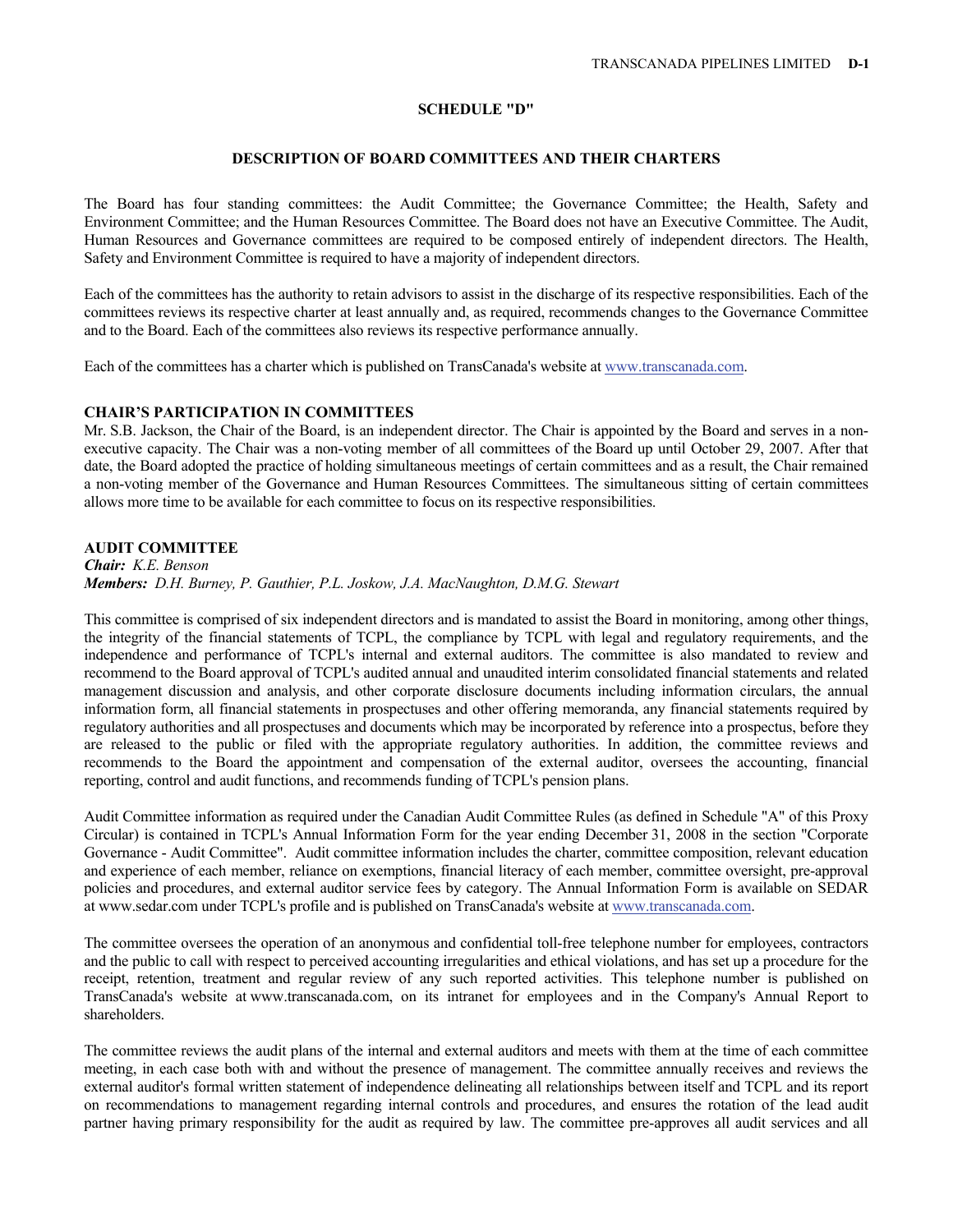## SCHEDULE "D"

## DESCRIPTION OF BOARD COMMITTEES AND THEIR CHARTERS

The Board has four standing committees: the Audit Committee; the Governance Committee; the Health, Safety and Environment Committee; and the Human Resources Committee. The Board does not have an Executive Committee. The Audit, Human Resources and Governance committees are required to be composed entirely of independent directors. The Health, Safety and Environment Committee is required to have a majority of independent directors.

Each of the committees has the authority to retain advisors to assist in the discharge of its respective responsibilities. Each of the committees reviews its respective charter at least annually and, as required, recommends changes to the Governance Committee and to the Board. Each of the committees also reviews its respective performance annually.

Each of the committees has a charter which is published on TransCanada's website at www.transcanada.com.

### CHAIR'S PARTICIPATION IN COMMITTEES

Mr. S.B. Jackson, the Chair of the Board, is an independent director. The Chair is appointed by the Board and serves in a non-executive capacity. The Chair was a non-voting member of all committees of the Board up until October 29, 2007. After that date, the Board adopted the practice of holding simultaneous meetings of certain committees and as a result, the Chair remained a non-voting member of the Governance and Human Resources Committees. The simultaneous sitting of certain committees allows more time to be available for each committee to focus on its respective responsibilities.

### AUDIT COMMITTEE

***Chair:*** *K.E. Benson*
***Members:*** *D.H. Burney, P. Gauthier, P.L. Joskow, J.A. MacNaughton, D.M.G. Stewart*

This committee is comprised of six independent directors and is mandated to assist the Board in monitoring, among other things, the integrity of the financial statements of TCPL, the compliance by TCPL with legal and regulatory requirements, and the independence and performance of TCPL's internal and external auditors. The committee is also mandated to review and recommend to the Board approval of TCPL's audited annual and unaudited interim consolidated financial statements and related management discussion and analysis, and other corporate disclosure documents including information circulars, the annual information form, all financial statements in prospectuses and other offering memoranda, any financial statements required by regulatory authorities and all prospectuses and documents which may be incorporated by reference into a prospectus, before they are released to the public or filed with the appropriate regulatory authorities. In addition, the committee reviews and recommends to the Board the appointment and compensation of the external auditor, oversees the accounting, financial reporting, control and audit functions, and recommends funding of TCPL's pension plans.

Audit Committee information as required under the Canadian Audit Committee Rules (as defined in Schedule "A" of this Proxy Circular) is contained in TCPL's Annual Information Form for the year ending December 31, 2008 in the section "Corporate Governance - Audit Committee". Audit committee information includes the charter, committee composition, relevant education and experience of each member, reliance on exemptions, financial literacy of each member, committee oversight, pre-approval policies and procedures, and external auditor service fees by category. The Annual Information Form is available on SEDAR at www.sedar.com under TCPL's profile and is published on TransCanada's website at www.transcanada.com.

The committee oversees the operation of an anonymous and confidential toll-free telephone number for employees, contractors and the public to call with respect to perceived accounting irregularities and ethical violations, and has set up a procedure for the receipt, retention, treatment and regular review of any such reported activities. This telephone number is published on TransCanada's website at www.transcanada.com, on its intranet for employees and in the Company's Annual Report to shareholders.

The committee reviews the audit plans of the internal and external auditors and meets with them at the time of each committee meeting, in each case both with and without the presence of management. The committee annually receives and reviews the external auditor's formal written statement of independence delineating all relationships between itself and TCPL and its report on recommendations to management regarding internal controls and procedures, and ensures the rotation of the lead audit partner having primary responsibility for the audit as required by law. The committee pre-approves all audit services and all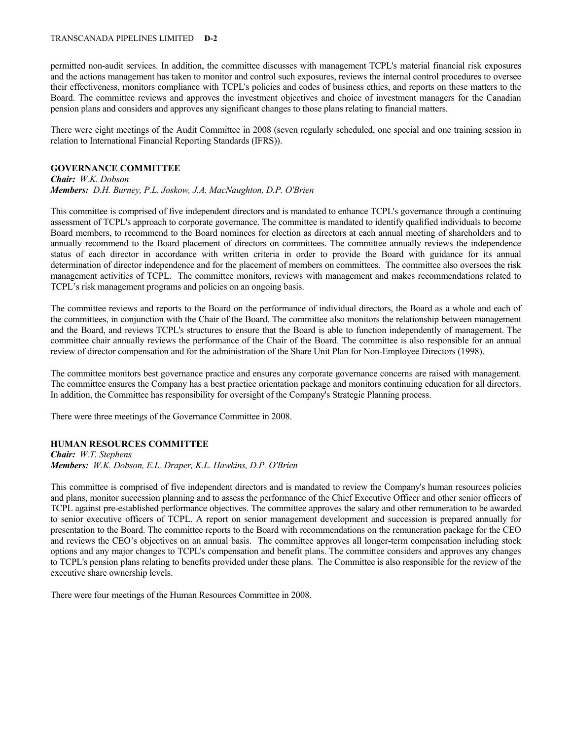permitted non-audit services. In addition, the committee discusses with management TCPL's material financial risk exposures and the actions management has taken to monitor and control such exposures, reviews the internal control procedures to oversee their effectiveness, monitors compliance with TCPL's policies and codes of business ethics, and reports on these matters to the Board. The committee reviews and approves the investment objectives and choice of investment managers for the Canadian pension plans and considers and approves any significant changes to those plans relating to financial matters.

There were eight meetings of the Audit Committee in 2008 (seven regularly scheduled, one special and one training session in relation to International Financial Reporting Standards (IFRS)).

### GOVERNANCE COMMITTEE

***Chair:*** *W.K. Dobson*
***Members:*** *D.H. Burney, P.L. Joskow, J.A. MacNaughton, D.P. O'Brien*

This committee is comprised of five independent directors and is mandated to enhance TCPL's governance through a continuing assessment of TCPL's approach to corporate governance. The committee is mandated to identify qualified individuals to become Board members, to recommend to the Board nominees for election as directors at each annual meeting of shareholders and to annually recommend to the Board placement of directors on committees. The committee annually reviews the independence status of each director in accordance with written criteria in order to provide the Board with guidance for its annual determination of director independence and for the placement of members on committees. The committee also oversees the risk management activities of TCPL. The committee monitors, reviews with management and makes recommendations related to TCPL's risk management programs and policies on an ongoing basis.

The committee reviews and reports to the Board on the performance of individual directors, the Board as a whole and each of the committees, in conjunction with the Chair of the Board. The committee also monitors the relationship between management and the Board, and reviews TCPL's structures to ensure that the Board is able to function independently of management. The committee chair annually reviews the performance of the Chair of the Board. The committee is also responsible for an annual review of director compensation and for the administration of the Share Unit Plan for Non-Employee Directors (1998).

The committee monitors best governance practice and ensures any corporate governance concerns are raised with management. The committee ensures the Company has a best practice orientation package and monitors continuing education for all directors. In addition, the Committee has responsibility for oversight of the Company's Strategic Planning process.

There were three meetings of the Governance Committee in 2008.

### HUMAN RESOURCES COMMITTEE

***Chair:*** *W.T. Stephens*
***Members:*** *W.K. Dobson, E.L. Draper, K.L. Hawkins, D.P. O'Brien*

This committee is comprised of five independent directors and is mandated to review the Company's human resources policies and plans, monitor succession planning and to assess the performance of the Chief Executive Officer and other senior officers of TCPL against pre-established performance objectives. The committee approves the salary and other remuneration to be awarded to senior executive officers of TCPL. A report on senior management development and succession is prepared annually for presentation to the Board. The committee reports to the Board with recommendations on the remuneration package for the CEO and reviews the CEO's objectives on an annual basis. The committee approves all longer-term compensation including stock options and any major changes to TCPL's compensation and benefit plans. The committee considers and approves any changes to TCPL's pension plans relating to benefits provided under these plans. The Committee is also responsible for the review of the executive share ownership levels.

There were four meetings of the Human Resources Committee in 2008.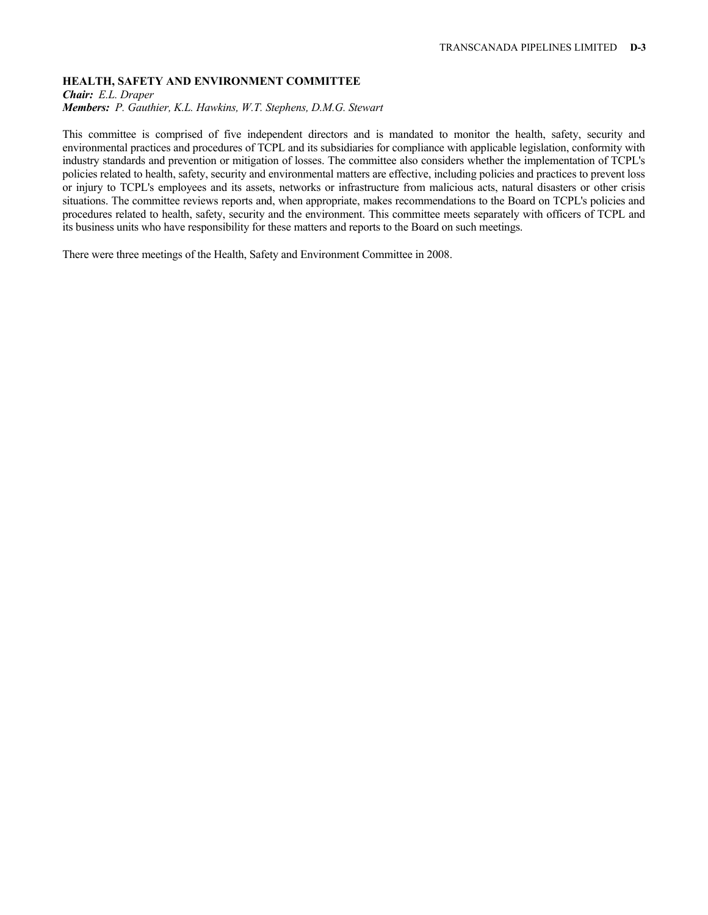**HEALTH, SAFETY AND ENVIRONMENT COMMITTEE**

***Chair:*** *E.L. Draper*
***Members:*** *P. Gauthier, K.L. Hawkins, W.T. Stephens, D.M.G. Stewart*

This committee is comprised of five independent directors and is mandated to monitor the health, safety, security and environmental practices and procedures of TCPL and its subsidiaries for compliance with applicable legislation, conformity with industry standards and prevention or mitigation of losses. The committee also considers whether the implementation of TCPL's policies related to health, safety, security and environmental matters are effective, including policies and practices to prevent loss or injury to TCPL's employees and its assets, networks or infrastructure from malicious acts, natural disasters or other crisis situations. The committee reviews reports and, when appropriate, makes recommendations to the Board on TCPL's policies and procedures related to health, safety, security and the environment. This committee meets separately with officers of TCPL and its business units who have responsibility for these matters and reports to the Board on such meetings.

There were three meetings of the Health, Safety and Environment Committee in 2008.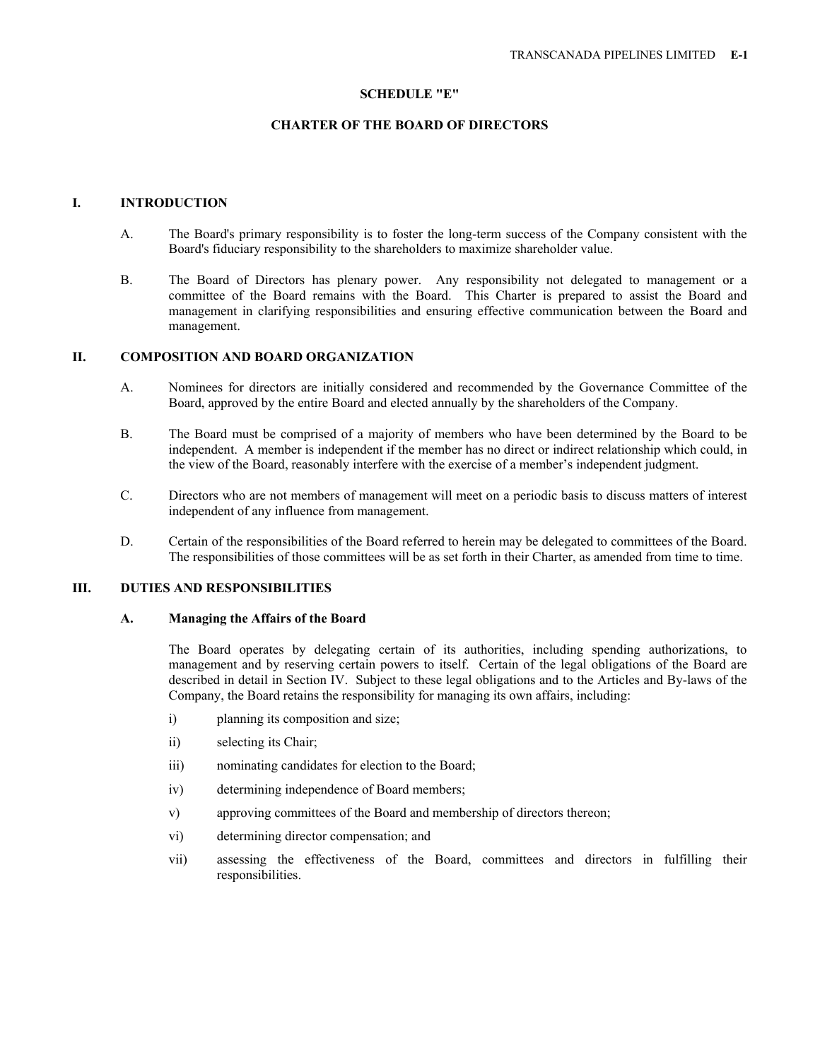## SCHEDULE "E"

## CHARTER OF THE BOARD OF DIRECTORS

### I. INTRODUCTION

A. The Board's primary responsibility is to foster the long-term success of the Company consistent with the Board's fiduciary responsibility to the shareholders to maximize shareholder value.

B. The Board of Directors has plenary power. Any responsibility not delegated to management or a committee of the Board remains with the Board. This Charter is prepared to assist the Board and management in clarifying responsibilities and ensuring effective communication between the Board and management.

### II. COMPOSITION AND BOARD ORGANIZATION

A. Nominees for directors are initially considered and recommended by the Governance Committee of the Board, approved by the entire Board and elected annually by the shareholders of the Company.

B. The Board must be comprised of a majority of members who have been determined by the Board to be independent. A member is independent if the member has no direct or indirect relationship which could, in the view of the Board, reasonably interfere with the exercise of a member's independent judgment.

C. Directors who are not members of management will meet on a periodic basis to discuss matters of interest independent of any influence from management.

D. Certain of the responsibilities of the Board referred to herein may be delegated to committees of the Board. The responsibilities of those committees will be as set forth in their Charter, as amended from time to time.

### III. DUTIES AND RESPONSIBILITIES

#### A. Managing the Affairs of the Board

The Board operates by delegating certain of its authorities, including spending authorizations, to management and by reserving certain powers to itself. Certain of the legal obligations of the Board are described in detail in Section IV. Subject to these legal obligations and to the Articles and By-laws of the Company, the Board retains the responsibility for managing its own affairs, including:

i) planning its composition and size;

ii) selecting its Chair;

iii) nominating candidates for election to the Board;

iv) determining independence of Board members;

v) approving committees of the Board and membership of directors thereon;

vi) determining director compensation; and

vii) assessing the effectiveness of the Board, committees and directors in fulfilling their responsibilities.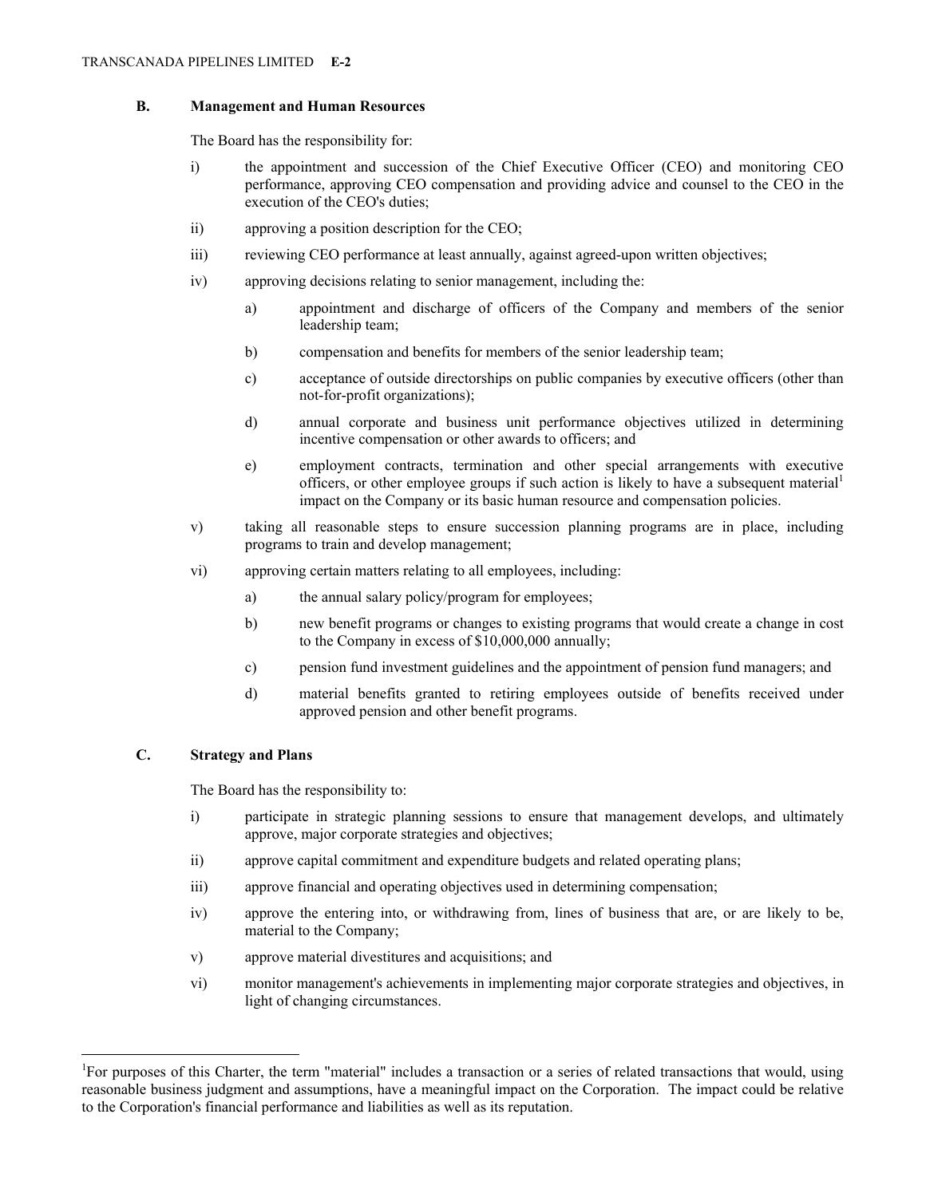### B. Management and Human Resources

The Board has the responsibility for:

i) the appointment and succession of the Chief Executive Officer (CEO) and monitoring CEO performance, approving CEO compensation and providing advice and counsel to the CEO in the execution of the CEO's duties;

ii) approving a position description for the CEO;

iii) reviewing CEO performance at least annually, against agreed-upon written objectives;

iv) approving decisions relating to senior management, including the:

   a) appointment and discharge of officers of the Company and members of the senior leadership team;

   b) compensation and benefits for members of the senior leadership team;

   c) acceptance of outside directorships on public companies by executive officers (other than not-for-profit organizations);

   d) annual corporate and business unit performance objectives utilized in determining incentive compensation or other awards to officers; and

   e) employment contracts, termination and other special arrangements with executive officers, or other employee groups if such action is likely to have a subsequent material[1] impact on the Company or its basic human resource and compensation policies.

v) taking all reasonable steps to ensure succession planning programs are in place, including programs to train and develop management;

vi) approving certain matters relating to all employees, including:

   a) the annual salary policy/program for employees;

   b) new benefit programs or changes to existing programs that would create a change in cost to the Company in excess of $10,000,000 annually;

   c) pension fund investment guidelines and the appointment of pension fund managers; and

   d) material benefits granted to retiring employees outside of benefits received under approved pension and other benefit programs.

### C. Strategy and Plans

The Board has the responsibility to:

i) participate in strategic planning sessions to ensure that management develops, and ultimately approve, major corporate strategies and objectives;

ii) approve capital commitment and expenditure budgets and related operating plans;

iii) approve financial and operating objectives used in determining compensation;

iv) approve the entering into, or withdrawing from, lines of business that are, or are likely to be, material to the Company;

v) approve material divestitures and acquisitions; and

vi) monitor management's achievements in implementing major corporate strategies and objectives, in light of changing circumstances.

---

[1]For purposes of this Charter, the term "material" includes a transaction or a series of related transactions that would, using reasonable business judgment and assumptions, have a meaningful impact on the Corporation. The impact could be relative to the Corporation's financial performance and liabilities as well as its reputation.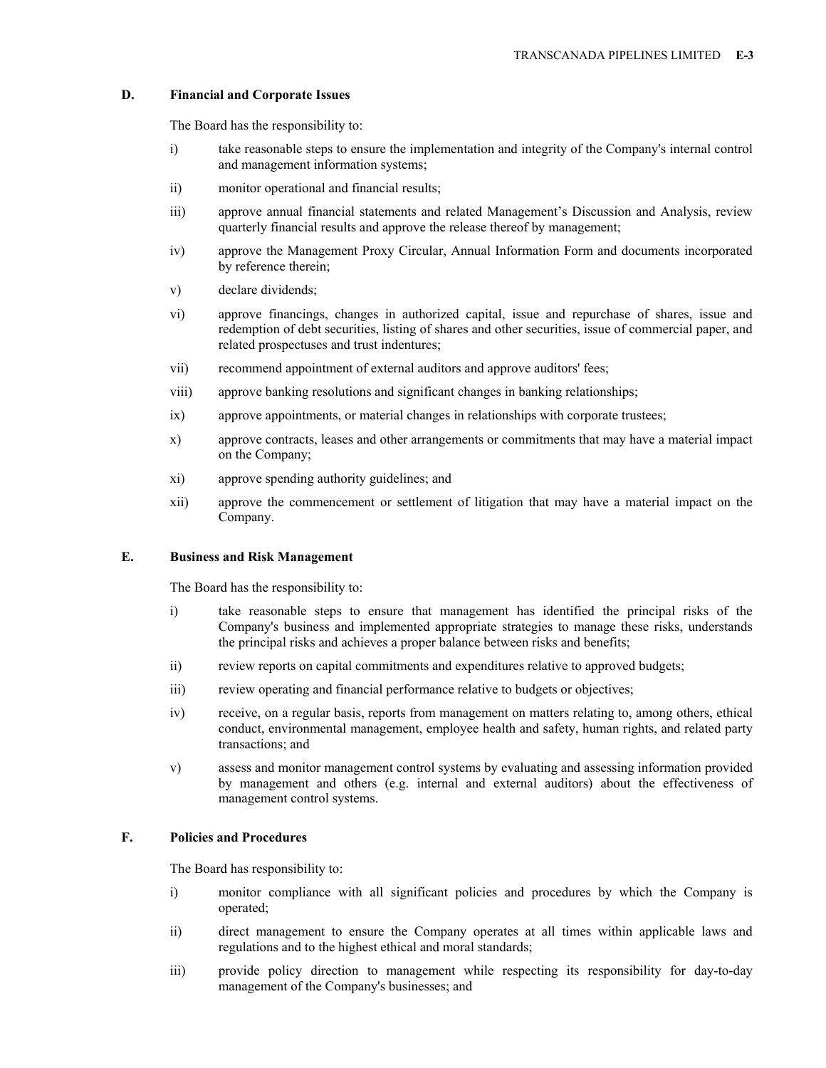### D. Financial and Corporate Issues

The Board has the responsibility to:

i) take reasonable steps to ensure the implementation and integrity of the Company's internal control and management information systems;

ii) monitor operational and financial results;

iii) approve annual financial statements and related Management's Discussion and Analysis, review quarterly financial results and approve the release thereof by management;

iv) approve the Management Proxy Circular, Annual Information Form and documents incorporated by reference therein;

v) declare dividends;

vi) approve financings, changes in authorized capital, issue and repurchase of shares, issue and redemption of debt securities, listing of shares and other securities, issue of commercial paper, and related prospectuses and trust indentures;

vii) recommend appointment of external auditors and approve auditors' fees;

viii) approve banking resolutions and significant changes in banking relationships;

ix) approve appointments, or material changes in relationships with corporate trustees;

x) approve contracts, leases and other arrangements or commitments that may have a material impact on the Company;

xi) approve spending authority guidelines; and

xii) approve the commencement or settlement of litigation that may have a material impact on the Company.

### E. Business and Risk Management

The Board has the responsibility to:

i) take reasonable steps to ensure that management has identified the principal risks of the Company's business and implemented appropriate strategies to manage these risks, understands the principal risks and achieves a proper balance between risks and benefits;

ii) review reports on capital commitments and expenditures relative to approved budgets;

iii) review operating and financial performance relative to budgets or objectives;

iv) receive, on a regular basis, reports from management on matters relating to, among others, ethical conduct, environmental management, employee health and safety, human rights, and related party transactions; and

v) assess and monitor management control systems by evaluating and assessing information provided by management and others (e.g. internal and external auditors) about the effectiveness of management control systems.

### F. Policies and Procedures

The Board has responsibility to:

i) monitor compliance with all significant policies and procedures by which the Company is operated;

ii) direct management to ensure the Company operates at all times within applicable laws and regulations and to the highest ethical and moral standards;

iii) provide policy direction to management while respecting its responsibility for day-to-day management of the Company's businesses; and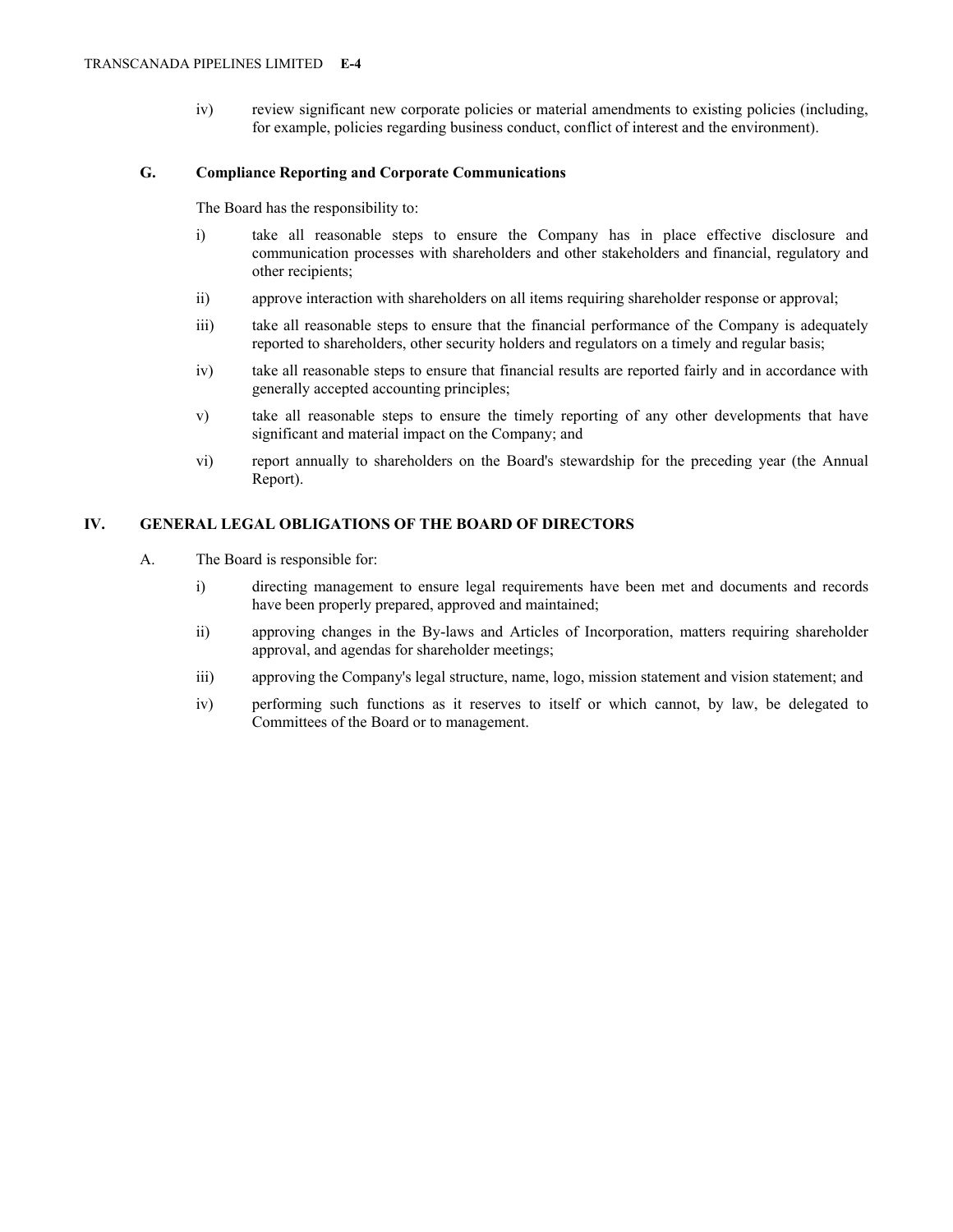iv) review significant new corporate policies or material amendments to existing policies (including, for example, policies regarding business conduct, conflict of interest and the environment).

### G. Compliance Reporting and Corporate Communications

The Board has the responsibility to:

i) take all reasonable steps to ensure the Company has in place effective disclosure and communication processes with shareholders and other stakeholders and financial, regulatory and other recipients;

ii) approve interaction with shareholders on all items requiring shareholder response or approval;

iii) take all reasonable steps to ensure that the financial performance of the Company is adequately reported to shareholders, other security holders and regulators on a timely and regular basis;

iv) take all reasonable steps to ensure that financial results are reported fairly and in accordance with generally accepted accounting principles;

v) take all reasonable steps to ensure the timely reporting of any other developments that have significant and material impact on the Company; and

vi) report annually to shareholders on the Board's stewardship for the preceding year (the Annual Report).

## IV. GENERAL LEGAL OBLIGATIONS OF THE BOARD OF DIRECTORS

A. The Board is responsible for:

i) directing management to ensure legal requirements have been met and documents and records have been properly prepared, approved and maintained;

ii) approving changes in the By-laws and Articles of Incorporation, matters requiring shareholder approval, and agendas for shareholder meetings;

iii) approving the Company's legal structure, name, logo, mission statement and vision statement; and

iv) performing such functions as it reserves to itself or which cannot, by law, be delegated to Committees of the Board or to management.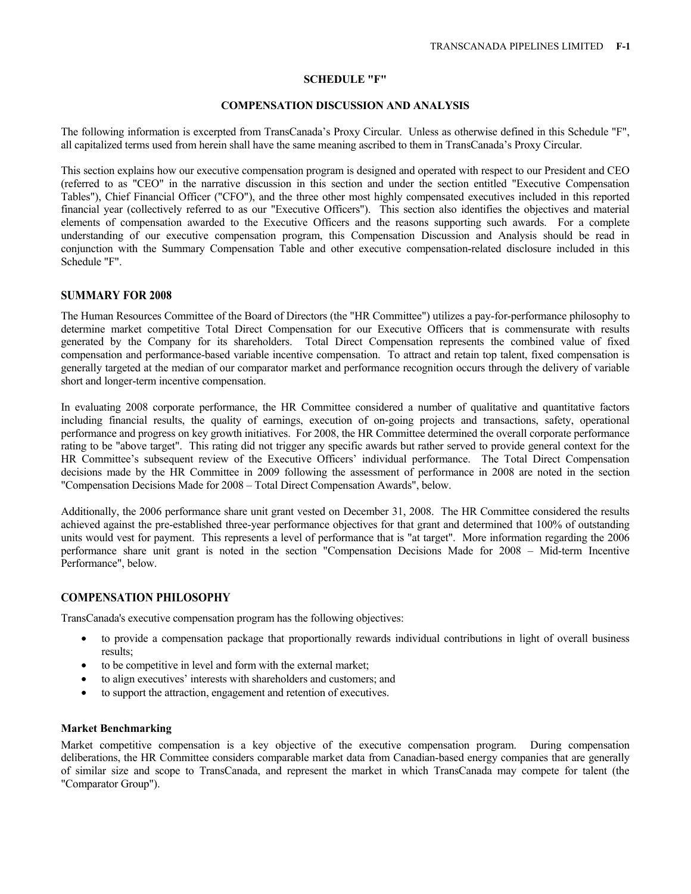## SCHEDULE "F"

## COMPENSATION DISCUSSION AND ANALYSIS

The following information is excerpted from TransCanada's Proxy Circular. Unless as otherwise defined in this Schedule "F", all capitalized terms used from herein shall have the same meaning ascribed to them in TransCanada's Proxy Circular.

This section explains how our executive compensation program is designed and operated with respect to our President and CEO (referred to as "CEO" in the narrative discussion in this section and under the section entitled "Executive Compensation Tables"), Chief Financial Officer ("CFO"), and the three other most highly compensated executives included in this reported financial year (collectively referred to as our "Executive Officers"). This section also identifies the objectives and material elements of compensation awarded to the Executive Officers and the reasons supporting such awards. For a complete understanding of our executive compensation program, this Compensation Discussion and Analysis should be read in conjunction with the Summary Compensation Table and other executive compensation-related disclosure included in this Schedule "F".

### SUMMARY FOR 2008

The Human Resources Committee of the Board of Directors (the "HR Committee") utilizes a pay-for-performance philosophy to determine market competitive Total Direct Compensation for our Executive Officers that is commensurate with results generated by the Company for its shareholders. Total Direct Compensation represents the combined value of fixed compensation and performance-based variable incentive compensation. To attract and retain top talent, fixed compensation is generally targeted at the median of our comparator market and performance recognition occurs through the delivery of variable short and longer-term incentive compensation.

In evaluating 2008 corporate performance, the HR Committee considered a number of qualitative and quantitative factors including financial results, the quality of earnings, execution of on-going projects and transactions, safety, operational performance and progress on key growth initiatives. For 2008, the HR Committee determined the overall corporate performance rating to be "above target". This rating did not trigger any specific awards but rather served to provide general context for the HR Committee's subsequent review of the Executive Officers' individual performance. The Total Direct Compensation decisions made by the HR Committee in 2009 following the assessment of performance in 2008 are noted in the section "Compensation Decisions Made for 2008 – Total Direct Compensation Awards", below.

Additionally, the 2006 performance share unit grant vested on December 31, 2008. The HR Committee considered the results achieved against the pre-established three-year performance objectives for that grant and determined that 100% of outstanding units would vest for payment. This represents a level of performance that is "at target". More information regarding the 2006 performance share unit grant is noted in the section "Compensation Decisions Made for 2008 – Mid-term Incentive Performance", below.

### COMPENSATION PHILOSOPHY

TransCanada's executive compensation program has the following objectives:

- to provide a compensation package that proportionally rewards individual contributions in light of overall business results;
- to be competitive in level and form with the external market;
- to align executives' interests with shareholders and customers; and
- to support the attraction, engagement and retention of executives.

#### Market Benchmarking

Market competitive compensation is a key objective of the executive compensation program. During compensation deliberations, the HR Committee considers comparable market data from Canadian-based energy companies that are generally of similar size and scope to TransCanada, and represent the market in which TransCanada may compete for talent (the "Comparator Group").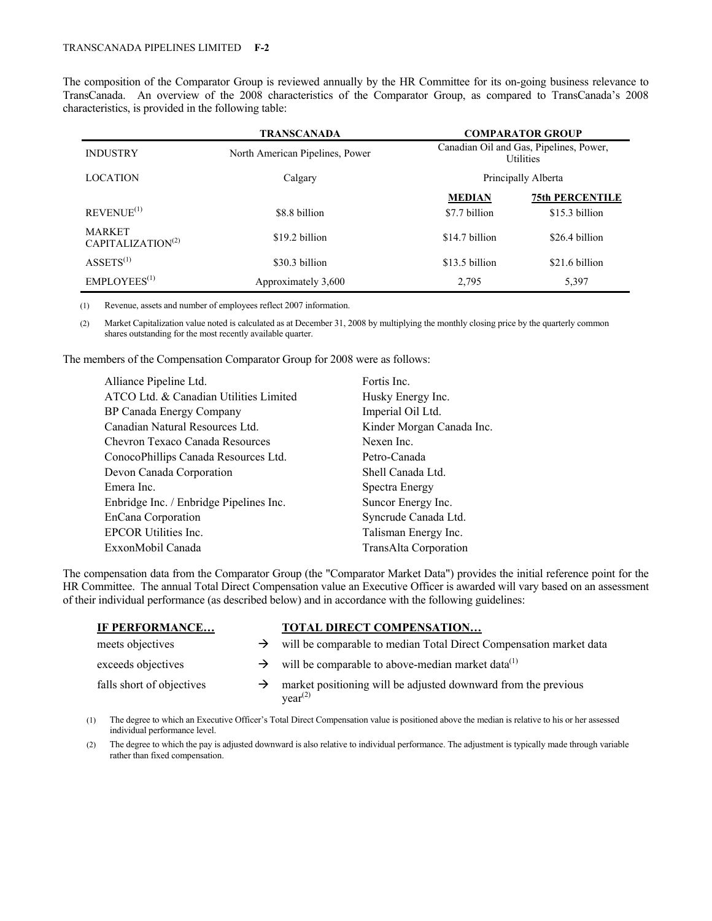The composition of the Comparator Group is reviewed annually by the HR Committee for its on-going business relevance to TransCanada. An overview of the 2008 characteristics of the Comparator Group, as compared to TransCanada's 2008 characteristics, is provided in the following table:

| | TRANSCANADA | COMPARATOR GROUP | |
|---|---|---|---|
| INDUSTRY | North American Pipelines, Power | Canadian Oil and Gas, Pipelines, Power, Utilities | |
| LOCATION | Calgary | Principally Alberta | |
| | | **MEDIAN** | **75th PERCENTILE** |
| REVENUE[(1)] | \$8.8 billion | \$7.7 billion | \$15.3 billion |
| MARKET CAPITALIZATION[(2)] | \$19.2 billion | \$14.7 billion | \$26.4 billion |
| ASSETS[(1)] | \$30.3 billion | \$13.5 billion | \$21.6 billion |
| EMPLOYEES[(1)] | Approximately 3,600 | 2,795 | 5,397 |

(1) Revenue, assets and number of employees reflect 2007 information.

(2) Market Capitalization value noted is calculated as at December 31, 2008 by multiplying the monthly closing price by the quarterly common shares outstanding for the most recently available quarter.

The members of the Compensation Comparator Group for 2008 were as follows:

- Alliance Pipeline Ltd.
- ATCO Ltd. & Canadian Utilities Limited
- BP Canada Energy Company
- Canadian Natural Resources Ltd.
- Chevron Texaco Canada Resources
- ConocoPhillips Canada Resources Ltd.
- Devon Canada Corporation
- Emera Inc.
- Enbridge Inc. / Enbridge Pipelines Inc.
- EnCana Corporation
- EPCOR Utilities Inc.
- ExxonMobil Canada
- Fortis Inc.
- Husky Energy Inc.
- Imperial Oil Ltd.
- Kinder Morgan Canada Inc.
- Nexen Inc.
- Petro-Canada
- Shell Canada Ltd.
- Spectra Energy
- Suncor Energy Inc.
- Syncrude Canada Ltd.
- Talisman Energy Inc.
- TransAlta Corporation

The compensation data from the Comparator Group (the "Comparator Market Data") provides the initial reference point for the HR Committee. The annual Total Direct Compensation value an Executive Officer is awarded will vary based on an assessment of their individual performance (as described below) and in accordance with the following guidelines:

| IF PERFORMANCE… | | TOTAL DIRECT COMPENSATION… |
|---|---|---|
| meets objectives | → | will be comparable to median Total Direct Compensation market data |
| exceeds objectives | → | will be comparable to above-median market data[(1)] |
| falls short of objectives | → | market positioning will be adjusted downward from the previous year[(2)] |

(1) The degree to which an Executive Officer's Total Direct Compensation value is positioned above the median is relative to his or her assessed individual performance level.

(2) The degree to which the pay is adjusted downward is also relative to individual performance. The adjustment is typically made through variable rather than fixed compensation.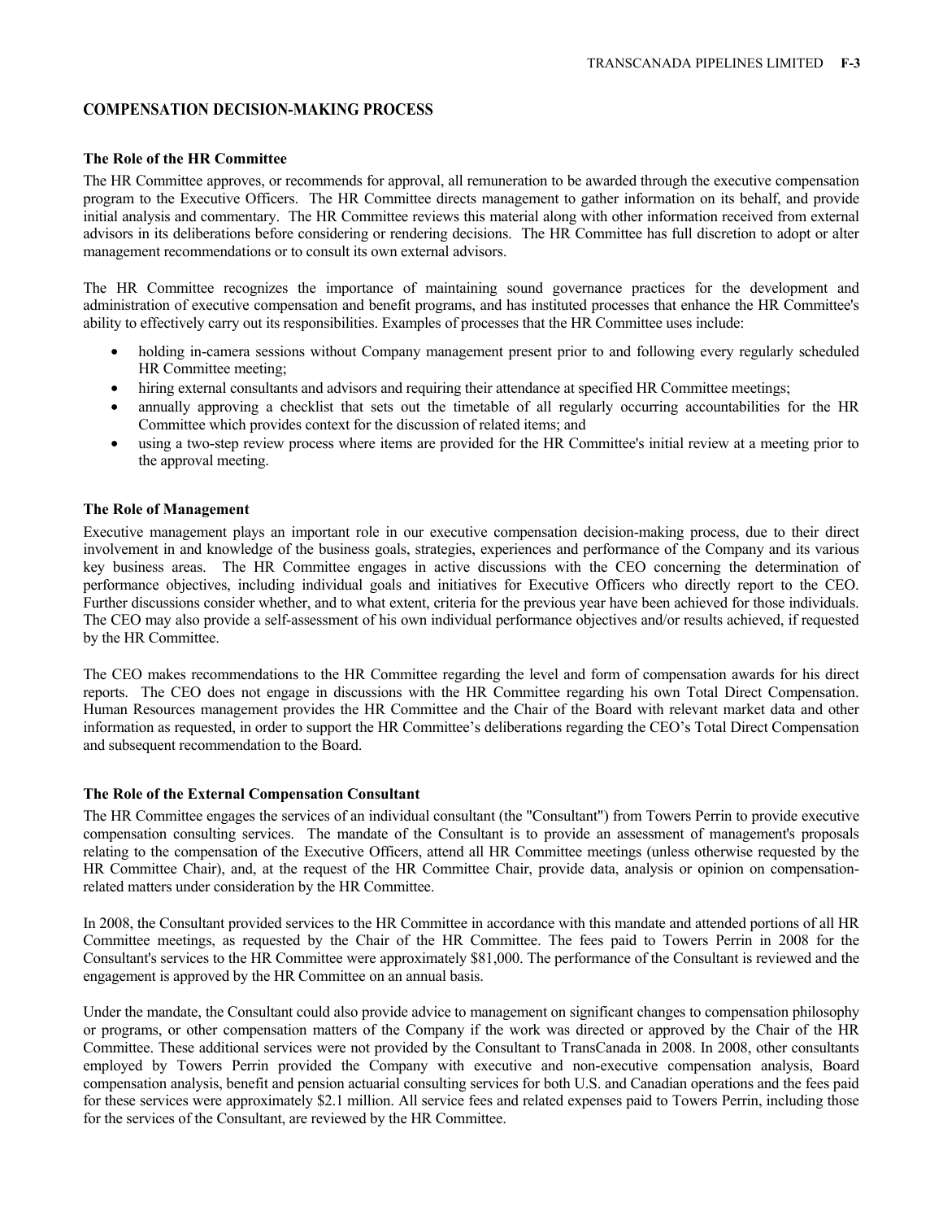## COMPENSATION DECISION-MAKING PROCESS

### The Role of the HR Committee

The HR Committee approves, or recommends for approval, all remuneration to be awarded through the executive compensation program to the Executive Officers. The HR Committee directs management to gather information on its behalf, and provide initial analysis and commentary. The HR Committee reviews this material along with other information received from external advisors in its deliberations before considering or rendering decisions. The HR Committee has full discretion to adopt or alter management recommendations or to consult its own external advisors.

The HR Committee recognizes the importance of maintaining sound governance practices for the development and administration of executive compensation and benefit programs, and has instituted processes that enhance the HR Committee's ability to effectively carry out its responsibilities. Examples of processes that the HR Committee uses include:

- holding in-camera sessions without Company management present prior to and following every regularly scheduled HR Committee meeting;
- hiring external consultants and advisors and requiring their attendance at specified HR Committee meetings;
- annually approving a checklist that sets out the timetable of all regularly occurring accountabilities for the HR Committee which provides context for the discussion of related items; and
- using a two-step review process where items are provided for the HR Committee's initial review at a meeting prior to the approval meeting.

### The Role of Management

Executive management plays an important role in our executive compensation decision-making process, due to their direct involvement in and knowledge of the business goals, strategies, experiences and performance of the Company and its various key business areas. The HR Committee engages in active discussions with the CEO concerning the determination of performance objectives, including individual goals and initiatives for Executive Officers who directly report to the CEO. Further discussions consider whether, and to what extent, criteria for the previous year have been achieved for those individuals. The CEO may also provide a self-assessment of his own individual performance objectives and/or results achieved, if requested by the HR Committee.

The CEO makes recommendations to the HR Committee regarding the level and form of compensation awards for his direct reports. The CEO does not engage in discussions with the HR Committee regarding his own Total Direct Compensation. Human Resources management provides the HR Committee and the Chair of the Board with relevant market data and other information as requested, in order to support the HR Committee's deliberations regarding the CEO's Total Direct Compensation and subsequent recommendation to the Board.

### The Role of the External Compensation Consultant

The HR Committee engages the services of an individual consultant (the "Consultant") from Towers Perrin to provide executive compensation consulting services. The mandate of the Consultant is to provide an assessment of management's proposals relating to the compensation of the Executive Officers, attend all HR Committee meetings (unless otherwise requested by the HR Committee Chair), and, at the request of the HR Committee Chair, provide data, analysis or opinion on compensation-related matters under consideration by the HR Committee.

In 2008, the Consultant provided services to the HR Committee in accordance with this mandate and attended portions of all HR Committee meetings, as requested by the Chair of the HR Committee. The fees paid to Towers Perrin in 2008 for the Consultant's services to the HR Committee were approximately $81,000. The performance of the Consultant is reviewed and the engagement is approved by the HR Committee on an annual basis.

Under the mandate, the Consultant could also provide advice to management on significant changes to compensation philosophy or programs, or other compensation matters of the Company if the work was directed or approved by the Chair of the HR Committee. These additional services were not provided by the Consultant to TransCanada in 2008. In 2008, other consultants employed by Towers Perrin provided the Company with executive and non-executive compensation analysis, Board compensation analysis, benefit and pension actuarial consulting services for both U.S. and Canadian operations and the fees paid for these services were approximately $2.1 million. All service fees and related expenses paid to Towers Perrin, including those for the services of the Consultant, are reviewed by the HR Committee.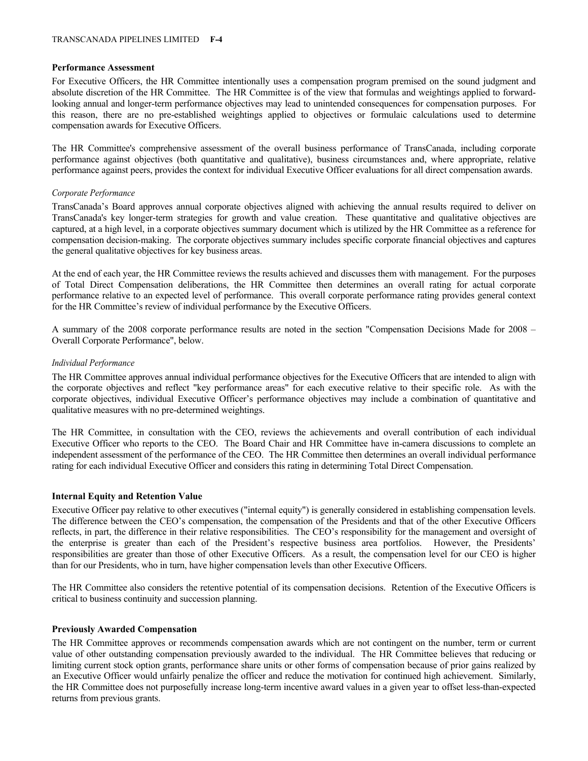### Performance Assessment

For Executive Officers, the HR Committee intentionally uses a compensation program premised on the sound judgment and absolute discretion of the HR Committee. The HR Committee is of the view that formulas and weightings applied to forward-looking annual and longer-term performance objectives may lead to unintended consequences for compensation purposes. For this reason, there are no pre-established weightings applied to objectives or formulaic calculations used to determine compensation awards for Executive Officers.

The HR Committee's comprehensive assessment of the overall business performance of TransCanada, including corporate performance against objectives (both quantitative and qualitative), business circumstances and, where appropriate, relative performance against peers, provides the context for individual Executive Officer evaluations for all direct compensation awards.

*Corporate Performance*

TransCanada's Board approves annual corporate objectives aligned with achieving the annual results required to deliver on TransCanada's key longer-term strategies for growth and value creation. These quantitative and qualitative objectives are captured, at a high level, in a corporate objectives summary document which is utilized by the HR Committee as a reference for compensation decision-making. The corporate objectives summary includes specific corporate financial objectives and captures the general qualitative objectives for key business areas.

At the end of each year, the HR Committee reviews the results achieved and discusses them with management. For the purposes of Total Direct Compensation deliberations, the HR Committee then determines an overall rating for actual corporate performance relative to an expected level of performance. This overall corporate performance rating provides general context for the HR Committee's review of individual performance by the Executive Officers.

A summary of the 2008 corporate performance results are noted in the section "Compensation Decisions Made for 2008 – Overall Corporate Performance", below.

*Individual Performance*

The HR Committee approves annual individual performance objectives for the Executive Officers that are intended to align with the corporate objectives and reflect "key performance areas" for each executive relative to their specific role. As with the corporate objectives, individual Executive Officer's performance objectives may include a combination of quantitative and qualitative measures with no pre-determined weightings.

The HR Committee, in consultation with the CEO, reviews the achievements and overall contribution of each individual Executive Officer who reports to the CEO. The Board Chair and HR Committee have in-camera discussions to complete an independent assessment of the performance of the CEO. The HR Committee then determines an overall individual performance rating for each individual Executive Officer and considers this rating in determining Total Direct Compensation.

### Internal Equity and Retention Value

Executive Officer pay relative to other executives ("internal equity") is generally considered in establishing compensation levels. The difference between the CEO's compensation, the compensation of the Presidents and that of the other Executive Officers reflects, in part, the difference in their relative responsibilities. The CEO's responsibility for the management and oversight of the enterprise is greater than each of the President's respective business area portfolios. However, the Presidents' responsibilities are greater than those of other Executive Officers. As a result, the compensation level for our CEO is higher than for our Presidents, who in turn, have higher compensation levels than other Executive Officers.

The HR Committee also considers the retentive potential of its compensation decisions. Retention of the Executive Officers is critical to business continuity and succession planning.

### Previously Awarded Compensation

The HR Committee approves or recommends compensation awards which are not contingent on the number, term or current value of other outstanding compensation previously awarded to the individual. The HR Committee believes that reducing or limiting current stock option grants, performance share units or other forms of compensation because of prior gains realized by an Executive Officer would unfairly penalize the officer and reduce the motivation for continued high achievement. Similarly, the HR Committee does not purposefully increase long-term incentive award values in a given year to offset less-than-expected returns from previous grants.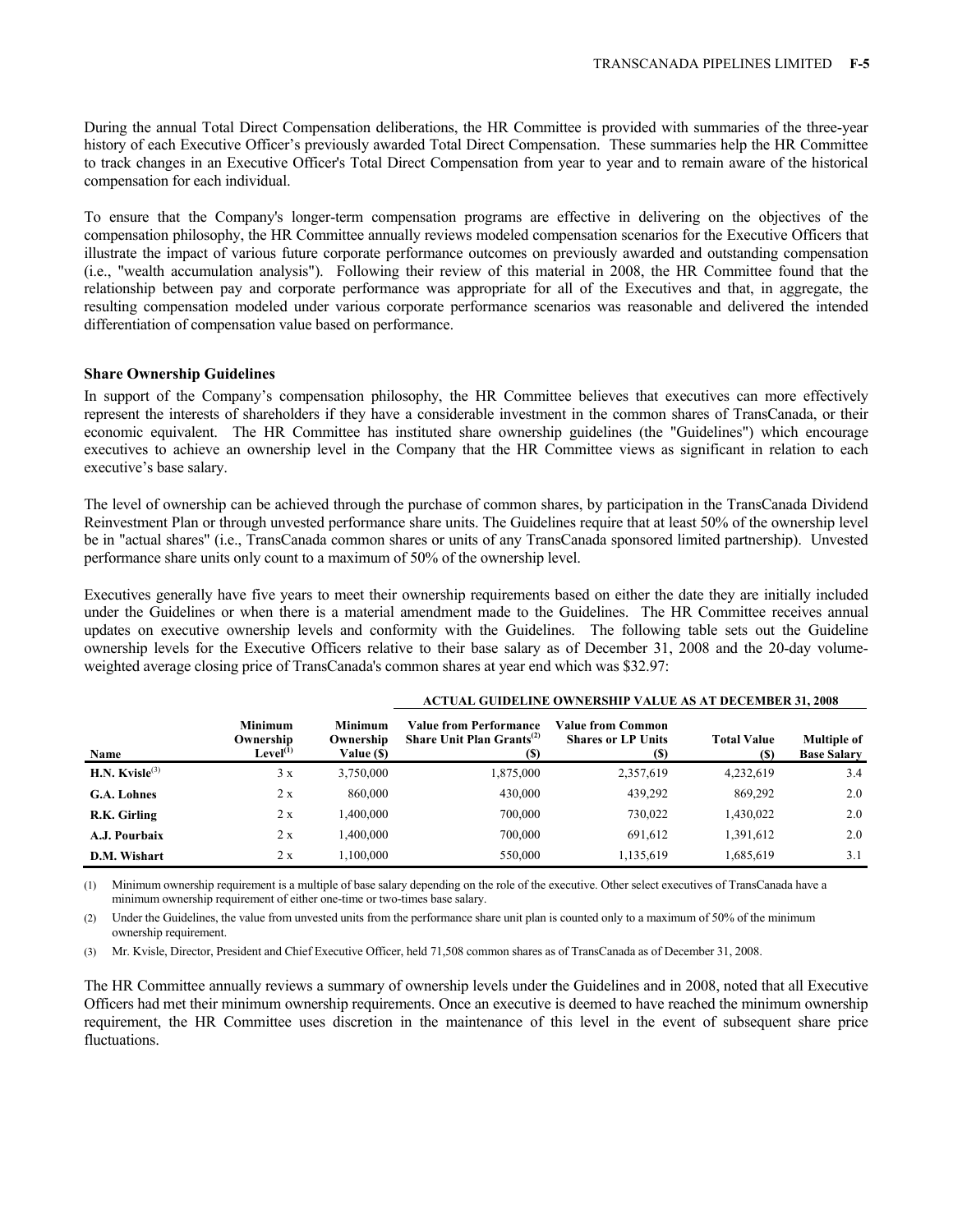During the annual Total Direct Compensation deliberations, the HR Committee is provided with summaries of the three-year history of each Executive Officer's previously awarded Total Direct Compensation. These summaries help the HR Committee to track changes in an Executive Officer's Total Direct Compensation from year to year and to remain aware of the historical compensation for each individual.

To ensure that the Company's longer-term compensation programs are effective in delivering on the objectives of the compensation philosophy, the HR Committee annually reviews modeled compensation scenarios for the Executive Officers that illustrate the impact of various future corporate performance outcomes on previously awarded and outstanding compensation (i.e., "wealth accumulation analysis"). Following their review of this material in 2008, the HR Committee found that the relationship between pay and corporate performance was appropriate for all of the Executives and that, in aggregate, the resulting compensation modeled under various corporate performance scenarios was reasonable and delivered the intended differentiation of compensation value based on performance.

**Share Ownership Guidelines**

In support of the Company's compensation philosophy, the HR Committee believes that executives can more effectively represent the interests of shareholders if they have a considerable investment in the common shares of TransCanada, or their economic equivalent. The HR Committee has instituted share ownership guidelines (the "Guidelines") which encourage executives to achieve an ownership level in the Company that the HR Committee views as significant in relation to each executive's base salary.

The level of ownership can be achieved through the purchase of common shares, by participation in the TransCanada Dividend Reinvestment Plan or through unvested performance share units. The Guidelines require that at least 50% of the ownership level be in "actual shares" (i.e., TransCanada common shares or units of any TransCanada sponsored limited partnership). Unvested performance share units only count to a maximum of 50% of the ownership level.

Executives generally have five years to meet their ownership requirements based on either the date they are initially included under the Guidelines or when there is a material amendment made to the Guidelines. The HR Committee receives annual updates on executive ownership levels and conformity with the Guidelines. The following table sets out the Guideline ownership levels for the Executive Officers relative to their base salary as of December 31, 2008 and the 20-day volume-weighted average closing price of TransCanada's common shares at year end which was $32.97:

| | | | ACTUAL GUIDELINE OWNERSHIP VALUE AS AT DECEMBER 31, 2008 | | | |
|---|---|---|---|---|---|---|
| Name | Minimum Ownership Level[1] | Minimum Ownership Value ($) | Value from Performance Share Unit Plan Grants[2] ($) | Value from Common Shares or LP Units ($) | Total Value ($) | Multiple of Base Salary |
| **H.N. Kvisle**[3] | 3 x | 3,750,000 | 1,875,000 | 2,357,619 | 4,232,619 | 3.4 |
| **G.A. Lohnes** | 2 x | 860,000 | 430,000 | 439,292 | 869,292 | 2.0 |
| **R.K. Girling** | 2 x | 1,400,000 | 700,000 | 730,022 | 1,430,022 | 2.0 |
| **A.J. Pourbaix** | 2 x | 1,400,000 | 700,000 | 691,612 | 1,391,612 | 2.0 |
| **D.M. Wishart** | 2 x | 1,100,000 | 550,000 | 1,135,619 | 1,685,619 | 3.1 |

(1) Minimum ownership requirement is a multiple of base salary depending on the role of the executive. Other select executives of TransCanada have a minimum ownership requirement of either one-time or two-times base salary.

(2) Under the Guidelines, the value from unvested units from the performance share unit plan is counted only to a maximum of 50% of the minimum ownership requirement.

(3) Mr. Kvisle, Director, President and Chief Executive Officer, held 71,508 common shares as of TransCanada as of December 31, 2008.

The HR Committee annually reviews a summary of ownership levels under the Guidelines and in 2008, noted that all Executive Officers had met their minimum ownership requirements. Once an executive is deemed to have reached the minimum ownership requirement, the HR Committee uses discretion in the maintenance of this level in the event of subsequent share price fluctuations.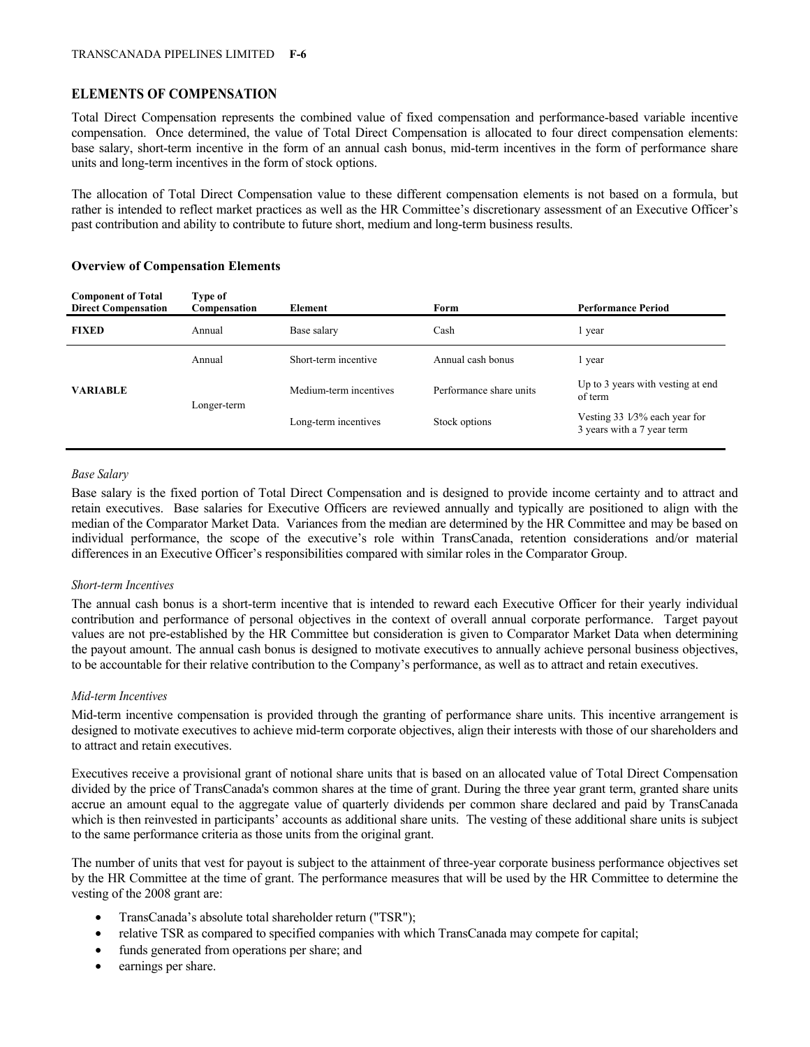## ELEMENTS OF COMPENSATION

Total Direct Compensation represents the combined value of fixed compensation and performance-based variable incentive compensation. Once determined, the value of Total Direct Compensation is allocated to four direct compensation elements: base salary, short-term incentive in the form of an annual cash bonus, mid-term incentives in the form of performance share units and long-term incentives in the form of stock options.

The allocation of Total Direct Compensation value to these different compensation elements is not based on a formula, but rather is intended to reflect market practices as well as the HR Committee's discretionary assessment of an Executive Officer's past contribution and ability to contribute to future short, medium and long-term business results.

### Overview of Compensation Elements

| Component of Total Direct Compensation | Type of Compensation | Element | Form | Performance Period |
|---|---|---|---|---|
| **FIXED** | Annual | Base salary | Cash | 1 year |
| **VARIABLE** | Annual | Short-term incentive | Annual cash bonus | 1 year |
| | Longer-term | Medium-term incentives | Performance share units | Up to 3 years with vesting at end of term |
| | | Long-term incentives | Stock options | Vesting 33 1⁄3% each year for 3 years with a 7 year term |

*Base Salary*

Base salary is the fixed portion of Total Direct Compensation and is designed to provide income certainty and to attract and retain executives. Base salaries for Executive Officers are reviewed annually and typically are positioned to align with the median of the Comparator Market Data. Variances from the median are determined by the HR Committee and may be based on individual performance, the scope of the executive's role within TransCanada, retention considerations and/or material differences in an Executive Officer's responsibilities compared with similar roles in the Comparator Group.

*Short-term Incentives*

The annual cash bonus is a short-term incentive that is intended to reward each Executive Officer for their yearly individual contribution and performance of personal objectives in the context of overall annual corporate performance. Target payout values are not pre-established by the HR Committee but consideration is given to Comparator Market Data when determining the payout amount. The annual cash bonus is designed to motivate executives to annually achieve personal business objectives, to be accountable for their relative contribution to the Company's performance, as well as to attract and retain executives.

*Mid-term Incentives*

Mid-term incentive compensation is provided through the granting of performance share units. This incentive arrangement is designed to motivate executives to achieve mid-term corporate objectives, align their interests with those of our shareholders and to attract and retain executives.

Executives receive a provisional grant of notional share units that is based on an allocated value of Total Direct Compensation divided by the price of TransCanada's common shares at the time of grant. During the three year grant term, granted share units accrue an amount equal to the aggregate value of quarterly dividends per common share declared and paid by TransCanada which is then reinvested in participants' accounts as additional share units. The vesting of these additional share units is subject to the same performance criteria as those units from the original grant.

The number of units that vest for payout is subject to the attainment of three-year corporate business performance objectives set by the HR Committee at the time of grant. The performance measures that will be used by the HR Committee to determine the vesting of the 2008 grant are:

- TransCanada's absolute total shareholder return ("TSR");
- relative TSR as compared to specified companies with which TransCanada may compete for capital;
- funds generated from operations per share; and
- earnings per share.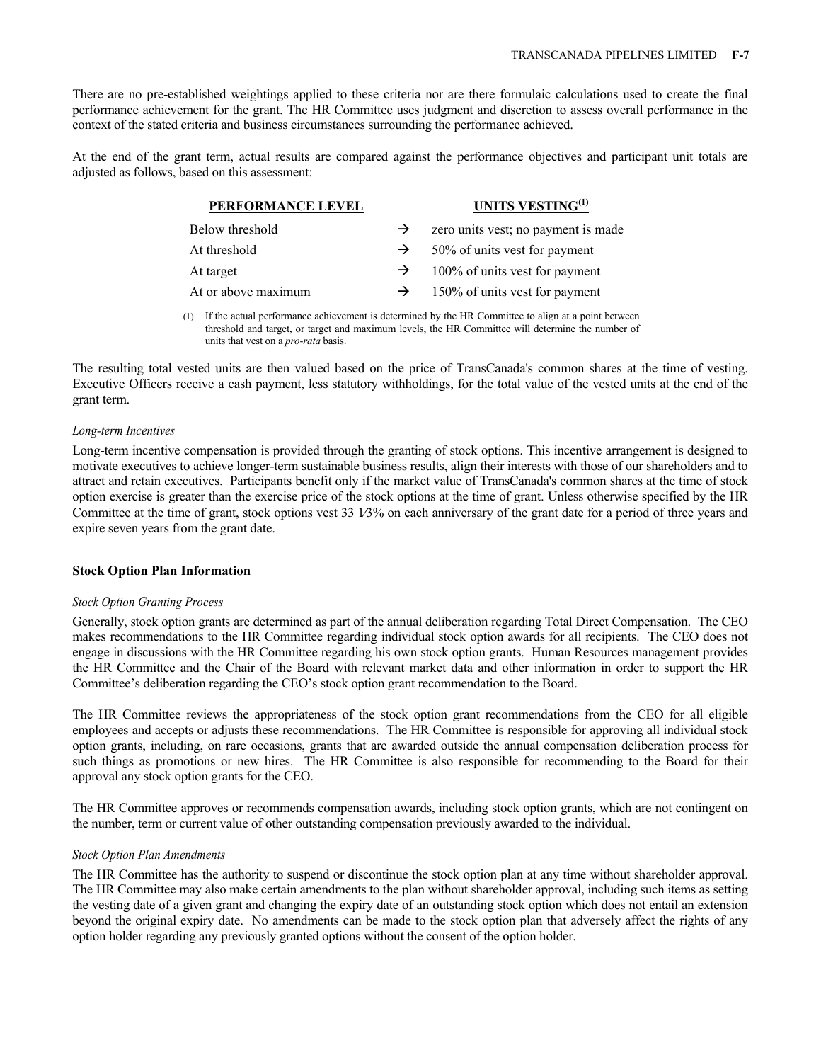There are no pre-established weightings applied to these criteria nor are there formulaic calculations used to create the final performance achievement for the grant. The HR Committee uses judgment and discretion to assess overall performance in the context of the stated criteria and business circumstances surrounding the performance achieved.

At the end of the grant term, actual results are compared against the performance objectives and participant unit totals are adjusted as follows, based on this assessment:

| PERFORMANCE LEVEL | | UNITS VESTING[1] |
|---|---|---|
| Below threshold | → | zero units vest; no payment is made |
| At threshold | → | 50% of units vest for payment |
| At target | → | 100% of units vest for payment |
| At or above maximum | → | 150% of units vest for payment |

(1) If the actual performance achievement is determined by the HR Committee to align at a point between threshold and target, or target and maximum levels, the HR Committee will determine the number of units that vest on a *pro-rata* basis.

The resulting total vested units are then valued based on the price of TransCanada's common shares at the time of vesting. Executive Officers receive a cash payment, less statutory withholdings, for the total value of the vested units at the end of the grant term.

*Long-term Incentives*

Long-term incentive compensation is provided through the granting of stock options. This incentive arrangement is designed to motivate executives to achieve longer-term sustainable business results, align their interests with those of our shareholders and to attract and retain executives. Participants benefit only if the market value of TransCanada's common shares at the time of stock option exercise is greater than the exercise price of the stock options at the time of grant. Unless otherwise specified by the HR Committee at the time of grant, stock options vest 33 1⁄3% on each anniversary of the grant date for a period of three years and expire seven years from the grant date.

**Stock Option Plan Information**

*Stock Option Granting Process*

Generally, stock option grants are determined as part of the annual deliberation regarding Total Direct Compensation. The CEO makes recommendations to the HR Committee regarding individual stock option awards for all recipients. The CEO does not engage in discussions with the HR Committee regarding his own stock option grants. Human Resources management provides the HR Committee and the Chair of the Board with relevant market data and other information in order to support the HR Committee's deliberation regarding the CEO's stock option grant recommendation to the Board.

The HR Committee reviews the appropriateness of the stock option grant recommendations from the CEO for all eligible employees and accepts or adjusts these recommendations. The HR Committee is responsible for approving all individual stock option grants, including, on rare occasions, grants that are awarded outside the annual compensation deliberation process for such things as promotions or new hires. The HR Committee is also responsible for recommending to the Board for their approval any stock option grants for the CEO.

The HR Committee approves or recommends compensation awards, including stock option grants, which are not contingent on the number, term or current value of other outstanding compensation previously awarded to the individual.

*Stock Option Plan Amendments*

The HR Committee has the authority to suspend or discontinue the stock option plan at any time without shareholder approval. The HR Committee may also make certain amendments to the plan without shareholder approval, including such items as setting the vesting date of a given grant and changing the expiry date of an outstanding stock option which does not entail an extension beyond the original expiry date. No amendments can be made to the stock option plan that adversely affect the rights of any option holder regarding any previously granted options without the consent of the option holder.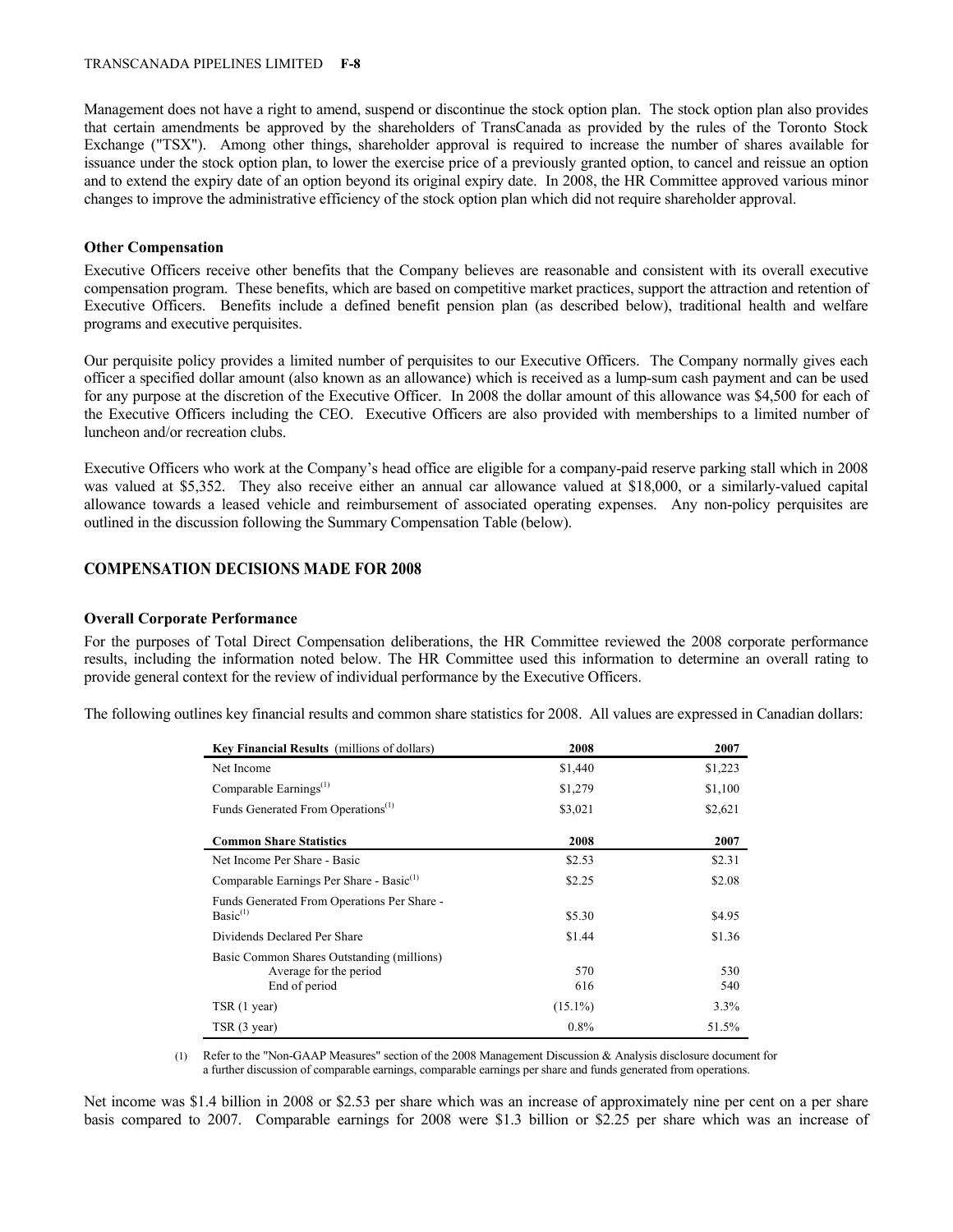Management does not have a right to amend, suspend or discontinue the stock option plan. The stock option plan also provides that certain amendments be approved by the shareholders of TransCanada as provided by the rules of the Toronto Stock Exchange ("TSX"). Among other things, shareholder approval is required to increase the number of shares available for issuance under the stock option plan, to lower the exercise price of a previously granted option, to cancel and reissue an option and to extend the expiry date of an option beyond its original expiry date. In 2008, the HR Committee approved various minor changes to improve the administrative efficiency of the stock option plan which did not require shareholder approval.

### Other Compensation

Executive Officers receive other benefits that the Company believes are reasonable and consistent with its overall executive compensation program. These benefits, which are based on competitive market practices, support the attraction and retention of Executive Officers. Benefits include a defined benefit pension plan (as described below), traditional health and welfare programs and executive perquisites.

Our perquisite policy provides a limited number of perquisites to our Executive Officers. The Company normally gives each officer a specified dollar amount (also known as an allowance) which is received as a lump-sum cash payment and can be used for any purpose at the discretion of the Executive Officer. In 2008 the dollar amount of this allowance was $4,500 for each of the Executive Officers including the CEO. Executive Officers are also provided with memberships to a limited number of luncheon and/or recreation clubs.

Executive Officers who work at the Company's head office are eligible for a company-paid reserve parking stall which in 2008 was valued at $5,352. They also receive either an annual car allowance valued at $18,000, or a similarly-valued capital allowance towards a leased vehicle and reimbursement of associated operating expenses. Any non-policy perquisites are outlined in the discussion following the Summary Compensation Table (below).

## COMPENSATION DECISIONS MADE FOR 2008

### Overall Corporate Performance

For the purposes of Total Direct Compensation deliberations, the HR Committee reviewed the 2008 corporate performance results, including the information noted below. The HR Committee used this information to determine an overall rating to provide general context for the review of individual performance by the Executive Officers.

The following outlines key financial results and common share statistics for 2008. All values are expressed in Canadian dollars:

| **Key Financial Results** (millions of dollars) | **2008** | **2007** |
|---|---|---|
| Net Income | $1,440 | $1,223 |
| Comparable Earnings[1] | $1,279 | $1,100 |
| Funds Generated From Operations[1] | $3,021 | $2,621 |
| **Common Share Statistics** | **2008** | **2007** |
| Net Income Per Share - Basic | $2.53 | $2.31 |
| Comparable Earnings Per Share - Basic[1] | $2.25 | $2.08 |
| Funds Generated From Operations Per Share - Basic[1] | $5.30 | $4.95 |
| Dividends Declared Per Share | $1.44 | $1.36 |
| Basic Common Shares Outstanding (millions) | | |
| Average for the period | 570 | 530 |
| End of period | 616 | 540 |
| TSR (1 year) | (15.1%) | 3.3% |
| TSR (3 year) | 0.8% | 51.5% |

(1) Refer to the "Non-GAAP Measures" section of the 2008 Management Discussion & Analysis disclosure document for a further discussion of comparable earnings, comparable earnings per share and funds generated from operations.

Net income was $1.4 billion in 2008 or $2.53 per share which was an increase of approximately nine per cent on a per share basis compared to 2007. Comparable earnings for 2008 were $1.3 billion or $2.25 per share which was an increase of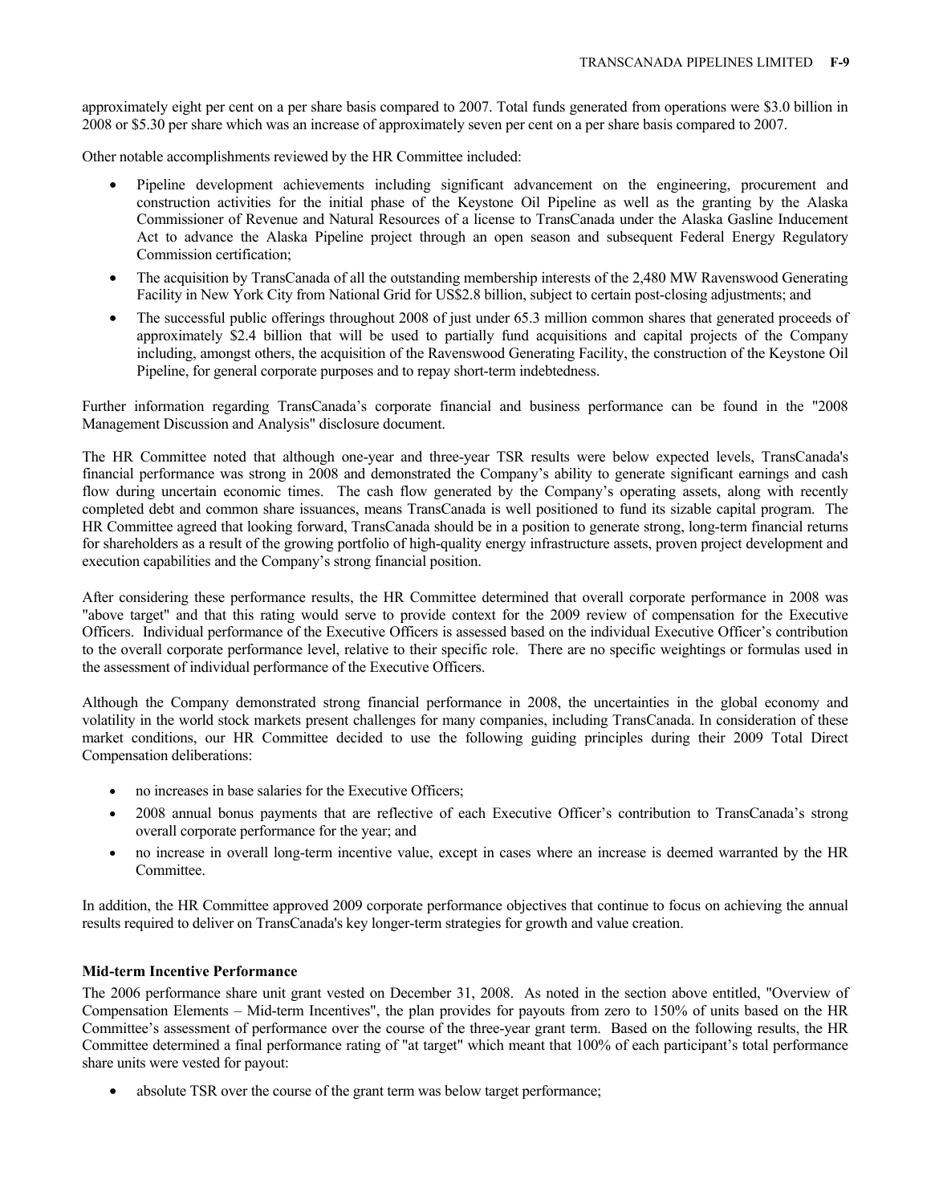approximately eight per cent on a per share basis compared to 2007. Total funds generated from operations were $3.0 billion in 2008 or $5.30 per share which was an increase of approximately seven per cent on a per share basis compared to 2007.

Other notable accomplishments reviewed by the HR Committee included:

- Pipeline development achievements including significant advancement on the engineering, procurement and construction activities for the initial phase of the Keystone Oil Pipeline as well as the granting by the Alaska Commissioner of Revenue and Natural Resources of a license to TransCanada under the Alaska Gasline Inducement Act to advance the Alaska Pipeline project through an open season and subsequent Federal Energy Regulatory Commission certification;
- The acquisition by TransCanada of all the outstanding membership interests of the 2,480 MW Ravenswood Generating Facility in New York City from National Grid for US$2.8 billion, subject to certain post-closing adjustments; and
- The successful public offerings throughout 2008 of just under 65.3 million common shares that generated proceeds of approximately $2.4 billion that will be used to partially fund acquisitions and capital projects of the Company including, amongst others, the acquisition of the Ravenswood Generating Facility, the construction of the Keystone Oil Pipeline, for general corporate purposes and to repay short-term indebtedness.

Further information regarding TransCanada's corporate financial and business performance can be found in the "2008 Management Discussion and Analysis" disclosure document.

The HR Committee noted that although one-year and three-year TSR results were below expected levels, TransCanada's financial performance was strong in 2008 and demonstrated the Company's ability to generate significant earnings and cash flow during uncertain economic times. The cash flow generated by the Company's operating assets, along with recently completed debt and common share issuances, means TransCanada is well positioned to fund its sizable capital program. The HR Committee agreed that looking forward, TransCanada should be in a position to generate strong, long-term financial returns for shareholders as a result of the growing portfolio of high-quality energy infrastructure assets, proven project development and execution capabilities and the Company's strong financial position.

After considering these performance results, the HR Committee determined that overall corporate performance in 2008 was "above target" and that this rating would serve to provide context for the 2009 review of compensation for the Executive Officers. Individual performance of the Executive Officers is assessed based on the individual Executive Officer's contribution to the overall corporate performance level, relative to their specific role. There are no specific weightings or formulas used in the assessment of individual performance of the Executive Officers.

Although the Company demonstrated strong financial performance in 2008, the uncertainties in the global economy and volatility in the world stock markets present challenges for many companies, including TransCanada. In consideration of these market conditions, our HR Committee decided to use the following guiding principles during their 2009 Total Direct Compensation deliberations:

- no increases in base salaries for the Executive Officers;
- 2008 annual bonus payments that are reflective of each Executive Officer's contribution to TransCanada's strong overall corporate performance for the year; and
- no increase in overall long-term incentive value, except in cases where an increase is deemed warranted by the HR Committee.

In addition, the HR Committee approved 2009 corporate performance objectives that continue to focus on achieving the annual results required to deliver on TransCanada's key longer-term strategies for growth and value creation.

**Mid-term Incentive Performance**

The 2006 performance share unit grant vested on December 31, 2008. As noted in the section above entitled, "Overview of Compensation Elements – Mid-term Incentives", the plan provides for payouts from zero to 150% of units based on the HR Committee's assessment of performance over the course of the three-year grant term. Based on the following results, the HR Committee determined a final performance rating of "at target" which meant that 100% of each participant's total performance share units were vested for payout:

- absolute TSR over the course of the grant term was below target performance;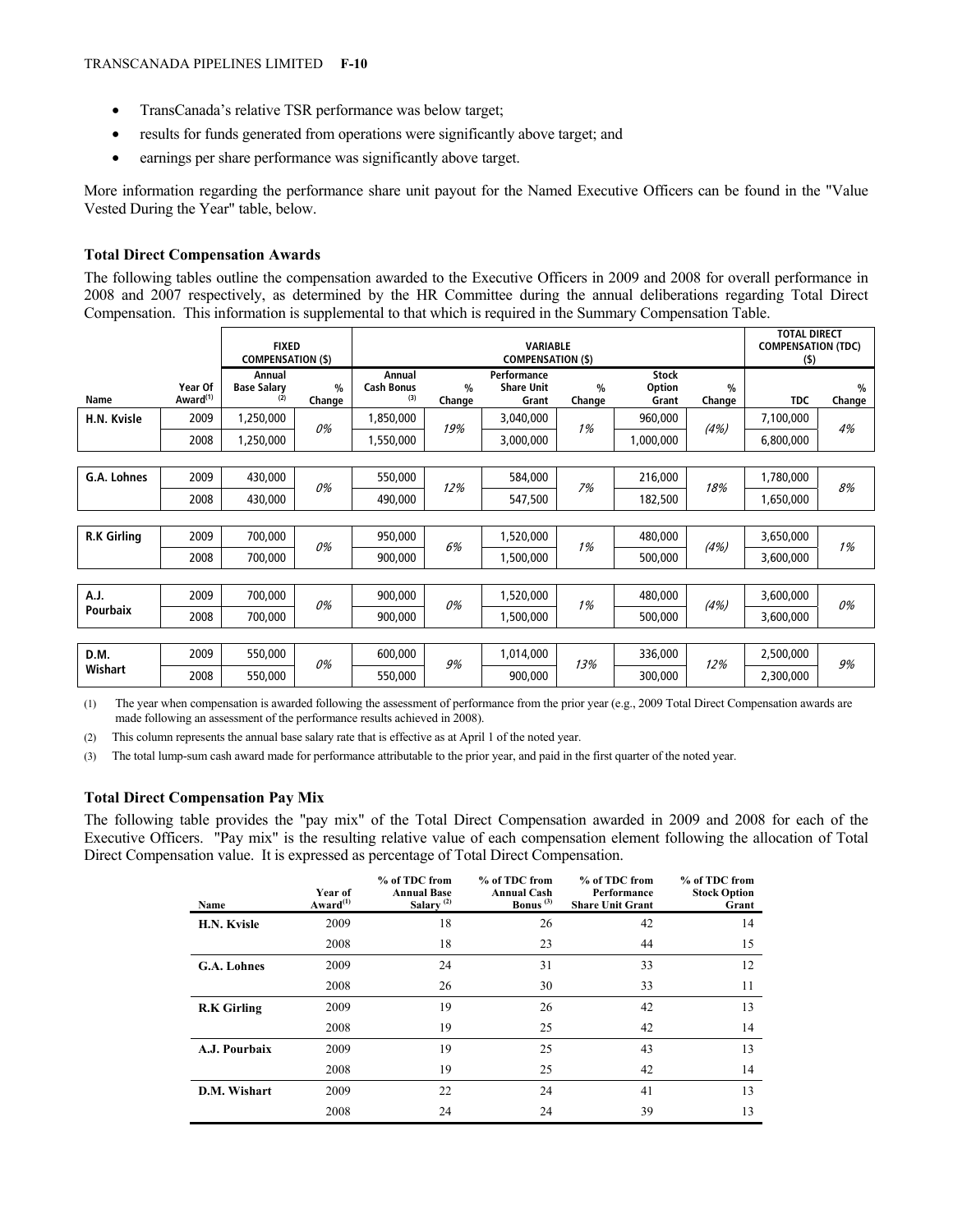- TransCanada's relative TSR performance was below target;
- results for funds generated from operations were significantly above target; and
- earnings per share performance was significantly above target.

More information regarding the performance share unit payout for the Named Executive Officers can be found in the "Value Vested During the Year" table, below.

**Total Direct Compensation Awards**

The following tables outline the compensation awarded to the Executive Officers in 2009 and 2008 for overall performance in 2008 and 2007 respectively, as determined by the HR Committee during the annual deliberations regarding Total Direct Compensation. This information is supplemental to that which is required in the Summary Compensation Table.

| | | FIXED COMPENSATION ($) | | VARIABLE COMPENSATION ($) | | | | | | TOTAL DIRECT COMPENSATION (TDC) ($) | |
|---|---|---|---|---|---|---|---|---|---|---|---|
| Name | Year Of Award[(1)] | Annual Base Salary [(2)] | % Change | Annual Cash Bonus [(3)] | % Change | Performance Share Unit Grant | % Change | Stock Option Grant | % Change | TDC | % Change |
| H.N. Kvisle | 2009 | 1,250,000 | 0% | 1,850,000 | 19% | 3,040,000 | 1% | 960,000 | (4%) | 7,100,000 | 4% |
| | 2008 | 1,250,000 | | 1,550,000 | | 3,000,000 | | 1,000,000 | | 6,800,000 | |
| G.A. Lohnes | 2009 | 430,000 | 0% | 550,000 | 12% | 584,000 | 7% | 216,000 | 18% | 1,780,000 | 8% |
| | 2008 | 430,000 | | 490,000 | | 547,500 | | 182,500 | | 1,650,000 | |
| R.K Girling | 2009 | 700,000 | 0% | 950,000 | 6% | 1,520,000 | 1% | 480,000 | (4%) | 3,650,000 | 1% |
| | 2008 | 700,000 | | 900,000 | | 1,500,000 | | 500,000 | | 3,600,000 | |
| A.J. Pourbaix | 2009 | 700,000 | 0% | 900,000 | 0% | 1,520,000 | 1% | 480,000 | (4%) | 3,600,000 | 0% |
| | 2008 | 700,000 | | 900,000 | | 1,500,000 | | 500,000 | | 3,600,000 | |
| D.M. Wishart | 2009 | 550,000 | 0% | 600,000 | 9% | 1,014,000 | 13% | 336,000 | 12% | 2,500,000 | 9% |
| | 2008 | 550,000 | | 550,000 | | 900,000 | | 300,000 | | 2,300,000 | |

(1) The year when compensation is awarded following the assessment of performance from the prior year (e.g., 2009 Total Direct Compensation awards are made following an assessment of the performance results achieved in 2008).

(2) This column represents the annual base salary rate that is effective as at April 1 of the noted year.

(3) The total lump-sum cash award made for performance attributable to the prior year, and paid in the first quarter of the noted year.

**Total Direct Compensation Pay Mix**

The following table provides the "pay mix" of the Total Direct Compensation awarded in 2009 and 2008 for each of the Executive Officers. "Pay mix" is the resulting relative value of each compensation element following the allocation of Total Direct Compensation value. It is expressed as percentage of Total Direct Compensation.

| Name | Year of Award[(1)] | % of TDC from Annual Base Salary [(2)] | % of TDC from Annual Cash Bonus [(3)] | % of TDC from Performance Share Unit Grant | % of TDC from Stock Option Grant |
|---|---|---|---|---|---|
| H.N. Kvisle | 2009 | 18 | 26 | 42 | 14 |
| | 2008 | 18 | 23 | 44 | 15 |
| G.A. Lohnes | 2009 | 24 | 31 | 33 | 12 |
| | 2008 | 26 | 30 | 33 | 11 |
| R.K Girling | 2009 | 19 | 26 | 42 | 13 |
| | 2008 | 19 | 25 | 42 | 14 |
| A.J. Pourbaix | 2009 | 19 | 25 | 43 | 13 |
| | 2008 | 19 | 25 | 42 | 14 |
| D.M. Wishart | 2009 | 22 | 24 | 41 | 13 |
| | 2008 | 24 | 24 | 39 | 13 |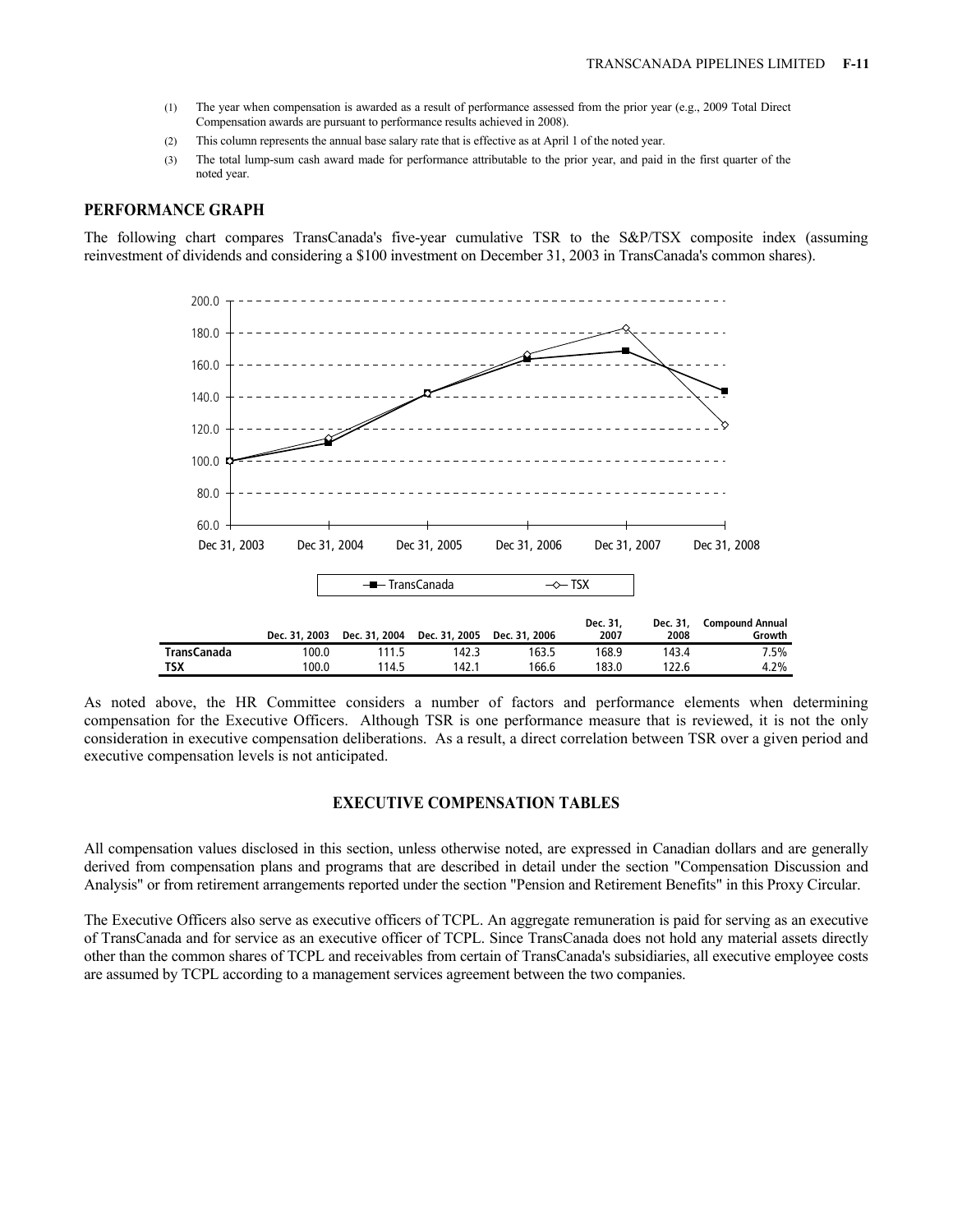(1) The year when compensation is awarded as a result of performance assessed from the prior year (e.g., 2009 Total Direct Compensation awards are pursuant to performance results achieved in 2008).

(2) This column represents the annual base salary rate that is effective as at April 1 of the noted year.

(3) The total lump-sum cash award made for performance attributable to the prior year, and paid in the first quarter of the noted year.

## PERFORMANCE GRAPH

The following chart compares TransCanada's five-year cumulative TSR to the S&P/TSX composite index (assuming reinvestment of dividends and considering a $100 investment on December 31, 2003 in TransCanada's common shares).

| | Dec. 31, 2003 | Dec. 31, 2004 | Dec. 31, 2005 | Dec. 31, 2006 | Dec. 31, 2007 | Dec. 31, 2008 | Compound Annual Growth |
|---|---|---|---|---|---|---|---|
| **TransCanada** | 100.0 | 111.5 | 142.3 | 163.5 | 168.9 | 143.4 | 7.5% |
| **TSX** | 100.0 | 114.5 | 142.1 | 166.6 | 183.0 | 122.6 | 4.2% |

As noted above, the HR Committee considers a number of factors and performance elements when determining compensation for the Executive Officers. Although TSR is one performance measure that is reviewed, it is not the only consideration in executive compensation deliberations. As a result, a direct correlation between TSR over a given period and executive compensation levels is not anticipated.

## EXECUTIVE COMPENSATION TABLES

All compensation values disclosed in this section, unless otherwise noted, are expressed in Canadian dollars and are generally derived from compensation plans and programs that are described in detail under the section "Compensation Discussion and Analysis" or from retirement arrangements reported under the section "Pension and Retirement Benefits" in this Proxy Circular.

The Executive Officers also serve as executive officers of TCPL. An aggregate remuneration is paid for serving as an executive of TransCanada and for service as an executive officer of TCPL. Since TransCanada does not hold any material assets directly other than the common shares of TCPL and receivables from certain of TransCanada's subsidiaries, all executive employee costs are assumed by TCPL according to a management services agreement between the two companies.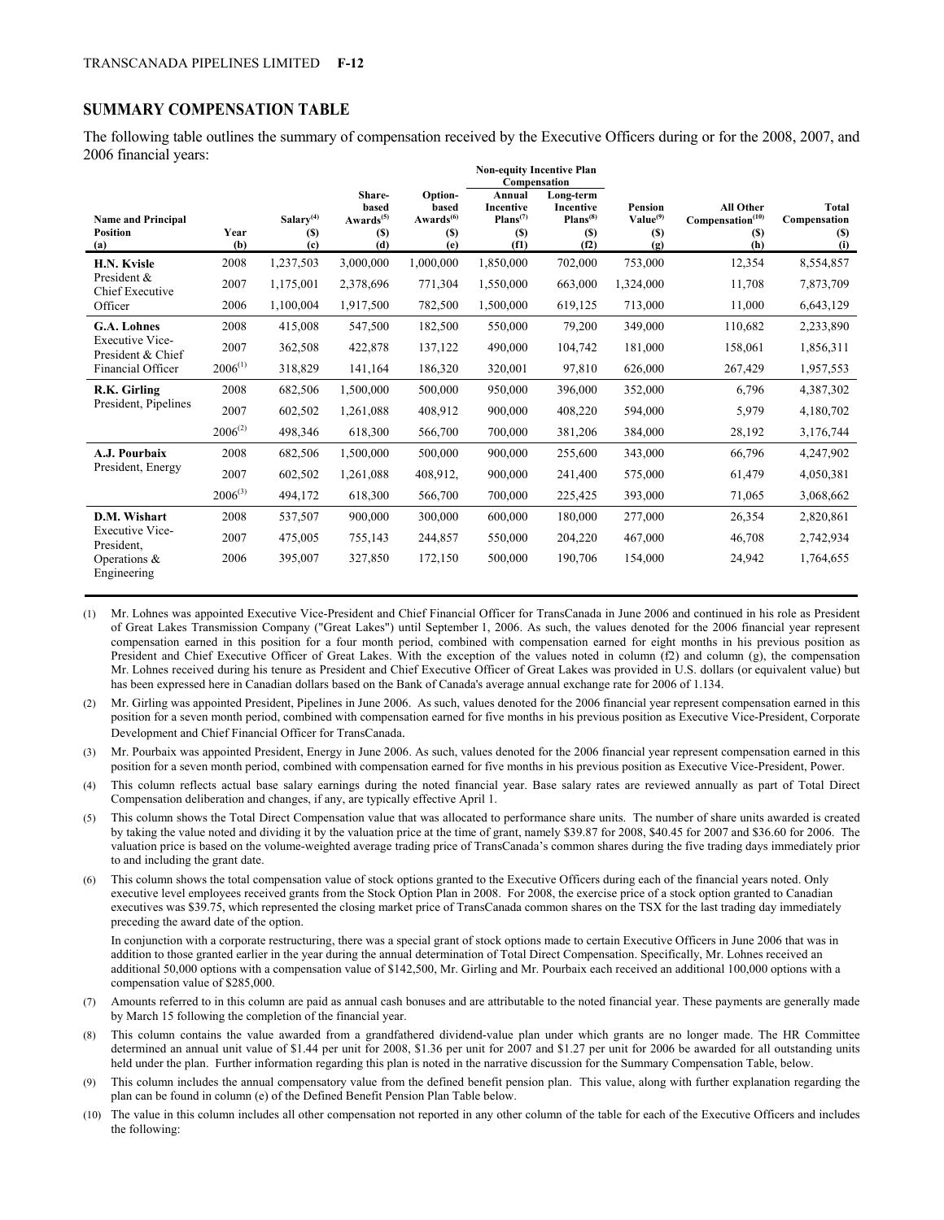## SUMMARY COMPENSATION TABLE

The following table outlines the summary of compensation received by the Executive Officers during or for the 2008, 2007, and 2006 financial years:

| Name and Principal Position (a) | Year (b) | Salary[4] ($) (c) | Share-based Awards[5] ($) (d) | Option-based Awards[6] ($) (e) | Non-equity Incentive Plan Compensation: Annual Incentive Plans[7] ($) (f1) | Non-equity Incentive Plan Compensation: Long-term Incentive Plans[8] ($) (f2) | Pension Value[9] ($) (g) | All Other Compensation[10] ($) (h) | Total Compensation ($) (i) |
|---|---|---|---|---|---|---|---|---|---|
| **H.N. Kvisle** President & Chief Executive Officer | 2008 | 1,237,503 | 3,000,000 | 1,000,000 | 1,850,000 | 702,000 | 753,000 | 12,354 | 8,554,857 |
| | 2007 | 1,175,001 | 2,378,696 | 771,304 | 1,550,000 | 663,000 | 1,324,000 | 11,708 | 7,873,709 |
| | 2006 | 1,100,004 | 1,917,500 | 782,500 | 1,500,000 | 619,125 | 713,000 | 11,000 | 6,643,129 |
| **G.A. Lohnes** Executive Vice-President & Chief Financial Officer | 2008 | 415,008 | 547,500 | 182,500 | 550,000 | 79,200 | 349,000 | 110,682 | 2,233,890 |
| | 2007 | 362,508 | 422,878 | 137,122 | 490,000 | 104,742 | 181,000 | 158,061 | 1,856,311 |
| | 2006[1] | 318,829 | 141,164 | 186,320 | 320,001 | 97,810 | 626,000 | 267,429 | 1,957,553 |
| **R.K. Girling** President, Pipelines | 2008 | 682,506 | 1,500,000 | 500,000 | 950,000 | 396,000 | 352,000 | 6,796 | 4,387,302 |
| | 2007 | 602,502 | 1,261,088 | 408,912 | 900,000 | 408,220 | 594,000 | 5,979 | 4,180,702 |
| | 2006[2] | 498,346 | 618,300 | 566,700 | 700,000 | 381,206 | 384,000 | 28,192 | 3,176,744 |
| **A.J. Pourbaix** President, Energy | 2008 | 682,506 | 1,500,000 | 500,000 | 900,000 | 255,600 | 343,000 | 66,796 | 4,247,902 |
| | 2007 | 602,502 | 1,261,088 | 408,912, | 900,000 | 241,400 | 575,000 | 61,479 | 4,050,381 |
| | 2006[3] | 494,172 | 618,300 | 566,700 | 700,000 | 225,425 | 393,000 | 71,065 | 3,068,662 |
| **D.M. Wishart** Executive Vice-President, Operations & Engineering | 2008 | 537,507 | 900,000 | 300,000 | 600,000 | 180,000 | 277,000 | 26,354 | 2,820,861 |
| | 2007 | 475,005 | 755,143 | 244,857 | 550,000 | 204,220 | 467,000 | 46,708 | 2,742,934 |
| | 2006 | 395,007 | 327,850 | 172,150 | 500,000 | 190,706 | 154,000 | 24,942 | 1,764,655 |

(1) Mr. Lohnes was appointed Executive Vice-President and Chief Financial Officer for TransCanada in June 2006 and continued in his role as President of Great Lakes Transmission Company ("Great Lakes") until September 1, 2006. As such, the values denoted for the 2006 financial year represent compensation earned in this position for a four month period, combined with compensation earned for eight months in his previous position as President and Chief Executive Officer of Great Lakes. With the exception of the values noted in column (f2) and column (g), the compensation Mr. Lohnes received during his tenure as President and Chief Executive Officer of Great Lakes was provided in U.S. dollars (or equivalent value) but has been expressed here in Canadian dollars based on the Bank of Canada's average annual exchange rate for 2006 of 1.134.

(2) Mr. Girling was appointed President, Pipelines in June 2006. As such, values denoted for the 2006 financial year represent compensation earned in this position for a seven month period, combined with compensation earned for five months in his previous position as Executive Vice-President, Corporate Development and Chief Financial Officer for TransCanada.

(3) Mr. Pourbaix was appointed President, Energy in June 2006. As such, values denoted for the 2006 financial year represent compensation earned in this position for a seven month period, combined with compensation earned for five months in his previous position as Executive Vice-President, Power.

(4) This column reflects actual base salary earnings during the noted financial year. Base salary rates are reviewed annually as part of Total Direct Compensation deliberation and changes, if any, are typically effective April 1.

(5) This column shows the Total Direct Compensation value that was allocated to performance share units. The number of share units awarded is created by taking the value noted and dividing it by the valuation price at the time of grant, namely $39.87 for 2008, $40.45 for 2007 and $36.60 for 2006. The valuation price is based on the volume-weighted average trading price of TransCanada's common shares during the five trading days immediately prior to and including the grant date.

(6) This column shows the total compensation value of stock options granted to the Executive Officers during each of the financial years noted. Only executive level employees received grants from the Stock Option Plan in 2008. For 2008, the exercise price of a stock option granted to Canadian executives was $39.75, which represented the closing market price of TransCanada common shares on the TSX for the last trading day immediately preceding the award date of the option.

In conjunction with a corporate restructuring, there was a special grant of stock options made to certain Executive Officers in June 2006 that was in addition to those granted earlier in the year during the annual determination of Total Direct Compensation. Specifically, Mr. Lohnes received an additional 50,000 options with a compensation value of $142,500, Mr. Girling and Mr. Pourbaix each received an additional 100,000 options with a compensation value of $285,000.

(7) Amounts referred to in this column are paid as annual cash bonuses and are attributable to the noted financial year. These payments are generally made by March 15 following the completion of the financial year.

(8) This column contains the value awarded from a grandfathered dividend-value plan under which grants are no longer made. The HR Committee determined an annual unit value of $1.44 per unit for 2008, $1.36 per unit for 2007 and $1.27 per unit for 2006 be awarded for all outstanding units held under the plan. Further information regarding this plan is noted in the narrative discussion for the Summary Compensation Table, below.

(9) This column includes the annual compensatory value from the defined benefit pension plan. This value, along with further explanation regarding the plan can be found in column (e) of the Defined Benefit Pension Plan Table below.

(10) The value in this column includes all other compensation not reported in any other column of the table for each of the Executive Officers and includes the following: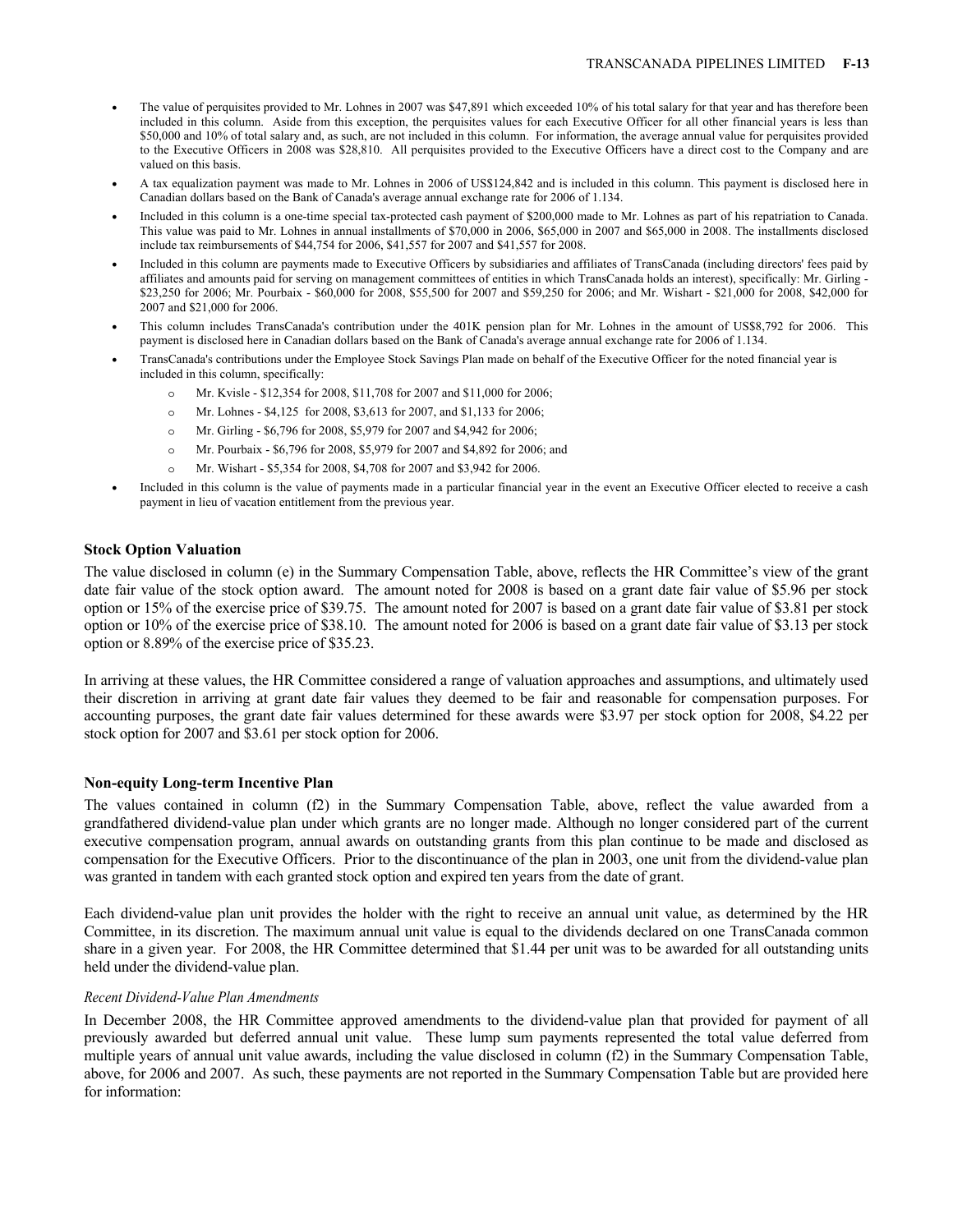- The value of perquisites provided to Mr. Lohnes in 2007 was $47,891 which exceeded 10% of his total salary for that year and has therefore been included in this column. Aside from this exception, the perquisites values for each Executive Officer for all other financial years is less than $50,000 and 10% of total salary and, as such, are not included in this column. For information, the average annual value for perquisites provided to the Executive Officers in 2008 was $28,810. All perquisites provided to the Executive Officers have a direct cost to the Company and are valued on this basis.
- A tax equalization payment was made to Mr. Lohnes in 2006 of US$124,842 and is included in this column. This payment is disclosed here in Canadian dollars based on the Bank of Canada's average annual exchange rate for 2006 of 1.134.
- Included in this column is a one-time special tax-protected cash payment of $200,000 made to Mr. Lohnes as part of his repatriation to Canada. This value was paid to Mr. Lohnes in annual installments of $70,000 in 2006, $65,000 in 2007 and $65,000 in 2008. The installments disclosed include tax reimbursements of $44,754 for 2006, $41,557 for 2007 and $41,557 for 2008.
- Included in this column are payments made to Executive Officers by subsidiaries and affiliates of TransCanada (including directors' fees paid by affiliates and amounts paid for serving on management committees of entities in which TransCanada holds an interest), specifically: Mr. Girling - $23,250 for 2006; Mr. Pourbaix - $60,000 for 2008, $55,500 for 2007 and $59,250 for 2006; and Mr. Wishart - $21,000 for 2008, $42,000 for 2007 and $21,000 for 2006.
- This column includes TransCanada's contribution under the 401K pension plan for Mr. Lohnes in the amount of US$8,792 for 2006. This payment is disclosed here in Canadian dollars based on the Bank of Canada's average annual exchange rate for 2006 of 1.134.
- TransCanada's contributions under the Employee Stock Savings Plan made on behalf of the Executive Officer for the noted financial year is included in this column, specifically:
  - Mr. Kvisle - $12,354 for 2008, $11,708 for 2007 and $11,000 for 2006;
  - Mr. Lohnes - $4,125 for 2008, $3,613 for 2007, and $1,133 for 2006;
  - Mr. Girling - $6,796 for 2008, $5,979 for 2007 and $4,942 for 2006;
  - Mr. Pourbaix - $6,796 for 2008, $5,979 for 2007 and $4,892 for 2006; and
  - Mr. Wishart - $5,354 for 2008, $4,708 for 2007 and $3,942 for 2006.
- Included in this column is the value of payments made in a particular financial year in the event an Executive Officer elected to receive a cash payment in lieu of vacation entitlement from the previous year.

### Stock Option Valuation

The value disclosed in column (e) in the Summary Compensation Table, above, reflects the HR Committee's view of the grant date fair value of the stock option award. The amount noted for 2008 is based on a grant date fair value of $5.96 per stock option or 15% of the exercise price of $39.75. The amount noted for 2007 is based on a grant date fair value of $3.81 per stock option or 10% of the exercise price of $38.10. The amount noted for 2006 is based on a grant date fair value of $3.13 per stock option or 8.89% of the exercise price of $35.23.

In arriving at these values, the HR Committee considered a range of valuation approaches and assumptions, and ultimately used their discretion in arriving at grant date fair values they deemed to be fair and reasonable for compensation purposes. For accounting purposes, the grant date fair values determined for these awards were $3.97 per stock option for 2008, $4.22 per stock option for 2007 and $3.61 per stock option for 2006.

### Non-equity Long-term Incentive Plan

The values contained in column (f2) in the Summary Compensation Table, above, reflect the value awarded from a grandfathered dividend-value plan under which grants are no longer made. Although no longer considered part of the current executive compensation program, annual awards on outstanding grants from this plan continue to be made and disclosed as compensation for the Executive Officers. Prior to the discontinuance of the plan in 2003, one unit from the dividend-value plan was granted in tandem with each granted stock option and expired ten years from the date of grant.

Each dividend-value plan unit provides the holder with the right to receive an annual unit value, as determined by the HR Committee, in its discretion. The maximum annual unit value is equal to the dividends declared on one TransCanada common share in a given year. For 2008, the HR Committee determined that $1.44 per unit was to be awarded for all outstanding units held under the dividend-value plan.

*Recent Dividend-Value Plan Amendments*

In December 2008, the HR Committee approved amendments to the dividend-value plan that provided for payment of all previously awarded but deferred annual unit value. These lump sum payments represented the total value deferred from multiple years of annual unit value awards, including the value disclosed in column (f2) in the Summary Compensation Table, above, for 2006 and 2007. As such, these payments are not reported in the Summary Compensation Table but are provided here for information: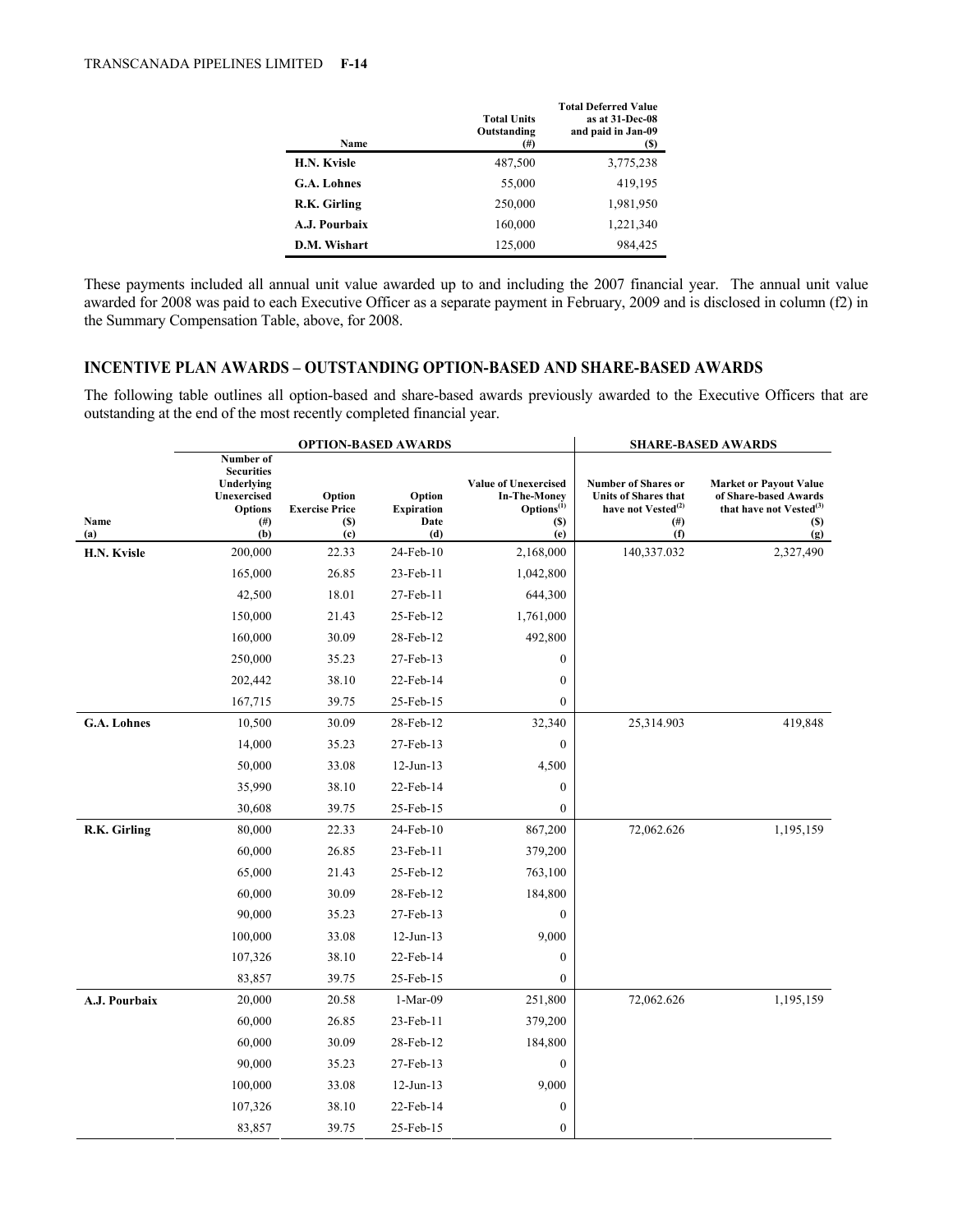| Name | Total Units Outstanding (#) | Total Deferred Value as at 31-Dec-08 and paid in Jan-09 ($) |
|---|---|---|
| H.N. Kvisle | 487,500 | 3,775,238 |
| G.A. Lohnes | 55,000 | 419,195 |
| R.K. Girling | 250,000 | 1,981,950 |
| A.J. Pourbaix | 160,000 | 1,221,340 |
| D.M. Wishart | 125,000 | 984,425 |

These payments included all annual unit value awarded up to and including the 2007 financial year. The annual unit value awarded for 2008 was paid to each Executive Officer as a separate payment in February, 2009 and is disclosed in column (f2) in the Summary Compensation Table, above, for 2008.

## INCENTIVE PLAN AWARDS – OUTSTANDING OPTION-BASED AND SHARE-BASED AWARDS

The following table outlines all option-based and share-based awards previously awarded to the Executive Officers that are outstanding at the end of the most recently completed financial year.

| | OPTION-BASED AWARDS | | | | SHARE-BASED AWARDS | |
|---|---|---|---|---|---|---|
| Name (a) | Number of Securities Underlying Unexercised Options (#) (b) | Option Exercise Price ($) (c) | Option Expiration Date (d) | Value of Unexercised In-The-Money Options[1] ($) (e) | Number of Shares or Units of Shares that have not Vested[2] (#) (f) | Market or Payout Value of Share-based Awards that have not Vested[3] ($) (g) |
| **H.N. Kvisle** | 200,000 | 22.33 | 24-Feb-10 | 2,168,000 | 140,337.032 | 2,327,490 |
| | 165,000 | 26.85 | 23-Feb-11 | 1,042,800 | | |
| | 42,500 | 18.01 | 27-Feb-11 | 644,300 | | |
| | 150,000 | 21.43 | 25-Feb-12 | 1,761,000 | | |
| | 160,000 | 30.09 | 28-Feb-12 | 492,800 | | |
| | 250,000 | 35.23 | 27-Feb-13 | 0 | | |
| | 202,442 | 38.10 | 22-Feb-14 | 0 | | |
| | 167,715 | 39.75 | 25-Feb-15 | 0 | | |
| **G.A. Lohnes** | 10,500 | 30.09 | 28-Feb-12 | 32,340 | 25,314.903 | 419,848 |
| | 14,000 | 35.23 | 27-Feb-13 | 0 | | |
| | 50,000 | 33.08 | 12-Jun-13 | 4,500 | | |
| | 35,990 | 38.10 | 22-Feb-14 | 0 | | |
| | 30,608 | 39.75 | 25-Feb-15 | 0 | | |
| **R.K. Girling** | 80,000 | 22.33 | 24-Feb-10 | 867,200 | 72,062.626 | 1,195,159 |
| | 60,000 | 26.85 | 23-Feb-11 | 379,200 | | |
| | 65,000 | 21.43 | 25-Feb-12 | 763,100 | | |
| | 60,000 | 30.09 | 28-Feb-12 | 184,800 | | |
| | 90,000 | 35.23 | 27-Feb-13 | 0 | | |
| | 100,000 | 33.08 | 12-Jun-13 | 9,000 | | |
| | 107,326 | 38.10 | 22-Feb-14 | 0 | | |
| | 83,857 | 39.75 | 25-Feb-15 | 0 | | |
| **A.J. Pourbaix** | 20,000 | 20.58 | 1-Mar-09 | 251,800 | 72,062.626 | 1,195,159 |
| | 60,000 | 26.85 | 23-Feb-11 | 379,200 | | |
| | 60,000 | 30.09 | 28-Feb-12 | 184,800 | | |
| | 90,000 | 35.23 | 27-Feb-13 | 0 | | |
| | 100,000 | 33.08 | 12-Jun-13 | 9,000 | | |
| | 107,326 | 38.10 | 22-Feb-14 | 0 | | |
| | 83,857 | 39.75 | 25-Feb-15 | 0 | | |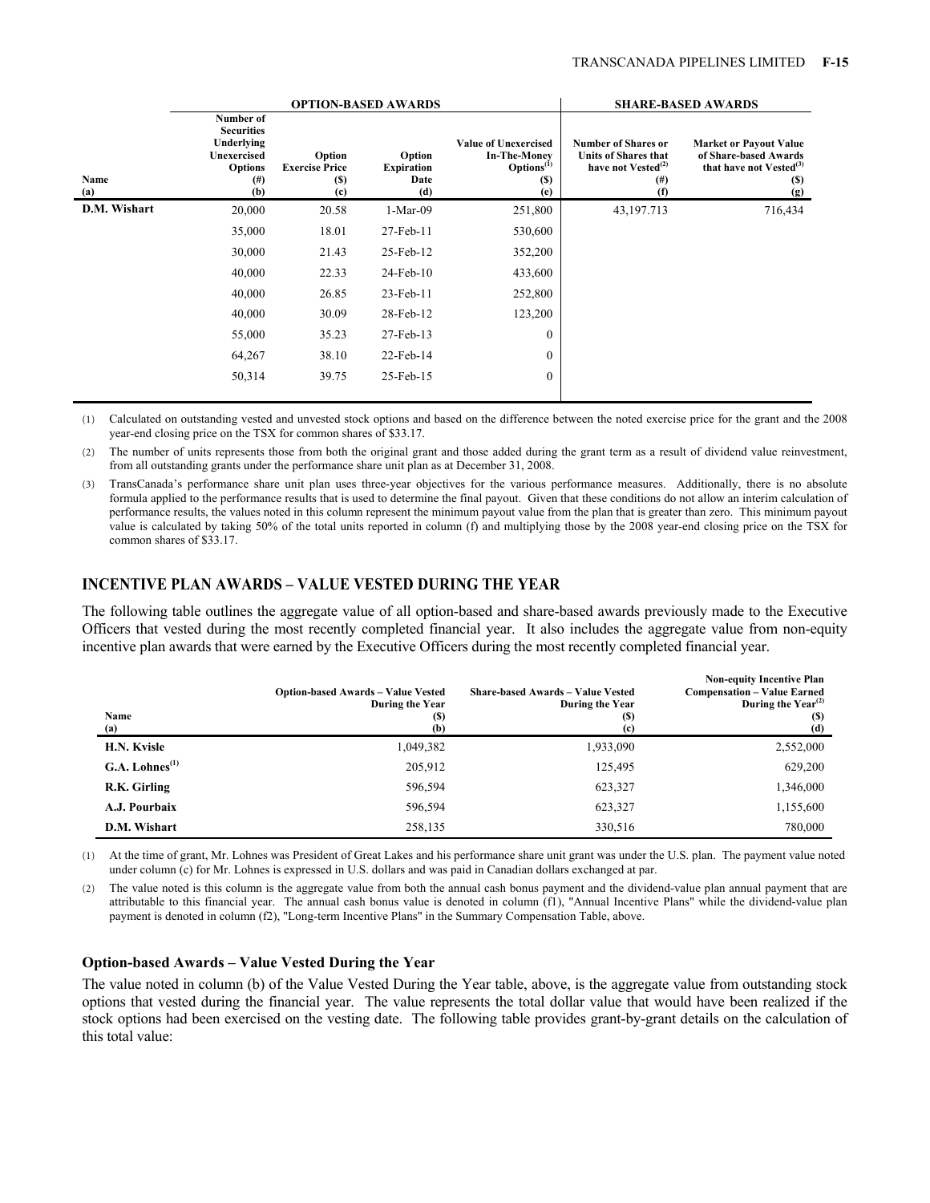| | OPTION-BASED AWARDS | | | | SHARE-BASED AWARDS | |
|---|---|---|---|---|---|---|
| Name<br>(a) | Number of Securities Underlying Unexercised Options<br>(#)<br>(b) | Option Exercise Price<br>($)<br>(c) | Option Expiration Date<br>(d) | Value of Unexercised In-The-Money Options[1]<br>($)<br>(e) | Number of Shares or Units of Shares that have not Vested[2]<br>(#)<br>(f) | Market or Payout Value of Share-based Awards that have not Vested[3]<br>($)<br>(g) |
| **D.M. Wishart** | 20,000 | 20.58 | 1-Mar-09 | 251,800 | 43,197.713 | 716,434 |
| | 35,000 | 18.01 | 27-Feb-11 | 530,600 | | |
| | 30,000 | 21.43 | 25-Feb-12 | 352,200 | | |
| | 40,000 | 22.33 | 24-Feb-10 | 433,600 | | |
| | 40,000 | 26.85 | 23-Feb-11 | 252,800 | | |
| | 40,000 | 30.09 | 28-Feb-12 | 123,200 | | |
| | 55,000 | 35.23 | 27-Feb-13 | 0 | | |
| | 64,267 | 38.10 | 22-Feb-14 | 0 | | |
| | 50,314 | 39.75 | 25-Feb-15 | 0 | | |

(1) Calculated on outstanding vested and unvested stock options and based on the difference between the noted exercise price for the grant and the 2008 year-end closing price on the TSX for common shares of $33.17.

(2) The number of units represents those from both the original grant and those added during the grant term as a result of dividend value reinvestment, from all outstanding grants under the performance share unit plan as at December 31, 2008.

(3) TransCanada's performance share unit plan uses three-year objectives for the various performance measures. Additionally, there is no absolute formula applied to the performance results that is used to determine the final payout. Given that these conditions do not allow an interim calculation of performance results, the values noted in this column represent the minimum payout value from the plan that is greater than zero. This minimum payout value is calculated by taking 50% of the total units reported in column (f) and multiplying those by the 2008 year-end closing price on the TSX for common shares of $33.17.

## INCENTIVE PLAN AWARDS – VALUE VESTED DURING THE YEAR

The following table outlines the aggregate value of all option-based and share-based awards previously made to the Executive Officers that vested during the most recently completed financial year. It also includes the aggregate value from non-equity incentive plan awards that were earned by the Executive Officers during the most recently completed financial year.

| Name<br>(a) | Option-based Awards – Value Vested During the Year<br>($)<br>(b) | Share-based Awards – Value Vested During the Year<br>($)<br>(c) | Non-equity Incentive Plan Compensation – Value Earned During the Year[2]<br>($)<br>(d) |
|---|---|---|---|
| **H.N. Kvisle** | 1,049,382 | 1,933,090 | 2,552,000 |
| **G.A. Lohnes[1]** | 205,912 | 125,495 | 629,200 |
| **R.K. Girling** | 596,594 | 623,327 | 1,346,000 |
| **A.J. Pourbaix** | 596,594 | 623,327 | 1,155,600 |
| **D.M. Wishart** | 258,135 | 330,516 | 780,000 |

(1) At the time of grant, Mr. Lohnes was President of Great Lakes and his performance share unit grant was under the U.S. plan. The payment value noted under column (c) for Mr. Lohnes is expressed in U.S. dollars and was paid in Canadian dollars exchanged at par.

(2) The value noted is this column is the aggregate value from both the annual cash bonus payment and the dividend-value plan annual payment that are attributable to this financial year. The annual cash bonus value is denoted in column (f1), "Annual Incentive Plans" while the dividend-value plan payment is denoted in column (f2), "Long-term Incentive Plans" in the Summary Compensation Table, above.

### Option-based Awards – Value Vested During the Year

The value noted in column (b) of the Value Vested During the Year table, above, is the aggregate value from outstanding stock options that vested during the financial year. The value represents the total dollar value that would have been realized if the stock options had been exercised on the vesting date. The following table provides grant-by-grant details on the calculation of this total value: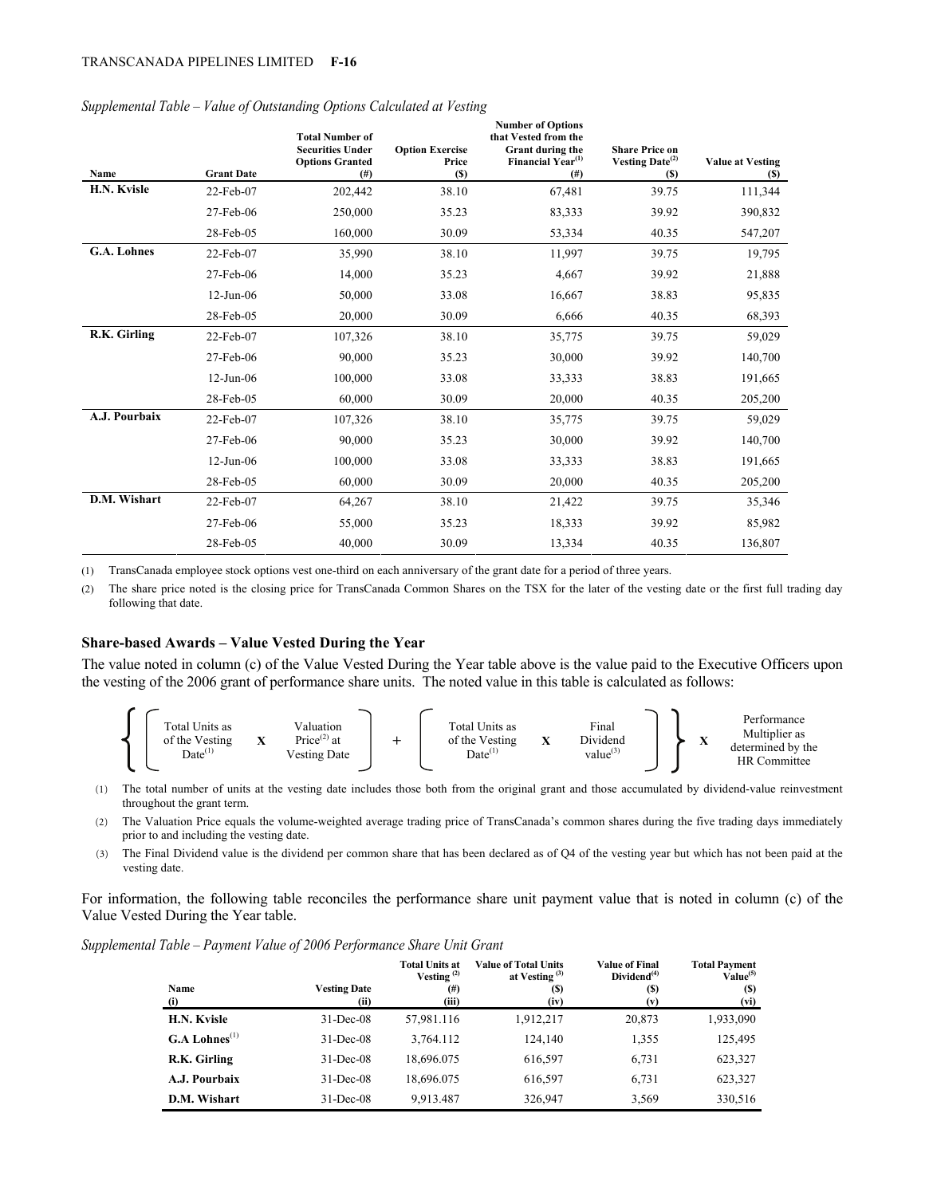*Supplemental Table – Value of Outstanding Options Calculated at Vesting*

| Name | Grant Date | Total Number of Securities Under Options Granted (#) | Option Exercise Price ($) | Number of Options that Vested from the Grant during the Financial Year[1] (#) | Share Price on Vesting Date[2] ($) | Value at Vesting ($) |
|---|---|---|---|---|---|---|
| **H.N. Kvisle** | 22-Feb-07 | 202,442 | 38.10 | 67,481 | 39.75 | 111,344 |
| | 27-Feb-06 | 250,000 | 35.23 | 83,333 | 39.92 | 390,832 |
| | 28-Feb-05 | 160,000 | 30.09 | 53,334 | 40.35 | 547,207 |
| **G.A. Lohnes** | 22-Feb-07 | 35,990 | 38.10 | 11,997 | 39.75 | 19,795 |
| | 27-Feb-06 | 14,000 | 35.23 | 4,667 | 39.92 | 21,888 |
| | 12-Jun-06 | 50,000 | 33.08 | 16,667 | 38.83 | 95,835 |
| | 28-Feb-05 | 20,000 | 30.09 | 6,666 | 40.35 | 68,393 |
| **R.K. Girling** | 22-Feb-07 | 107,326 | 38.10 | 35,775 | 39.75 | 59,029 |
| | 27-Feb-06 | 90,000 | 35.23 | 30,000 | 39.92 | 140,700 |
| | 12-Jun-06 | 100,000 | 33.08 | 33,333 | 38.83 | 191,665 |
| | 28-Feb-05 | 60,000 | 30.09 | 20,000 | 40.35 | 205,200 |
| **A.J. Pourbaix** | 22-Feb-07 | 107,326 | 38.10 | 35,775 | 39.75 | 59,029 |
| | 27-Feb-06 | 90,000 | 35.23 | 30,000 | 39.92 | 140,700 |
| | 12-Jun-06 | 100,000 | 33.08 | 33,333 | 38.83 | 191,665 |
| | 28-Feb-05 | 60,000 | 30.09 | 20,000 | 40.35 | 205,200 |
| **D.M. Wishart** | 22-Feb-07 | 64,267 | 38.10 | 21,422 | 39.75 | 35,346 |
| | 27-Feb-06 | 55,000 | 35.23 | 18,333 | 39.92 | 85,982 |
| | 28-Feb-05 | 40,000 | 30.09 | 13,334 | 40.35 | 136,807 |

(1) TransCanada employee stock options vest one-third on each anniversary of the grant date for a period of three years.

(2) The share price noted is the closing price for TransCanada Common Shares on the TSX for the later of the vesting date or the first full trading day following that date.

### Share-based Awards – Value Vested During the Year

The value noted in column (c) of the Value Vested During the Year table above is the value paid to the Executive Officers upon the vesting of the 2006 grant of performance share units. The noted value in this table is calculated as follows:

{ [ Total Units as of the Vesting Date[1] X Valuation Price[2] at Vesting Date ] + [ Total Units as of the Vesting Date[1] X Final Dividend value[3] ] } X Performance Multiplier as determined by the HR Committee

(1) The total number of units at the vesting date includes those both from the original grant and those accumulated by dividend-value reinvestment throughout the grant term.

(2) The Valuation Price equals the volume-weighted average trading price of TransCanada's common shares during the five trading days immediately prior to and including the vesting date.

(3) The Final Dividend value is the dividend per common share that has been declared as of Q4 of the vesting year but which has not been paid at the vesting date.

For information, the following table reconciles the performance share unit payment value that is noted in column (c) of the Value Vested During the Year table.

*Supplemental Table – Payment Value of 2006 Performance Share Unit Grant*

| Name (i) | Vesting Date (ii) | Total Units at Vesting[2] (#) (iii) | Value of Total Units at Vesting[3] ($) (iv) | Value of Final Dividend[4] ($) (v) | Total Payment Value[5] ($) (vi) |
|---|---|---|---|---|---|
| **H.N. Kvisle** | 31-Dec-08 | 57,981.116 | 1,912,217 | 20,873 | 1,933,090 |
| **G.A Lohnes**[1] | 31-Dec-08 | 3,764.112 | 124,140 | 1,355 | 125,495 |
| **R.K. Girling** | 31-Dec-08 | 18,696.075 | 616,597 | 6,731 | 623,327 |
| **A.J. Pourbaix** | 31-Dec-08 | 18,696.075 | 616,597 | 6,731 | 623,327 |
| **D.M. Wishart** | 31-Dec-08 | 9,913.487 | 326,947 | 3,569 | 330,516 |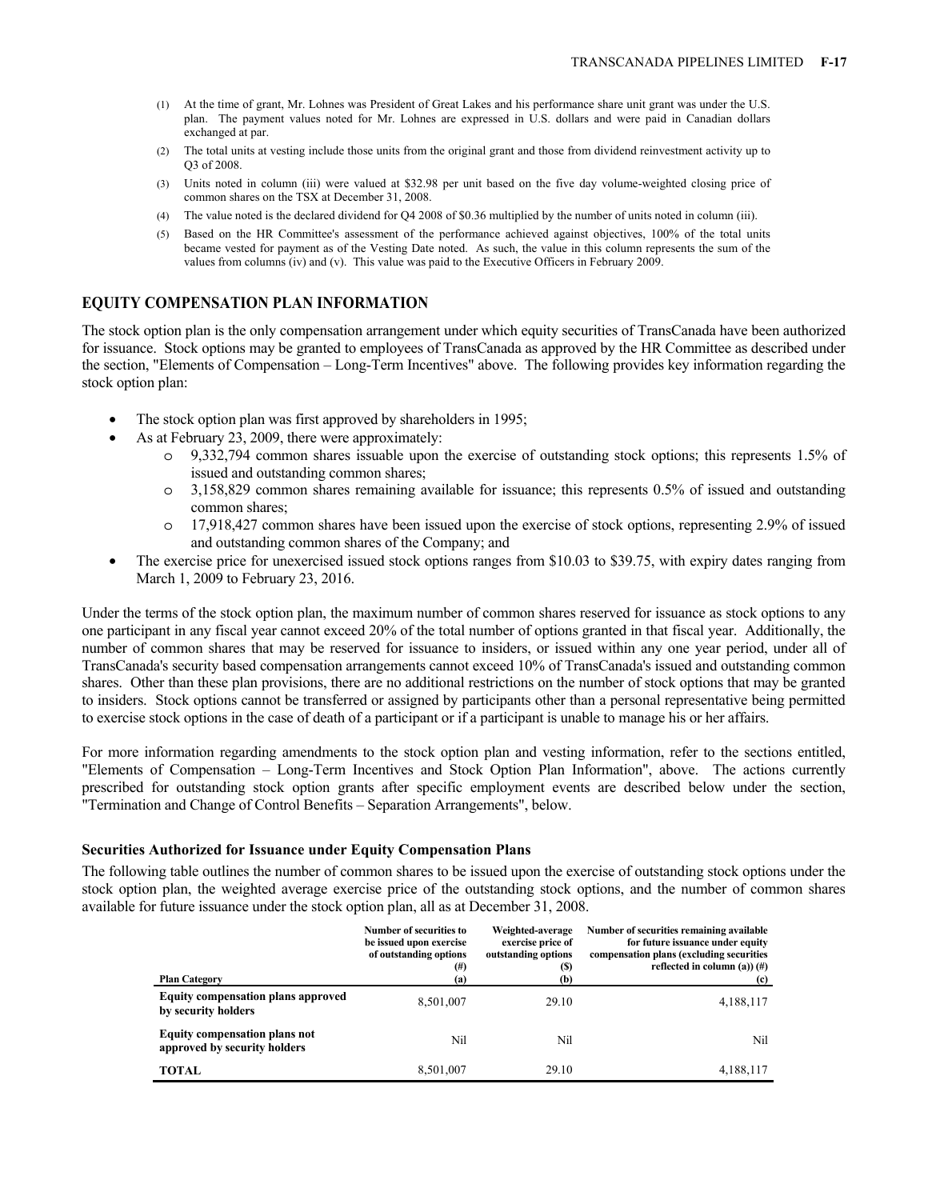(1) At the time of grant, Mr. Lohnes was President of Great Lakes and his performance share unit grant was under the U.S. plan. The payment values noted for Mr. Lohnes are expressed in U.S. dollars and were paid in Canadian dollars exchanged at par.

(2) The total units at vesting include those units from the original grant and those from dividend reinvestment activity up to Q3 of 2008.

(3) Units noted in column (iii) were valued at $32.98 per unit based on the five day volume-weighted closing price of common shares on the TSX at December 31, 2008.

(4) The value noted is the declared dividend for Q4 2008 of $0.36 multiplied by the number of units noted in column (iii).

(5) Based on the HR Committee's assessment of the performance achieved against objectives, 100% of the total units became vested for payment as of the Vesting Date noted. As such, the value in this column represents the sum of the values from columns (iv) and (v). This value was paid to the Executive Officers in February 2009.

## EQUITY COMPENSATION PLAN INFORMATION

The stock option plan is the only compensation arrangement under which equity securities of TransCanada have been authorized for issuance. Stock options may be granted to employees of TransCanada as approved by the HR Committee as described under the section, "Elements of Compensation – Long-Term Incentives" above. The following provides key information regarding the stock option plan:

- The stock option plan was first approved by shareholders in 1995;
- As at February 23, 2009, there were approximately:
  - 9,332,794 common shares issuable upon the exercise of outstanding stock options; this represents 1.5% of issued and outstanding common shares;
  - 3,158,829 common shares remaining available for issuance; this represents 0.5% of issued and outstanding common shares;
  - 17,918,427 common shares have been issued upon the exercise of stock options, representing 2.9% of issued and outstanding common shares of the Company; and
- The exercise price for unexercised issued stock options ranges from $10.03 to $39.75, with expiry dates ranging from March 1, 2009 to February 23, 2016.

Under the terms of the stock option plan, the maximum number of common shares reserved for issuance as stock options to any one participant in any fiscal year cannot exceed 20% of the total number of options granted in that fiscal year. Additionally, the number of common shares that may be reserved for issuance to insiders, or issued within any one year period, under all of TransCanada's security based compensation arrangements cannot exceed 10% of TransCanada's issued and outstanding common shares. Other than these plan provisions, there are no additional restrictions on the number of stock options that may be granted to insiders. Stock options cannot be transferred or assigned by participants other than a personal representative being permitted to exercise stock options in the case of death of a participant or if a participant is unable to manage his or her affairs.

For more information regarding amendments to the stock option plan and vesting information, refer to the sections entitled, "Elements of Compensation – Long-Term Incentives and Stock Option Plan Information", above. The actions currently prescribed for outstanding stock option grants after specific employment events are described below under the section, "Termination and Change of Control Benefits – Separation Arrangements", below.

### Securities Authorized for Issuance under Equity Compensation Plans

The following table outlines the number of common shares to be issued upon the exercise of outstanding stock options under the stock option plan, the weighted average exercise price of the outstanding stock options, and the number of common shares available for future issuance under the stock option plan, all as at December 31, 2008.

| Plan Category | Number of securities to be issued upon exercise of outstanding options (#) (a) | Weighted-average exercise price of outstanding options ($) (b) | Number of securities remaining available for future issuance under equity compensation plans (excluding securities reflected in column (a)) (#) (c) |
|---|---|---|---|
| **Equity compensation plans approved by security holders** | 8,501,007 | 29.10 | 4,188,117 |
| **Equity compensation plans not approved by security holders** | Nil | Nil | Nil |
| **TOTAL** | 8,501,007 | 29.10 | 4,188,117 |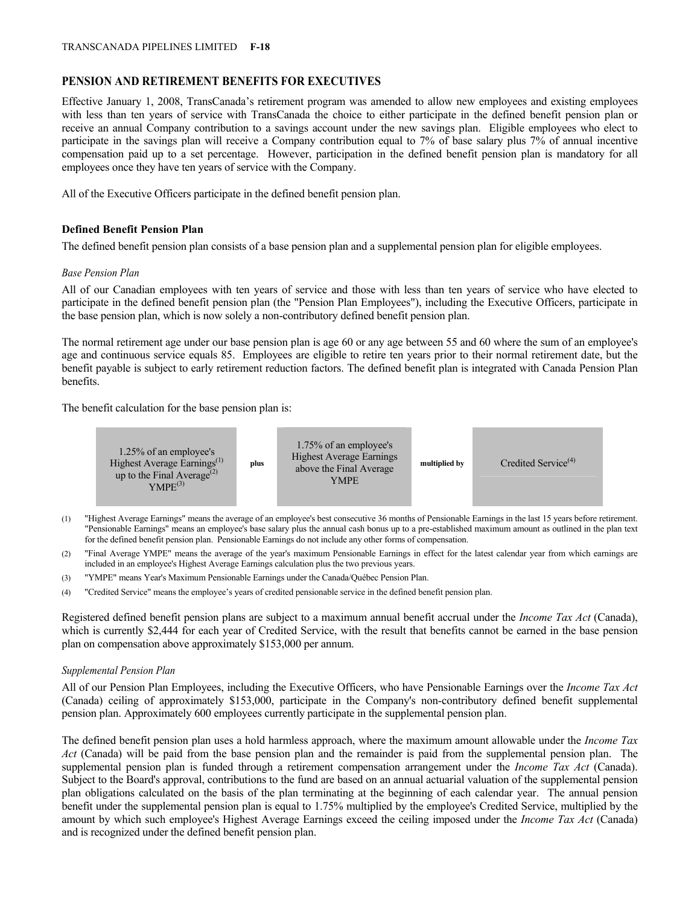## PENSION AND RETIREMENT BENEFITS FOR EXECUTIVES

Effective January 1, 2008, TransCanada's retirement program was amended to allow new employees and existing employees with less than ten years of service with TransCanada the choice to either participate in the defined benefit pension plan or receive an annual Company contribution to a savings account under the new savings plan. Eligible employees who elect to participate in the savings plan will receive a Company contribution equal to 7% of base salary plus 7% of annual incentive compensation paid up to a set percentage. However, participation in the defined benefit pension plan is mandatory for all employees once they have ten years of service with the Company.

All of the Executive Officers participate in the defined benefit pension plan.

### Defined Benefit Pension Plan

The defined benefit pension plan consists of a base pension plan and a supplemental pension plan for eligible employees.

*Base Pension Plan*

All of our Canadian employees with ten years of service and those with less than ten years of service who have elected to participate in the defined benefit pension plan (the "Pension Plan Employees"), including the Executive Officers, participate in the base pension plan, which is now solely a non-contributory defined benefit pension plan.

The normal retirement age under our base pension plan is age 60 or any age between 55 and 60 where the sum of an employee's age and continuous service equals 85. Employees are eligible to retire ten years prior to their normal retirement date, but the benefit payable is subject to early retirement reduction factors. The defined benefit plan is integrated with Canada Pension Plan benefits.

The benefit calculation for the base pension plan is:

| 1.25% of an employee's Highest Average Earnings[1] up to the Final Average[2] YMPE[3] | **plus** | 1.75% of an employee's Highest Average Earnings above the Final Average YMPE | **multiplied by** | Credited Service[4] |
|---|---|---|---|---|

(1) "Highest Average Earnings" means the average of an employee's best consecutive 36 months of Pensionable Earnings in the last 15 years before retirement. "Pensionable Earnings" means an employee's base salary plus the annual cash bonus up to a pre-established maximum amount as outlined in the plan text for the defined benefit pension plan. Pensionable Earnings do not include any other forms of compensation.

(2) "Final Average YMPE" means the average of the year's maximum Pensionable Earnings in effect for the latest calendar year from which earnings are included in an employee's Highest Average Earnings calculation plus the two previous years.

(3) "YMPE" means Year's Maximum Pensionable Earnings under the Canada/Québec Pension Plan.

(4) "Credited Service" means the employee's years of credited pensionable service in the defined benefit pension plan.

Registered defined benefit pension plans are subject to a maximum annual benefit accrual under the *Income Tax Act* (Canada), which is currently $2,444 for each year of Credited Service, with the result that benefits cannot be earned in the base pension plan on compensation above approximately $153,000 per annum.

*Supplemental Pension Plan*

All of our Pension Plan Employees, including the Executive Officers, who have Pensionable Earnings over the *Income Tax Act* (Canada) ceiling of approximately $153,000, participate in the Company's non-contributory defined benefit supplemental pension plan. Approximately 600 employees currently participate in the supplemental pension plan.

The defined benefit pension plan uses a hold harmless approach, where the maximum amount allowable under the *Income Tax Act* (Canada) will be paid from the base pension plan and the remainder is paid from the supplemental pension plan. The supplemental pension plan is funded through a retirement compensation arrangement under the *Income Tax Act* (Canada). Subject to the Board's approval, contributions to the fund are based on an annual actuarial valuation of the supplemental pension plan obligations calculated on the basis of the plan terminating at the beginning of each calendar year. The annual pension benefit under the supplemental pension plan is equal to 1.75% multiplied by the employee's Credited Service, multiplied by the amount by which such employee's Highest Average Earnings exceed the ceiling imposed under the *Income Tax Act* (Canada) and is recognized under the defined benefit pension plan.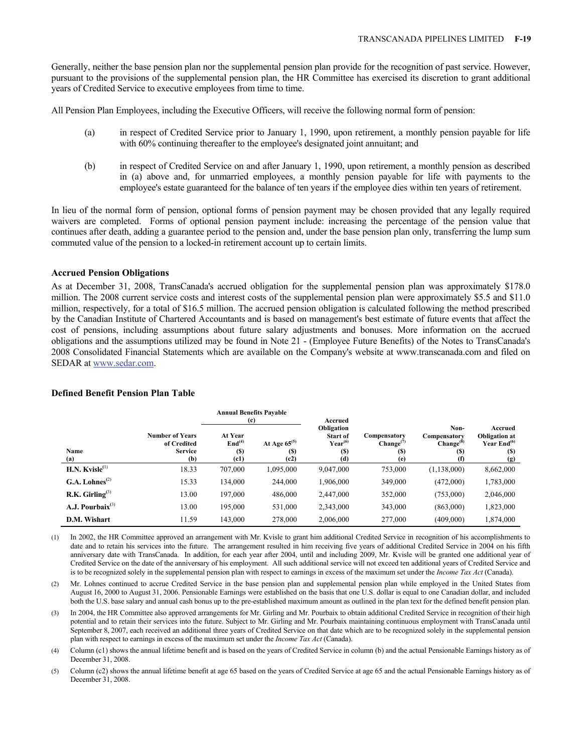Generally, neither the base pension plan nor the supplemental pension plan provide for the recognition of past service. However, pursuant to the provisions of the supplemental pension plan, the HR Committee has exercised its discretion to grant additional years of Credited Service to executive employees from time to time.

All Pension Plan Employees, including the Executive Officers, will receive the following normal form of pension:

(a) in respect of Credited Service prior to January 1, 1990, upon retirement, a monthly pension payable for life with 60% continuing thereafter to the employee's designated joint annuitant; and

(b) in respect of Credited Service on and after January 1, 1990, upon retirement, a monthly pension as described in (a) above and, for unmarried employees, a monthly pension payable for life with payments to the employee's estate guaranteed for the balance of ten years if the employee dies within ten years of retirement.

In lieu of the normal form of pension, optional forms of pension payment may be chosen provided that any legally required waivers are completed. Forms of optional pension payment include: increasing the percentage of the pension value that continues after death, adding a guarantee period to the pension and, under the base pension plan only, transferring the lump sum commuted value of the pension to a locked-in retirement account up to certain limits.

### Accrued Pension Obligations

As at December 31, 2008, TransCanada's accrued obligation for the supplemental pension plan was approximately $178.0 million. The 2008 current service costs and interest costs of the supplemental pension plan were approximately $5.5 and $11.0 million, respectively, for a total of $16.5 million. The accrued pension obligation is calculated following the method prescribed by the Canadian Institute of Chartered Accountants and is based on management's best estimate of future events that affect the cost of pensions, including assumptions about future salary adjustments and bonuses. More information on the accrued obligations and the assumptions utilized may be found in Note 21 - (Employee Future Benefits) of the Notes to TransCanada's 2008 Consolidated Financial Statements which are available on the Company's website at www.transcanada.com and filed on SEDAR at www.sedar.com.

### Defined Benefit Pension Plan Table

| Name (a) | Number of Years of Credited Service (b) | Annual Benefits Payable (c) At Year End[4] ($) (c1) | Annual Benefits Payable (c) At Age 65[5] ($) (c2) | Accrued Obligation Start of Year[6] ($) (d) | Compensatory Change[7] ($) (e) | Non-Compensatory Change[8] ($) (f) | Accrued Obligation at Year End[6] ($) (g) |
|---|---|---|---|---|---|---|---|
| **H.N. Kvisle**[1] | 18.33 | 707,000 | 1,095,000 | 9,047,000 | 753,000 | (1,138,000) | 8,662,000 |
| **G.A. Lohnes**[2] | 15.33 | 134,000 | 244,000 | 1,906,000 | 349,000 | (472,000) | 1,783,000 |
| **R.K. Girling**[3] | 13.00 | 197,000 | 486,000 | 2,447,000 | 352,000 | (753,000) | 2,046,000 |
| **A.J. Pourbaix**[3] | 13.00 | 195,000 | 531,000 | 2,343,000 | 343,000 | (863,000) | 1,823,000 |
| **D.M. Wishart** | 11.59 | 143,000 | 278,000 | 2,006,000 | 277,000 | (409,000) | 1,874,000 |

(1) In 2002, the HR Committee approved an arrangement with Mr. Kvisle to grant him additional Credited Service in recognition of his accomplishments to date and to retain his services into the future. The arrangement resulted in him receiving five years of additional Credited Service in 2004 on his fifth anniversary date with TransCanada. In addition, for each year after 2004, until and including 2009, Mr. Kvisle will be granted one additional year of Credited Service on the date of the anniversary of his employment. All such additional service will not exceed ten additional years of Credited Service and is to be recognized solely in the supplemental pension plan with respect to earnings in excess of the maximum set under the *Income Tax Act* (Canada).

(2) Mr. Lohnes continued to accrue Credited Service in the base pension plan and supplemental pension plan while employed in the United States from August 16, 2000 to August 31, 2006. Pensionable Earnings were established on the basis that one U.S. dollar is equal to one Canadian dollar, and included both the U.S. base salary and annual cash bonus up to the pre-established maximum amount as outlined in the plan text for the defined benefit pension plan.

(3) In 2004, the HR Committee also approved arrangements for Mr. Girling and Mr. Pourbaix to obtain additional Credited Service in recognition of their high potential and to retain their services into the future. Subject to Mr. Girling and Mr. Pourbaix maintaining continuous employment with TransCanada until September 8, 2007, each received an additional three years of Credited Service on that date which are to be recognized solely in the supplemental pension plan with respect to earnings in excess of the maximum set under the *Income Tax Act* (Canada).

(4) Column (c1) shows the annual lifetime benefit and is based on the years of Credited Service in column (b) and the actual Pensionable Earnings history as of December 31, 2008.

(5) Column (c2) shows the annual lifetime benefit at age 65 based on the years of Credited Service at age 65 and the actual Pensionable Earnings history as of December 31, 2008.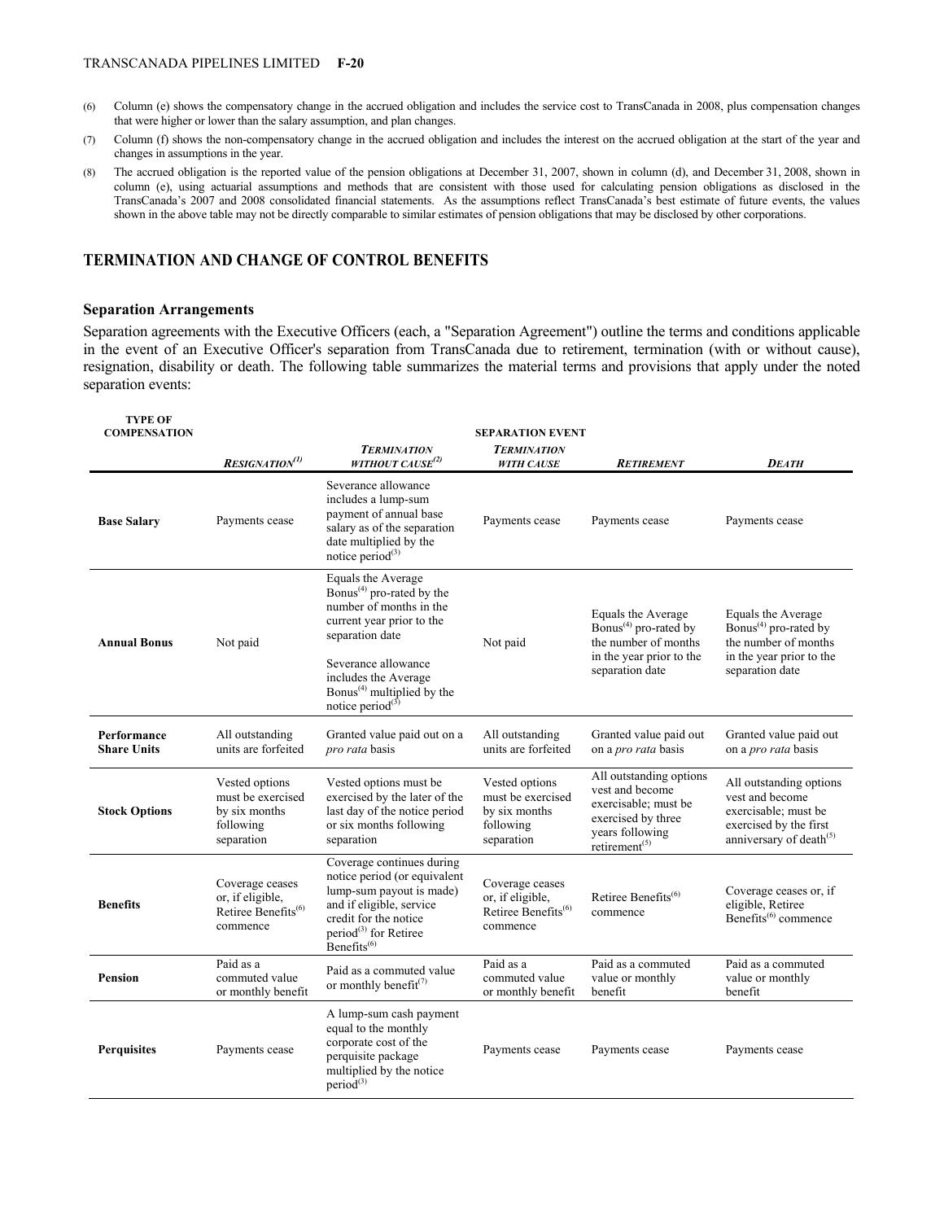(6) Column (e) shows the compensatory change in the accrued obligation and includes the service cost to TransCanada in 2008, plus compensation changes that were higher or lower than the salary assumption, and plan changes.

(7) Column (f) shows the non-compensatory change in the accrued obligation and includes the interest on the accrued obligation at the start of the year and changes in assumptions in the year.

(8) The accrued obligation is the reported value of the pension obligations at December 31, 2007, shown in column (d), and December 31, 2008, shown in column (e), using actuarial assumptions and methods that are consistent with those used for calculating pension obligations as disclosed in the TransCanada's 2007 and 2008 consolidated financial statements. As the assumptions reflect TransCanada's best estimate of future events, the values shown in the above table may not be directly comparable to similar estimates of pension obligations that may be disclosed by other corporations.

## TERMINATION AND CHANGE OF CONTROL BENEFITS

### Separation Arrangements

Separation agreements with the Executive Officers (each, a "Separation Agreement") outline the terms and conditions applicable in the event of an Executive Officer's separation from TransCanada due to retirement, termination (with or without cause), resignation, disability or death. The following table summarizes the material terms and provisions that apply under the noted separation events:

| TYPE OF COMPENSATION | SEPARATION EVENT | | | | |
|---|---|---|---|---|---|
| | *RESIGNATION*[1] | *TERMINATION WITHOUT CAUSE*[2] | *TERMINATION WITH CAUSE* | *RETIREMENT* | *DEATH* |
| **Base Salary** | Payments cease | Severance allowance includes a lump-sum payment of annual base salary as of the separation date multiplied by the notice period[3] | Payments cease | Payments cease | Payments cease |
| **Annual Bonus** | Not paid | Equals the Average Bonus[4] pro-rated by the number of months in the current year prior to the separation date<br><br>Severance allowance includes the Average Bonus[4] multiplied by the notice period[3] | Not paid | Equals the Average Bonus[4] pro-rated by the number of months in the year prior to the separation date | Equals the Average Bonus[4] pro-rated by the number of months in the year prior to the separation date |
| **Performance Share Units** | All outstanding units are forfeited | Granted value paid out on a *pro rata* basis | All outstanding units are forfeited | Granted value paid out on a *pro rata* basis | Granted value paid out on a *pro rata* basis |
| **Stock Options** | Vested options must be exercised by six months following separation | Vested options must be exercised by the later of the last day of the notice period or six months following separation | Vested options must be exercised by six months following separation | All outstanding options vest and become exercisable; must be exercised by three years following retirement[5] | All outstanding options vest and become exercisable; must be exercised by the first anniversary of death[5] |
| **Benefits** | Coverage ceases or, if eligible, Retiree Benefits[6] commence | Coverage continues during notice period (or equivalent lump-sum payout is made) and if eligible, service credit for the notice period[3] for Retiree Benefits[6] | Coverage ceases or, if eligible, Retiree Benefits[6] commence | Retiree Benefits[6] commence | Coverage ceases or, if eligible, Retiree Benefits[6] commence |
| **Pension** | Paid as a commuted value or monthly benefit | Paid as a commuted value or monthly benefit[7] | Paid as a commuted value or monthly benefit | Paid as a commuted value or monthly benefit | Paid as a commuted value or monthly benefit |
| **Perquisites** | Payments cease | A lump-sum cash payment equal to the monthly corporate cost of the perquisite package multiplied by the notice period[3] | Payments cease | Payments cease | Payments cease |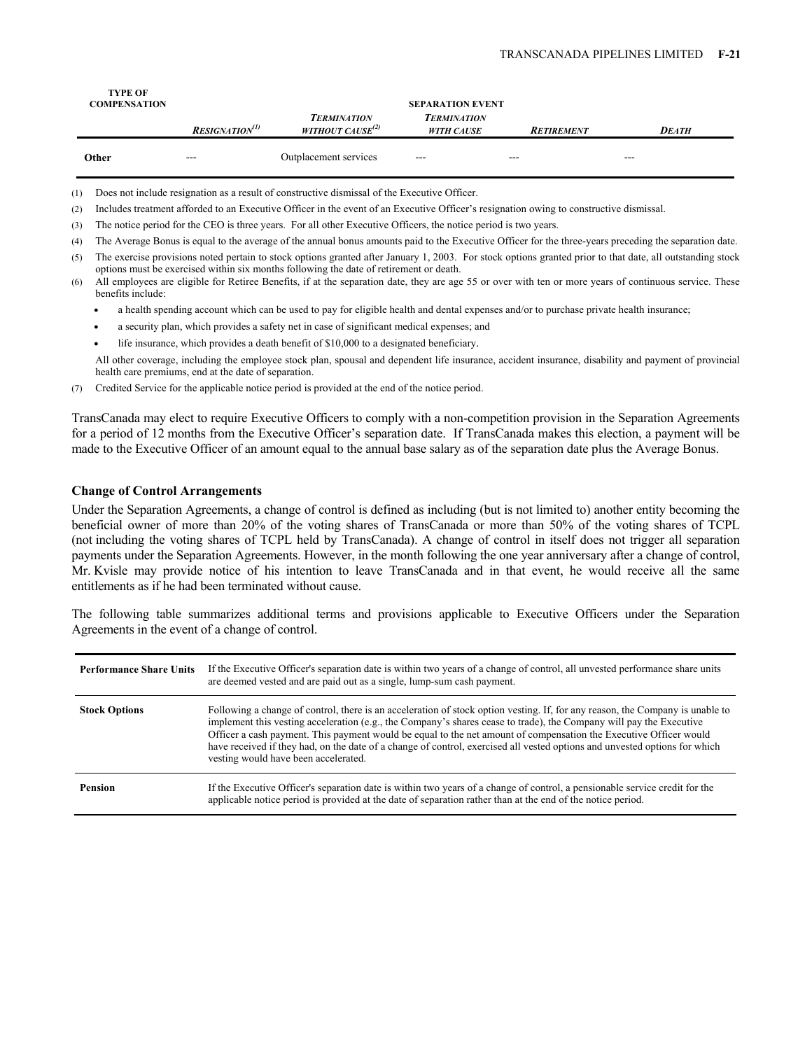| TYPE OF COMPENSATION | SEPARATION EVENT | | | | |
|---|---|---|---|---|---|
| | *RESIGNATION*[1] | *TERMINATION WITHOUT CAUSE*[2] | *TERMINATION WITH CAUSE* | *RETIREMENT* | *DEATH* |
| **Other** | --- | Outplacement services | --- | --- | --- |

(1) Does not include resignation as a result of constructive dismissal of the Executive Officer.

(2) Includes treatment afforded to an Executive Officer in the event of an Executive Officer's resignation owing to constructive dismissal.

(3) The notice period for the CEO is three years. For all other Executive Officers, the notice period is two years.

(4) The Average Bonus is equal to the average of the annual bonus amounts paid to the Executive Officer for the three-years preceding the separation date.

(5) The exercise provisions noted pertain to stock options granted after January 1, 2003. For stock options granted prior to that date, all outstanding stock options must be exercised within six months following the date of retirement or death.

(6) All employees are eligible for Retiree Benefits, if at the separation date, they are age 55 or over with ten or more years of continuous service. These benefits include:

- a health spending account which can be used to pay for eligible health and dental expenses and/or to purchase private health insurance;
- a security plan, which provides a safety net in case of significant medical expenses; and
- life insurance, which provides a death benefit of $10,000 to a designated beneficiary.

All other coverage, including the employee stock plan, spousal and dependent life insurance, accident insurance, disability and payment of provincial health care premiums, end at the date of separation.

(7) Credited Service for the applicable notice period is provided at the end of the notice period.

TransCanada may elect to require Executive Officers to comply with a non-competition provision in the Separation Agreements for a period of 12 months from the Executive Officer's separation date. If TransCanada makes this election, a payment will be made to the Executive Officer of an amount equal to the annual base salary as of the separation date plus the Average Bonus.

### Change of Control Arrangements

Under the Separation Agreements, a change of control is defined as including (but is not limited to) another entity becoming the beneficial owner of more than 20% of the voting shares of TransCanada or more than 50% of the voting shares of TCPL (not including the voting shares of TCPL held by TransCanada). A change of control in itself does not trigger all separation payments under the Separation Agreements. However, in the month following the one year anniversary after a change of control, Mr. Kvisle may provide notice of his intention to leave TransCanada and in that event, he would receive all the same entitlements as if he had been terminated without cause.

The following table summarizes additional terms and provisions applicable to Executive Officers under the Separation Agreements in the event of a change of control.

| | |
|---|---|
| **Performance Share Units** | If the Executive Officer's separation date is within two years of a change of control, all unvested performance share units are deemed vested and are paid out as a single, lump-sum cash payment. |
| **Stock Options** | Following a change of control, there is an acceleration of stock option vesting. If, for any reason, the Company is unable to implement this vesting acceleration (e.g., the Company's shares cease to trade), the Company will pay the Executive Officer a cash payment. This payment would be equal to the net amount of compensation the Executive Officer would have received if they had, on the date of a change of control, exercised all vested options and unvested options for which vesting would have been accelerated. |
| **Pension** | If the Executive Officer's separation date is within two years of a change of control, a pensionable service credit for the applicable notice period is provided at the date of separation rather than at the end of the notice period. |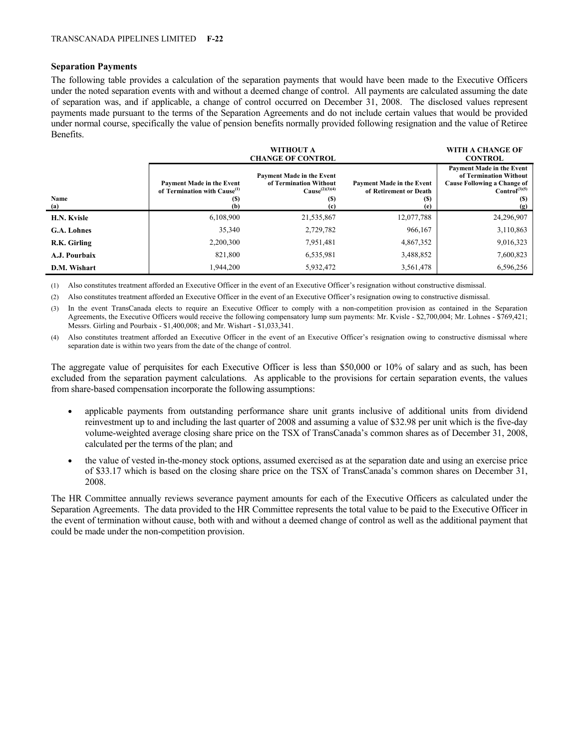## Separation Payments

The following table provides a calculation of the separation payments that would have been made to the Executive Officers under the noted separation events with and without a deemed change of control. All payments are calculated assuming the date of separation was, and if applicable, a change of control occurred on December 31, 2008. The disclosed values represent payments made pursuant to the terms of the Separation Agreements and do not include certain values that would be provided under normal course, specifically the value of pension benefits normally provided following resignation and the value of Retiree Benefits.

| | WITHOUT A CHANGE OF CONTROL | | | WITH A CHANGE OF CONTROL |
|---|---|---|---|---|
| Name<br>(a) | Payment Made in the Event of Termination with Cause[(1)]<br>($)<br>(b) | Payment Made in the Event of Termination Without Cause[(2)(3)(4)]<br>($)<br>(c) | Payment Made in the Event of Retirement or Death<br>($)<br>(e) | Payment Made in the Event of Termination Without Cause Following a Change of Control[(3)(5)]<br>($)<br>(g) |
| **H.N. Kvisle** | 6,108,900 | 21,535,867 | 12,077,788 | 24,296,907 |
| **G.A. Lohnes** | 35,340 | 2,729,782 | 966,167 | 3,110,863 |
| **R.K. Girling** | 2,200,300 | 7,951,481 | 4,867,352 | 9,016,323 |
| **A.J. Pourbaix** | 821,800 | 6,535,981 | 3,488,852 | 7,600,823 |
| **D.M. Wishart** | 1,944,200 | 5,932,472 | 3,561,478 | 6,596,256 |

(1) Also constitutes treatment afforded an Executive Officer in the event of an Executive Officer's resignation without constructive dismissal.

(2) Also constitutes treatment afforded an Executive Officer in the event of an Executive Officer's resignation owing to constructive dismissal.

(3) In the event TransCanada elects to require an Executive Officer to comply with a non-competition provision as contained in the Separation Agreements, the Executive Officers would receive the following compensatory lump sum payments: Mr. Kvisle - $2,700,004; Mr. Lohnes - $769,421; Messrs. Girling and Pourbaix - $1,400,008; and Mr. Wishart - $1,033,341.

(4) Also constitutes treatment afforded an Executive Officer in the event of an Executive Officer's resignation owing to constructive dismissal where separation date is within two years from the date of the change of control.

The aggregate value of perquisites for each Executive Officer is less than $50,000 or 10% of salary and as such, has been excluded from the separation payment calculations. As applicable to the provisions for certain separation events, the values from share-based compensation incorporate the following assumptions:

- applicable payments from outstanding performance share unit grants inclusive of additional units from dividend reinvestment up to and including the last quarter of 2008 and assuming a value of $32.98 per unit which is the five-day volume-weighted average closing share price on the TSX of TransCanada's common shares as of December 31, 2008, calculated per the terms of the plan; and
- the value of vested in-the-money stock options, assumed exercised as at the separation date and using an exercise price of $33.17 which is based on the closing share price on the TSX of TransCanada's common shares on December 31, 2008.

The HR Committee annually reviews severance payment amounts for each of the Executive Officers as calculated under the Separation Agreements. The data provided to the HR Committee represents the total value to be paid to the Executive Officer in the event of termination without cause, both with and without a deemed change of control as well as the additional payment that could be made under the non-competition provision.